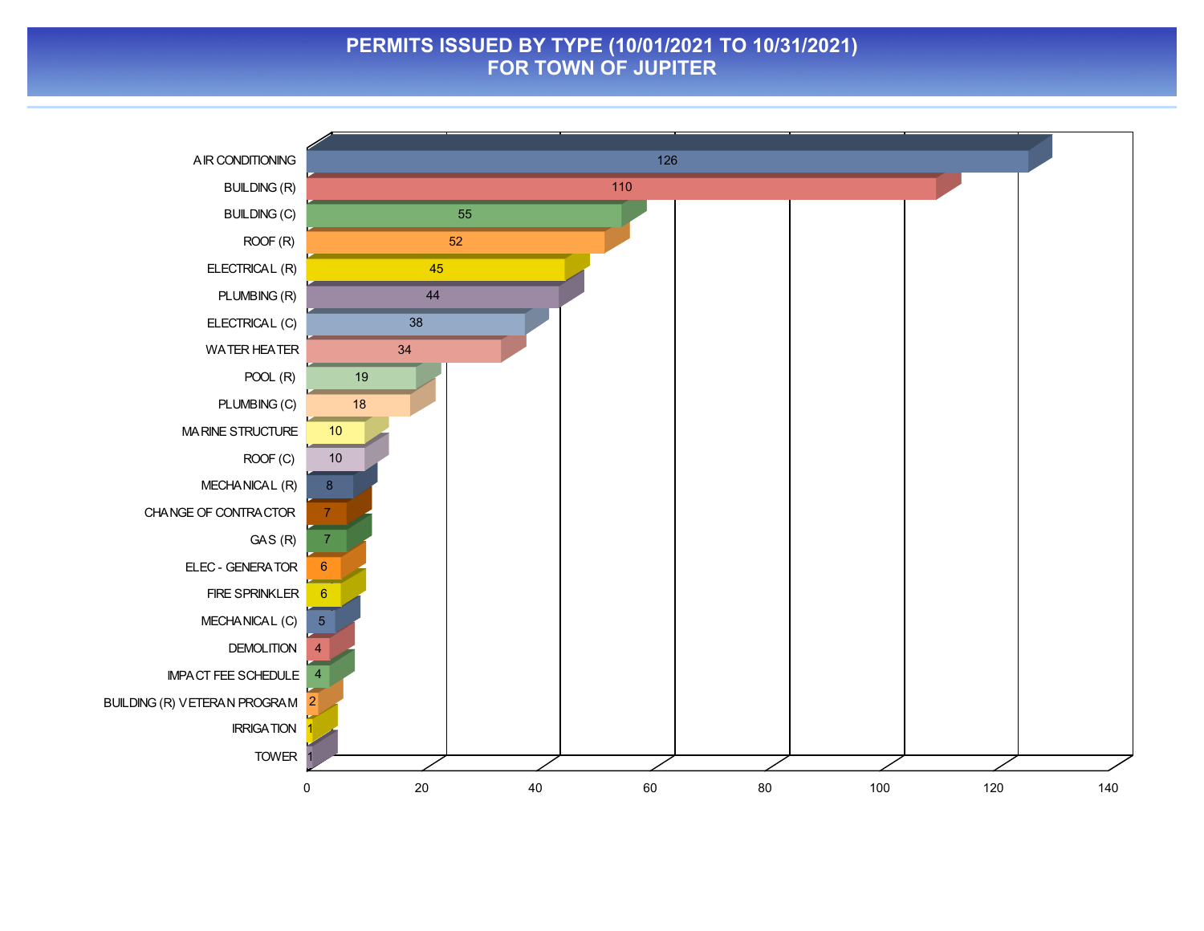# PERMITS ISSUED BY TYPE (10/01/2021 TO 10/31/2021)
# FOR TOWN OF JUPITER

| Permit Type | Count |
| --- | --- |
| AIR CONDITIONING | 126 |
| BUILDING (R) | 110 |
| BUILDING (C) | 55 |
| ROOF (R) | 52 |
| ELECTRICAL (R) | 45 |
| PLUMBING (R) | 44 |
| ELECTRICAL (C) | 38 |
| WATER HEATER | 34 |
| POOL (R) | 19 |
| PLUMBING (C) | 18 |
| MARINE STRUCTURE | 10 |
| ROOF (C) | 10 |
| MECHANICAL (R) | 8 |
| CHANGE OF CONTRACTOR | 7 |
| GAS (R) | 7 |
| ELEC - GENERATOR | 6 |
| FIRE SPRINKLER | 6 |
| MECHANICAL (C) | 5 |
| DEMOLITION | 4 |
| IMPACT FEE SCHEDULE | 4 |
| BUILDING (R) VETERAN PROGRAM | 2 |
| IRRIGATION | 1 |
| TOWER | 1 |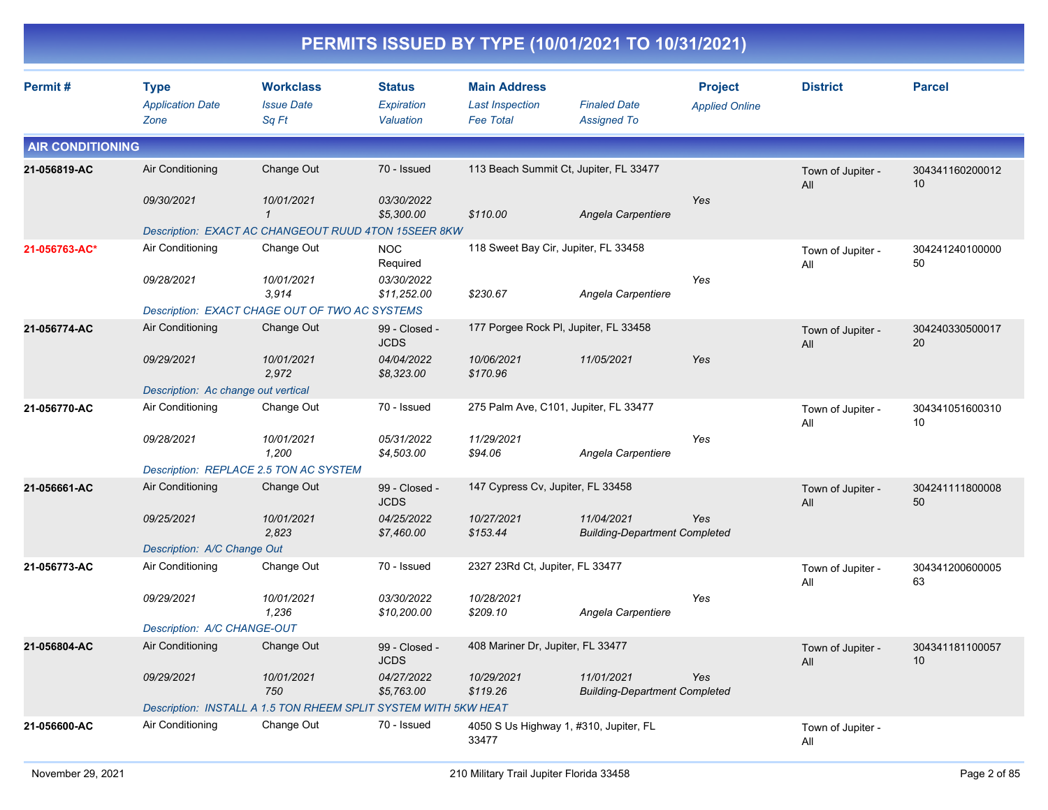# PERMITS ISSUED BY TYPE (10/01/2021 TO 10/31/2021)

| Permit # | Type / Application Date / Zone | Workclass / Issue Date / Sq Ft | Status / Expiration / Valuation | Main Address / Last Inspection / Fee Total | Finaled Date / Assigned To | Project / Applied Online | District | Parcel |
|---|---|---|---|---|---|---|---|---|
| **AIR CONDITIONING** | | | | | | | | |
| **21-056819-AC** | Air Conditioning | Change Out | 70 - Issued | 113 Beach Summit Ct, Jupiter, FL 33477 | | | Town of Jupiter - All | 30434116020001210 |
| | *09/30/2021* | *10/01/2021* | *03/30/2022* | | | *Yes* | | |
| | | *1* | *$5,300.00* | *$110.00* | *Angela Carpentiere* | | | |
| | *Description: EXACT AC CHANGEOUT RUUD 4TON 15SEER 8KW* | | | | | | | |
| **21-056763-AC*** | Air Conditioning | Change Out | NOC Required | 118 Sweet Bay Cir, Jupiter, FL 33458 | | | Town of Jupiter - All | 30424124010000050 |
| | *09/28/2021* | *10/01/2021* | *03/30/2022* | | | *Yes* | | |
| | | *3,914* | *$11,252.00* | *$230.67* | *Angela Carpentiere* | | | |
| | *Description: EXACT CHAGE OUT OF TWO AC SYSTEMS* | | | | | | | |
| **21-056774-AC** | Air Conditioning | Change Out | 99 - Closed - JCDS | 177 Porgee Rock Pl, Jupiter, FL 33458 | | | Town of Jupiter - All | 30424033050001720 |
| | *09/29/2021* | *10/01/2021* | *04/04/2022* | *10/06/2021* | *11/05/2021* | *Yes* | | |
| | | *2,972* | *$8,323.00* | *$170.96* | | | | |
| | *Description: Ac change out vertical* | | | | | | | |
| **21-056770-AC** | Air Conditioning | Change Out | 70 - Issued | 275 Palm Ave, C101, Jupiter, FL 33477 | | | Town of Jupiter - All | 30434105160031010 |
| | *09/28/2021* | *10/01/2021* | *05/31/2022* | *11/29/2021* | | *Yes* | | |
| | | *1,200* | *$4,503.00* | *$94.06* | *Angela Carpentiere* | | | |
| | *Description: REPLACE 2.5 TON AC SYSTEM* | | | | | | | |
| **21-056661-AC** | Air Conditioning | Change Out | 99 - Closed - JCDS | 147 Cypress Cv, Jupiter, FL 33458 | | | Town of Jupiter - All | 30424111180000850 |
| | *09/25/2021* | *10/01/2021* | *04/25/2022* | *10/27/2021* | *11/04/2021* | *Yes* | | |
| | | *2,823* | *$7,460.00* | *$153.44* | *Building-Department Completed* | | | |
| | *Description: A/C Change Out* | | | | | | | |
| **21-056773-AC** | Air Conditioning | Change Out | 70 - Issued | 2327 23Rd Ct, Jupiter, FL 33477 | | | Town of Jupiter - All | 30434120060000563 |
| | *09/29/2021* | *10/01/2021* | *03/30/2022* | *10/28/2021* | | *Yes* | | |
| | | *1,236* | *$10,200.00* | *$209.10* | *Angela Carpentiere* | | | |
| | *Description: A/C CHANGE-OUT* | | | | | | | |
| **21-056804-AC** | Air Conditioning | Change Out | 99 - Closed - JCDS | 408 Mariner Dr, Jupiter, FL 33477 | | | Town of Jupiter - All | 30434118110005710 |
| | *09/29/2021* | *10/01/2021* | *04/27/2022* | *10/29/2021* | *11/01/2021* | *Yes* | | |
| | | *750* | *$5,763.00* | *$119.26* | *Building-Department Completed* | | | |
| | *Description: INSTALL A 1.5 TON RHEEM SPLIT SYSTEM WITH 5KW HEAT* | | | | | | | |
| **21-056600-AC** | Air Conditioning | Change Out | 70 - Issued | 4050 S Us Highway 1, #310, Jupiter, FL 33477 | | | Town of Jupiter - All | |

November 29, 2021 — 210 Military Trail Jupiter Florida 33458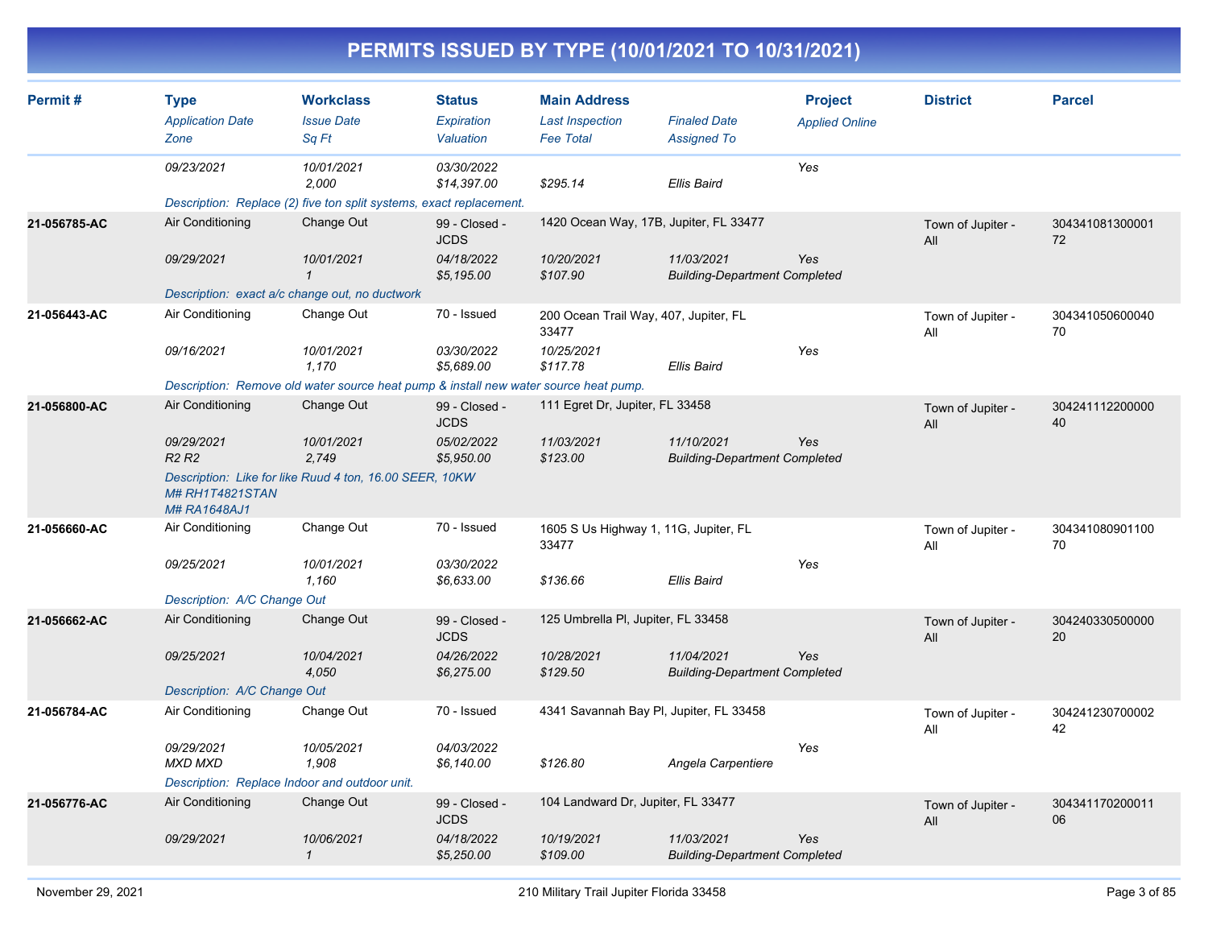# PERMITS ISSUED BY TYPE (10/01/2021 TO 10/31/2021)

| Permit # | Type<br>Application Date<br>Zone | Workclass<br>Issue Date<br>Sq Ft | Status<br>Expiration<br>Valuation | Main Address<br>Last Inspection<br>Fee Total | Finaled Date<br>Assigned To | Project<br>Applied Online | District | Parcel |
|---|---|---|---|---|---|---|---|---|
| | 09/23/2021 | 10/01/2021<br>2,000 | 03/30/2022<br>$14,397.00 | $295.14 | Ellis Baird | Yes | | |
| | Description: Replace (2) five ton split systems, exact replacement. | | | | | | | |
| 21-056785-AC | Air Conditioning<br>09/29/2021 | Change Out<br>10/01/2021<br>1 | 99 - Closed - JCDS<br>04/18/2022<br>$5,195.00 | 1420 Ocean Way, 17B, Jupiter, FL 33477<br>10/20/2021<br>$107.90 | 11/03/2021<br>Building-Department Completed | Yes | Town of Jupiter - All | 30434108130000172 |
| | Description: exact a/c change out, no ductwork | | | | | | | |
| 21-056443-AC | Air Conditioning<br>09/16/2021 | Change Out<br>10/01/2021<br>1,170 | 70 - Issued<br>03/30/2022<br>$5,689.00 | 200 Ocean Trail Way, 407, Jupiter, FL 33477<br>10/25/2021<br>$117.78 | Ellis Baird | Yes | Town of Jupiter - All | 30434105060004070 |
| | Description: Remove old water source heat pump & install new water source heat pump. | | | | | | | |
| 21-056800-AC | Air Conditioning<br>09/29/2021<br>R2 R2 | Change Out<br>10/01/2021<br>2,749 | 99 - Closed - JCDS<br>05/02/2022<br>$5,950.00 | 111 Egret Dr, Jupiter, FL 33458<br>11/03/2021<br>$123.00 | 11/10/2021<br>Building-Department Completed | Yes | Town of Jupiter - All | 30424111220000040 |
| | Description: Like for like Ruud 4 ton, 16.00 SEER, 10KW M# RH1T4821STAN M# RA1648AJ1 | | | | | | | |
| 21-056660-AC | Air Conditioning<br>09/25/2021 | Change Out<br>10/01/2021<br>1,160 | 70 - Issued<br>03/30/2022<br>$6,633.00 | 1605 S Us Highway 1, 11G, Jupiter, FL 33477<br>$136.66 | Ellis Baird | Yes | Town of Jupiter - All | 30434108090110070 |
| | Description: A/C Change Out | | | | | | | |
| 21-056662-AC | Air Conditioning<br>09/25/2021 | Change Out<br>10/04/2021<br>4,050 | 99 - Closed - JCDS<br>04/26/2022<br>$6,275.00 | 125 Umbrella Pl, Jupiter, FL 33458<br>10/28/2021<br>$129.50 | 11/04/2021<br>Building-Department Completed | Yes | Town of Jupiter - All | 30424033050000020 |
| | Description: A/C Change Out | | | | | | | |
| 21-056784-AC | Air Conditioning<br>09/29/2021<br>MXD MXD | Change Out<br>10/05/2021<br>1,908 | 70 - Issued<br>04/03/2022<br>$6,140.00 | 4341 Savannah Bay Pl, Jupiter, FL 33458<br>$126.80 | Angela Carpentiere | Yes | Town of Jupiter - All | 30424123070000242 |
| | Description: Replace Indoor and outdoor unit. | | | | | | | |
| 21-056776-AC | Air Conditioning<br>09/29/2021 | Change Out<br>10/06/2021<br>1 | 99 - Closed - JCDS<br>04/18/2022<br>$5,250.00 | 104 Landward Dr, Jupiter, FL 33477<br>10/19/2021<br>$109.00 | 11/03/2021<br>Building-Department Completed | Yes | Town of Jupiter - All | 30434117020001106 |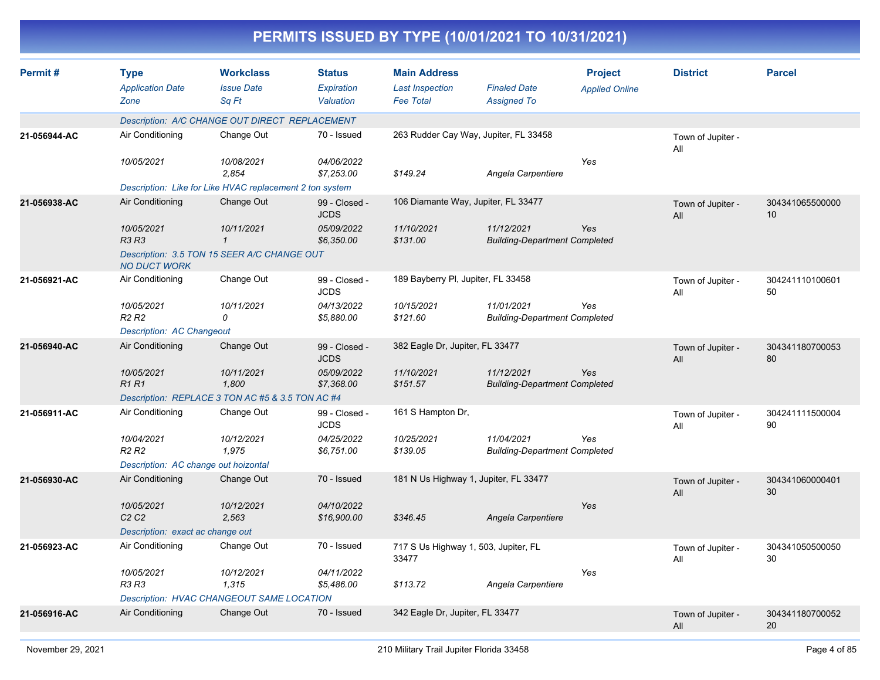# PERMITS ISSUED BY TYPE (10/01/2021 TO 10/31/2021)

| Permit # | Type / *Application Date* / *Zone* | Workclass / *Issue Date* / *Sq Ft* | Status / *Expiration* / *Valuation* | Main Address / *Last Inspection* / *Fee Total* | *Finaled Date* / *Assigned To* | Project / *Applied Online* | District | Parcel |
|---|---|---|---|---|---|---|---|---|
| | *Description: A/C CHANGE OUT DIRECT REPLACEMENT* | | | | | | | |
| 21-056944-AC | Air Conditioning | Change Out | 70 - Issued | 263 Rudder Cay Way, Jupiter, FL 33458 | | | Town of Jupiter - All | |
| | *10/05/2021* | *10/08/2021* | *04/06/2022* | | | *Yes* | | |
| | | *2,854* | *$7,253.00* | *$149.24* | *Angela Carpentiere* | | | |
| | *Description: Like for Like HVAC replacement 2 ton system* | | | | | | | |
| 21-056938-AC | Air Conditioning | Change Out | 99 - Closed - JCDS | 106 Diamante Way, Jupiter, FL 33477 | | | Town of Jupiter - All | 30434106550000010 |
| | *10/05/2021* | *10/11/2021* | *05/09/2022* | *11/10/2021* | *11/12/2021* | *Yes* | | |
| | *R3 R3* | *1* | *$6,350.00* | *$131.00* | *Building-Department Completed* | | | |
| | *Description: 3.5 TON 15 SEER A/C CHANGE OUT NO DUCT WORK* | | | | | | | |
| 21-056921-AC | Air Conditioning | Change Out | 99 - Closed - JCDS | 189 Bayberry Pl, Jupiter, FL 33458 | | | Town of Jupiter - All | 30424111010060150 |
| | *10/05/2021* | *10/11/2021* | *04/13/2022* | *10/15/2021* | *11/01/2021* | *Yes* | | |
| | *R2 R2* | *0* | *$5,880.00* | *$121.60* | *Building-Department Completed* | | | |
| | *Description: AC Changeout* | | | | | | | |
| 21-056940-AC | Air Conditioning | Change Out | 99 - Closed - JCDS | 382 Eagle Dr, Jupiter, FL 33477 | | | Town of Jupiter - All | 30434118070005380 |
| | *10/05/2021* | *10/11/2021* | *05/09/2022* | *11/10/2021* | *11/12/2021* | *Yes* | | |
| | *R1 R1* | *1,800* | *$7,368.00* | *$151.57* | *Building-Department Completed* | | | |
| | *Description: REPLACE 3 TON AC #5 & 3.5 TON AC #4* | | | | | | | |
| 21-056911-AC | Air Conditioning | Change Out | 99 - Closed - JCDS | 161 S Hampton Dr, | | | Town of Jupiter - All | 30424111150000490 |
| | *10/04/2021* | *10/12/2021* | *04/25/2022* | *10/25/2021* | *11/04/2021* | *Yes* | | |
| | *R2 R2* | *1,975* | *$6,751.00* | *$139.05* | *Building-Department Completed* | | | |
| | *Description: AC change out hoizontal* | | | | | | | |
| 21-056930-AC | Air Conditioning | Change Out | 70 - Issued | 181 N Us Highway 1, Jupiter, FL 33477 | | | Town of Jupiter - All | 30434106000040130 |
| | *10/05/2021* | *10/12/2021* | *04/10/2022* | | | *Yes* | | |
| | *C2 C2* | *2,563* | *$16,900.00* | *$346.45* | *Angela Carpentiere* | | | |
| | *Description: exact ac change out* | | | | | | | |
| 21-056923-AC | Air Conditioning | Change Out | 70 - Issued | 717 S Us Highway 1, 503, Jupiter, FL 33477 | | | Town of Jupiter - All | 30434105050005030 |
| | *10/05/2021* | *10/12/2021* | *04/11/2022* | | | *Yes* | | |
| | *R3 R3* | *1,315* | *$5,486.00* | *$113.72* | *Angela Carpentiere* | | | |
| | *Description: HVAC CHANGEOUT SAME LOCATION* | | | | | | | |
| 21-056916-AC | Air Conditioning | Change Out | 70 - Issued | 342 Eagle Dr, Jupiter, FL 33477 | | | Town of Jupiter - All | 30434118070005220 |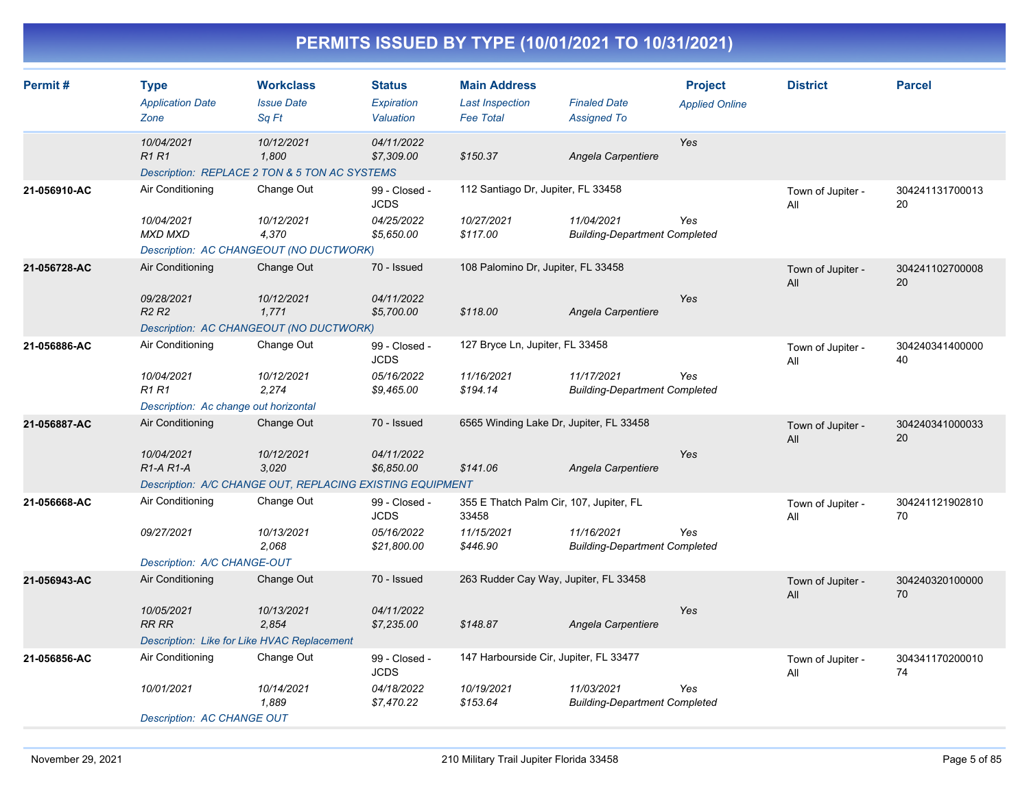# PERMITS ISSUED BY TYPE (10/01/2021 TO 10/31/2021)

| Permit # | Type / Application Date / Zone | Workclass / Issue Date / Sq Ft | Status / Expiration / Valuation | Main Address / Last Inspection / Fee Total | Finaled Date / Assigned To | Project / Applied Online | District | Parcel |
|---|---|---|---|---|---|---|---|---|
| | 10/04/2021<br>R1 R1 | 10/12/2021<br>1,800 | 04/11/2022<br>$7,309.00 | <br>$150.37 | <br>Angela Carpentiere | Yes | | |
| | Description: REPLACE 2 TON & 5 TON AC SYSTEMS | | | | | | | |
| 21-056910-AC | Air Conditioning<br>10/04/2021<br>MXD MXD | Change Out<br>10/12/2021<br>4,370 | 99 - Closed - JCDS<br>04/25/2022<br>$5,650.00 | 112 Santiago Dr, Jupiter, FL 33458<br>10/27/2021<br>$117.00 | <br>11/04/2021<br>Building-Department Completed | <br>Yes | Town of Jupiter - All | 30424113170001320 |
| | Description: AC CHANGEOUT (NO DUCTWORK) | | | | | | | |
| 21-056728-AC | Air Conditioning<br>09/28/2021<br>R2 R2 | Change Out<br>10/12/2021<br>1,771 | 70 - Issued<br>04/11/2022<br>$5,700.00 | 108 Palomino Dr, Jupiter, FL 33458<br><br>$118.00 | <br><br>Angela Carpentiere | <br>Yes | Town of Jupiter - All | 30424110270000820 |
| | Description: AC CHANGEOUT (NO DUCTWORK) | | | | | | | |
| 21-056886-AC | Air Conditioning<br>10/04/2021<br>R1 R1 | Change Out<br>10/12/2021<br>2,274 | 99 - Closed - JCDS<br>05/16/2022<br>$9,465.00 | 127 Bryce Ln, Jupiter, FL 33458<br>11/16/2021<br>$194.14 | <br>11/17/2021<br>Building-Department Completed | <br>Yes | Town of Jupiter - All | 30424034140000040 |
| | Description: Ac change out horizontal | | | | | | | |
| 21-056887-AC | Air Conditioning<br>10/04/2021<br>R1-A R1-A | Change Out<br>10/12/2021<br>3,020 | 70 - Issued<br>04/11/2022<br>$6,850.00 | 6565 Winding Lake Dr, Jupiter, FL 33458<br><br>$141.06 | <br><br>Angela Carpentiere | <br>Yes | Town of Jupiter - All | 30424034100003320 |
| | Description: A/C CHANGE OUT, REPLACING EXISTING EQUIPMENT | | | | | | | |
| 21-056668-AC | Air Conditioning<br>09/27/2021 | Change Out<br>10/13/2021<br>2,068 | 99 - Closed - JCDS<br>05/16/2022<br>$21,800.00 | 355 E Thatch Palm Cir, 107, Jupiter, FL 33458<br>11/15/2021<br>$446.90 | <br>11/16/2021<br>Building-Department Completed | <br>Yes | Town of Jupiter - All | 30424112190281070 |
| | Description: A/C CHANGE-OUT | | | | | | | |
| 21-056943-AC | Air Conditioning<br>10/05/2021<br>RR RR | Change Out<br>10/13/2021<br>2,854 | 70 - Issued<br>04/11/2022<br>$7,235.00 | 263 Rudder Cay Way, Jupiter, FL 33458<br><br>$148.87 | <br><br>Angela Carpentiere | <br>Yes | Town of Jupiter - All | 30424032010000070 |
| | Description: Like for Like HVAC Replacement | | | | | | | |
| 21-056856-AC | Air Conditioning<br>10/01/2021 | Change Out<br>10/14/2021<br>1,889 | 99 - Closed - JCDS<br>04/18/2022<br>$7,470.22 | 147 Harbourside Cir, Jupiter, FL 33477<br>10/19/2021<br>$153.64 | <br>11/03/2021<br>Building-Department Completed | <br>Yes | Town of Jupiter - All | 30434117020001074 |
| | Description: AC CHANGE OUT | | | | | | | |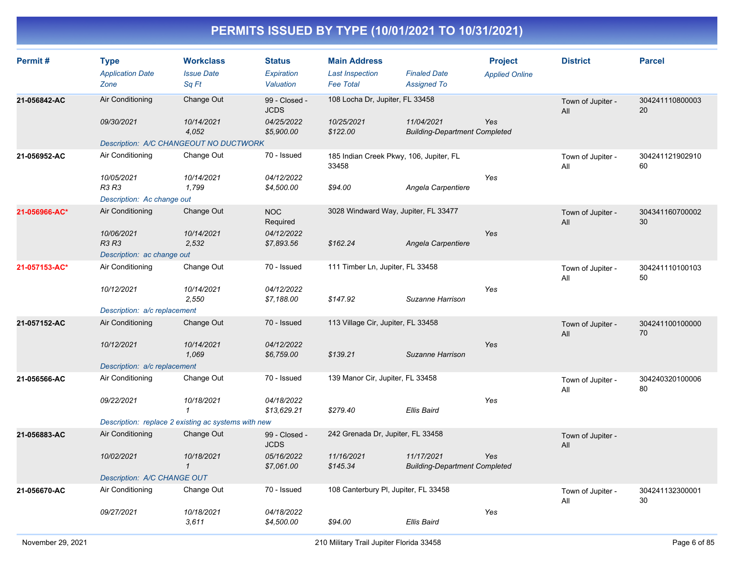# PERMITS ISSUED BY TYPE (10/01/2021 TO 10/31/2021)

| Permit # | Type / Application Date / Zone | Workclass / Issue Date / Sq Ft | Status / Expiration / Valuation | Main Address / Last Inspection / Fee Total | Finaled Date / Assigned To | Project / Applied Online | District | Parcel |
|---|---|---|---|---|---|---|---|---|
| 21-056842-AC | Air Conditioning | Change Out | 99 - Closed - JCDS | 108 Locha Dr, Jupiter, FL 33458 | | | Town of Jupiter - All | 30424111080000320 |
| | 09/30/2021 | 10/14/2021 | 04/25/2022 | 10/25/2021 | 11/04/2021 | Yes | | |
| | | 4,052 | $5,900.00 | $122.00 | Building-Department Completed | | | |
| | Description: A/C CHANGEOUT NO DUCTWORK | | | | | | | |
| 21-056952-AC | Air Conditioning | Change Out | 70 - Issued | 185 Indian Creek Pkwy, 106, Jupiter, FL 33458 | | | Town of Jupiter - All | 30424112190291060 |
| | 10/05/2021 | 10/14/2021 | 04/12/2022 | | | Yes | | |
| | R3 R3 | 1,799 | $4,500.00 | $94.00 | Angela Carpentiere | | | |
| | Description: Ac change out | | | | | | | |
| 21-056966-AC* | Air Conditioning | Change Out | NOC Required | 3028 Windward Way, Jupiter, FL 33477 | | | Town of Jupiter - All | 30434116070000230 |
| | 10/06/2021 | 10/14/2021 | 04/12/2022 | | | Yes | | |
| | R3 R3 | 2,532 | $7,893.56 | $162.24 | Angela Carpentiere | | | |
| | Description: ac change out | | | | | | | |
| 21-057153-AC* | Air Conditioning | Change Out | 70 - Issued | 111 Timber Ln, Jupiter, FL 33458 | | | Town of Jupiter - All | 30424111010010350 |
| | 10/12/2021 | 10/14/2021 | 04/12/2022 | | | Yes | | |
| | | 2,550 | $7,188.00 | $147.92 | Suzanne Harrison | | | |
| | Description: a/c replacement | | | | | | | |
| 21-057152-AC | Air Conditioning | Change Out | 70 - Issued | 113 Village Cir, Jupiter, FL 33458 | | | Town of Jupiter - All | 30424110010000070 |
| | 10/12/2021 | 10/14/2021 | 04/12/2022 | | | Yes | | |
| | | 1,069 | $6,759.00 | $139.21 | Suzanne Harrison | | | |
| | Description: a/c replacement | | | | | | | |
| 21-056566-AC | Air Conditioning | Change Out | 70 - Issued | 139 Manor Cir, Jupiter, FL 33458 | | | Town of Jupiter - All | 30424032010000680 |
| | 09/22/2021 | 10/18/2021 | 04/18/2022 | | | Yes | | |
| | | 1 | $13,629.21 | $279.40 | Ellis Baird | | | |
| | Description: replace 2 existing ac systems with new | | | | | | | |
| 21-056883-AC | Air Conditioning | Change Out | 99 - Closed - JCDS | 242 Grenada Dr, Jupiter, FL 33458 | | | Town of Jupiter - All | |
| | 10/02/2021 | 10/18/2021 | 05/16/2022 | 11/16/2021 | 11/17/2021 | Yes | | |
| | | 1 | $7,061.00 | $145.34 | Building-Department Completed | | | |
| | Description: A/C CHANGE OUT | | | | | | | |
| 21-056670-AC | Air Conditioning | Change Out | 70 - Issued | 108 Canterbury Pl, Jupiter, FL 33458 | | | Town of Jupiter - All | 30424113230000130 |
| | 09/27/2021 | 10/18/2021 | 04/18/2022 | | | Yes | | |
| | | 3,611 | $4,500.00 | $94.00 | Ellis Baird | | | |

November 29, 2021 — 210 Military Trail Jupiter Florida 33458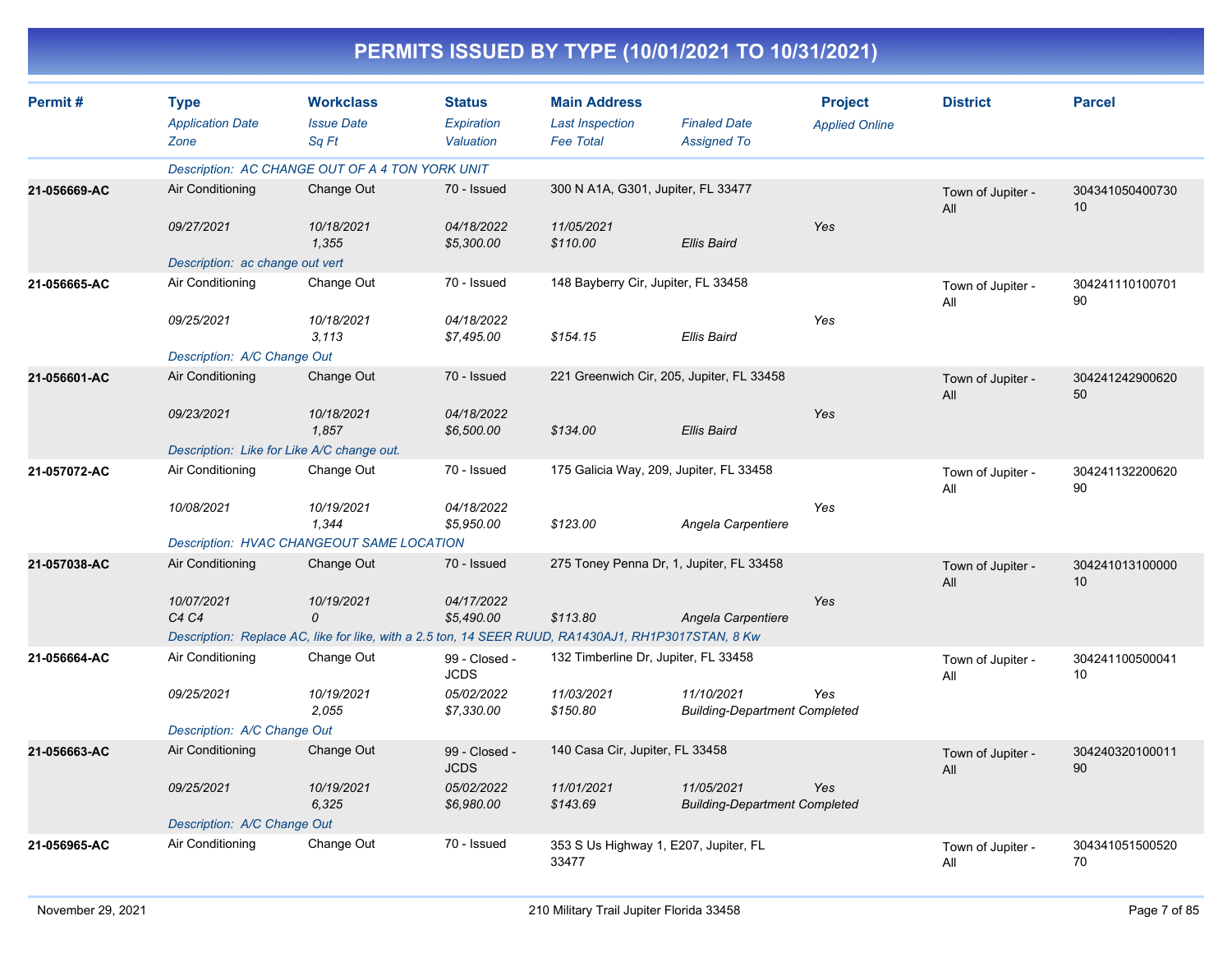# PERMITS ISSUED BY TYPE (10/01/2021 TO 10/31/2021)

| Permit # | Type / Application Date / Zone | Workclass / Issue Date / Sq Ft | Status / Expiration / Valuation | Main Address / Last Inspection / Fee Total | Finaled Date / Assigned To | Project / Applied Online | District | Parcel |
|---|---|---|---|---|---|---|---|---|
| | Description: AC CHANGE OUT OF A 4 TON YORK UNIT | | | | | | | |
| 21-056669-AC | Air Conditioning | Change Out | 70 - Issued | 300 N A1A, G301, Jupiter, FL 33477 | | | Town of Jupiter - All | 30434105040073010 |
| | 09/27/2021 | 10/18/2021 | 04/18/2022 | 11/05/2021 | | Yes | | |
| | | 1,355 | $5,300.00 | $110.00 | Ellis Baird | | | |
| | Description: ac change out vert | | | | | | | |
| 21-056665-AC | Air Conditioning | Change Out | 70 - Issued | 148 Bayberry Cir, Jupiter, FL 33458 | | | Town of Jupiter - All | 30424111010070190 |
| | 09/25/2021 | 10/18/2021 | 04/18/2022 | | | Yes | | |
| | | 3,113 | $7,495.00 | $154.15 | Ellis Baird | | | |
| | Description: A/C Change Out | | | | | | | |
| 21-056601-AC | Air Conditioning | Change Out | 70 - Issued | 221 Greenwich Cir, 205, Jupiter, FL 33458 | | | Town of Jupiter - All | 30424124290062050 |
| | 09/23/2021 | 10/18/2021 | 04/18/2022 | | | Yes | | |
| | | 1,857 | $6,500.00 | $134.00 | Ellis Baird | | | |
| | Description: Like for Like A/C change out. | | | | | | | |
| 21-057072-AC | Air Conditioning | Change Out | 70 - Issued | 175 Galicia Way, 209, Jupiter, FL 33458 | | | Town of Jupiter - All | 30424113220062090 |
| | 10/08/2021 | 10/19/2021 | 04/18/2022 | | | Yes | | |
| | | 1,344 | $5,950.00 | $123.00 | Angela Carpentiere | | | |
| | Description: HVAC CHANGEOUT SAME LOCATION | | | | | | | |
| 21-057038-AC | Air Conditioning | Change Out | 70 - Issued | 275 Toney Penna Dr, 1, Jupiter, FL 33458 | | | Town of Jupiter - All | 30424101310000010 |
| | 10/07/2021 | 10/19/2021 | 04/17/2022 | | | Yes | | |
| | C4 C4 | 0 | $5,490.00 | $113.80 | Angela Carpentiere | | | |
| | Description: Replace AC, like for like, with a 2.5 ton, 14 SEER RUUD, RA1430AJ1, RH1P3017STAN, 8 Kw | | | | | | | |
| 21-056664-AC | Air Conditioning | Change Out | 99 - Closed - JCDS | 132 Timberline Dr, Jupiter, FL 33458 | | | Town of Jupiter - All | 30424110050004110 |
| | 09/25/2021 | 10/19/2021 | 05/02/2022 | 11/03/2021 | 11/10/2021 | Yes | | |
| | | 2,055 | $7,330.00 | $150.80 | Building-Department Completed | | | |
| | Description: A/C Change Out | | | | | | | |
| 21-056663-AC | Air Conditioning | Change Out | 99 - Closed - JCDS | 140 Casa Cir, Jupiter, FL 33458 | | | Town of Jupiter - All | 30424032010001190 |
| | 09/25/2021 | 10/19/2021 | 05/02/2022 | 11/01/2021 | 11/05/2021 | Yes | | |
| | | 6,325 | $6,980.00 | $143.69 | Building-Department Completed | | | |
| | Description: A/C Change Out | | | | | | | |
| 21-056965-AC | Air Conditioning | Change Out | 70 - Issued | 353 S Us Highway 1, E207, Jupiter, FL 33477 | | | Town of Jupiter - All | 30434105150052070 |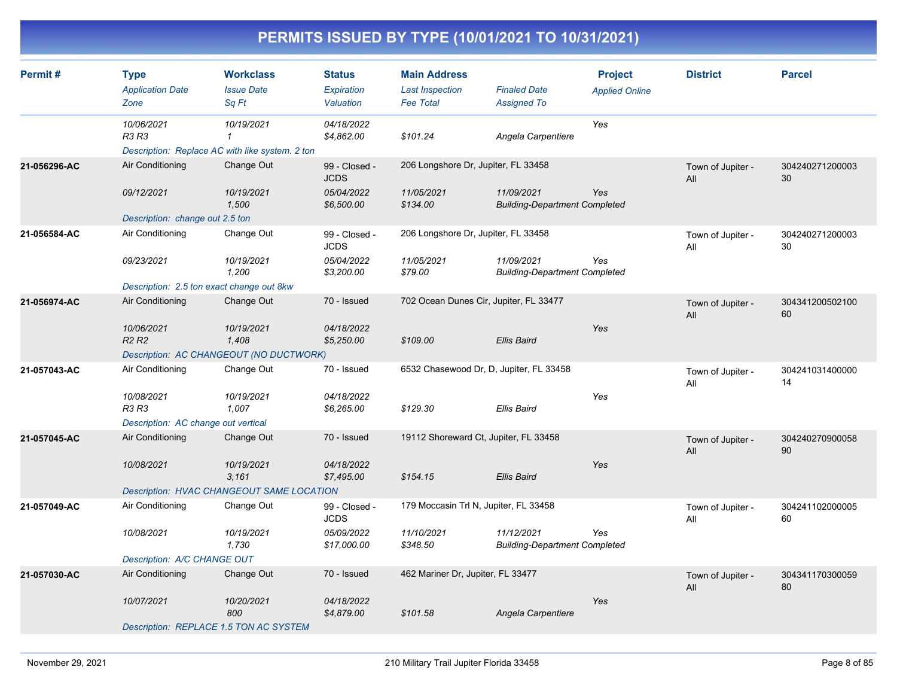# PERMITS ISSUED BY TYPE (10/01/2021 TO 10/31/2021)

| Permit # | Type / Application Date / Zone | Workclass / Issue Date / Sq Ft | Status / Expiration / Valuation | Main Address / Last Inspection / Fee Total | Finaled Date / Assigned To | Project / Applied Online | District | Parcel |
|---|---|---|---|---|---|---|---|---|
| | 10/06/2021<br>R3 R3 | 10/19/2021<br>1 | 04/18/2022<br>$4,862.00 | <br>$101.24 | <br>Angela Carpentiere | Yes | | |
| | Description: Replace AC with like system. 2 ton | | | | | | | |
| 21-056296-AC | Air Conditioning<br>09/12/2021 | Change Out<br>10/19/2021<br>1,500 | 99 - Closed - JCDS<br>05/04/2022<br>$6,500.00 | 206 Longshore Dr, Jupiter, FL 33458<br>11/05/2021<br>$134.00 | 11/09/2021<br>Building-Department Completed | Yes | Town of Jupiter - All | 30424027120000330 |
| | Description: change out 2.5 ton | | | | | | | |
| 21-056584-AC | Air Conditioning<br>09/23/2021 | Change Out<br>10/19/2021<br>1,200 | 99 - Closed - JCDS<br>05/04/2022<br>$3,200.00 | 206 Longshore Dr, Jupiter, FL 33458<br>11/05/2021<br>$79.00 | 11/09/2021<br>Building-Department Completed | Yes | Town of Jupiter - All | 30424027120000330 |
| | Description: 2.5 ton exact change out 8kw | | | | | | | |
| 21-056974-AC | Air Conditioning<br>10/06/2021<br>R2 R2 | Change Out<br>10/19/2021<br>1,408 | 70 - Issued<br>04/18/2022<br>$5,250.00 | 702 Ocean Dunes Cir, Jupiter, FL 33477<br><br>$109.00 | <br>Ellis Baird | Yes | Town of Jupiter - All | 30434120050210060 |
| | Description: AC CHANGEOUT (NO DUCTWORK) | | | | | | | |
| 21-057043-AC | Air Conditioning<br>10/08/2021<br>R3 R3 | Change Out<br>10/19/2021<br>1,007 | 70 - Issued<br>04/18/2022<br>$6,265.00 | 6532 Chasewood Dr, D, Jupiter, FL 33458<br><br>$129.30 | <br>Ellis Baird | Yes | Town of Jupiter - All | 30424103140000014 |
| | Description: AC change out vertical | | | | | | | |
| 21-057045-AC | Air Conditioning<br>10/08/2021 | Change Out<br>10/19/2021<br>3,161 | 70 - Issued<br>04/18/2022<br>$7,495.00 | 19112 Shoreward Ct, Jupiter, FL 33458<br><br>$154.15 | <br>Ellis Baird | Yes | Town of Jupiter - All | 30424027090005890 |
| | Description: HVAC CHANGEOUT SAME LOCATION | | | | | | | |
| 21-057049-AC | Air Conditioning<br>10/08/2021 | Change Out<br>10/19/2021<br>1,730 | 99 - Closed - JCDS<br>05/09/2022<br>$17,000.00 | 179 Moccasin Trl N, Jupiter, FL 33458<br>11/10/2021<br>$348.50 | 11/12/2021<br>Building-Department Completed | Yes | Town of Jupiter - All | 30424110200000560 |
| | Description: A/C CHANGE OUT | | | | | | | |
| 21-057030-AC | Air Conditioning<br>10/07/2021 | Change Out<br>10/20/2021<br>800 | 70 - Issued<br>04/18/2022<br>$4,879.00 | 462 Mariner Dr, Jupiter, FL 33477<br><br>$101.58 | <br>Angela Carpentiere | Yes | Town of Jupiter - All | 30434117030005980 |
| | Description: REPLACE 1.5 TON AC SYSTEM | | | | | | | |

November 29, 2021 | 210 Military Trail Jupiter Florida 33458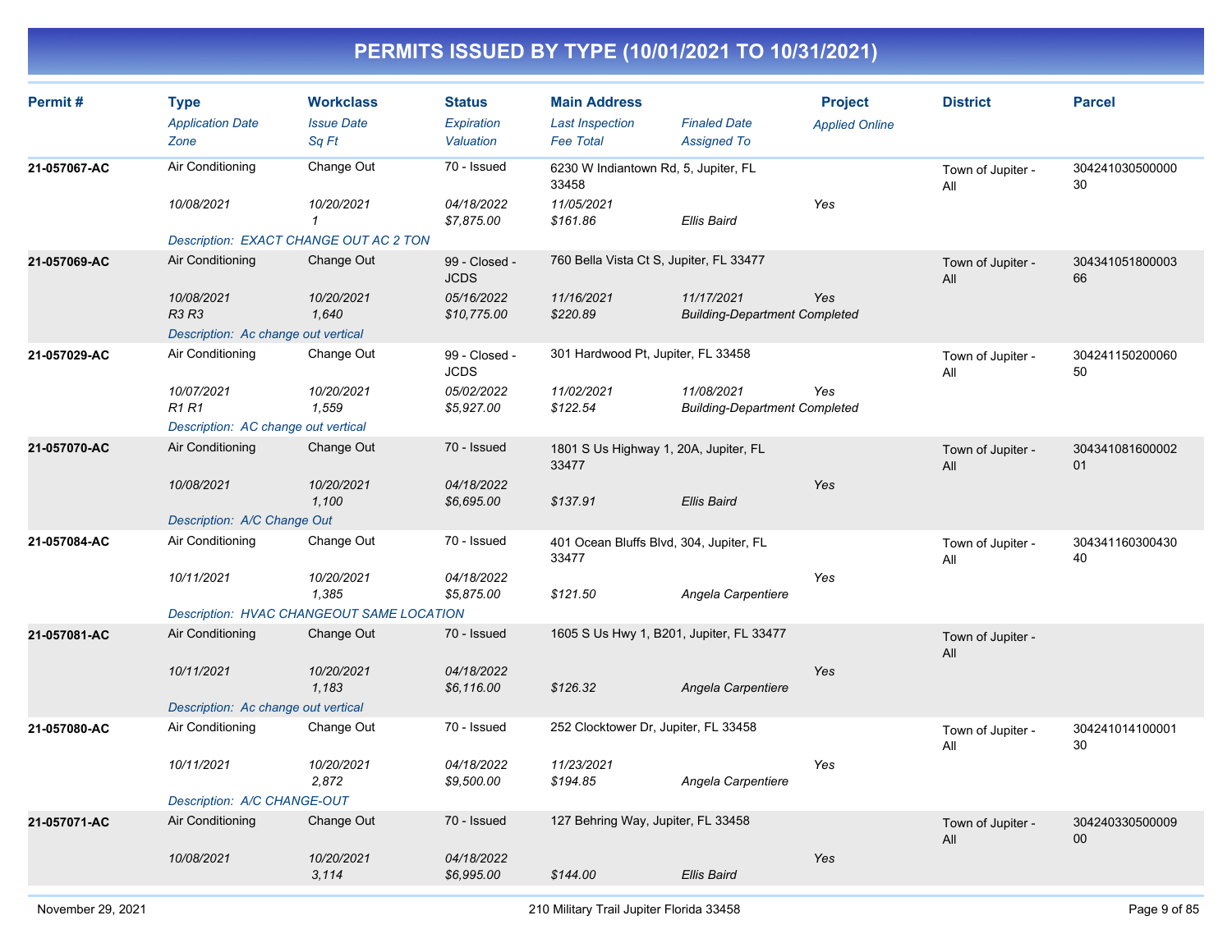# PERMITS ISSUED BY TYPE (10/01/2021 TO 10/31/2021)

| Permit # | Type / Application Date / Zone | Workclass / Issue Date / Sq Ft | Status / Expiration / Valuation | Main Address / Last Inspection / Fee Total | Finaled Date / Assigned To | Project / Applied Online | District | Parcel |
|---|---|---|---|---|---|---|---|---|
| 21-057067-AC | Air Conditioning | Change Out | 70 - Issued | 6230 W Indiantown Rd, 5, Jupiter, FL 33458 | | | Town of Jupiter - All | 30424103050000030 |
| | 10/08/2021 | 10/20/2021 | 04/18/2022 | 11/05/2021 | | Yes | | |
| | | 1 | $7,875.00 | $161.86 | Ellis Baird | | | |
| | Description: EXACT CHANGE OUT AC 2 TON | | | | | | | |
| 21-057069-AC | Air Conditioning | Change Out | 99 - Closed - JCDS | 760 Bella Vista Ct S, Jupiter, FL 33477 | | | Town of Jupiter - All | 30434105180000366 |
| | 10/08/2021 | 10/20/2021 | 05/16/2022 | 11/16/2021 | 11/17/2021 | Yes | | |
| | R3 R3 | 1,640 | $10,775.00 | $220.89 | Building-Department Completed | | | |
| | Description: Ac change out vertical | | | | | | | |
| 21-057029-AC | Air Conditioning | Change Out | 99 - Closed - JCDS | 301 Hardwood Pt, Jupiter, FL 33458 | | | Town of Jupiter - All | 30424115020006050 |
| | 10/07/2021 | 10/20/2021 | 05/02/2022 | 11/02/2021 | 11/08/2021 | Yes | | |
| | R1 R1 | 1,559 | $5,927.00 | $122.54 | Building-Department Completed | | | |
| | Description: AC change out vertical | | | | | | | |
| 21-057070-AC | Air Conditioning | Change Out | 70 - Issued | 1801 S Us Highway 1, 20A, Jupiter, FL 33477 | | | Town of Jupiter - All | 30434108160000201 |
| | 10/08/2021 | 10/20/2021 | 04/18/2022 | | | Yes | | |
| | | 1,100 | $6,695.00 | $137.91 | Ellis Baird | | | |
| | Description: A/C Change Out | | | | | | | |
| 21-057084-AC | Air Conditioning | Change Out | 70 - Issued | 401 Ocean Bluffs Blvd, 304, Jupiter, FL 33477 | | | Town of Jupiter - All | 30434116030043040 |
| | 10/11/2021 | 10/20/2021 | 04/18/2022 | | | Yes | | |
| | | 1,385 | $5,875.00 | $121.50 | Angela Carpentiere | | | |
| | Description: HVAC CHANGEOUT SAME LOCATION | | | | | | | |
| 21-057081-AC | Air Conditioning | Change Out | 70 - Issued | 1605 S Us Hwy 1, B201, Jupiter, FL 33477 | | | Town of Jupiter - All | |
| | 10/11/2021 | 10/20/2021 | 04/18/2022 | | | Yes | | |
| | | 1,183 | $6,116.00 | $126.32 | Angela Carpentiere | | | |
| | Description: Ac change out vertical | | | | | | | |
| 21-057080-AC | Air Conditioning | Change Out | 70 - Issued | 252 Clocktower Dr, Jupiter, FL 33458 | | | Town of Jupiter - All | 30424101410000130 |
| | 10/11/2021 | 10/20/2021 | 04/18/2022 | 11/23/2021 | | Yes | | |
| | | 2,872 | $9,500.00 | $194.85 | Angela Carpentiere | | | |
| | Description: A/C CHANGE-OUT | | | | | | | |
| 21-057071-AC | Air Conditioning | Change Out | 70 - Issued | 127 Behring Way, Jupiter, FL 33458 | | | Town of Jupiter - All | 30424033050000900 |
| | 10/08/2021 | 10/20/2021 | 04/18/2022 | | | Yes | | |
| | | 3,114 | $6,995.00 | $144.00 | Ellis Baird | | | |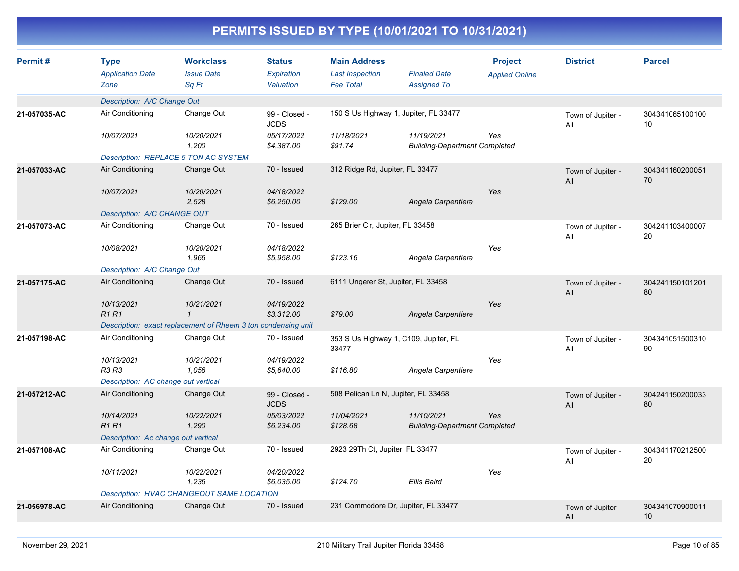# PERMITS ISSUED BY TYPE (10/01/2021 TO 10/31/2021)

| Permit # | Type / *Application Date* / *Zone* | Workclass / *Issue Date* / *Sq Ft* | Status / *Expiration* / *Valuation* | Main Address / *Last Inspection* / *Fee Total* | *Finaled Date* / *Assigned To* | Project / *Applied Online* | District | Parcel |
|---|---|---|---|---|---|---|---|---|
| | *Description: A/C Change Out* | | | | | | | |
| 21-057035-AC | Air Conditioning | Change Out | 99 - Closed - JCDS | 150 S Us Highway 1, Jupiter, FL 33477 | | | Town of Jupiter - All | 30434106510010010 |
| | *10/07/2021* | *10/20/2021* | *05/17/2022* | *11/18/2021* | *11/19/2021* | *Yes* | | |
| | | *1,200* | *$4,387.00* | *$91.74* | *Building-Department Completed* | | | |
| | *Description: REPLACE 5 TON AC SYSTEM* | | | | | | | |
| 21-057033-AC | Air Conditioning | Change Out | 70 - Issued | 312 Ridge Rd, Jupiter, FL 33477 | | | Town of Jupiter - All | 30434116020005170 |
| | *10/07/2021* | *10/20/2021* | *04/18/2022* | | | *Yes* | | |
| | | *2,528* | *$6,250.00* | *$129.00* | *Angela Carpentiere* | | | |
| | *Description: A/C CHANGE OUT* | | | | | | | |
| 21-057073-AC | Air Conditioning | Change Out | 70 - Issued | 265 Brier Cir, Jupiter, FL 33458 | | | Town of Jupiter - All | 30424110340000720 |
| | *10/08/2021* | *10/20/2021* | *04/18/2022* | | | *Yes* | | |
| | | *1,966* | *$5,958.00* | *$123.16* | *Angela Carpentiere* | | | |
| | *Description: A/C Change Out* | | | | | | | |
| 21-057175-AC | Air Conditioning | Change Out | 70 - Issued | 6111 Ungerer St, Jupiter, FL 33458 | | | Town of Jupiter - All | 30424115010120180 |
| | *10/13/2021* | *10/21/2021* | *04/19/2022* | | | *Yes* | | |
| | *R1 R1* | *1* | *$3,312.00* | *$79.00* | *Angela Carpentiere* | | | |
| | *Description: exact replacement of Rheem 3 ton condensing unit* | | | | | | | |
| 21-057198-AC | Air Conditioning | Change Out | 70 - Issued | 353 S Us Highway 1, C109, Jupiter, FL 33477 | | | Town of Jupiter - All | 30434105150031090 |
| | *10/13/2021* | *10/21/2021* | *04/19/2022* | | | *Yes* | | |
| | *R3 R3* | *1,056* | *$5,640.00* | *$116.80* | *Angela Carpentiere* | | | |
| | *Description: AC change out vertical* | | | | | | | |
| 21-057212-AC | Air Conditioning | Change Out | 99 - Closed - JCDS | 508 Pelican Ln N, Jupiter, FL 33458 | | | Town of Jupiter - All | 30424115020003380 |
| | *10/14/2021* | *10/22/2021* | *05/03/2022* | *11/04/2021* | *11/10/2021* | *Yes* | | |
| | *R1 R1* | *1,290* | *$6,234.00* | *$128.68* | *Building-Department Completed* | | | |
| | *Description: Ac change out vertical* | | | | | | | |
| 21-057108-AC | Air Conditioning | Change Out | 70 - Issued | 2923 29Th Ct, Jupiter, FL 33477 | | | Town of Jupiter - All | 30434117021250020 |
| | *10/11/2021* | *10/22/2021* | *04/20/2022* | | | *Yes* | | |
| | | *1,236* | *$6,035.00* | *$124.70* | *Ellis Baird* | | | |
| | *Description: HVAC CHANGEOUT SAME LOCATION* | | | | | | | |
| 21-056978-AC | Air Conditioning | Change Out | 70 - Issued | 231 Commodore Dr, Jupiter, FL 33477 | | | Town of Jupiter - All | 30434107090001110 |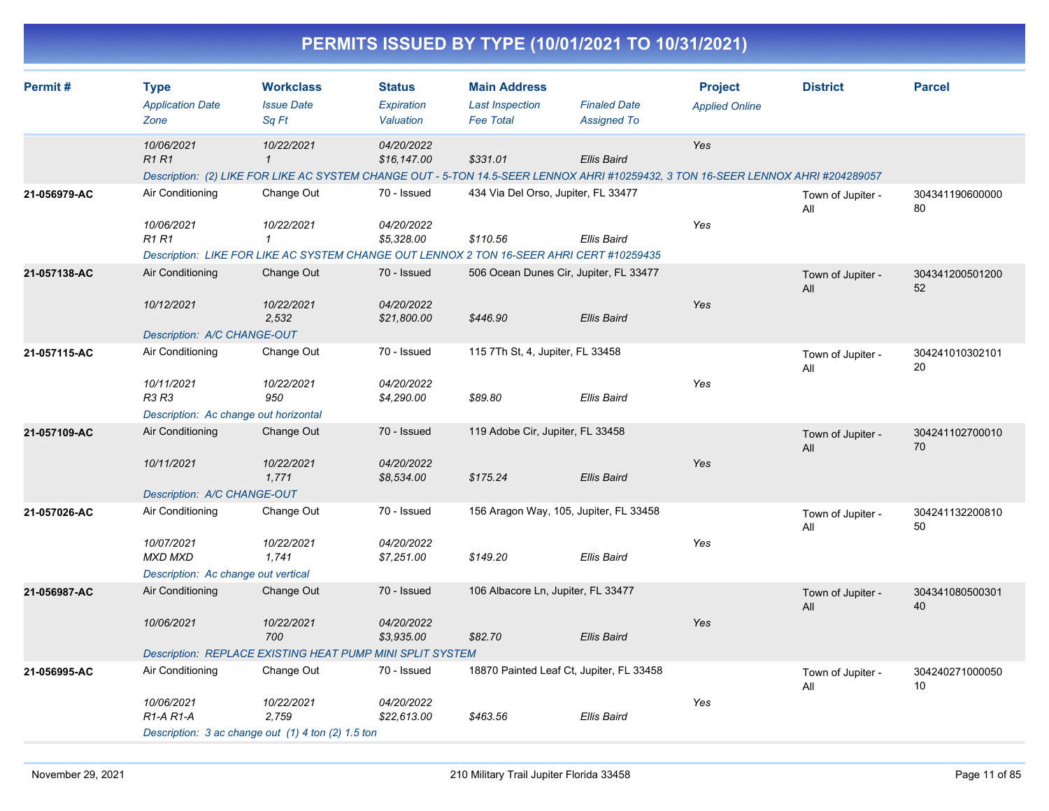# PERMITS ISSUED BY TYPE (10/01/2021 TO 10/31/2021)

| Permit # | Type<br>*Application Date*<br>*Zone* | Workclass<br>*Issue Date*<br>*Sq Ft* | Status<br>*Expiration*<br>*Valuation* | Main Address<br>*Last Inspection*<br>*Fee Total* | *Finaled Date*<br>*Assigned To* | Project<br>*Applied Online* | District | Parcel |
|---|---|---|---|---|---|---|---|---|
| | *10/06/2021*<br>*R1 R1* | *10/22/2021*<br>*1* | *04/20/2022*<br>*$16,147.00* | *$331.01* | *Ellis Baird* | *Yes* | | |
| | *Description: (2) LIKE FOR LIKE AC SYSTEM CHANGE OUT - 5-TON 14.5-SEER LENNOX AHRI #10259432, 3 TON 16-SEER LENNOX AHRI #204289057* | | | | | | | |
| **21-056979-AC** | Air Conditioning<br>*10/06/2021*<br>*R1 R1* | Change Out<br>*10/22/2021*<br>*1* | 70 - Issued<br>*04/20/2022*<br>*$5,328.00* | 434 Via Del Orso, Jupiter, FL 33477<br>*$110.56* | *Ellis Baird* | *Yes* | Town of Jupiter - All | 30434119060000080 |
| | *Description: LIKE FOR LIKE AC SYSTEM CHANGE OUT LENNOX 2 TON 16-SEER AHRI CERT #10259435* | | | | | | | |
| **21-057138-AC** | Air Conditioning<br>*10/12/2021* | Change Out<br>*10/22/2021*<br>*2,532* | 70 - Issued<br>*04/20/2022*<br>*$21,800.00* | 506 Ocean Dunes Cir, Jupiter, FL 33477<br>*$446.90* | *Ellis Baird* | *Yes* | Town of Jupiter - All | 30434120050120052 |
| | *Description: A/C CHANGE-OUT* | | | | | | | |
| **21-057115-AC** | Air Conditioning<br>*10/11/2021*<br>*R3 R3* | Change Out<br>*10/22/2021*<br>*950* | 70 - Issued<br>*04/20/2022*<br>*$4,290.00* | 115 7Th St, 4, Jupiter, FL 33458<br>*$89.80* | *Ellis Baird* | *Yes* | Town of Jupiter - All | 30424101030210120 |
| | *Description: Ac change out horizontal* | | | | | | | |
| **21-057109-AC** | Air Conditioning<br>*10/11/2021* | Change Out<br>*10/22/2021*<br>*1,771* | 70 - Issued<br>*04/20/2022*<br>*$8,534.00* | 119 Adobe Cir, Jupiter, FL 33458<br>*$175.24* | *Ellis Baird* | *Yes* | Town of Jupiter - All | 30424110270001070 |
| | *Description: A/C CHANGE-OUT* | | | | | | | |
| **21-057026-AC** | Air Conditioning<br>*10/07/2021*<br>*MXD MXD* | Change Out<br>*10/22/2021*<br>*1,741* | 70 - Issued<br>*04/20/2022*<br>*$7,251.00* | 156 Aragon Way, 105, Jupiter, FL 33458<br>*$149.20* | *Ellis Baird* | *Yes* | Town of Jupiter - All | 30424113220081050 |
| | *Description: Ac change out vertical* | | | | | | | |
| **21-056987-AC** | Air Conditioning<br>*10/06/2021* | Change Out<br>*10/22/2021*<br>*700* | 70 - Issued<br>*04/20/2022*<br>*$3,935.00* | 106 Albacore Ln, Jupiter, FL 33477<br>*$82.70* | *Ellis Baird* | *Yes* | Town of Jupiter - All | 30434108050030140 |
| | *Description: REPLACE EXISTING HEAT PUMP MINI SPLIT SYSTEM* | | | | | | | |
| **21-056995-AC** | Air Conditioning<br>*10/06/2021*<br>*R1-A R1-A* | Change Out<br>*10/22/2021*<br>*2,759* | 70 - Issued<br>*04/20/2022*<br>*$22,613.00* | 18870 Painted Leaf Ct, Jupiter, FL 33458<br>*$463.56* | *Ellis Baird* | *Yes* | Town of Jupiter - All | 30424027100005010 |
| | *Description: 3 ac change out (1) 4 ton (2) 1.5 ton* | | | | | | | |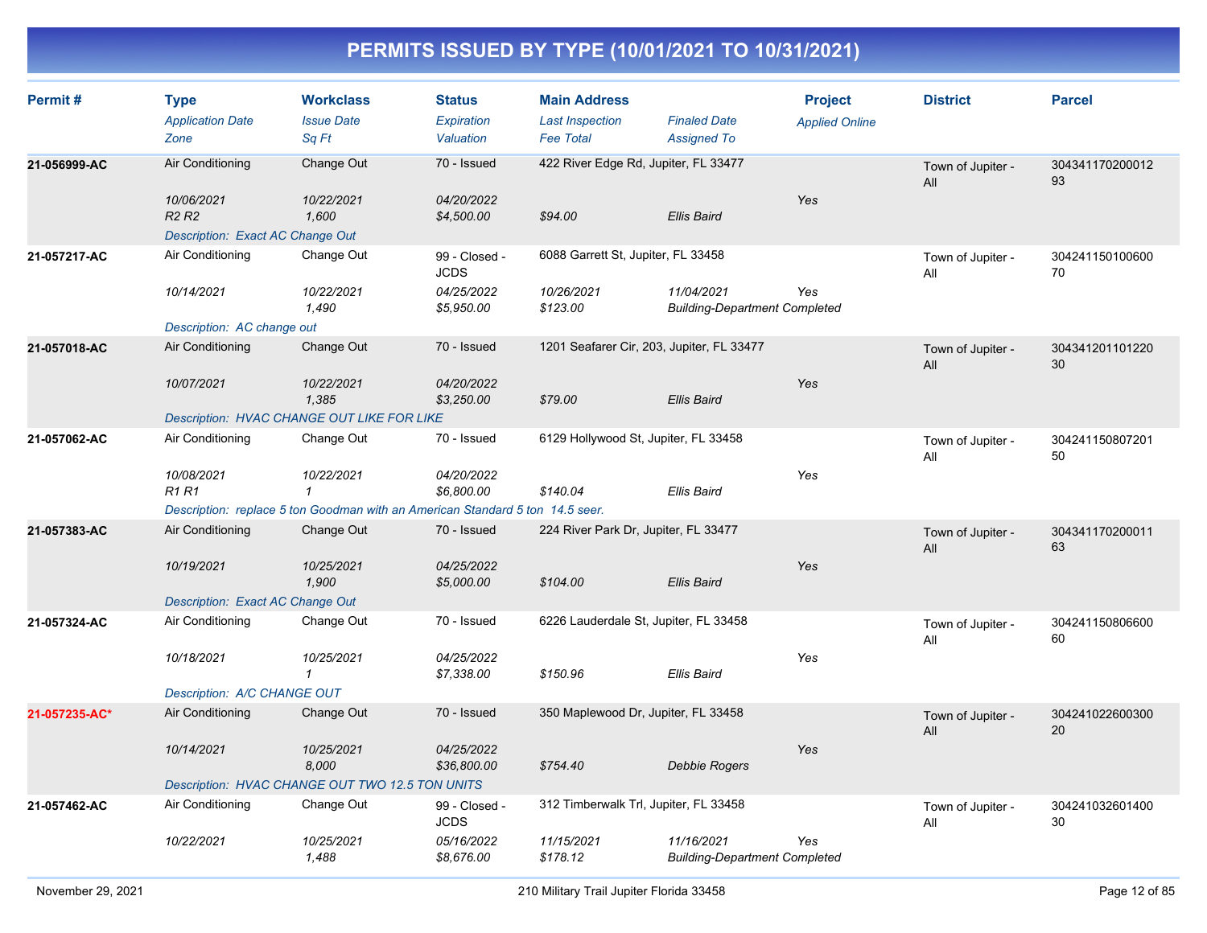# PERMITS ISSUED BY TYPE (10/01/2021 TO 10/31/2021)

| Permit # | Type / Application Date / Zone | Workclass / Issue Date / Sq Ft | Status / Expiration / Valuation | Main Address / Last Inspection / Fee Total | Finaled Date / Assigned To | Project / Applied Online | District | Parcel |
|---|---|---|---|---|---|---|---|---|
| 21-056999-AC | Air Conditioning | Change Out | 70 - Issued | 422 River Edge Rd, Jupiter, FL 33477 | | | Town of Jupiter - All | 30434117020001293 |
| | 10/06/2021 | 10/22/2021 | 04/20/2022 | | | Yes | | |
| | R2 R2 | 1,600 | $4,500.00 | $94.00 | Ellis Baird | | | |
| | Description: Exact AC Change Out | | | | | | | |
| 21-057217-AC | Air Conditioning | Change Out | 99 - Closed - JCDS | 6088 Garrett St, Jupiter, FL 33458 | | | Town of Jupiter - All | 30424115010060070 |
| | 10/14/2021 | 10/22/2021 | 04/25/2022 | 10/26/2021 | 11/04/2021 | Yes | | |
| | | 1,490 | $5,950.00 | $123.00 | Building-Department Completed | | | |
| | Description: AC change out | | | | | | | |
| 21-057018-AC | Air Conditioning | Change Out | 70 - Issued | 1201 Seafarer Cir, 203, Jupiter, FL 33477 | | | Town of Jupiter - All | 30434120110122030 |
| | 10/07/2021 | 10/22/2021 | 04/20/2022 | | | Yes | | |
| | | 1,385 | $3,250.00 | $79.00 | Ellis Baird | | | |
| | Description: HVAC CHANGE OUT LIKE FOR LIKE | | | | | | | |
| 21-057062-AC | Air Conditioning | Change Out | 70 - Issued | 6129 Hollywood St, Jupiter, FL 33458 | | | Town of Jupiter - All | 30424115080720150 |
| | 10/08/2021 | 10/22/2021 | 04/20/2022 | | | Yes | | |
| | R1 R1 | 1 | $6,800.00 | $140.04 | Ellis Baird | | | |
| | Description: replace 5 ton Goodman with an American Standard 5 ton 14.5 seer. | | | | | | | |
| 21-057383-AC | Air Conditioning | Change Out | 70 - Issued | 224 River Park Dr, Jupiter, FL 33477 | | | Town of Jupiter - All | 30434117020001163 |
| | 10/19/2021 | 10/25/2021 | 04/25/2022 | | | Yes | | |
| | | 1,900 | $5,000.00 | $104.00 | Ellis Baird | | | |
| | Description: Exact AC Change Out | | | | | | | |
| 21-057324-AC | Air Conditioning | Change Out | 70 - Issued | 6226 Lauderdale St, Jupiter, FL 33458 | | | Town of Jupiter - All | 30424115080660060 |
| | 10/18/2021 | 10/25/2021 | 04/25/2022 | | | Yes | | |
| | | 1 | $7,338.00 | $150.96 | Ellis Baird | | | |
| | Description: A/C CHANGE OUT | | | | | | | |
| 21-057235-AC* | Air Conditioning | Change Out | 70 - Issued | 350 Maplewood Dr, Jupiter, FL 33458 | | | Town of Jupiter - All | 30424102260030020 |
| | 10/14/2021 | 10/25/2021 | 04/25/2022 | | | Yes | | |
| | | 8,000 | $36,800.00 | $754.40 | Debbie Rogers | | | |
| | Description: HVAC CHANGE OUT TWO 12.5 TON UNITS | | | | | | | |
| 21-057462-AC | Air Conditioning | Change Out | 99 - Closed - JCDS | 312 Timberwalk Trl, Jupiter, FL 33458 | | | Town of Jupiter - All | 30424103260140030 |
| | 10/22/2021 | 10/25/2021 | 05/16/2022 | 11/15/2021 | 11/16/2021 | Yes | | |
| | | 1,488 | $8,676.00 | $178.12 | Building-Department Completed | | | |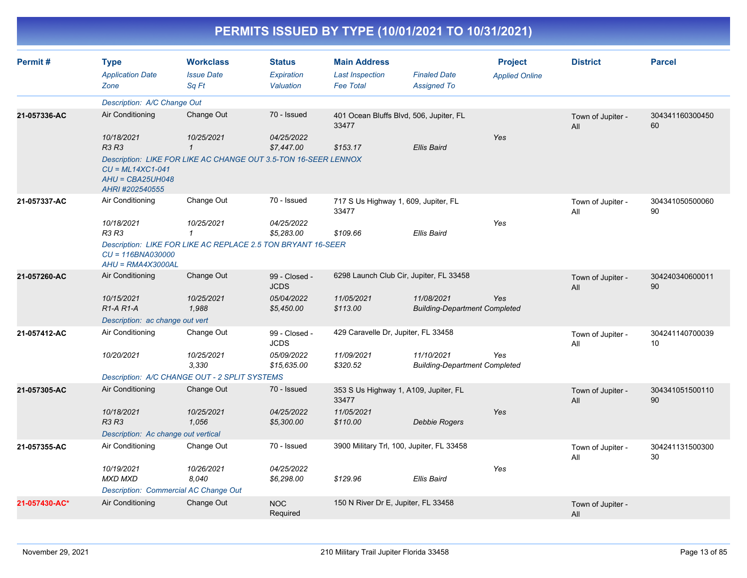# PERMITS ISSUED BY TYPE (10/01/2021 TO 10/31/2021)

| Permit # | Type / Application Date / Zone | Workclass / Issue Date / Sq Ft | Status / Expiration / Valuation | Main Address / Last Inspection / Fee Total | Finaled Date / Assigned To | Project / Applied Online | District | Parcel |
|---|---|---|---|---|---|---|---|---|
| | *Description: A/C Change Out* | | | | | | | |
| **21-057336-AC** | Air Conditioning | Change Out | 70 - Issued | 401 Ocean Bluffs Blvd, 506, Jupiter, FL 33477 | | | Town of Jupiter - All | 30434116030045060 |
| | *10/18/2021* | *10/25/2021* | *04/25/2022* | | | *Yes* | | |
| | *R3 R3* | *1* | *$7,447.00* | *$153.17* | *Ellis Baird* | | | |
| | *Description: LIKE FOR LIKE AC CHANGE OUT 3.5-TON 16-SEER LENNOX CU = ML14XC1-041 AHU = CBA25UH048 AHRI #202540555* | | | | | | | |
| **21-057337-AC** | Air Conditioning | Change Out | 70 - Issued | 717 S Us Highway 1, 609, Jupiter, FL 33477 | | | Town of Jupiter - All | 30434105050006090 |
| | *10/18/2021* | *10/25/2021* | *04/25/2022* | | | *Yes* | | |
| | *R3 R3* | *1* | *$5,283.00* | *$109.66* | *Ellis Baird* | | | |
| | *Description: LIKE FOR LIKE AC REPLACE 2.5 TON BRYANT 16-SEER CU = 116BNA030000 AHU = RMA4X3000AL* | | | | | | | |
| **21-057260-AC** | Air Conditioning | Change Out | 99 - Closed - JCDS | 6298 Launch Club Cir, Jupiter, FL 33458 | | | Town of Jupiter - All | 30424034060001190 |
| | *10/15/2021* | *10/25/2021* | *05/04/2022* | *11/05/2021* | *11/08/2021* | *Yes* | | |
| | *R1-A R1-A* | *1,988* | *$5,450.00* | *$113.00* | *Building-Department Completed* | | | |
| | *Description: ac change out vert* | | | | | | | |
| **21-057412-AC** | Air Conditioning | Change Out | 99 - Closed - JCDS | 429 Caravelle Dr, Jupiter, FL 33458 | | | Town of Jupiter - All | 30424114070003910 |
| | *10/20/2021* | *10/25/2021* | *05/09/2022* | *11/09/2021* | *11/10/2021* | *Yes* | | |
| | | *3,330* | *$15,635.00* | *$320.52* | *Building-Department Completed* | | | |
| | *Description: A/C CHANGE OUT - 2 SPLIT SYSTEMS* | | | | | | | |
| **21-057305-AC** | Air Conditioning | Change Out | 70 - Issued | 353 S Us Highway 1, A109, Jupiter, FL 33477 | | | Town of Jupiter - All | 30434105150011090 |
| | *10/18/2021* | *10/25/2021* | *04/25/2022* | *11/05/2021* | | *Yes* | | |
| | *R3 R3* | *1,056* | *$5,300.00* | *$110.00* | *Debbie Rogers* | | | |
| | *Description: Ac change out vertical* | | | | | | | |
| **21-057355-AC** | Air Conditioning | Change Out | 70 - Issued | 3900 Military Trl, 100, Jupiter, FL 33458 | | | Town of Jupiter - All | 30424113150030030 |
| | *10/19/2021* | *10/26/2021* | *04/25/2022* | | | *Yes* | | |
| | *MXD MXD* | *8,040* | *$6,298.00* | *$129.96* | *Ellis Baird* | | | |
| | *Description: Commercial AC Change Out* | | | | | | | |
| **21-057430-AC*** | Air Conditioning | Change Out | NOC Required | 150 N River Dr E, Jupiter, FL 33458 | | | Town of Jupiter - All | |

November 29, 2021 — 210 Military Trail Jupiter Florida 33458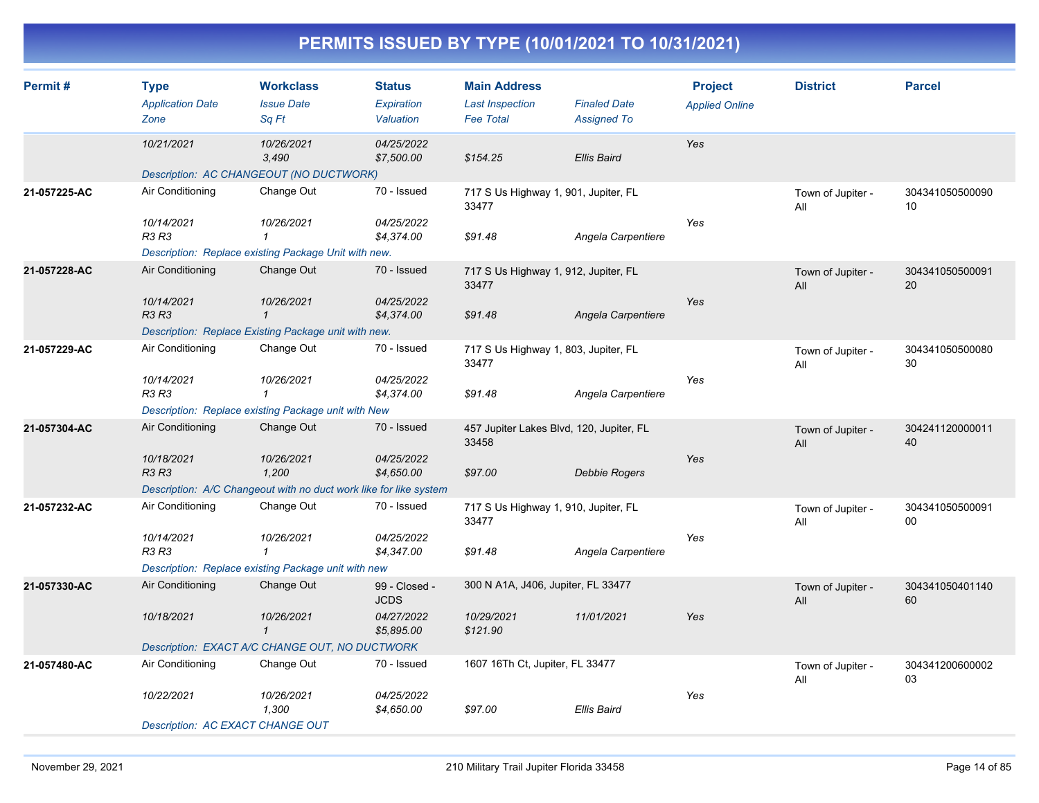# PERMITS ISSUED BY TYPE (10/01/2021 TO 10/31/2021)

| Permit # | Type / Application Date / Zone | Workclass / Issue Date / Sq Ft | Status / Expiration / Valuation | Main Address / Last Inspection / Fee Total | Finaled Date / Assigned To | Project / Applied Online | District | Parcel |
|---|---|---|---|---|---|---|---|---|
| | 10/21/2021 | 10/26/2021<br>3,490 | 04/25/2022<br>$7,500.00 | $154.25 | Ellis Baird | Yes | | |
| | Description: AC CHANGEOUT (NO DUCTWORK) | | | | | | | |
| 21-057225-AC | Air Conditioning<br>10/14/2021<br>R3 R3 | Change Out<br>10/26/2021<br>1 | 70 - Issued<br>04/25/2022<br>$4,374.00 | 717 S Us Highway 1, 901, Jupiter, FL 33477<br>$91.48 | Angela Carpentiere | Yes | Town of Jupiter - All | 30434105050009010 |
| | Description: Replace existing Package Unit with new. | | | | | | | |
| 21-057228-AC | Air Conditioning<br>10/14/2021<br>R3 R3 | Change Out<br>10/26/2021<br>1 | 70 - Issued<br>04/25/2022<br>$4,374.00 | 717 S Us Highway 1, 912, Jupiter, FL 33477<br>$91.48 | Angela Carpentiere | Yes | Town of Jupiter - All | 30434105050009120 |
| | Description: Replace Existing Package unit with new. | | | | | | | |
| 21-057229-AC | Air Conditioning<br>10/14/2021<br>R3 R3 | Change Out<br>10/26/2021<br>1 | 70 - Issued<br>04/25/2022<br>$4,374.00 | 717 S Us Highway 1, 803, Jupiter, FL 33477<br>$91.48 | Angela Carpentiere | Yes | Town of Jupiter - All | 30434105050008030 |
| | Description: Replace existing Package unit with New | | | | | | | |
| 21-057304-AC | Air Conditioning<br>10/18/2021<br>R3 R3 | Change Out<br>10/26/2021<br>1,200 | 70 - Issued<br>04/25/2022<br>$4,650.00 | 457 Jupiter Lakes Blvd, 120, Jupiter, FL 33458<br>$97.00 | Debbie Rogers | Yes | Town of Jupiter - All | 30424112000001140 |
| | Description: A/C Changeout with no duct work like for like system | | | | | | | |
| 21-057232-AC | Air Conditioning<br>10/14/2021<br>R3 R3 | Change Out<br>10/26/2021<br>1 | 70 - Issued<br>04/25/2022<br>$4,347.00 | 717 S Us Highway 1, 910, Jupiter, FL 33477<br>$91.48 | Angela Carpentiere | Yes | Town of Jupiter - All | 30434105050009100 |
| | Description: Replace existing Package unit with new | | | | | | | |
| 21-057330-AC | Air Conditioning<br>10/18/2021 | Change Out<br>10/26/2021<br>1 | 99 - Closed - JCDS<br>04/27/2022<br>$5,895.00 | 300 N A1A, J406, Jupiter, FL 33477<br>10/29/2021<br>$121.90 | 11/01/2021 | Yes | Town of Jupiter - All | 30434105040114060 |
| | Description: EXACT A/C CHANGE OUT, NO DUCTWORK | | | | | | | |
| 21-057480-AC | Air Conditioning<br>10/22/2021 | Change Out<br>10/26/2021<br>1,300 | 70 - Issued<br>04/25/2022<br>$4,650.00 | 1607 16Th Ct, Jupiter, FL 33477<br>$97.00 | Ellis Baird | Yes | Town of Jupiter - All | 30434120060000203 |
| | Description: AC EXACT CHANGE OUT | | | | | | | |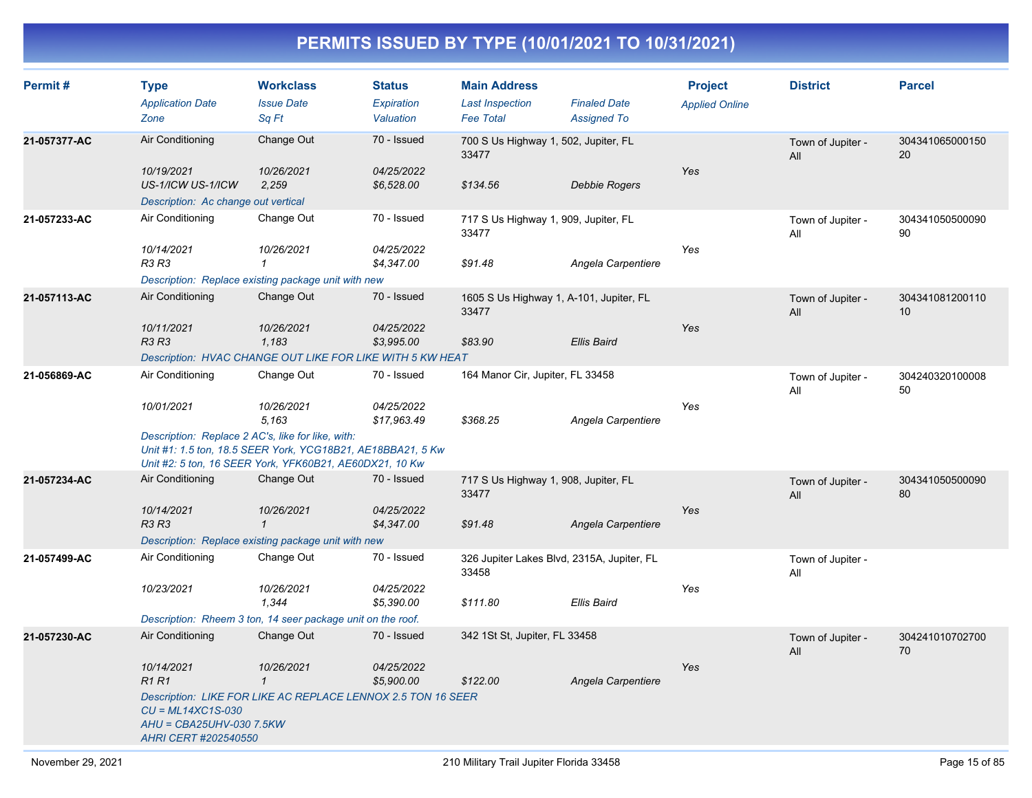# PERMITS ISSUED BY TYPE (10/01/2021 TO 10/31/2021)

| Permit # | Type<br>*Application Date*<br>*Zone* | Workclass<br>*Issue Date*<br>*Sq Ft* | Status<br>*Expiration*<br>*Valuation* | Main Address<br>*Last Inspection*<br>*Fee Total* | *Finaled Date*<br>*Assigned To* | Project<br>*Applied Online* | District | Parcel |
|---|---|---|---|---|---|---|---|---|
| **21-057377-AC** | Air Conditioning<br>*10/19/2021*<br>*US-1/ICW US-1/ICW* | Change Out<br>*10/26/2021*<br>*2,259* | 70 - Issued<br>*04/25/2022*<br>*$6,528.00* | 700 S Us Highway 1, 502, Jupiter, FL 33477<br><br>*$134.56* | <br><br>*Debbie Rogers* | <br>*Yes* | Town of Jupiter - All | 30434106500015020 |
| | *Description: Ac change out vertical* | | | | | | | |
| **21-057233-AC** | Air Conditioning<br>*10/14/2021*<br>*R3 R3* | Change Out<br>*10/26/2021*<br>*1* | 70 - Issued<br>*04/25/2022*<br>*$4,347.00* | 717 S Us Highway 1, 909, Jupiter, FL 33477<br><br>*$91.48* | <br><br>*Angela Carpentiere* | <br>*Yes* | Town of Jupiter - All | 30434105050009090 |
| | *Description: Replace existing package unit with new* | | | | | | | |
| **21-057113-AC** | Air Conditioning<br>*10/11/2021*<br>*R3 R3* | Change Out<br>*10/26/2021*<br>*1,183* | 70 - Issued<br>*04/25/2022*<br>*$3,995.00* | 1605 S Us Highway 1, A-101, Jupiter, FL 33477<br><br>*$83.90* | <br><br>*Ellis Baird* | <br>*Yes* | Town of Jupiter - All | 30434108120011010 |
| | *Description: HVAC CHANGE OUT LIKE FOR LIKE WITH 5 KW HEAT* | | | | | | | |
| **21-056869-AC** | Air Conditioning<br>*10/01/2021* | Change Out<br>*10/26/2021*<br>*5,163* | 70 - Issued<br>*04/25/2022*<br>*$17,963.49* | 164 Manor Cir, Jupiter, FL 33458<br><br>*$368.25* | <br><br>*Angela Carpentiere* | <br>*Yes* | Town of Jupiter - All | 30424032010000850 |
| | *Description: Replace 2 AC's, like for like, with:*<br>*Unit #1: 1.5 ton, 18.5 SEER York, YCG18B21, AE18BBA21, 5 Kw*<br>*Unit #2: 5 ton, 16 SEER York, YFK60B21, AE60DX21, 10 Kw* | | | | | | | |
| **21-057234-AC** | Air Conditioning<br>*10/14/2021*<br>*R3 R3* | Change Out<br>*10/26/2021*<br>*1* | 70 - Issued<br>*04/25/2022*<br>*$4,347.00* | 717 S Us Highway 1, 908, Jupiter, FL 33477<br><br>*$91.48* | <br><br>*Angela Carpentiere* | <br>*Yes* | Town of Jupiter - All | 30434105050009080 |
| | *Description: Replace existing package unit with new* | | | | | | | |
| **21-057499-AC** | Air Conditioning<br>*10/23/2021* | Change Out<br>*10/26/2021*<br>*1,344* | 70 - Issued<br>*04/25/2022*<br>*$5,390.00* | 326 Jupiter Lakes Blvd, 2315A, Jupiter, FL 33458<br><br>*$111.80* | <br><br>*Ellis Baird* | <br>*Yes* | Town of Jupiter - All | |
| | *Description: Rheem 3 ton, 14 seer package unit on the roof.* | | | | | | | |
| **21-057230-AC** | Air Conditioning<br>*10/14/2021*<br>*R1 R1* | Change Out<br>*10/26/2021*<br>*1* | 70 - Issued<br>*04/25/2022*<br>*$5,900.00* | 342 1St St, Jupiter, FL 33458<br><br>*$122.00* | <br><br>*Angela Carpentiere* | <br>*Yes* | Town of Jupiter - All | 30424101070270070 |
| | *Description: LIKE FOR LIKE AC REPLACE LENNOX 2.5 TON 16 SEER*<br>*CU = ML14XC1S-030*<br>*AHU = CBA25UHV-030 7.5KW*<br>*AHRI CERT #202540550* | | | | | | | |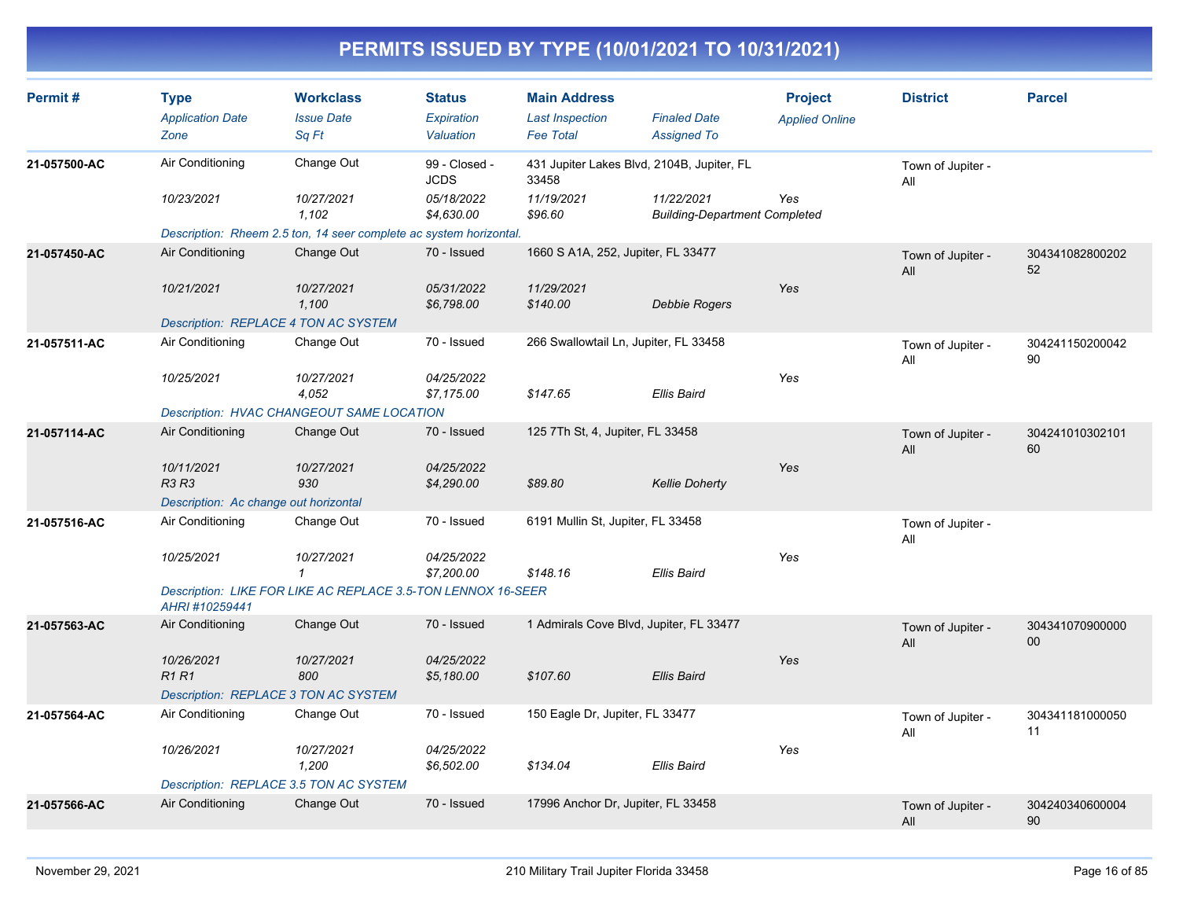# PERMITS ISSUED BY TYPE (10/01/2021 TO 10/31/2021)

| Permit # | Type<br>*Application Date*<br>*Zone* | Workclass<br>*Issue Date*<br>*Sq Ft* | Status<br>*Expiration*<br>*Valuation* | Main Address<br>*Last Inspection*<br>*Fee Total* | *Finaled Date*<br>*Assigned To* | Project<br>*Applied Online* | District | Parcel |
|---|---|---|---|---|---|---|---|---|
| **21-057500-AC** | Air Conditioning<br>*10/23/2021* | Change Out<br>*10/27/2021*<br>*1,102* | 99 - Closed - JCDS<br>*05/18/2022*<br>*$4,630.00* | 431 Jupiter Lakes Blvd, 2104B, Jupiter, FL 33458<br>*11/19/2021*<br>*$96.60* | *11/22/2021*<br>*Building-Department Completed* | *Yes* | Town of Jupiter - All | |
| | *Description: Rheem 2.5 ton, 14 seer complete ac system horizontal.* | | | | | | | |
| **21-057450-AC** | Air Conditioning<br>*10/21/2021* | Change Out<br>*10/27/2021*<br>*1,100* | 70 - Issued<br>*05/31/2022*<br>*$6,798.00* | 1660 S A1A, 252, Jupiter, FL 33477<br>*11/29/2021*<br>*$140.00* | *Debbie Rogers* | *Yes* | Town of Jupiter - All | 30434108280020252 |
| | *Description: REPLACE 4 TON AC SYSTEM* | | | | | | | |
| **21-057511-AC** | Air Conditioning<br>*10/25/2021* | Change Out<br>*10/27/2021*<br>*4,052* | 70 - Issued<br>*04/25/2022*<br>*$7,175.00* | 266 Swallowtail Ln, Jupiter, FL 33458<br><br>*$147.65* | *Ellis Baird* | *Yes* | Town of Jupiter - All | 30424115020004290 |
| | *Description: HVAC CHANGEOUT SAME LOCATION* | | | | | | | |
| **21-057114-AC** | Air Conditioning<br>*10/11/2021*<br>*R3 R3* | Change Out<br>*10/27/2021*<br>*930* | 70 - Issued<br>*04/25/2022*<br>*$4,290.00* | 125 7Th St, 4, Jupiter, FL 33458<br><br>*$89.80* | *Kellie Doherty* | *Yes* | Town of Jupiter - All | 30424101030210160 |
| | *Description: Ac change out horizontal* | | | | | | | |
| **21-057516-AC** | Air Conditioning<br>*10/25/2021* | Change Out<br>*10/27/2021*<br>*1* | 70 - Issued<br>*04/25/2022*<br>*$7,200.00* | 6191 Mullin St, Jupiter, FL 33458<br><br>*$148.16* | *Ellis Baird* | *Yes* | Town of Jupiter - All | |
| | *Description: LIKE FOR LIKE AC REPLACE 3.5-TON LENNOX 16-SEER AHRI #10259441* | | | | | | | |
| **21-057563-AC** | Air Conditioning<br>*10/26/2021*<br>*R1 R1* | Change Out<br>*10/27/2021*<br>*800* | 70 - Issued<br>*04/25/2022*<br>*$5,180.00* | 1 Admirals Cove Blvd, Jupiter, FL 33477<br><br>*$107.60* | *Ellis Baird* | *Yes* | Town of Jupiter - All | 30434107090000000 |
| | *Description: REPLACE 3 TON AC SYSTEM* | | | | | | | |
| **21-057564-AC** | Air Conditioning<br>*10/26/2021* | Change Out<br>*10/27/2021*<br>*1,200* | 70 - Issued<br>*04/25/2022*<br>*$6,502.00* | 150 Eagle Dr, Jupiter, FL 33477<br><br>*$134.04* | *Ellis Baird* | *Yes* | Town of Jupiter - All | 30434118100005011 |
| | *Description: REPLACE 3.5 TON AC SYSTEM* | | | | | | | |
| **21-057566-AC** | Air Conditioning | Change Out | 70 - Issued | 17996 Anchor Dr, Jupiter, FL 33458 | | | Town of Jupiter - All | 30424034060000490 |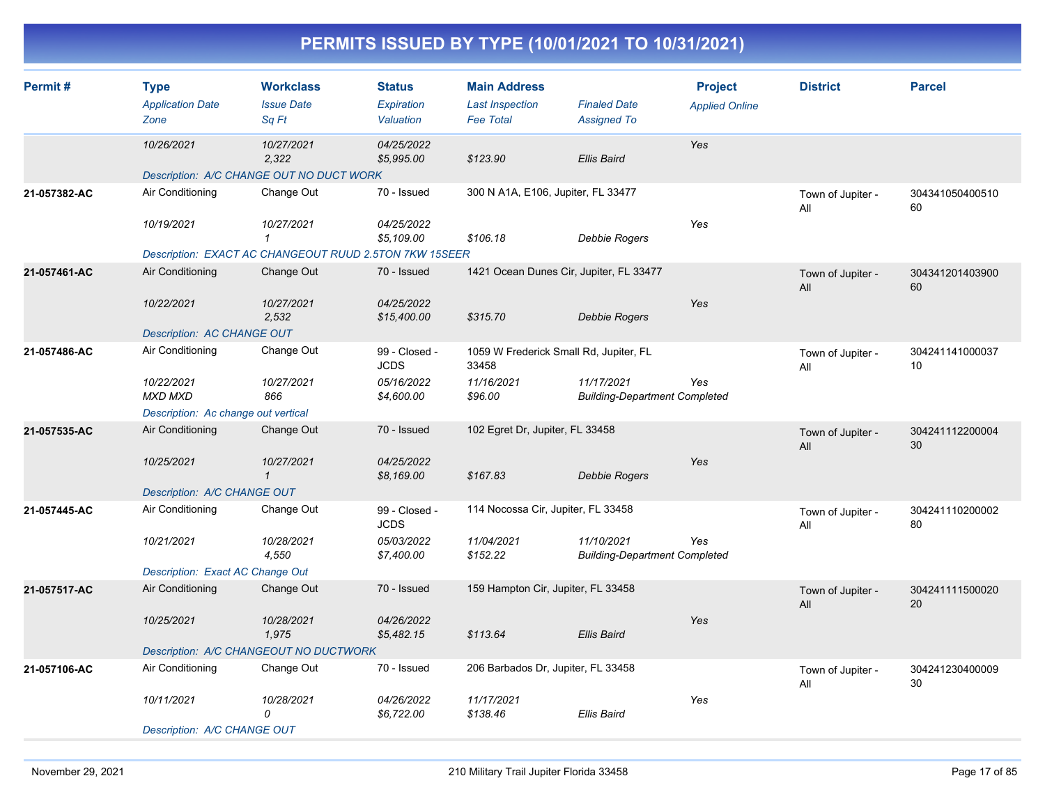# PERMITS ISSUED BY TYPE (10/01/2021 TO 10/31/2021)

| Permit # | Type / Application Date / Zone | Workclass / Issue Date / Sq Ft | Status / Expiration / Valuation | Main Address / Last Inspection / Fee Total | Finaled Date / Assigned To | Project / Applied Online | District | Parcel |
|---|---|---|---|---|---|---|---|---|
| | 10/26/2021 | 10/27/2021<br>2,322 | 04/25/2022<br>$5,995.00 | $123.90 | Ellis Baird | Yes | | |
| | Description: A/C CHANGE OUT NO DUCT WORK | | | | | | | |
| 21-057382-AC | Air Conditioning<br>10/19/2021 | Change Out<br>10/27/2021<br>1 | 70 - Issued<br>04/25/2022<br>$5,109.00 | 300 N A1A, E106, Jupiter, FL 33477<br>$106.18 | Debbie Rogers | Yes | Town of Jupiter - All | 30434105040051060 |
| | Description: EXACT AC CHANGEOUT RUUD 2.5TON 7KW 15SEER | | | | | | | |
| 21-057461-AC | Air Conditioning<br>10/22/2021 | Change Out<br>10/27/2021<br>2,532 | 70 - Issued<br>04/25/2022<br>$15,400.00 | 1421 Ocean Dunes Cir, Jupiter, FL 33477<br>$315.70 | Debbie Rogers | Yes | Town of Jupiter - All | 30434120140390060 |
| | Description: AC CHANGE OUT | | | | | | | |
| 21-057486-AC | Air Conditioning<br>10/22/2021<br>MXD MXD | Change Out<br>10/27/2021<br>866 | 99 - Closed - JCDS<br>05/16/2022<br>$4,600.00 | 1059 W Frederick Small Rd, Jupiter, FL 33458<br>11/16/2021<br>$96.00 | 11/17/2021<br>Building-Department Completed | Yes | Town of Jupiter - All | 30424114100003710 |
| | Description: Ac change out vertical | | | | | | | |
| 21-057535-AC | Air Conditioning<br>10/25/2021 | Change Out<br>10/27/2021<br>1 | 70 - Issued<br>04/25/2022<br>$8,169.00 | 102 Egret Dr, Jupiter, FL 33458<br>$167.83 | Debbie Rogers | Yes | Town of Jupiter - All | 30424111220000430 |
| | Description: A/C CHANGE OUT | | | | | | | |
| 21-057445-AC | Air Conditioning<br>10/21/2021 | Change Out<br>10/28/2021<br>4,550 | 99 - Closed - JCDS<br>05/03/2022<br>$7,400.00 | 114 Nocossa Cir, Jupiter, FL 33458<br>11/04/2021<br>$152.22 | 11/10/2021<br>Building-Department Completed | Yes | Town of Jupiter - All | 30424111020000280 |
| | Description: Exact AC Change Out | | | | | | | |
| 21-057517-AC | Air Conditioning<br>10/25/2021 | Change Out<br>10/28/2021<br>1,975 | 70 - Issued<br>04/26/2022<br>$5,482.15 | 159 Hampton Cir, Jupiter, FL 33458<br>$113.64 | Ellis Baird | Yes | Town of Jupiter - All | 30424111150002020 |
| | Description: A/C CHANGEOUT NO DUCTWORK | | | | | | | |
| 21-057106-AC | Air Conditioning<br>10/11/2021 | Change Out<br>10/28/2021<br>0 | 70 - Issued<br>04/26/2022<br>$6,722.00 | 206 Barbados Dr, Jupiter, FL 33458<br>11/17/2021<br>$138.46 | Ellis Baird | Yes | Town of Jupiter - All | 30424123040000930 |
| | Description: A/C CHANGE OUT | | | | | | | |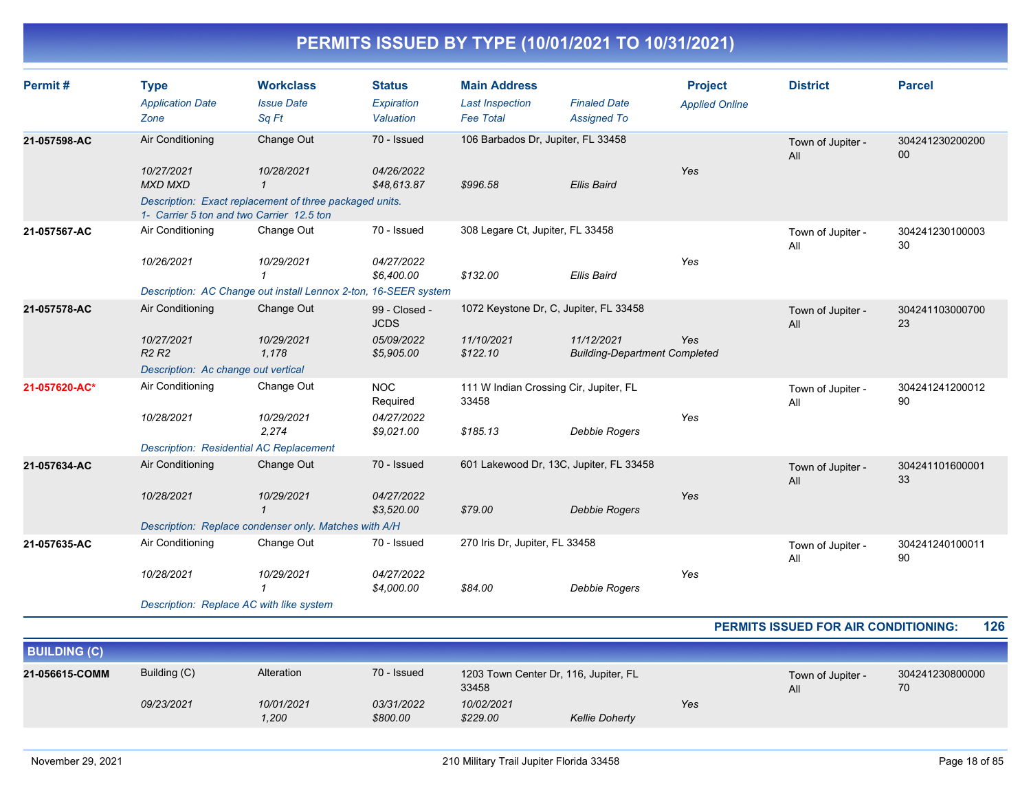# PERMITS ISSUED BY TYPE (10/01/2021 TO 10/31/2021)

| Permit # | Type | Workclass | Status | Main Address | | Project | District | Parcel |
|---|---|---|---|---|---|---|---|---|
| | *Application Date* | *Issue Date* | *Expiration* | *Last Inspection* | *Finaled Date* | *Applied Online* | | |
| | *Zone* | *Sq Ft* | *Valuation* | *Fee Total* | *Assigned To* | | | |
| **21-057598-AC** | Air Conditioning | Change Out | 70 - Issued | 106 Barbados Dr, Jupiter, FL 33458 | | | Town of Jupiter - All | 30424123020020000 |
| | *10/27/2021* | *10/28/2021* | *04/26/2022* | | | *Yes* | | |
| | *MXD MXD* | *1* | *$48,613.87* | *$996.58* | *Ellis Baird* | | | |
| | *Description: Exact replacement of three packaged units. 1- Carrier 5 ton and two Carrier 12.5 ton* | | | | | | | |
| **21-057567-AC** | Air Conditioning | Change Out | 70 - Issued | 308 Legare Ct, Jupiter, FL 33458 | | | Town of Jupiter - All | 30424123010000330 |
| | *10/26/2021* | *10/29/2021* | *04/27/2022* | | | *Yes* | | |
| | | *1* | *$6,400.00* | *$132.00* | *Ellis Baird* | | | |
| | *Description: AC Change out install Lennox 2-ton, 16-SEER system* | | | | | | | |
| **21-057578-AC** | Air Conditioning | Change Out | 99 - Closed - JCDS | 1072 Keystone Dr, C, Jupiter, FL 33458 | | | Town of Jupiter - All | 30424110300070023 |
| | *10/27/2021* | *10/29/2021* | *05/09/2022* | *11/10/2021* | *11/12/2021* | *Yes* | | |
| | *R2 R2* | *1,178* | *$5,905.00* | *$122.10* | *Building-Department Completed* | | | |
| | *Description: Ac change out vertical* | | | | | | | |
| **21-057620-AC*** | Air Conditioning | Change Out | NOC Required | 111 W Indian Crossing Cir, Jupiter, FL 33458 | | | Town of Jupiter - All | 30424124120001290 |
| | *10/28/2021* | *10/29/2021* | *04/27/2022* | | | *Yes* | | |
| | | *2,274* | *$9,021.00* | *$185.13* | *Debbie Rogers* | | | |
| | *Description: Residential AC Replacement* | | | | | | | |
| **21-057634-AC** | Air Conditioning | Change Out | 70 - Issued | 601 Lakewood Dr, 13C, Jupiter, FL 33458 | | | Town of Jupiter - All | 30424110160000133 |
| | *10/28/2021* | *10/29/2021* | *04/27/2022* | | | *Yes* | | |
| | | *1* | *$3,520.00* | *$79.00* | *Debbie Rogers* | | | |
| | *Description: Replace condenser only. Matches with A/H* | | | | | | | |
| **21-057635-AC** | Air Conditioning | Change Out | 70 - Issued | 270 Iris Dr, Jupiter, FL 33458 | | | Town of Jupiter - All | 30424124010001190 |
| | *10/28/2021* | *10/29/2021* | *04/27/2022* | | | *Yes* | | |
| | | *1* | *$4,000.00* | *$84.00* | *Debbie Rogers* | | | |
| | *Description: Replace AC with like system* | | | | | | | |

**PERMITS ISSUED FOR AIR CONDITIONING: 126**

## BUILDING (C)

| Permit # | Type | Workclass | Status | Main Address | | Project | District | Parcel |
|---|---|---|---|---|---|---|---|---|
| **21-056615-COMM** | Building (C) | Alteration | 70 - Issued | 1203 Town Center Dr, 116, Jupiter, FL 33458 | | | Town of Jupiter - All | 30424123080000070 |
| | *09/23/2021* | *10/01/2021* | *03/31/2022* | *10/02/2021* | | *Yes* | | |
| | | *1,200* | *$800.00* | *$229.00* | *Kellie Doherty* | | | |

November 29, 2021 — 210 Military Trail Jupiter Florida 33458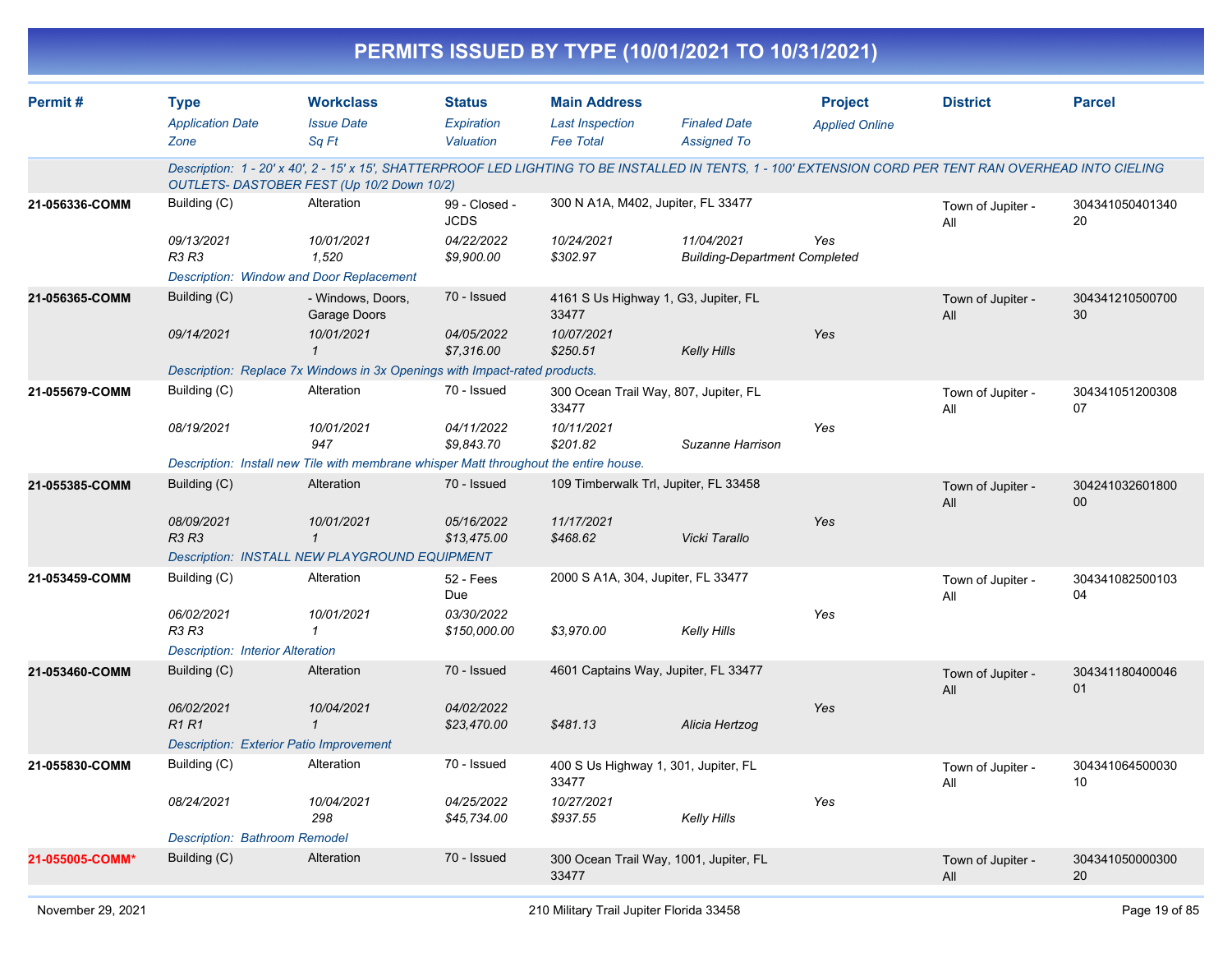# PERMITS ISSUED BY TYPE (10/01/2021 TO 10/31/2021)

| Permit # | Type / Application Date / Zone | Workclass / Issue Date / Sq Ft | Status / Expiration / Valuation | Main Address / Last Inspection / Fee Total | Finaled Date / Assigned To | Project / Applied Online | District | Parcel |
|---|---|---|---|---|---|---|---|---|
| | Description: 1 - 20' x 40', 2 - 15' x 15', SHATTERPROOF LED LIGHTING TO BE INSTALLED IN TENTS, 1 - 100' EXTENSION CORD PER TENT RAN OVERHEAD INTO CIELING OUTLETS- DASTOBER FEST (Up 10/2 Down 10/2) | | | | | | | |
| 21-056336-COMM | Building (C) | Alteration | 99 - Closed - JCDS | 300 N A1A, M402, Jupiter, FL 33477 | | | Town of Jupiter - All | 30434105040134020 |
| | 09/13/2021 | 10/01/2021 | 04/22/2022 | 10/24/2021 | 11/04/2021 | Yes | | |
| | R3 R3 | 1,520 | $9,900.00 | $302.97 | Building-Department Completed | | | |
| | Description: Window and Door Replacement | | | | | | | |
| 21-056365-COMM | Building (C) | - Windows, Doors, Garage Doors | 70 - Issued | 4161 S Us Highway 1, G3, Jupiter, FL 33477 | | | Town of Jupiter - All | 30434121050070030 |
| | 09/14/2021 | 10/01/2021 | 04/05/2022 | 10/07/2021 | | Yes | | |
| | | 1 | $7,316.00 | $250.51 | Kelly Hills | | | |
| | Description: Replace 7x Windows in 3x Openings with Impact-rated products. | | | | | | | |
| 21-055679-COMM | Building (C) | Alteration | 70 - Issued | 300 Ocean Trail Way, 807, Jupiter, FL 33477 | | | Town of Jupiter - All | 30434105120030807 |
| | 08/19/2021 | 10/01/2021 | 04/11/2022 | 10/11/2021 | | Yes | | |
| | | 947 | $9,843.70 | $201.82 | Suzanne Harrison | | | |
| | Description: Install new Tile with membrane whisper Matt throughout the entire house. | | | | | | | |
| 21-055385-COMM | Building (C) | Alteration | 70 - Issued | 109 Timberwalk Trl, Jupiter, FL 33458 | | | Town of Jupiter - All | 30424103260180000 |
| | 08/09/2021 | 10/01/2021 | 05/16/2022 | 11/17/2021 | | Yes | | |
| | R3 R3 | 1 | $13,475.00 | $468.62 | Vicki Tarallo | | | |
| | Description: INSTALL NEW PLAYGROUND EQUIPMENT | | | | | | | |
| 21-053459-COMM | Building (C) | Alteration | 52 - Fees Due | 2000 S A1A, 304, Jupiter, FL 33477 | | | Town of Jupiter - All | 30434108250010304 |
| | 06/02/2021 | 10/01/2021 | 03/30/2022 | | | Yes | | |
| | R3 R3 | 1 | $150,000.00 | $3,970.00 | Kelly Hills | | | |
| | Description: Interior Alteration | | | | | | | |
| 21-053460-COMM | Building (C) | Alteration | 70 - Issued | 4601 Captains Way, Jupiter, FL 33477 | | | Town of Jupiter - All | 30434118040004601 |
| | 06/02/2021 | 10/04/2021 | 04/02/2022 | | | Yes | | |
| | R1 R1 | 1 | $23,470.00 | $481.13 | Alicia Hertzog | | | |
| | Description: Exterior Patio Improvement | | | | | | | |
| 21-055830-COMM | Building (C) | Alteration | 70 - Issued | 400 S Us Highway 1, 301, Jupiter, FL 33477 | | | Town of Jupiter - All | 30434106450003010 |
| | 08/24/2021 | 10/04/2021 | 04/25/2022 | 10/27/2021 | | Yes | | |
| | | 298 | $45,734.00 | $937.55 | Kelly Hills | | | |
| | Description: Bathroom Remodel | | | | | | | |
| 21-055005-COMM* | Building (C) | Alteration | 70 - Issued | 300 Ocean Trail Way, 1001, Jupiter, FL 33477 | | | Town of Jupiter - All | 30434105000030020 |

November 29, 2021 — 210 Military Trail Jupiter Florida 33458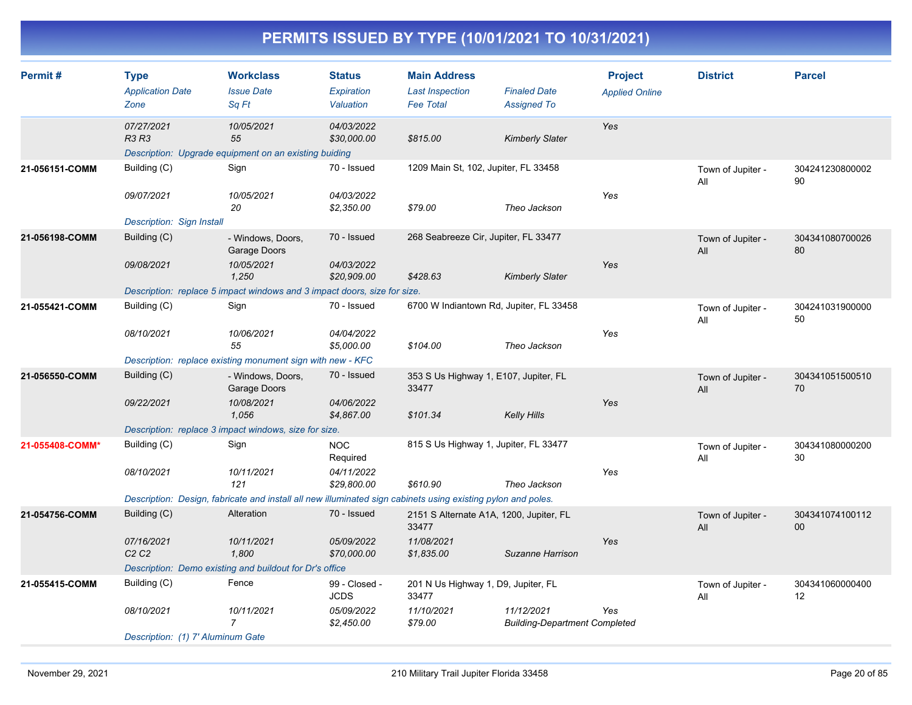# PERMITS ISSUED BY TYPE (10/01/2021 TO 10/31/2021)

| Permit # | Type | Workclass | Status | Main Address | | Project | District | Parcel |
|---|---|---|---|---|---|---|---|---|
| | *Application Date* | *Issue Date* | *Expiration* | *Last Inspection* | *Finaled Date* | *Applied Online* | | |
| | *Zone* | *Sq Ft* | *Valuation* | *Fee Total* | *Assigned To* | | | |
| | *07/27/2021* | *10/05/2021* | *04/03/2022* | | | Yes | | |
| | *R3 R3* | *55* | *$30,000.00* | *$815.00* | *Kimberly Slater* | | | |
| | *Description: Upgrade equipment on an existing buiding* | | | | | | | |
| **21-056151-COMM** | Building (C) | Sign | 70 - Issued | 1209 Main St, 102, Jupiter, FL 33458 | | | Town of Jupiter - All | 30424123080000290 |
| | *09/07/2021* | *10/05/2021* | *04/03/2022* | | | Yes | | |
| | | *20* | *$2,350.00* | *$79.00* | *Theo Jackson* | | | |
| | *Description: Sign Install* | | | | | | | |
| **21-056198-COMM** | Building (C) | - Windows, Doors, Garage Doors | 70 - Issued | 268 Seabreeze Cir, Jupiter, FL 33477 | | | Town of Jupiter - All | 30434108070002680 |
| | *09/08/2021* | *10/05/2021* | *04/03/2022* | | | Yes | | |
| | | *1,250* | *$20,909.00* | *$428.63* | *Kimberly Slater* | | | |
| | *Description: replace 5 impact windows and 3 impact doors, size for size.* | | | | | | | |
| **21-055421-COMM** | Building (C) | Sign | 70 - Issued | 6700 W Indiantown Rd, Jupiter, FL 33458 | | | Town of Jupiter - All | 30424103190000050 |
| | *08/10/2021* | *10/06/2021* | *04/04/2022* | | | Yes | | |
| | | *55* | *$5,000.00* | *$104.00* | *Theo Jackson* | | | |
| | *Description: replace existing monument sign with new - KFC* | | | | | | | |
| **21-056550-COMM** | Building (C) | - Windows, Doors, Garage Doors | 70 - Issued | 353 S Us Highway 1, E107, Jupiter, FL 33477 | | | Town of Jupiter - All | 30434105150051070 |
| | *09/22/2021* | *10/08/2021* | *04/06/2022* | | | Yes | | |
| | | *1,056* | *$4,867.00* | *$101.34* | *Kelly Hills* | | | |
| | *Description: replace 3 impact windows, size for size.* | | | | | | | |
| **21-055408-COMM*** | Building (C) | Sign | NOC Required | 815 S Us Highway 1, Jupiter, FL 33477 | | | Town of Jupiter - All | 30434108000020030 |
| | *08/10/2021* | *10/11/2021* | *04/11/2022* | | | Yes | | |
| | | *121* | *$29,800.00* | *$610.90* | *Theo Jackson* | | | |
| | *Description: Design, fabricate and install all new illuminated sign cabinets using existing pylon and poles.* | | | | | | | |
| **21-054756-COMM** | Building (C) | Alteration | 70 - Issued | 2151 S Alternate A1A, 1200, Jupiter, FL 33477 | | | Town of Jupiter - All | 30434107410011200 |
| | *07/16/2021* | *10/11/2021* | *05/09/2022* | *11/08/2021* | | Yes | | |
| | *C2 C2* | *1,800* | *$70,000.00* | *$1,835.00* | *Suzanne Harrison* | | | |
| | *Description: Demo existing and buildout for Dr's office* | | | | | | | |
| **21-055415-COMM** | Building (C) | Fence | 99 - Closed - JCDS | 201 N Us Highway 1, D9, Jupiter, FL 33477 | | | Town of Jupiter - All | 30434106000040012 |
| | *08/10/2021* | *10/11/2021* | *05/09/2022* | *11/10/2021* | *11/12/2021* | Yes | | |
| | | *7* | *$2,450.00* | *$79.00* | *Building-Department Completed* | | | |
| | *Description: (1) 7' Aluminum Gate* | | | | | | | |

November 29, 2021 — 210 Military Trail Jupiter Florida 33458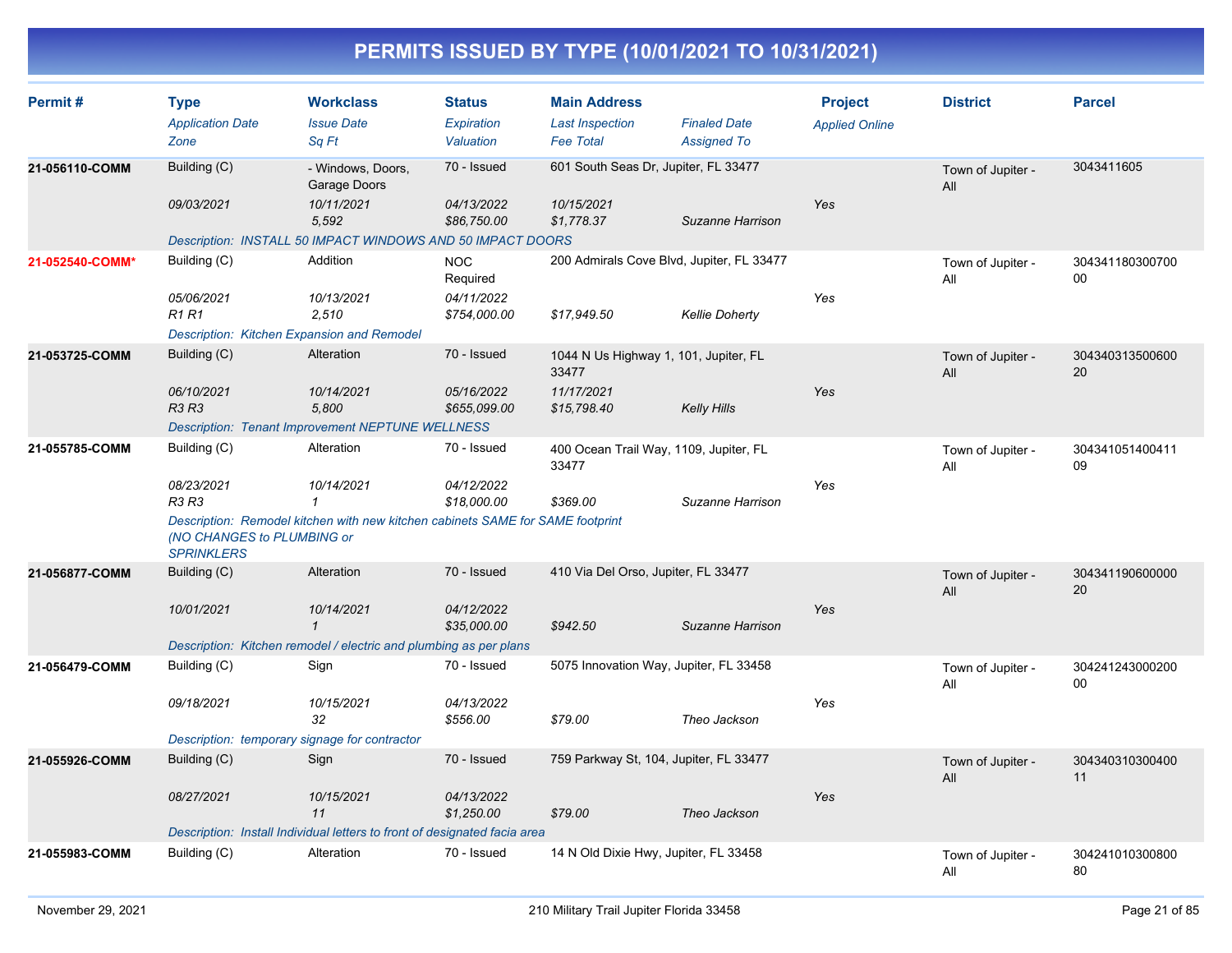# PERMITS ISSUED BY TYPE (10/01/2021 TO 10/31/2021)

| Permit # | Type | Workclass | Status | Main Address | | Project | District | Parcel |
|---|---|---|---|---|---|---|---|---|
| | *Application Date* | *Issue Date* | *Expiration* | *Last Inspection* | *Finaled Date* | *Applied Online* | | |
| | *Zone* | *Sq Ft* | *Valuation* | *Fee Total* | *Assigned To* | | | |
| **21-056110-COMM** | Building (C) | - Windows, Doors, Garage Doors | 70 - Issued | 601 South Seas Dr, Jupiter, FL 33477 | | | Town of Jupiter - All | 3043411605 |
| | *09/03/2021* | *10/11/2021* | *04/13/2022* | *10/15/2021* | | *Yes* | | |
| | | *5,592* | *$86,750.00* | *$1,778.37* | *Suzanne Harrison* | | | |
| | *Description: INSTALL 50 IMPACT WINDOWS AND 50 IMPACT DOORS* | | | | | | | |
| **21-052540-COMM*** | Building (C) | Addition | NOC Required | 200 Admirals Cove Blvd, Jupiter, FL 33477 | | | Town of Jupiter - All | 30434118030070000 |
| | *05/06/2021* | *10/13/2021* | *04/11/2022* | | | *Yes* | | |
| | *R1 R1* | *2,510* | *$754,000.00* | *$17,949.50* | *Kellie Doherty* | | | |
| | *Description: Kitchen Expansion and Remodel* | | | | | | | |
| **21-053725-COMM** | Building (C) | Alteration | 70 - Issued | 1044 N Us Highway 1, 101, Jupiter, FL 33477 | | | Town of Jupiter - All | 30434031350060020 |
| | *06/10/2021* | *10/14/2021* | *05/16/2022* | *11/17/2021* | | *Yes* | | |
| | *R3 R3* | *5,800* | *$655,099.00* | *$15,798.40* | *Kelly Hills* | | | |
| | *Description: Tenant Improvement NEPTUNE WELLNESS* | | | | | | | |
| **21-055785-COMM** | Building (C) | Alteration | 70 - Issued | 400 Ocean Trail Way, 1109, Jupiter, FL 33477 | | | Town of Jupiter - All | 30434105140041109 |
| | *08/23/2021* | *10/14/2021* | *04/12/2022* | | | *Yes* | | |
| | *R3 R3* | *1* | *$18,000.00* | *$369.00* | *Suzanne Harrison* | | | |
| | *Description: Remodel kitchen with new kitchen cabinets SAME for SAME footprint (NO CHANGES to PLUMBING or SPRINKLERS* | | | | | | | |
| **21-056877-COMM** | Building (C) | Alteration | 70 - Issued | 410 Via Del Orso, Jupiter, FL 33477 | | | Town of Jupiter - All | 30434119060000020 |
| | *10/01/2021* | *10/14/2021* | *04/12/2022* | | | *Yes* | | |
| | | *1* | *$35,000.00* | *$942.50* | *Suzanne Harrison* | | | |
| | *Description: Kitchen remodel / electric and plumbing as per plans* | | | | | | | |
| **21-056479-COMM** | Building (C) | Sign | 70 - Issued | 5075 Innovation Way, Jupiter, FL 33458 | | | Town of Jupiter - All | 30424124300020000 |
| | *09/18/2021* | *10/15/2021* | *04/13/2022* | | | *Yes* | | |
| | | *32* | *$556.00* | *$79.00* | *Theo Jackson* | | | |
| | *Description: temporary signage for contractor* | | | | | | | |
| **21-055926-COMM** | Building (C) | Sign | 70 - Issued | 759 Parkway St, 104, Jupiter, FL 33477 | | | Town of Jupiter - All | 30434031030040011 |
| | *08/27/2021* | *10/15/2021* | *04/13/2022* | | | *Yes* | | |
| | | *11* | *$1,250.00* | *$79.00* | *Theo Jackson* | | | |
| | *Description: Install Individual letters to front of designated facia area* | | | | | | | |
| **21-055983-COMM** | Building (C) | Alteration | 70 - Issued | 14 N Old Dixie Hwy, Jupiter, FL 33458 | | | Town of Jupiter - All | 30424101030080080 |

November 29, 2021 — 210 Military Trail Jupiter Florida 33458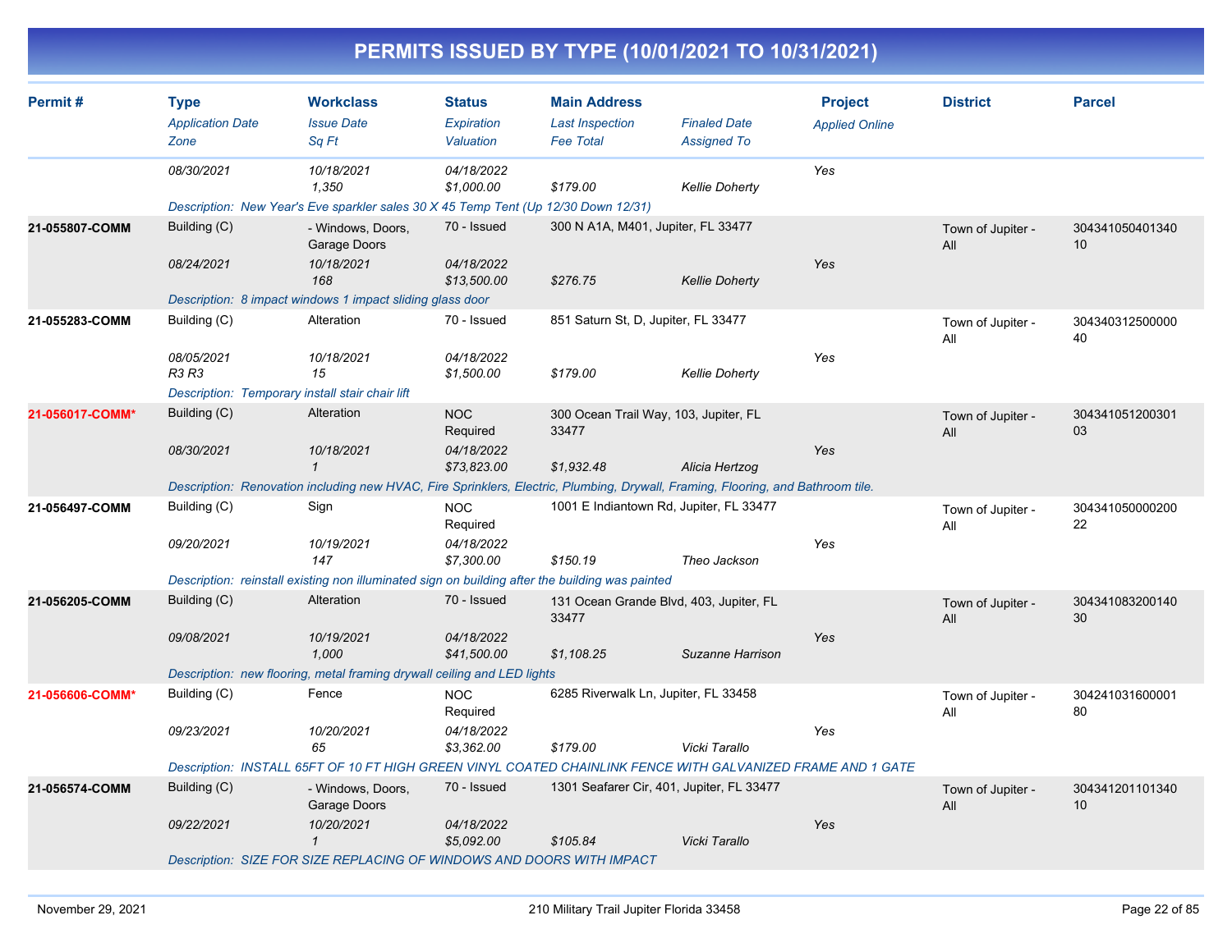# PERMITS ISSUED BY TYPE (10/01/2021 TO 10/31/2021)

| Permit # | Type | Workclass | Status | Main Address | | Project | District | Parcel |
|---|---|---|---|---|---|---|---|---|
| | *Application Date* | *Issue Date* | *Expiration* | *Last Inspection* | *Finaled Date* | *Applied Online* | | |
| | *Zone* | *Sq Ft* | *Valuation* | *Fee Total* | *Assigned To* | | | |
| | *08/30/2021* | *10/18/2021* | *04/18/2022* | | | *Yes* | | |
| | | *1,350* | *$1,000.00* | *$179.00* | *Kellie Doherty* | | | |
| | *Description: New Year's Eve sparkler sales 30 X 45 Temp Tent (Up 12/30 Down 12/31)* | | | | | | | |
| **21-055807-COMM** | Building (C) | - Windows, Doors, Garage Doors | 70 - Issued | 300 N A1A, M401, Jupiter, FL 33477 | | | Town of Jupiter - All | 30434105040134010 |
| | *08/24/2021* | *10/18/2021* | *04/18/2022* | | | *Yes* | | |
| | | *168* | *$13,500.00* | *$276.75* | *Kellie Doherty* | | | |
| | *Description: 8 impact windows 1 impact sliding glass door* | | | | | | | |
| **21-055283-COMM** | Building (C) | Alteration | 70 - Issued | 851 Saturn St, D, Jupiter, FL 33477 | | | Town of Jupiter - All | 30434031250000040 |
| | *08/05/2021* | *10/18/2021* | *04/18/2022* | | | *Yes* | | |
| | *R3 R3* | *15* | *$1,500.00* | *$179.00* | *Kellie Doherty* | | | |
| | *Description: Temporary install stair chair lift* | | | | | | | |
| **21-056017-COMM*** | Building (C) | Alteration | NOC Required | 300 Ocean Trail Way, 103, Jupiter, FL 33477 | | | Town of Jupiter - All | 30434105120030103 |
| | *08/30/2021* | *10/18/2021* | *04/18/2022* | | | *Yes* | | |
| | | *1* | *$73,823.00* | *$1,932.48* | *Alicia Hertzog* | | | |
| | *Description: Renovation including new HVAC, Fire Sprinklers, Electric, Plumbing, Drywall, Framing, Flooring, and Bathroom tile.* | | | | | | | |
| **21-056497-COMM** | Building (C) | Sign | NOC Required | 1001 E Indiantown Rd, Jupiter, FL 33477 | | | Town of Jupiter - All | 30434105000020022 |
| | *09/20/2021* | *10/19/2021* | *04/18/2022* | | | *Yes* | | |
| | | *147* | *$7,300.00* | *$150.19* | *Theo Jackson* | | | |
| | *Description: reinstall existing non illuminated sign on building after the building was painted* | | | | | | | |
| **21-056205-COMM** | Building (C) | Alteration | 70 - Issued | 131 Ocean Grande Blvd, 403, Jupiter, FL 33477 | | | Town of Jupiter - All | 30434108320014030 |
| | *09/08/2021* | *10/19/2021* | *04/18/2022* | | | *Yes* | | |
| | | *1,000* | *$41,500.00* | *$1,108.25* | *Suzanne Harrison* | | | |
| | *Description: new flooring, metal framing drywall ceiling and LED lights* | | | | | | | |
| **21-056606-COMM*** | Building (C) | Fence | NOC Required | 6285 Riverwalk Ln, Jupiter, FL 33458 | | | Town of Jupiter - All | 30424103160000180 |
| | *09/23/2021* | *10/20/2021* | *04/18/2022* | | | *Yes* | | |
| | | *65* | *$3,362.00* | *$179.00* | *Vicki Tarallo* | | | |
| | *Description: INSTALL 65FT OF 10 FT HIGH GREEN VINYL COATED CHAINLINK FENCE WITH GALVANIZED FRAME AND 1 GATE* | | | | | | | |
| **21-056574-COMM** | Building (C) | - Windows, Doors, Garage Doors | 70 - Issued | 1301 Seafarer Cir, 401, Jupiter, FL 33477 | | | Town of Jupiter - All | 30434120110134010 |
| | *09/22/2021* | *10/20/2021* | *04/18/2022* | | | *Yes* | | |
| | | *1* | *$5,092.00* | *$105.84* | *Vicki Tarallo* | | | |
| | *Description: SIZE FOR SIZE REPLACING OF WINDOWS AND DOORS WITH IMPACT* | | | | | | | |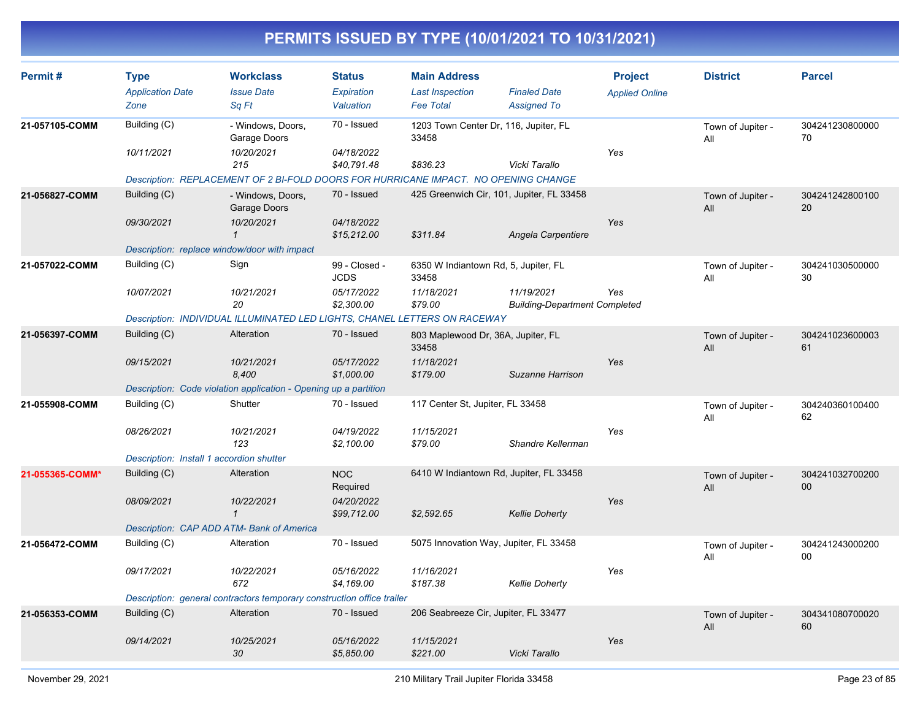# PERMITS ISSUED BY TYPE (10/01/2021 TO 10/31/2021)

| Permit # | Type / Application Date / Zone | Workclass / Issue Date / Sq Ft | Status / Expiration / Valuation | Main Address / Last Inspection / Fee Total | Finaled Date / Assigned To | Project / Applied Online | District | Parcel |
|---|---|---|---|---|---|---|---|---|
| 21-057105-COMM | Building (C) | - Windows, Doors, Garage Doors | 70 - Issued | 1203 Town Center Dr, 116, Jupiter, FL 33458 | | | Town of Jupiter - All | 30424123080000070 |
| | 10/11/2021 | 10/20/2021 | 04/18/2022 | | | Yes | | |
| | | 215 | $40,791.48 | $836.23 | Vicki Tarallo | | | |
| | Description: REPLACEMENT OF 2 BI-FOLD DOORS FOR HURRICANE IMPACT. NO OPENING CHANGE | | | | | | | |
| 21-056827-COMM | Building (C) | - Windows, Doors, Garage Doors | 70 - Issued | 425 Greenwich Cir, 101, Jupiter, FL 33458 | | | Town of Jupiter - All | 30424124280010020 |
| | 09/30/2021 | 10/20/2021 | 04/18/2022 | | | Yes | | |
| | | 1 | $15,212.00 | $311.84 | Angela Carpentiere | | | |
| | Description: replace window/door with impact | | | | | | | |
| 21-057022-COMM | Building (C) | Sign | 99 - Closed - JCDS | 6350 W Indiantown Rd, 5, Jupiter, FL 33458 | | | Town of Jupiter - All | 30424103050000030 |
| | 10/07/2021 | 10/21/2021 | 05/17/2022 | 11/18/2021 | 11/19/2021 | Yes | | |
| | | 20 | $2,300.00 | $79.00 | Building-Department Completed | | | |
| | Description: INDIVIDUAL ILLUMINATED LED LIGHTS, CHANEL LETTERS ON RACEWAY | | | | | | | |
| 21-056397-COMM | Building (C) | Alteration | 70 - Issued | 803 Maplewood Dr, 36A, Jupiter, FL 33458 | | | Town of Jupiter - All | 30424102360000361 |
| | 09/15/2021 | 10/21/2021 | 05/17/2022 | 11/18/2021 | | Yes | | |
| | | 8,400 | $1,000.00 | $179.00 | Suzanne Harrison | | | |
| | Description: Code violation application - Opening up a partition | | | | | | | |
| 21-055908-COMM | Building (C) | Shutter | 70 - Issued | 117 Center St, Jupiter, FL 33458 | | | Town of Jupiter - All | 30424036010040062 |
| | 08/26/2021 | 10/21/2021 | 04/19/2022 | 11/15/2021 | | Yes | | |
| | | 123 | $2,100.00 | $79.00 | Shandre Kellerman | | | |
| | Description: Install 1 accordion shutter | | | | | | | |
| 21-055365-COMM* | Building (C) | Alteration | NOC Required | 6410 W Indiantown Rd, Jupiter, FL 33458 | | | Town of Jupiter - All | 30424103270020000 |
| | 08/09/2021 | 10/22/2021 | 04/20/2022 | | | Yes | | |
| | | 1 | $99,712.00 | $2,592.65 | Kellie Doherty | | | |
| | Description: CAP ADD ATM- Bank of America | | | | | | | |
| 21-056472-COMM | Building (C) | Alteration | 70 - Issued | 5075 Innovation Way, Jupiter, FL 33458 | | | Town of Jupiter - All | 30424124300020000 |
| | 09/17/2021 | 10/22/2021 | 05/16/2022 | 11/16/2021 | | Yes | | |
| | | 672 | $4,169.00 | $187.38 | Kellie Doherty | | | |
| | Description: general contractors temporary construction office trailer | | | | | | | |
| 21-056353-COMM | Building (C) | Alteration | 70 - Issued | 206 Seabreeze Cir, Jupiter, FL 33477 | | | Town of Jupiter - All | 30434108070002060 |
| | 09/14/2021 | 10/25/2021 | 05/16/2022 | 11/15/2021 | | Yes | | |
| | | 30 | $5,850.00 | $221.00 | Vicki Tarallo | | | |

November 29, 2021 — 210 Military Trail Jupiter Florida 33458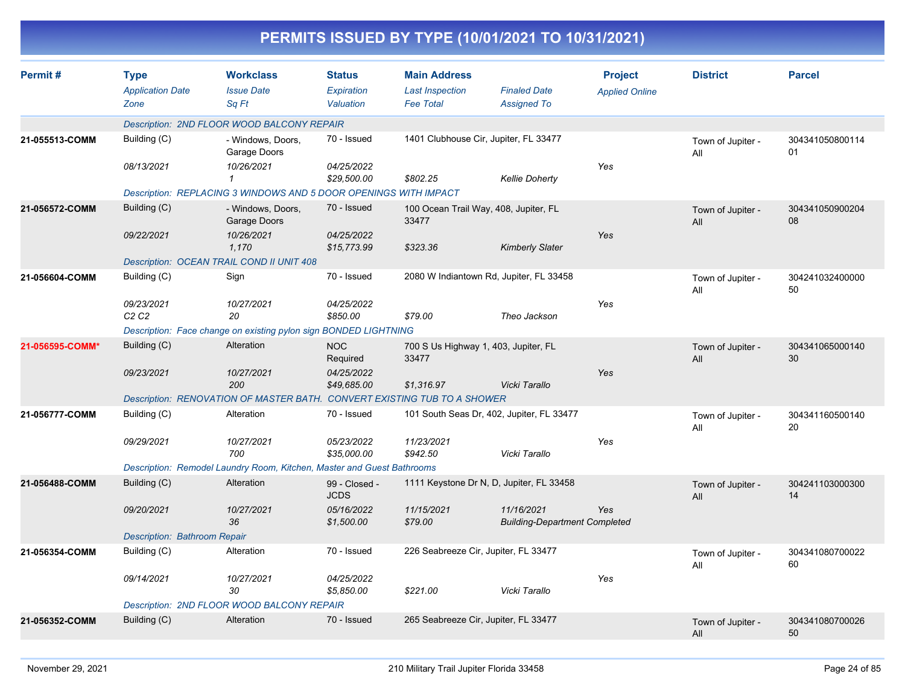# PERMITS ISSUED BY TYPE (10/01/2021 TO 10/31/2021)

| Permit # | Type<br>*Application Date*<br>*Zone* | Workclass<br>*Issue Date*<br>*Sq Ft* | Status<br>*Expiration*<br>*Valuation* | Main Address<br>*Last Inspection*<br>*Fee Total* | *Finaled Date*<br>*Assigned To* | Project<br>*Applied Online* | District | Parcel |
|---|---|---|---|---|---|---|---|---|
| | *Description: 2ND FLOOR WOOD BALCONY REPAIR* | | | | | | | |
| **21-055513-COMM** | Building (C)<br>*08/13/2021* | - Windows, Doors, Garage Doors<br>*10/26/2021*<br>*1* | 70 - Issued<br>*04/25/2022*<br>*$29,500.00* | 1401 Clubhouse Cir, Jupiter, FL 33477<br>*$802.25* | *Kellie Doherty* | Yes | Town of Jupiter - All | 30434105080011401 |
| | *Description: REPLACING 3 WINDOWS AND 5 DOOR OPENINGS WITH IMPACT* | | | | | | | |
| **21-056572-COMM** | Building (C)<br>*09/22/2021* | - Windows, Doors, Garage Doors<br>*10/26/2021*<br>*1,170* | 70 - Issued<br>*04/25/2022*<br>*$15,773.99* | 100 Ocean Trail Way, 408, Jupiter, FL 33477<br>*$323.36* | *Kimberly Slater* | Yes | Town of Jupiter - All | 30434105090020408 |
| | *Description: OCEAN TRAIL COND II UNIT 408* | | | | | | | |
| **21-056604-COMM** | Building (C)<br>*09/23/2021*<br>*C2 C2* | Sign<br>*10/27/2021*<br>*20* | 70 - Issued<br>*04/25/2022*<br>*$850.00* | 2080 W Indiantown Rd, Jupiter, FL 33458<br>*$79.00* | *Theo Jackson* | Yes | Town of Jupiter - All | 30424103240000050 |
| | *Description: Face change on existing pylon sign BONDED LIGHTNING* | | | | | | | |
| **21-056595-COMM*** | Building (C)<br>*09/23/2021* | Alteration<br>*10/27/2021*<br>*200* | NOC Required<br>*04/25/2022*<br>*$49,685.00* | 700 S Us Highway 1, 403, Jupiter, FL 33477<br>*$1,316.97* | *Vicki Tarallo* | Yes | Town of Jupiter - All | 30434106500014030 |
| | *Description: RENOVATION OF MASTER BATH. CONVERT EXISTING TUB TO A SHOWER* | | | | | | | |
| **21-056777-COMM** | Building (C)<br>*09/29/2021* | Alteration<br>*10/27/2021*<br>*700* | 70 - Issued<br>*05/23/2022*<br>*$35,000.00* | 101 South Seas Dr, 402, Jupiter, FL 33477<br>*11/23/2021*<br>*$942.50* | *Vicki Tarallo* | Yes | Town of Jupiter - All | 30434116050014020 |
| | *Description: Remodel Laundry Room, Kitchen, Master and Guest Bathrooms* | | | | | | | |
| **21-056488-COMM** | Building (C)<br>*09/20/2021* | Alteration<br>*10/27/2021*<br>*36* | 99 - Closed - JCDS<br>*05/16/2022*<br>*$1,500.00* | 1111 Keystone Dr N, D, Jupiter, FL 33458<br>*11/15/2021*<br>*$79.00* | *11/16/2021*<br>*Building-Department Completed* | Yes | Town of Jupiter - All | 30424110300030014 |
| | *Description: Bathroom Repair* | | | | | | | |
| **21-056354-COMM** | Building (C)<br>*09/14/2021* | Alteration<br>*10/27/2021*<br>*30* | 70 - Issued<br>*04/25/2022*<br>*$5,850.00* | 226 Seabreeze Cir, Jupiter, FL 33477<br>*$221.00* | *Vicki Tarallo* | Yes | Town of Jupiter - All | 30434108070002260 |
| | *Description: 2ND FLOOR WOOD BALCONY REPAIR* | | | | | | | |
| **21-056352-COMM** | Building (C) | Alteration | 70 - Issued | 265 Seabreeze Cir, Jupiter, FL 33477 | | | Town of Jupiter - All | 30434108070002650 |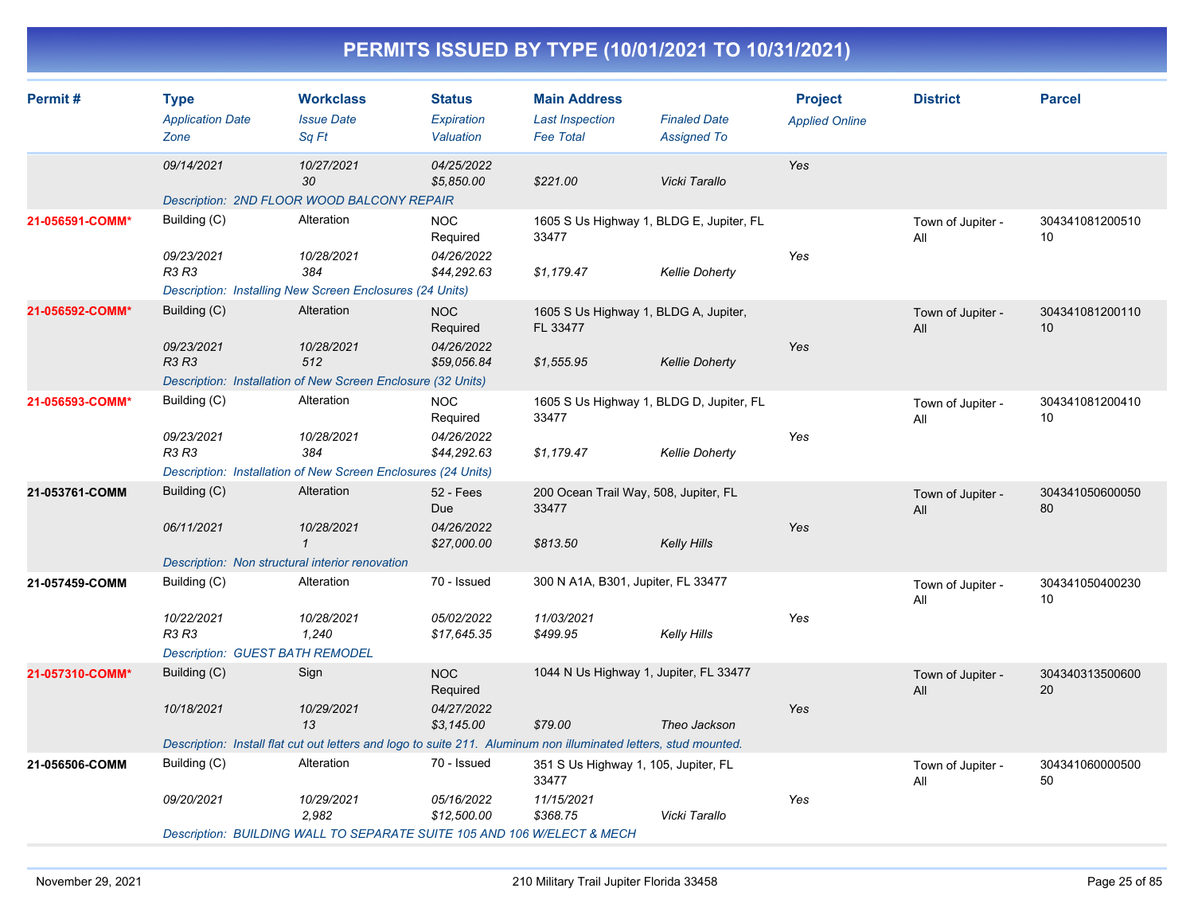# PERMITS ISSUED BY TYPE (10/01/2021 TO 10/31/2021)

| Permit # | Type<br>*Application Date*<br>*Zone* | Workclass<br>*Issue Date*<br>*Sq Ft* | Status<br>*Expiration*<br>*Valuation* | Main Address<br>*Last Inspection*<br>*Fee Total* | *Finaled Date*<br>*Assigned To* | Project<br>*Applied Online* | District | Parcel |
|---|---|---|---|---|---|---|---|---|
| | *09/14/2021* | *10/27/2021*<br>*30* | *04/25/2022*<br>*$5,850.00* | *$221.00* | *Vicki Tarallo* | *Yes* | | |
| | *Description: 2ND FLOOR WOOD BALCONY REPAIR* | | | | | | | |
| **21-056591-COMM*** | Building (C)<br>*09/23/2021*<br>*R3 R3* | Alteration<br>*10/28/2021*<br>*384* | NOC Required<br>*04/26/2022*<br>*$44,292.63* | 1605 S Us Highway 1, BLDG E, Jupiter, FL 33477<br>*$1,179.47* | *Kellie Doherty* | *Yes* | Town of Jupiter - All | 30434108120051010 |
| | *Description: Installing New Screen Enclosures (24 Units)* | | | | | | | |
| **21-056592-COMM*** | Building (C)<br>*09/23/2021*<br>*R3 R3* | Alteration<br>*10/28/2021*<br>*512* | NOC Required<br>*04/26/2022*<br>*$59,056.84* | 1605 S Us Highway 1, BLDG A, Jupiter, FL 33477<br>*$1,555.95* | *Kellie Doherty* | *Yes* | Town of Jupiter - All | 30434108120011010 |
| | *Description: Installation of New Screen Enclosure (32 Units)* | | | | | | | |
| **21-056593-COMM*** | Building (C)<br>*09/23/2021*<br>*R3 R3* | Alteration<br>*10/28/2021*<br>*384* | NOC Required<br>*04/26/2022*<br>*$44,292.63* | 1605 S Us Highway 1, BLDG D, Jupiter, FL 33477<br>*$1,179.47* | *Kellie Doherty* | *Yes* | Town of Jupiter - All | 30434108120041010 |
| | *Description: Installation of New Screen Enclosures (24 Units)* | | | | | | | |
| **21-053761-COMM** | Building (C)<br>*06/11/2021* | Alteration<br>*10/28/2021*<br>*1* | 52 - Fees Due<br>*04/26/2022*<br>*$27,000.00* | 200 Ocean Trail Way, 508, Jupiter, FL 33477<br>*$813.50* | *Kelly Hills* | *Yes* | Town of Jupiter - All | 30434105060005080 |
| | *Description: Non structural interior renovation* | | | | | | | |
| **21-057459-COMM** | Building (C)<br>*10/22/2021*<br>*R3 R3* | Alteration<br>*10/28/2021*<br>*1,240* | 70 - Issued<br>*05/02/2022*<br>*$17,645.35* | 300 N A1A, B301, Jupiter, FL 33477<br>*11/03/2021*<br>*$499.95* | *Kelly Hills* | *Yes* | Town of Jupiter - All | 30434105040023010 |
| | *Description: GUEST BATH REMODEL* | | | | | | | |
| **21-057310-COMM*** | Building (C)<br>*10/18/2021* | Sign<br>*10/29/2021*<br>*13* | NOC Required<br>*04/27/2022*<br>*$3,145.00* | 1044 N Us Highway 1, Jupiter, FL 33477<br>*$79.00* | *Theo Jackson* | *Yes* | Town of Jupiter - All | 30434031350060020 |
| | *Description: Install flat cut out letters and logo to suite 211. Aluminum non illuminated letters, stud mounted.* | | | | | | | |
| **21-056506-COMM** | Building (C)<br>*09/20/2021* | Alteration<br>*10/29/2021*<br>*2,982* | 70 - Issued<br>*05/16/2022*<br>*$12,500.00* | 351 S Us Highway 1, 105, Jupiter, FL 33477<br>*11/15/2021*<br>*$368.75* | *Vicki Tarallo* | *Yes* | Town of Jupiter - All | 30434106000050050 |
| | *Description: BUILDING WALL TO SEPARATE SUITE 105 AND 106 W/ELECT & MECH* | | | | | | | |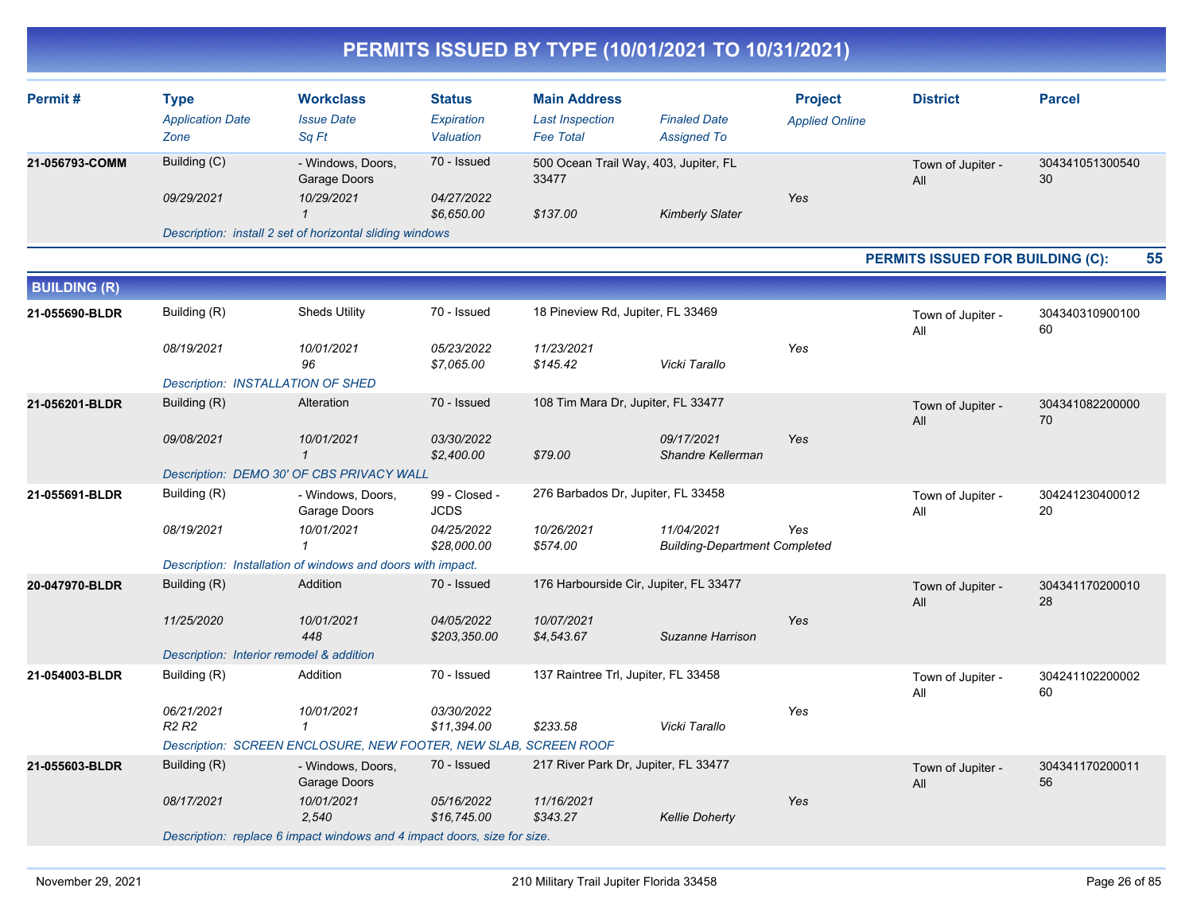# PERMITS ISSUED BY TYPE (10/01/2021 TO 10/31/2021)

| Permit # | Type / Application Date / Zone | Workclass / Issue Date / Sq Ft | Status / Expiration / Valuation | Main Address / Last Inspection / Fee Total | Finaled Date / Assigned To | Project / Applied Online | District | Parcel |
|---|---|---|---|---|---|---|---|---|
| 21-056793-COMM | Building (C) | - Windows, Doors, Garage Doors | 70 - Issued | 500 Ocean Trail Way, 403, Jupiter, FL 33477 | | | Town of Jupiter - All | 30434105130054030 |
| | 09/29/2021 | 10/29/2021 | 04/27/2022 | | | Yes | | |
| | | 1 | $6,650.00 | $137.00 | Kimberly Slater | | | |
| | Description: install 2 set of horizontal sliding windows | | | | | | | |

**PERMITS ISSUED FOR BUILDING (C): 55**

## BUILDING (R)

| Permit # | Type / Application Date / Zone | Workclass / Issue Date / Sq Ft | Status / Expiration / Valuation | Main Address / Last Inspection / Fee Total | Finaled Date / Assigned To | Project / Applied Online | District | Parcel |
|---|---|---|---|---|---|---|---|---|
| 21-055690-BLDR | Building (R) | Sheds Utility | 70 - Issued | 18 Pineview Rd, Jupiter, FL 33469 | | | Town of Jupiter - All | 30434031090010060 |
| | 08/19/2021 | 10/01/2021 | 05/23/2022 | 11/23/2021 | | Yes | | |
| | | 96 | $7,065.00 | $145.42 | Vicki Tarallo | | | |
| | Description: INSTALLATION OF SHED | | | | | | | |
| 21-056201-BLDR | Building (R) | Alteration | 70 - Issued | 108 Tim Mara Dr, Jupiter, FL 33477 | | | Town of Jupiter - All | 30434108220000070 |
| | 09/08/2021 | 10/01/2021 | 03/30/2022 | | 09/17/2021 | Yes | | |
| | | 1 | $2,400.00 | $79.00 | Shandre Kellerman | | | |
| | Description: DEMO 30' OF CBS PRIVACY WALL | | | | | | | |
| 21-055691-BLDR | Building (R) | - Windows, Doors, Garage Doors | 99 - Closed - JCDS | 276 Barbados Dr, Jupiter, FL 33458 | | | Town of Jupiter - All | 30424123040001220 |
| | 08/19/2021 | 10/01/2021 | 04/25/2022 | 10/26/2021 | 11/04/2021 | Yes | | |
| | | 1 | $28,000.00 | $574.00 | Building-Department Completed | | | |
| | Description: Installation of windows and doors with impact. | | | | | | | |
| 20-047970-BLDR | Building (R) | Addition | 70 - Issued | 176 Harbourside Cir, Jupiter, FL 33477 | | | Town of Jupiter - All | 30434117020001028 |
| | 11/25/2020 | 10/01/2021 | 04/05/2022 | 10/07/2021 | | Yes | | |
| | | 448 | $203,350.00 | $4,543.67 | Suzanne Harrison | | | |
| | Description: Interior remodel & addition | | | | | | | |
| 21-054003-BLDR | Building (R) | Addition | 70 - Issued | 137 Raintree Trl, Jupiter, FL 33458 | | | Town of Jupiter - All | 30424110220000260 |
| | 06/21/2021 | 10/01/2021 | 03/30/2022 | | | Yes | | |
| | R2 R2 | 1 | $11,394.00 | $233.58 | Vicki Tarallo | | | |
| | Description: SCREEN ENCLOSURE, NEW FOOTER, NEW SLAB, SCREEN ROOF | | | | | | | |
| 21-055603-BLDR | Building (R) | - Windows, Doors, Garage Doors | 70 - Issued | 217 River Park Dr, Jupiter, FL 33477 | | | Town of Jupiter - All | 30434117020001156 |
| | 08/17/2021 | 10/01/2021 | 05/16/2022 | 11/16/2021 | | Yes | | |
| | | 2,540 | $16,745.00 | $343.27 | Kellie Doherty | | | |
| | Description: replace 6 impact windows and 4 impact doors, size for size. | | | | | | | |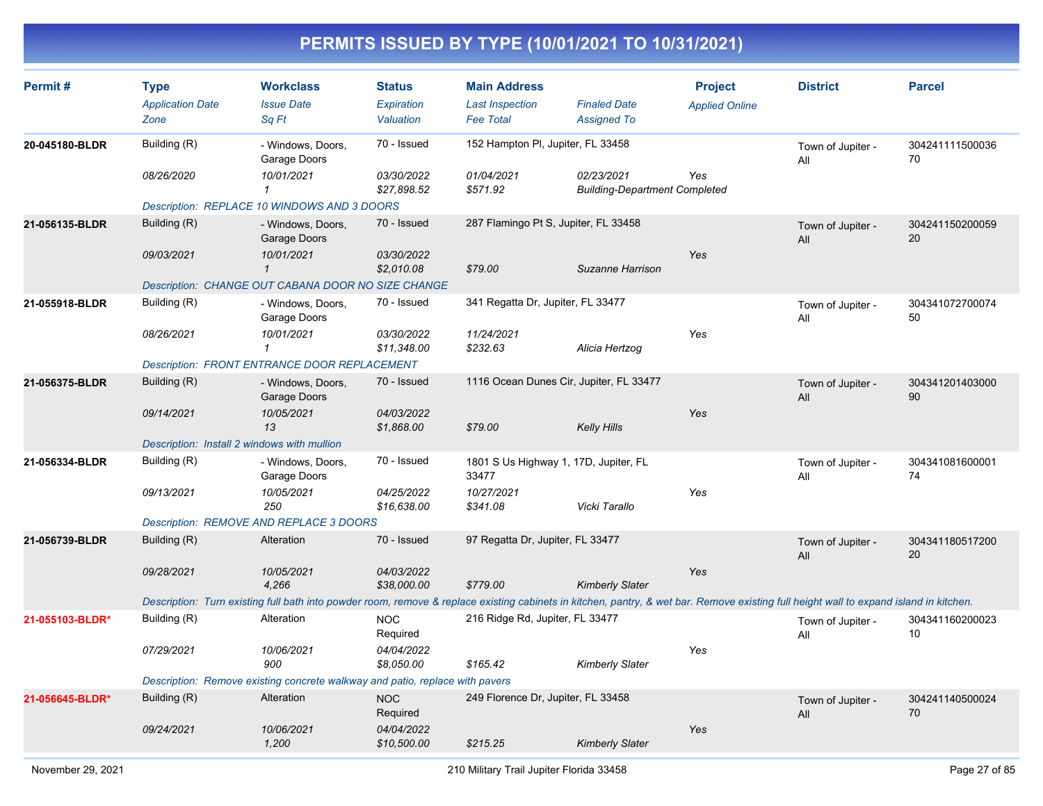# PERMITS ISSUED BY TYPE (10/01/2021 TO 10/31/2021)

| Permit # | Type | Workclass | Status | Main Address | | Project | District | Parcel |
|---|---|---|---|---|---|---|---|---|
| | *Application Date* | *Issue Date* | *Expiration* | *Last Inspection* | *Finaled Date* | *Applied Online* | | |
| | *Zone* | *Sq Ft* | *Valuation* | *Fee Total* | *Assigned To* | | | |
| **20-045180-BLDR** | Building (R) | - Windows, Doors, Garage Doors | 70 - Issued | 152 Hampton Pl, Jupiter, FL 33458 | | | Town of Jupiter - All | 30424111150003670 |
| | *08/26/2020* | *10/01/2021* | *03/30/2022* | *01/04/2021* | *02/23/2021* | Yes | | |
| | | *1* | *$27,898.52* | *$571.92* | *Building-Department Completed* | | | |
| | *Description: REPLACE 10 WINDOWS AND 3 DOORS* | | | | | | | |
| **21-056135-BLDR** | Building (R) | - Windows, Doors, Garage Doors | 70 - Issued | 287 Flamingo Pt S, Jupiter, FL 33458 | | | Town of Jupiter - All | 30424115020005920 |
| | *09/03/2021* | *10/01/2021* | *03/30/2022* | | | Yes | | |
| | | *1* | *$2,010.08* | *$79.00* | *Suzanne Harrison* | | | |
| | *Description: CHANGE OUT CABANA DOOR NO SIZE CHANGE* | | | | | | | |
| **21-055918-BLDR** | Building (R) | - Windows, Doors, Garage Doors | 70 - Issued | 341 Regatta Dr, Jupiter, FL 33477 | | | Town of Jupiter - All | 30434107270007450 |
| | *08/26/2021* | *10/01/2021* | *03/30/2022* | *11/24/2021* | | Yes | | |
| | | *1* | *$11,348.00* | *$232.63* | *Alicia Hertzog* | | | |
| | *Description: FRONT ENTRANCE DOOR REPLACEMENT* | | | | | | | |
| **21-056375-BLDR** | Building (R) | - Windows, Doors, Garage Doors | 70 - Issued | 1116 Ocean Dunes Cir, Jupiter, FL 33477 | | | Town of Jupiter - All | 30434120140300090 |
| | *09/14/2021* | *10/05/2021* | *04/03/2022* | | | Yes | | |
| | | *13* | *$1,868.00* | *$79.00* | *Kelly Hills* | | | |
| | *Description: Install 2 windows with mullion* | | | | | | | |
| **21-056334-BLDR** | Building (R) | - Windows, Doors, Garage Doors | 70 - Issued | 1801 S Us Highway 1, 17D, Jupiter, FL 33477 | | | Town of Jupiter - All | 30434108160000174 |
| | *09/13/2021* | *10/05/2021* | *04/25/2022* | *10/27/2021* | | Yes | | |
| | | *250* | *$16,638.00* | *$341.08* | *Vicki Tarallo* | | | |
| | *Description: REMOVE AND REPLACE 3 DOORS* | | | | | | | |
| **21-056739-BLDR** | Building (R) | Alteration | 70 - Issued | 97 Regatta Dr, Jupiter, FL 33477 | | | Town of Jupiter - All | 30434118051720020 |
| | *09/28/2021* | *10/05/2021* | *04/03/2022* | | | Yes | | |
| | | *4,266* | *$38,000.00* | *$779.00* | *Kimberly Slater* | | | |
| | *Description: Turn existing full bath into powder room, remove & replace existing cabinets in kitchen, pantry, & wet bar. Remove existing full height wall to expand island in kitchen.* | | | | | | | |
| **21-055103-BLDR*** | Building (R) | Alteration | NOC Required | 216 Ridge Rd, Jupiter, FL 33477 | | | Town of Jupiter - All | 30434116020002310 |
| | *07/29/2021* | *10/06/2021* | *04/04/2022* | | | Yes | | |
| | | *900* | *$8,050.00* | *$165.42* | *Kimberly Slater* | | | |
| | *Description: Remove existing concrete walkway and patio, replace with pavers* | | | | | | | |
| **21-056645-BLDR*** | Building (R) | Alteration | NOC Required | 249 Florence Dr, Jupiter, FL 33458 | | | Town of Jupiter - All | 30424114050002470 |
| | *09/24/2021* | *10/06/2021* | *04/04/2022* | | | Yes | | |
| | | *1,200* | *$10,500.00* | *$215.25* | *Kimberly Slater* | | | |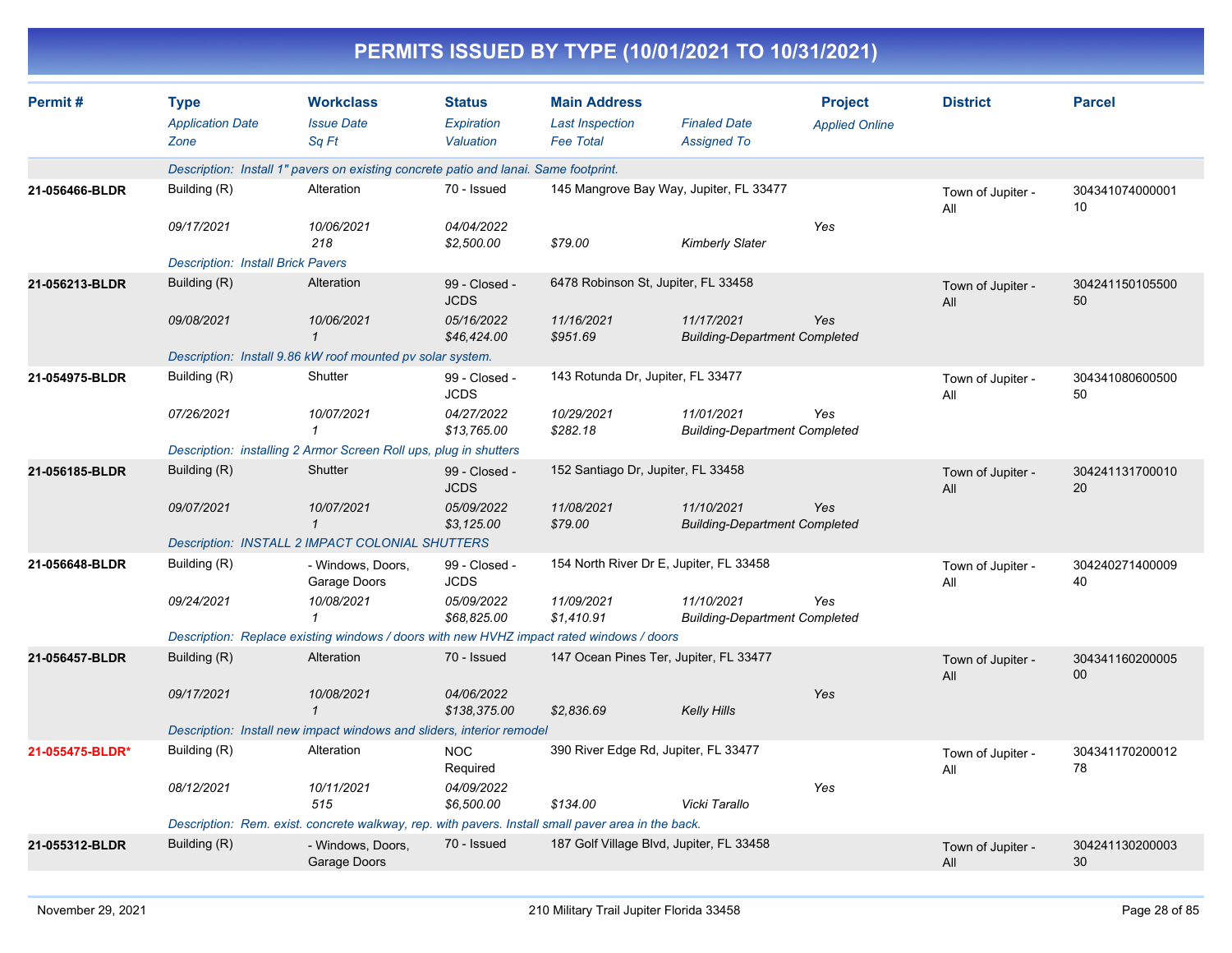# PERMITS ISSUED BY TYPE (10/01/2021 TO 10/31/2021)

| Permit # | Type | Workclass | Status | Main Address | | Project | District | Parcel |
|---|---|---|---|---|---|---|---|---|
| | *Application Date* | *Issue Date* | *Expiration* | *Last Inspection* | *Finaled Date* | *Applied Online* | | |
| | *Zone* | *Sq Ft* | *Valuation* | *Fee Total* | *Assigned To* | | | |
| | *Description: Install 1" pavers on existing concrete patio and lanai. Same footprint.* | | | | | | | |
| **21-056466-BLDR** | Building (R) | Alteration | 70 - Issued | 145 Mangrove Bay Way, Jupiter, FL 33477 | | | Town of Jupiter - All | 30434107400000110 |
| | *09/17/2021* | *10/06/2021* | *04/04/2022* | | | Yes | | |
| | | *218* | *$2,500.00* | *$79.00* | *Kimberly Slater* | | | |
| | *Description: Install Brick Pavers* | | | | | | | |
| **21-056213-BLDR** | Building (R) | Alteration | 99 - Closed - JCDS | 6478 Robinson St, Jupiter, FL 33458 | | | Town of Jupiter - All | 30424115010550050 |
| | *09/08/2021* | *10/06/2021* | *05/16/2022* | *11/16/2021* | *11/17/2021* | Yes | | |
| | | *1* | *$46,424.00* | *$951.69* | *Building-Department Completed* | | | |
| | *Description: Install 9.86 kW roof mounted pv solar system.* | | | | | | | |
| **21-054975-BLDR** | Building (R) | Shutter | 99 - Closed - JCDS | 143 Rotunda Dr, Jupiter, FL 33477 | | | Town of Jupiter - All | 30434108060050050 |
| | *07/26/2021* | *10/07/2021* | *04/27/2022* | *10/29/2021* | *11/01/2021* | Yes | | |
| | | *1* | *$13,765.00* | *$282.18* | *Building-Department Completed* | | | |
| | *Description: installing 2 Armor Screen Roll ups, plug in shutters* | | | | | | | |
| **21-056185-BLDR** | Building (R) | Shutter | 99 - Closed - JCDS | 152 Santiago Dr, Jupiter, FL 33458 | | | Town of Jupiter - All | 30424113170001020 |
| | *09/07/2021* | *10/07/2021* | *05/09/2022* | *11/08/2021* | *11/10/2021* | Yes | | |
| | | *1* | *$3,125.00* | *$79.00* | *Building-Department Completed* | | | |
| | *Description: INSTALL 2 IMPACT COLONIAL SHUTTERS* | | | | | | | |
| **21-056648-BLDR** | Building (R) | - Windows, Doors, Garage Doors | 99 - Closed - JCDS | 154 North River Dr E, Jupiter, FL 33458 | | | Town of Jupiter - All | 30424027140000940 |
| | *09/24/2021* | *10/08/2021* | *05/09/2022* | *11/09/2021* | *11/10/2021* | Yes | | |
| | | *1* | *$68,825.00* | *$1,410.91* | *Building-Department Completed* | | | |
| | *Description: Replace existing windows / doors with new HVHZ impact rated windows / doors* | | | | | | | |
| **21-056457-BLDR** | Building (R) | Alteration | 70 - Issued | 147 Ocean Pines Ter, Jupiter, FL 33477 | | | Town of Jupiter - All | 30434116020000500 |
| | *09/17/2021* | *10/08/2021* | *04/06/2022* | | | Yes | | |
| | | *1* | *$138,375.00* | *$2,836.69* | *Kelly Hills* | | | |
| | *Description: Install new impact windows and sliders, interior remodel* | | | | | | | |
| **21-055475-BLDR*** | Building (R) | Alteration | NOC Required | 390 River Edge Rd, Jupiter, FL 33477 | | | Town of Jupiter - All | 30434117020001278 |
| | *08/12/2021* | *10/11/2021* | *04/09/2022* | | | Yes | | |
| | | *515* | *$6,500.00* | *$134.00* | *Vicki Tarallo* | | | |
| | *Description: Rem. exist. concrete walkway, rep. with pavers. Install small paver area in the back.* | | | | | | | |
| **21-055312-BLDR** | Building (R) | - Windows, Doors, Garage Doors | 70 - Issued | 187 Golf Village Blvd, Jupiter, FL 33458 | | | Town of Jupiter - All | 30424113020000330 |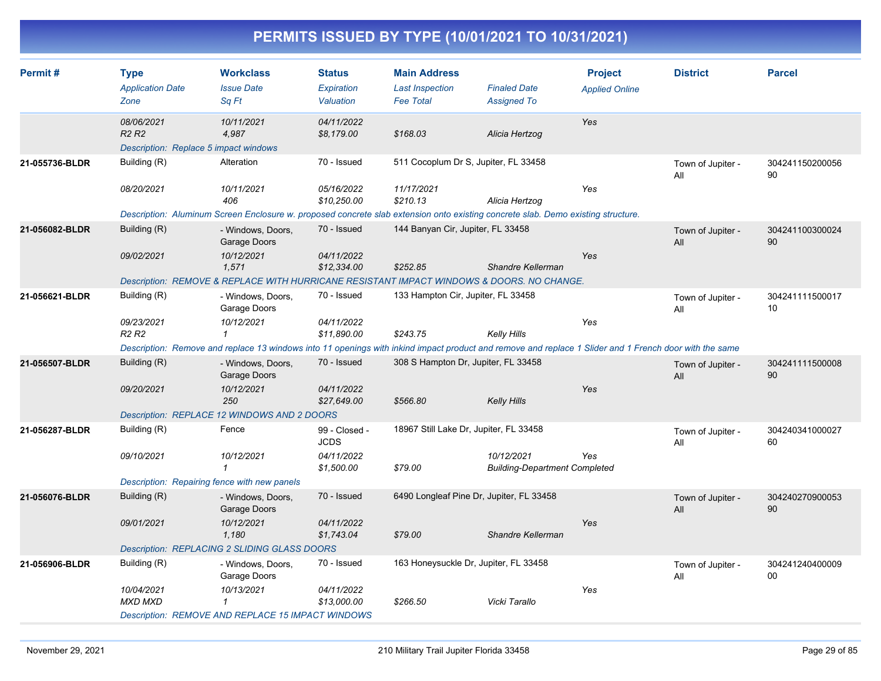# PERMITS ISSUED BY TYPE (10/01/2021 TO 10/31/2021)

| Permit # | Type<br>*Application Date*<br>*Zone* | Workclass<br>*Issue Date*<br>*Sq Ft* | Status<br>*Expiration*<br>*Valuation* | Main Address<br>*Last Inspection*<br>*Fee Total* | *Finaled Date*<br>*Assigned To* | Project<br>*Applied Online* | District | Parcel |
|---|---|---|---|---|---|---|---|---|
| | *08/06/2021*<br>*R2 R2* | *10/11/2021*<br>*4,987* | *04/11/2022*<br>*$8,179.00* | *$168.03* | *Alicia Hertzog* | *Yes* | | |
| | *Description: Replace 5 impact windows* | | | | | | | |
| **21-055736-BLDR** | Building (R)<br>*08/20/2021* | Alteration<br>*10/11/2021*<br>*406* | 70 - Issued<br>*05/16/2022*<br>*$10,250.00* | 511 Cocoplum Dr S, Jupiter, FL 33458<br>*11/17/2021*<br>*$210.13* | *Alicia Hertzog* | *Yes* | Town of Jupiter - All | 30424115020005690 |
| | *Description: Aluminum Screen Enclosure w. proposed concrete slab extension onto existing concrete slab. Demo existing structure.* | | | | | | | |
| **21-056082-BLDR** | Building (R)<br>*09/02/2021* | - Windows, Doors, Garage Doors<br>*10/12/2021*<br>*1,571* | 70 - Issued<br>*04/11/2022*<br>*$12,334.00* | 144 Banyan Cir, Jupiter, FL 33458<br>*$252.85* | *Shandre Kellerman* | *Yes* | Town of Jupiter - All | 30424110030002490 |
| | *Description: REMOVE & REPLACE WITH HURRICANE RESISTANT IMPACT WINDOWS & DOORS. NO CHANGE.* | | | | | | | |
| **21-056621-BLDR** | Building (R)<br>*09/23/2021*<br>*R2 R2* | - Windows, Doors, Garage Doors<br>*10/12/2021*<br>*1* | 70 - Issued<br>*04/11/2022*<br>*$11,890.00* | 133 Hampton Cir, Jupiter, FL 33458<br>*$243.75* | *Kelly Hills* | *Yes* | Town of Jupiter - All | 30424111150001710 |
| | *Description: Remove and replace 13 windows into 11 openings with inkind impact product and remove and replace 1 Slider and 1 French door with the same* | | | | | | | |
| **21-056507-BLDR** | Building (R)<br>*09/20/2021* | - Windows, Doors, Garage Doors<br>*10/12/2021*<br>*250* | 70 - Issued<br>*04/11/2022*<br>*$27,649.00* | 308 S Hampton Dr, Jupiter, FL 33458<br>*$566.80* | *Kelly Hills* | *Yes* | Town of Jupiter - All | 30424111150000890 |
| | *Description: REPLACE 12 WINDOWS AND 2 DOORS* | | | | | | | |
| **21-056287-BLDR** | Building (R)<br>*09/10/2021* | Fence<br>*10/12/2021*<br>*1* | 99 - Closed - JCDS<br>*04/11/2022*<br>*$1,500.00* | 18967 Still Lake Dr, Jupiter, FL 33458<br>*$79.00* | *10/12/2021*<br>*Building-Department Completed* | *Yes* | Town of Jupiter - All | 30424034100002760 |
| | *Description: Repairing fence with new panels* | | | | | | | |
| **21-056076-BLDR** | Building (R)<br>*09/01/2021* | - Windows, Doors, Garage Doors<br>*10/12/2021*<br>*1,180* | 70 - Issued<br>*04/11/2022*<br>*$1,743.04* | 6490 Longleaf Pine Dr, Jupiter, FL 33458<br>*$79.00* | *Shandre Kellerman* | *Yes* | Town of Jupiter - All | 30424027090005390 |
| | *Description: REPLACING 2 SLIDING GLASS DOORS* | | | | | | | |
| **21-056906-BLDR** | Building (R)<br>*10/04/2021*<br>*MXD MXD* | - Windows, Doors, Garage Doors<br>*10/13/2021*<br>*1* | 70 - Issued<br>*04/11/2022*<br>*$13,000.00* | 163 Honeysuckle Dr, Jupiter, FL 33458<br>*$266.50* | *Vicki Tarallo* | *Yes* | Town of Jupiter - All | 30424124040000900 |
| | *Description: REMOVE AND REPLACE 15 IMPACT WINDOWS* | | | | | | | |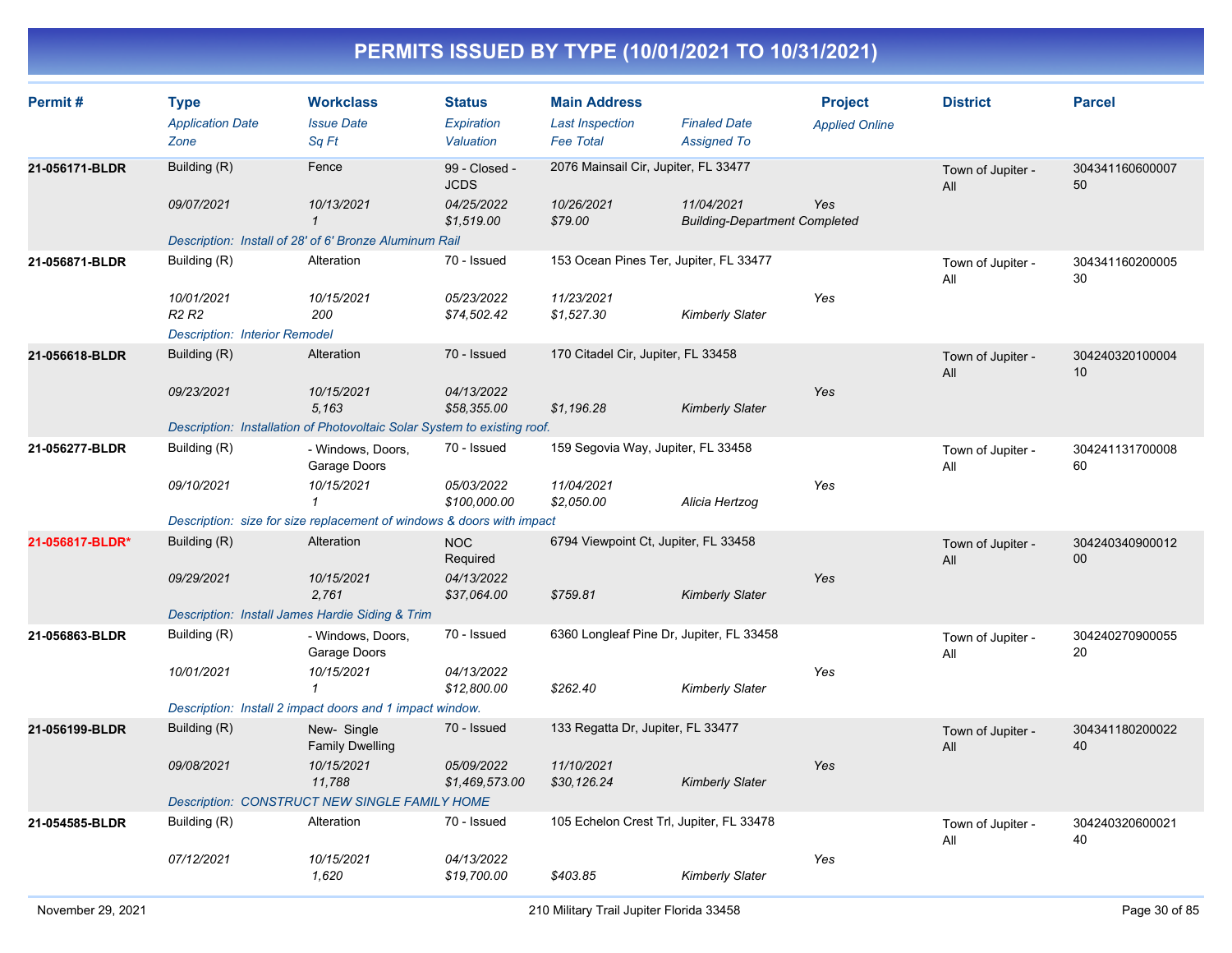# PERMITS ISSUED BY TYPE (10/01/2021 TO 10/31/2021)

| Permit # | Type / *Application Date* / *Zone* | Workclass / *Issue Date* / *Sq Ft* | Status / *Expiration* / *Valuation* | Main Address / *Last Inspection* / *Fee Total* | *Finaled Date* / *Assigned To* | Project / *Applied Online* | District | Parcel |
|---|---|---|---|---|---|---|---|---|
| **21-056171-BLDR** | Building (R) / *09/07/2021* | Fence / *10/13/2021* / *1* | 99 - Closed - JCDS / *04/25/2022* / *$1,519.00* | 2076 Mainsail Cir, Jupiter, FL 33477 / *10/26/2021* / *$79.00* | *11/04/2021* / *Building-Department Completed* | *Yes* | Town of Jupiter - All | 30434116060000750 |
| | *Description: Install of 28' of 6' Bronze Aluminum Rail* | | | | | | | |
| **21-056871-BLDR** | Building (R) / *10/01/2021* / *R2 R2* | Alteration / *10/15/2021* / *200* | 70 - Issued / *05/23/2022* / *$74,502.42* | 153 Ocean Pines Ter, Jupiter, FL 33477 / *11/23/2021* / *$1,527.30* | *Kimberly Slater* | *Yes* | Town of Jupiter - All | 30434116020000530 |
| | *Description: Interior Remodel* | | | | | | | |
| **21-056618-BLDR** | Building (R) / *09/23/2021* | Alteration / *10/15/2021* / *5,163* | 70 - Issued / *04/13/2022* / *$58,355.00* | 170 Citadel Cir, Jupiter, FL 33458 / *$1,196.28* | *Kimberly Slater* | *Yes* | Town of Jupiter - All | 30424032010000410 |
| | *Description: Installation of Photovoltaic Solar System to existing roof.* | | | | | | | |
| **21-056277-BLDR** | Building (R) / *09/10/2021* | - Windows, Doors, Garage Doors / *10/15/2021* / *1* | 70 - Issued / *05/03/2022* / *$100,000.00* | 159 Segovia Way, Jupiter, FL 33458 / *11/04/2021* / *$2,050.00* | *Alicia Hertzog* | *Yes* | Town of Jupiter - All | 30424113170000860 |
| | *Description: size for size replacement of windows & doors with impact* | | | | | | | |
| **21-056817-BLDR*** | Building (R) / *09/29/2021* | Alteration / *10/15/2021* / *2,761* | NOC Required / *04/13/2022* / *$37,064.00* | 6794 Viewpoint Ct, Jupiter, FL 33458 / *$759.81* | *Kimberly Slater* | *Yes* | Town of Jupiter - All | 30424034090001200 |
| | *Description: Install James Hardie Siding & Trim* | | | | | | | |
| **21-056863-BLDR** | Building (R) / *10/01/2021* | - Windows, Doors, Garage Doors / *10/15/2021* / *1* | 70 - Issued / *04/13/2022* / *$12,800.00* | 6360 Longleaf Pine Dr, Jupiter, FL 33458 / *$262.40* | *Kimberly Slater* | *Yes* | Town of Jupiter - All | 30424027090005520 |
| | *Description: Install 2 impact doors and 1 impact window.* | | | | | | | |
| **21-056199-BLDR** | Building (R) / *09/08/2021* | New- Single Family Dwelling / *10/15/2021* / *11,788* | 70 - Issued / *05/09/2022* / *$1,469,573.00* | 133 Regatta Dr, Jupiter, FL 33477 / *11/10/2021* / *$30,126.24* | *Kimberly Slater* | *Yes* | Town of Jupiter - All | 30434118020002240 |
| | *Description: CONSTRUCT NEW SINGLE FAMILY HOME* | | | | | | | |
| **21-054585-BLDR** | Building (R) / *07/12/2021* | Alteration / *10/15/2021* / *1,620* | 70 - Issued / *04/13/2022* / *$19,700.00* | 105 Echelon Crest Trl, Jupiter, FL 33478 / *$403.85* | *Kimberly Slater* | *Yes* | Town of Jupiter - All | 30424032060002140 |

November 29, 2021 — 210 Military Trail Jupiter Florida 33458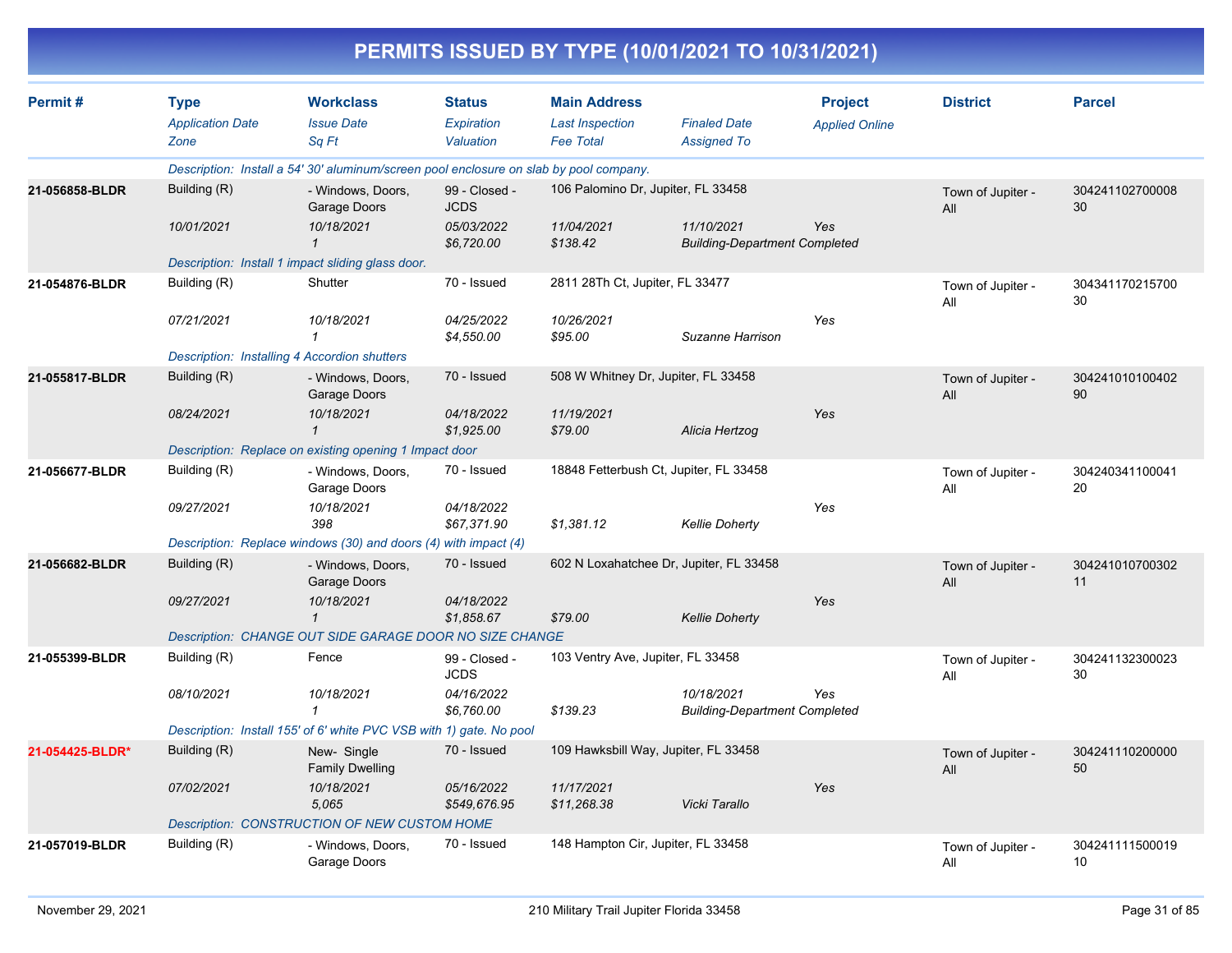# PERMITS ISSUED BY TYPE (10/01/2021 TO 10/31/2021)

| Permit # | Type / Application Date / Zone | Workclass / Issue Date / Sq Ft | Status / Expiration / Valuation | Main Address / Last Inspection / Fee Total | Finaled Date / Assigned To | Project / Applied Online | District | Parcel |
|---|---|---|---|---|---|---|---|---|
| | Description: Install a 54' 30' aluminum/screen pool enclosure on slab by pool company. | | | | | | | |
| 21-056858-BLDR | Building (R) | - Windows, Doors, Garage Doors | 99 - Closed - JCDS | 106 Palomino Dr, Jupiter, FL 33458 | | | Town of Jupiter - All | 30424110270000830 |
| | 10/01/2021 | 10/18/2021 | 05/03/2022 | 11/04/2021 | 11/10/2021 | Yes | | |
| | | 1 | $6,720.00 | $138.42 | Building-Department Completed | | | |
| | Description: Install 1 impact sliding glass door. | | | | | | | |
| 21-054876-BLDR | Building (R) | Shutter | 70 - Issued | 2811 28Th Ct, Jupiter, FL 33477 | | | Town of Jupiter - All | 30434117021570030 |
| | 07/21/2021 | 10/18/2021 | 04/25/2022 | 10/26/2021 | | Yes | | |
| | | 1 | $4,550.00 | $95.00 | Suzanne Harrison | | | |
| | Description: Installing 4 Accordion shutters | | | | | | | |
| 21-055817-BLDR | Building (R) | - Windows, Doors, Garage Doors | 70 - Issued | 508 W Whitney Dr, Jupiter, FL 33458 | | | Town of Jupiter - All | 30424101010040290 |
| | 08/24/2021 | 10/18/2021 | 04/18/2022 | 11/19/2021 | | Yes | | |
| | | 1 | $1,925.00 | $79.00 | Alicia Hertzog | | | |
| | Description: Replace on existing opening 1 Impact door | | | | | | | |
| 21-056677-BLDR | Building (R) | - Windows, Doors, Garage Doors | 70 - Issued | 18848 Fetterbush Ct, Jupiter, FL 33458 | | | Town of Jupiter - All | 30424034110004120 |
| | 09/27/2021 | 10/18/2021 | 04/18/2022 | | | Yes | | |
| | | 398 | $67,371.90 | $1,381.12 | Kellie Doherty | | | |
| | Description: Replace windows (30) and doors (4) with impact (4) | | | | | | | |
| 21-056682-BLDR | Building (R) | - Windows, Doors, Garage Doors | 70 - Issued | 602 N Loxahatchee Dr, Jupiter, FL 33458 | | | Town of Jupiter - All | 30424101070030211 |
| | 09/27/2021 | 10/18/2021 | 04/18/2022 | | | Yes | | |
| | | 1 | $1,858.67 | $79.00 | Kellie Doherty | | | |
| | Description: CHANGE OUT SIDE GARAGE DOOR NO SIZE CHANGE | | | | | | | |
| 21-055399-BLDR | Building (R) | Fence | 99 - Closed - JCDS | 103 Ventry Ave, Jupiter, FL 33458 | | | Town of Jupiter - All | 30424113230002330 |
| | 08/10/2021 | 10/18/2021 | 04/16/2022 | | 10/18/2021 | Yes | | |
| | | 1 | $6,760.00 | $139.23 | Building-Department Completed | | | |
| | Description: Install 155' of 6' white PVC VSB with 1) gate. No pool | | | | | | | |
| 21-054425-BLDR* | Building (R) | New- Single Family Dwelling | 70 - Issued | 109 Hawksbill Way, Jupiter, FL 33458 | | | Town of Jupiter - All | 30424111020000050 |
| | 07/02/2021 | 10/18/2021 | 05/16/2022 | 11/17/2021 | | Yes | | |
| | | 5,065 | $549,676.95 | $11,268.38 | Vicki Tarallo | | | |
| | Description: CONSTRUCTION OF NEW CUSTOM HOME | | | | | | | |
| 21-057019-BLDR | Building (R) | - Windows, Doors, Garage Doors | 70 - Issued | 148 Hampton Cir, Jupiter, FL 33458 | | | Town of Jupiter - All | 30424111150001910 |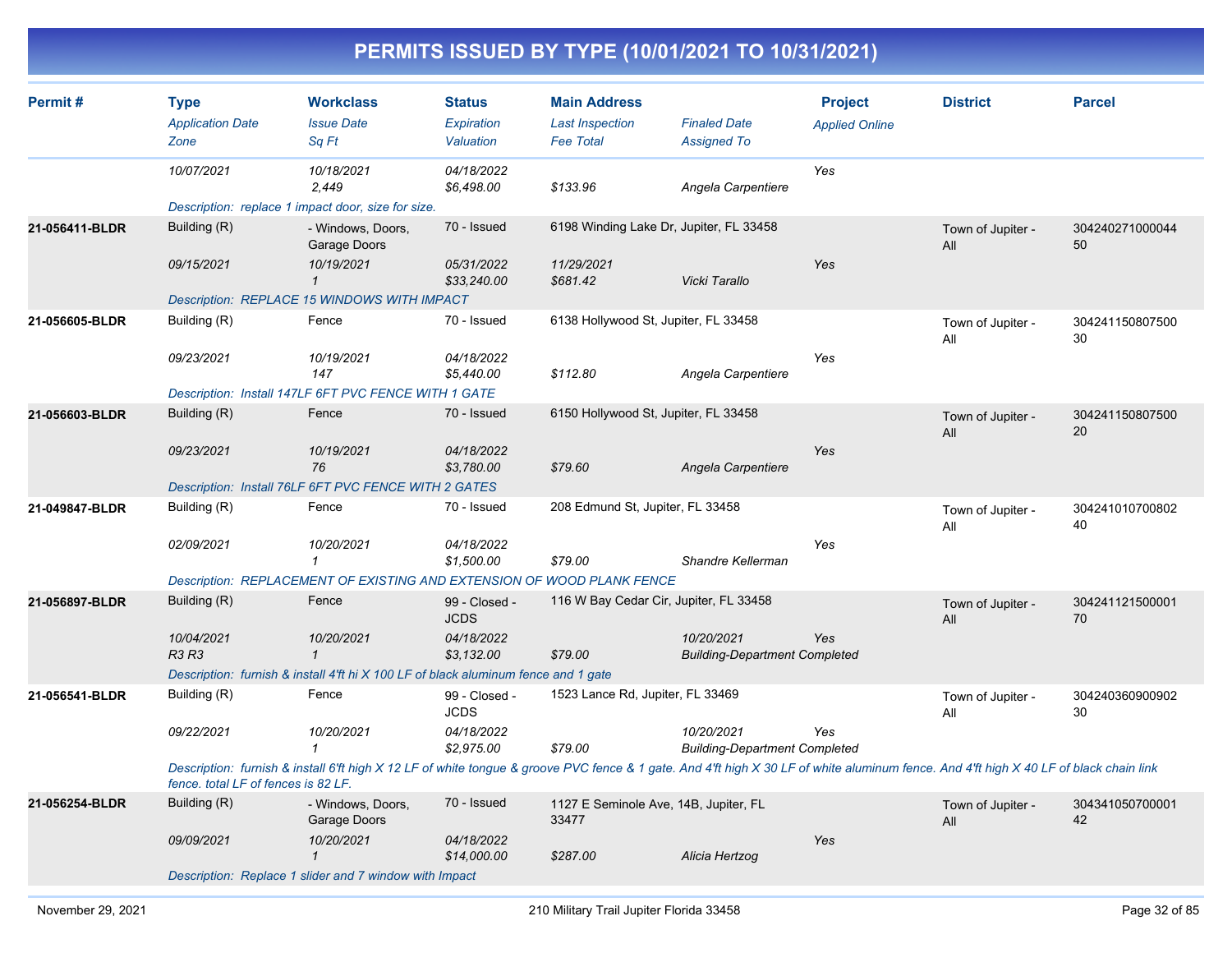# PERMITS ISSUED BY TYPE (10/01/2021 TO 10/31/2021)

| Permit # | Type<br>*Application Date*<br>*Zone* | Workclass<br>*Issue Date*<br>*Sq Ft* | Status<br>*Expiration*<br>*Valuation* | Main Address<br>*Last Inspection*<br>*Fee Total* | *Finaled Date*<br>*Assigned To* | Project<br>*Applied Online* | District | Parcel |
|---|---|---|---|---|---|---|---|---|
| | *10/07/2021* | *10/18/2021*<br>*2,449* | *04/18/2022*<br>*$6,498.00* | *$133.96* | *Angela Carpentiere* | *Yes* | | |
| | *Description: replace 1 impact door, size for size.* | | | | | | | |
| **21-056411-BLDR** | Building (R)<br>*09/15/2021* | - Windows, Doors, Garage Doors<br>*10/19/2021*<br>*1* | 70 - Issued<br>*05/31/2022*<br>*$33,240.00* | 6198 Winding Lake Dr, Jupiter, FL 33458<br>*11/29/2021*<br>*$681.42* | *Vicki Tarallo* | *Yes* | Town of Jupiter - All | 30424027100004450 |
| | *Description: REPLACE 15 WINDOWS WITH IMPACT* | | | | | | | |
| **21-056605-BLDR** | Building (R)<br>*09/23/2021* | Fence<br>*10/19/2021*<br>*147* | 70 - Issued<br>*04/18/2022*<br>*$5,440.00* | 6138 Hollywood St, Jupiter, FL 33458<br>*$112.80* | *Angela Carpentiere* | *Yes* | Town of Jupiter - All | 30424115080750030 |
| | *Description: Install 147LF 6FT PVC FENCE WITH 1 GATE* | | | | | | | |
| **21-056603-BLDR** | Building (R)<br>*09/23/2021* | Fence<br>*10/19/2021*<br>*76* | 70 - Issued<br>*04/18/2022*<br>*$3,780.00* | 6150 Hollywood St, Jupiter, FL 33458<br>*$79.60* | *Angela Carpentiere* | *Yes* | Town of Jupiter - All | 30424115080750020 |
| | *Description: Install 76LF 6FT PVC FENCE WITH 2 GATES* | | | | | | | |
| **21-049847-BLDR** | Building (R)<br>*02/09/2021* | Fence<br>*10/20/2021*<br>*1* | 70 - Issued<br>*04/18/2022*<br>*$1,500.00* | 208 Edmund St, Jupiter, FL 33458<br>*$79.00* | *Shandre Kellerman* | *Yes* | Town of Jupiter - All | 30424101070080240 |
| | *Description: REPLACEMENT OF EXISTING AND EXTENSION OF WOOD PLANK FENCE* | | | | | | | |
| **21-056897-BLDR** | Building (R)<br>*10/04/2021*<br>*R3 R3* | Fence<br>*10/20/2021*<br>*1* | 99 - Closed - JCDS<br>*04/18/2022*<br>*$3,132.00* | 116 W Bay Cedar Cir, Jupiter, FL 33458<br>*$79.00* | *10/20/2021*<br>*Building-Department Completed* | *Yes* | Town of Jupiter - All | 30424112150000170 |
| | *Description: furnish & install 4'ft hi X 100 LF of black aluminum fence and 1 gate* | | | | | | | |
| **21-056541-BLDR** | Building (R)<br>*09/22/2021* | Fence<br>*10/20/2021*<br>*1* | 99 - Closed - JCDS<br>*04/18/2022*<br>*$2,975.00* | 1523 Lance Rd, Jupiter, FL 33469<br>*$79.00* | *10/20/2021*<br>*Building-Department Completed* | *Yes* | Town of Jupiter - All | 30424036090090230 |
| | *Description: furnish & install 6'ft high X 12 LF of white tongue & groove PVC fence & 1 gate. And 4'ft high X 30 LF of white aluminum fence. And 4'ft high X 40 LF of black chain link fence. total LF of fences is 82 LF.* | | | | | | | |
| **21-056254-BLDR** | Building (R)<br>*09/09/2021* | - Windows, Doors, Garage Doors<br>*10/20/2021*<br>*1* | 70 - Issued<br>*04/18/2022*<br>*$14,000.00* | 1127 E Seminole Ave, 14B, Jupiter, FL 33477<br>*$287.00* | *Alicia Hertzog* | *Yes* | Town of Jupiter - All | 30434105070000142 |
| | *Description: Replace 1 slider and 7 window with Impact* | | | | | | | |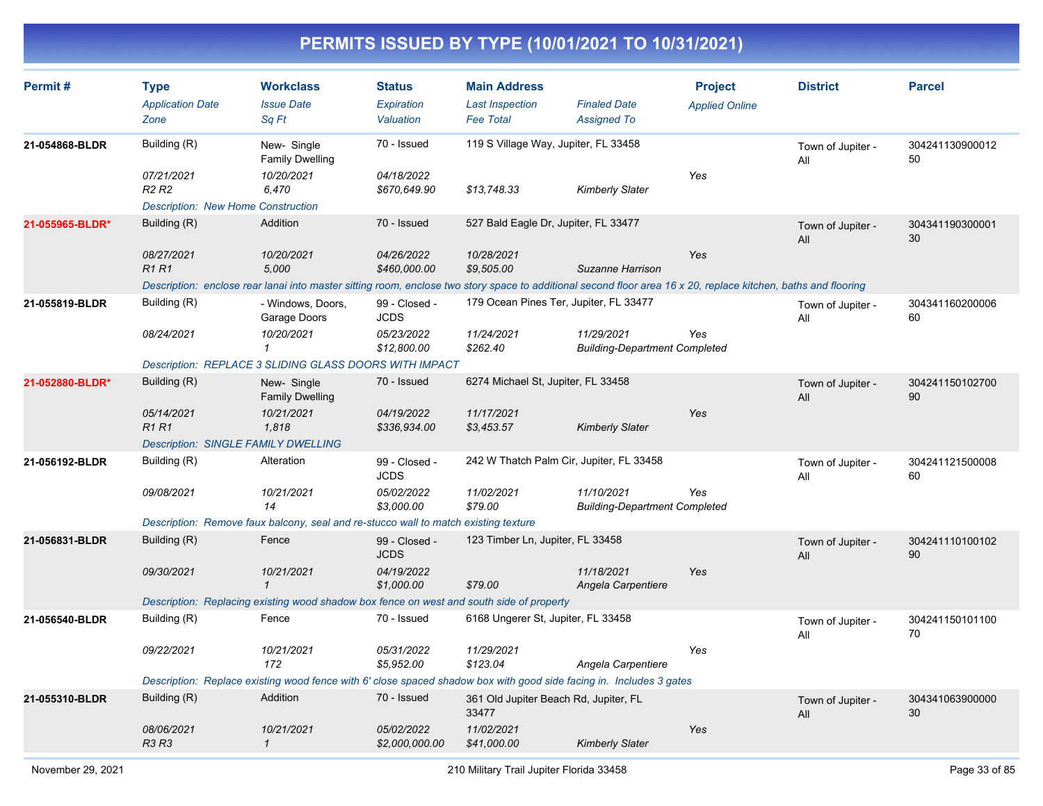# PERMITS ISSUED BY TYPE (10/01/2021 TO 10/31/2021)

| Permit # | Type<br>*Application Date*<br>*Zone* | Workclass<br>*Issue Date*<br>*Sq Ft* | Status<br>*Expiration*<br>*Valuation* | Main Address<br>*Last Inspection*<br>*Fee Total* | *Finaled Date*<br>*Assigned To* | Project<br>*Applied Online* | District | Parcel |
|---|---|---|---|---|---|---|---|---|
| 21-054868-BLDR | Building (R)<br>*07/21/2021*<br>*R2 R2* | New- Single Family Dwelling<br>*10/20/2021*<br>*6,470* | 70 - Issued<br>*04/18/2022*<br>*$670,649.90* | 119 S Village Way, Jupiter, FL 33458<br><br>*$13,748.33* | <br>*Kimberly Slater* | <br>*Yes* | Town of Jupiter - All | 30424113090001250 |
| | *Description: New Home Construction* | | | | | | | |
| 21-055965-BLDR* | Building (R)<br>*08/27/2021*<br>*R1 R1* | Addition<br>*10/20/2021*<br>*5,000* | 70 - Issued<br>*04/26/2022*<br>*$460,000.00* | 527 Bald Eagle Dr, Jupiter, FL 33477<br>*10/28/2021*<br>*$9,505.00* | <br>*Suzanne Harrison* | <br>*Yes* | Town of Jupiter - All | 30434119030000130 |
| | *Description: enclose rear lanai into master sitting room, enclose two story space to additional second floor area 16 x 20, replace kitchen, baths and flooring* | | | | | | | |
| 21-055819-BLDR | Building (R)<br>*08/24/2021* | - Windows, Doors, Garage Doors<br>*10/20/2021*<br>*1* | 99 - Closed - JCDS<br>*05/23/2022*<br>*$12,800.00* | 179 Ocean Pines Ter, Jupiter, FL 33477<br>*11/24/2021*<br>*$262.40* | *11/29/2021*<br>*Building-Department Completed* | <br>*Yes* | Town of Jupiter - All | 30434116020000660 |
| | *Description: REPLACE 3 SLIDING GLASS DOORS WITH IMPACT* | | | | | | | |
| 21-052880-BLDR* | Building (R)<br>*05/14/2021*<br>*R1 R1* | New- Single Family Dwelling<br>*10/21/2021*<br>*1,818* | 70 - Issued<br>*04/19/2022*<br>*$336,934.00* | 6274 Michael St, Jupiter, FL 33458<br>*11/17/2021*<br>*$3,453.57* | <br>*Kimberly Slater* | <br>*Yes* | Town of Jupiter - All | 30424115010270090 |
| | *Description: SINGLE FAMILY DWELLING* | | | | | | | |
| 21-056192-BLDR | Building (R)<br>*09/08/2021* | Alteration<br>*10/21/2021*<br>*14* | 99 - Closed - JCDS<br>*05/02/2022*<br>*$3,000.00* | 242 W Thatch Palm Cir, Jupiter, FL 33458<br>*11/02/2021*<br>*$79.00* | *11/10/2021*<br>*Building-Department Completed* | <br>*Yes* | Town of Jupiter - All | 30424112150000860 |
| | *Description: Remove faux balcony, seal and re-stucco wall to match existing texture* | | | | | | | |
| 21-056831-BLDR | Building (R)<br>*09/30/2021* | Fence<br>*10/21/2021*<br>*1* | 99 - Closed - JCDS<br>*04/19/2022*<br>*$1,000.00* | 123 Timber Ln, Jupiter, FL 33458<br><br>*$79.00* | *11/18/2021*<br>*Angela Carpentiere* | <br>*Yes* | Town of Jupiter - All | 30424111010010290 |
| | *Description: Replacing existing wood shadow box fence on west and south side of property* | | | | | | | |
| 21-056540-BLDR | Building (R)<br>*09/22/2021* | Fence<br>*10/21/2021*<br>*172* | 70 - Issued<br>*05/31/2022*<br>*$5,952.00* | 6168 Ungerer St, Jupiter, FL 33458<br>*11/29/2021*<br>*$123.04* | <br>*Angela Carpentiere* | <br>*Yes* | Town of Jupiter - All | 30424115010110070 |
| | *Description: Replace existing wood fence with 6' close spaced shadow box with good side facing in. Includes 3 gates* | | | | | | | |
| 21-055310-BLDR | Building (R)<br>*08/06/2021*<br>*R3 R3* | Addition<br>*10/21/2021*<br>*1* | 70 - Issued<br>*05/02/2022*<br>*$2,000,000.00* | 361 Old Jupiter Beach Rd, Jupiter, FL 33477<br>*11/02/2021*<br>*$41,000.00* | <br>*Kimberly Slater* | <br>*Yes* | Town of Jupiter - All | 30434106390000030 |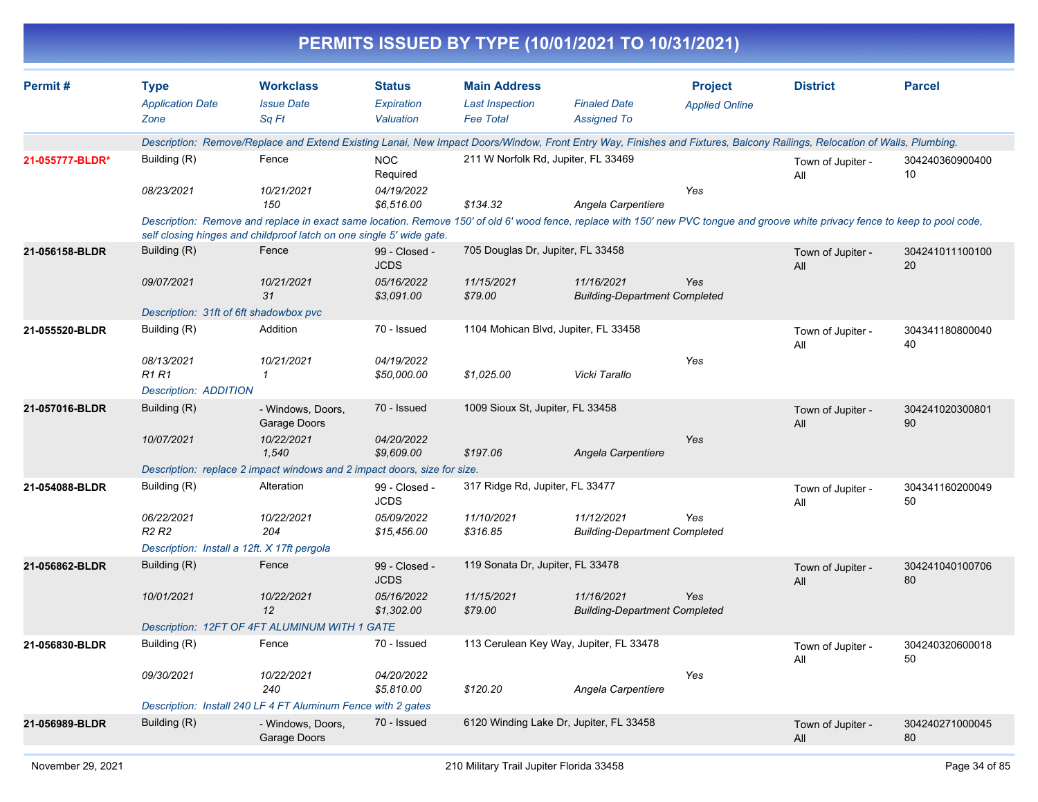# PERMITS ISSUED BY TYPE (10/01/2021 TO 10/31/2021)

| Permit # | Type / Application Date / Zone | Workclass / Issue Date / Sq Ft | Status / Expiration / Valuation | Main Address / Last Inspection / Fee Total | Finaled Date / Assigned To | Project / Applied Online | District | Parcel |
|---|---|---|---|---|---|---|---|---|
| | *Description: Remove/Replace and Extend Existing Lanai, New Impact Doors/Window, Front Entry Way, Finishes and Fixtures, Balcony Railings, Relocation of Walls, Plumbing.* | | | | | | | |
| 21-055777-BLDR* | Building (R) | Fence | NOC Required | 211 W Norfolk Rd, Jupiter, FL 33469 | | | Town of Jupiter - All | 30424036090040010 |
| | *08/23/2021* | *10/21/2021* | *04/19/2022* | | | *Yes* | | |
| | | *150* | *$6,516.00* | *$134.32* | *Angela Carpentiere* | | | |
| | *Description: Remove and replace in exact same location. Remove 150' of old 6' wood fence, replace with 150' new PVC tongue and groove white privacy fence to keep to pool code, self closing hinges and childproof latch on one single 5' wide gate.* | | | | | | | |
| 21-056158-BLDR | Building (R) | Fence | 99 - Closed - JCDS | 705 Douglas Dr, Jupiter, FL 33458 | | | Town of Jupiter - All | 30424101110010020 |
| | *09/07/2021* | *10/21/2021* | *05/16/2022* | *11/15/2021* | *11/16/2021* | *Yes* | | |
| | | *31* | *$3,091.00* | *$79.00* | *Building-Department Completed* | | | |
| | *Description: 31ft of 6ft shadowbox pvc* | | | | | | | |
| 21-055520-BLDR | Building (R) | Addition | 70 - Issued | 1104 Mohican Blvd, Jupiter, FL 33458 | | | Town of Jupiter - All | 30434118080004040 |
| | *08/13/2021* | *10/21/2021* | *04/19/2022* | | | *Yes* | | |
| | *R1 R1* | *1* | *$50,000.00* | *$1,025.00* | *Vicki Tarallo* | | | |
| | *Description: ADDITION* | | | | | | | |
| 21-057016-BLDR | Building (R) | - Windows, Doors, Garage Doors | 70 - Issued | 1009 Sioux St, Jupiter, FL 33458 | | | Town of Jupiter - All | 30424102030080190 |
| | *10/07/2021* | *10/22/2021* | *04/20/2022* | | | *Yes* | | |
| | | *1,540* | *$9,609.00* | *$197.06* | *Angela Carpentiere* | | | |
| | *Description: replace 2 impact windows and 2 impact doors, size for size.* | | | | | | | |
| 21-054088-BLDR | Building (R) | Alteration | 99 - Closed - JCDS | 317 Ridge Rd, Jupiter, FL 33477 | | | Town of Jupiter - All | 30434116020004950 |
| | *06/22/2021* | *10/22/2021* | *05/09/2022* | *11/10/2021* | *11/12/2021* | *Yes* | | |
| | *R2 R2* | *204* | *$15,456.00* | *$316.85* | *Building-Department Completed* | | | |
| | *Description: Install a 12ft. X 17ft pergola* | | | | | | | |
| 21-056862-BLDR | Building (R) | Fence | 99 - Closed - JCDS | 119 Sonata Dr, Jupiter, FL 33478 | | | Town of Jupiter - All | 30424104010070680 |
| | *10/01/2021* | *10/22/2021* | *05/16/2022* | *11/15/2021* | *11/16/2021* | *Yes* | | |
| | | *12* | *$1,302.00* | *$79.00* | *Building-Department Completed* | | | |
| | *Description: 12FT OF 4FT ALUMINUM WITH 1 GATE* | | | | | | | |
| 21-056830-BLDR | Building (R) | Fence | 70 - Issued | 113 Cerulean Key Way, Jupiter, FL 33478 | | | Town of Jupiter - All | 30424032060001850 |
| | *09/30/2021* | *10/22/2021* | *04/20/2022* | | | *Yes* | | |
| | | *240* | *$5,810.00* | *$120.20* | *Angela Carpentiere* | | | |
| | *Description: Install 240 LF 4 FT Aluminum Fence with 2 gates* | | | | | | | |
| 21-056989-BLDR | Building (R) | - Windows, Doors, Garage Doors | 70 - Issued | 6120 Winding Lake Dr, Jupiter, FL 33458 | | | Town of Jupiter - All | 30424027100004580 |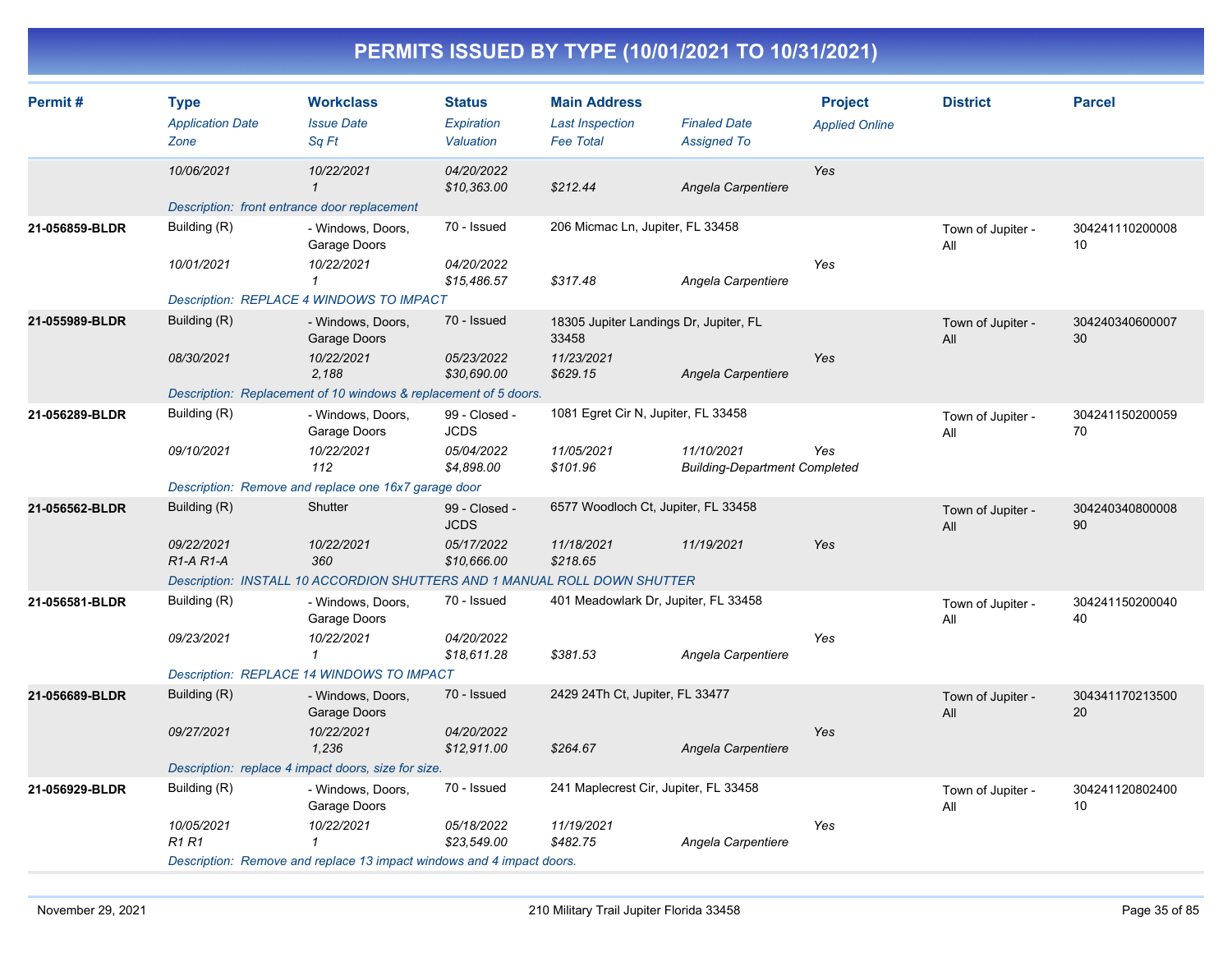# PERMITS ISSUED BY TYPE (10/01/2021 TO 10/31/2021)

| Permit # | Type<br>*Application Date*<br>*Zone* | Workclass<br>*Issue Date*<br>*Sq Ft* | Status<br>*Expiration*<br>*Valuation* | Main Address<br>*Last Inspection*<br>*Fee Total* | *Finaled Date*<br>*Assigned To* | Project<br>*Applied Online* | District | Parcel |
|---|---|---|---|---|---|---|---|---|
| | *10/06/2021* | *10/22/2021*<br>*1* | *04/20/2022*<br>*$10,363.00* | *$212.44* | *Angela Carpentiere* | Yes | | |
| | *Description: front entrance door replacement* | | | | | | | |
| **21-056859-BLDR** | Building (R)<br>*10/01/2021* | - Windows, Doors, Garage Doors<br>*10/22/2021*<br>*1* | 70 - Issued<br>*04/20/2022*<br>*$15,486.57* | 206 Micmac Ln, Jupiter, FL 33458<br>*$317.48* | *Angela Carpentiere* | Yes | Town of Jupiter - All | 30424111020000810 |
| | *Description: REPLACE 4 WINDOWS TO IMPACT* | | | | | | | |
| **21-055989-BLDR** | Building (R)<br>*08/30/2021* | - Windows, Doors, Garage Doors<br>*10/22/2021*<br>*2,188* | 70 - Issued<br>*05/23/2022*<br>*$30,690.00* | 18305 Jupiter Landings Dr, Jupiter, FL 33458<br>*11/23/2021*<br>*$629.15* | *Angela Carpentiere* | Yes | Town of Jupiter - All | 30424034060000730 |
| | *Description: Replacement of 10 windows & replacement of 5 doors.* | | | | | | | |
| **21-056289-BLDR** | Building (R)<br>*09/10/2021* | - Windows, Doors, Garage Doors<br>*10/22/2021*<br>*112* | 99 - Closed - JCDS<br>*05/04/2022*<br>*$4,898.00* | 1081 Egret Cir N, Jupiter, FL 33458<br>*11/05/2021*<br>*$101.96* | *11/10/2021*<br>*Building-Department Completed* | Yes | Town of Jupiter - All | 30424115020005970 |
| | *Description: Remove and replace one 16x7 garage door* | | | | | | | |
| **21-056562-BLDR** | Building (R)<br>*09/22/2021*<br>*R1-A R1-A* | Shutter<br>*10/22/2021*<br>*360* | 99 - Closed - JCDS<br>*05/17/2022*<br>*$10,666.00* | 6577 Woodloch Ct, Jupiter, FL 33458<br>*11/18/2021*<br>*$218.65* | *11/19/2021* | Yes | Town of Jupiter - All | 30424034080000890 |
| | *Description: INSTALL 10 ACCORDION SHUTTERS AND 1 MANUAL ROLL DOWN SHUTTER* | | | | | | | |
| **21-056581-BLDR** | Building (R)<br>*09/23/2021* | - Windows, Doors, Garage Doors<br>*10/22/2021*<br>*1* | 70 - Issued<br>*04/20/2022*<br>*$18,611.28* | 401 Meadowlark Dr, Jupiter, FL 33458<br>*$381.53* | *Angela Carpentiere* | Yes | Town of Jupiter - All | 30424115020004040 |
| | *Description: REPLACE 14 WINDOWS TO IMPACT* | | | | | | | |
| **21-056689-BLDR** | Building (R)<br>*09/27/2021* | - Windows, Doors, Garage Doors<br>*10/22/2021*<br>*1,236* | 70 - Issued<br>*04/20/2022*<br>*$12,911.00* | 2429 24Th Ct, Jupiter, FL 33477<br>*$264.67* | *Angela Carpentiere* | Yes | Town of Jupiter - All | 30434117021350020 |
| | *Description: replace 4 impact doors, size for size.* | | | | | | | |
| **21-056929-BLDR** | Building (R)<br>*10/05/2021*<br>*R1 R1* | - Windows, Doors, Garage Doors<br>*10/22/2021*<br>*1* | 70 - Issued<br>*05/18/2022*<br>*$23,549.00* | 241 Maplecrest Cir, Jupiter, FL 33458<br>*11/19/2021*<br>*$482.75* | *Angela Carpentiere* | Yes | Town of Jupiter - All | 30424112080240010 |
| | *Description: Remove and replace 13 impact windows and 4 impact doors.* | | | | | | | |

November 29, 2021 — 210 Military Trail Jupiter Florida 33458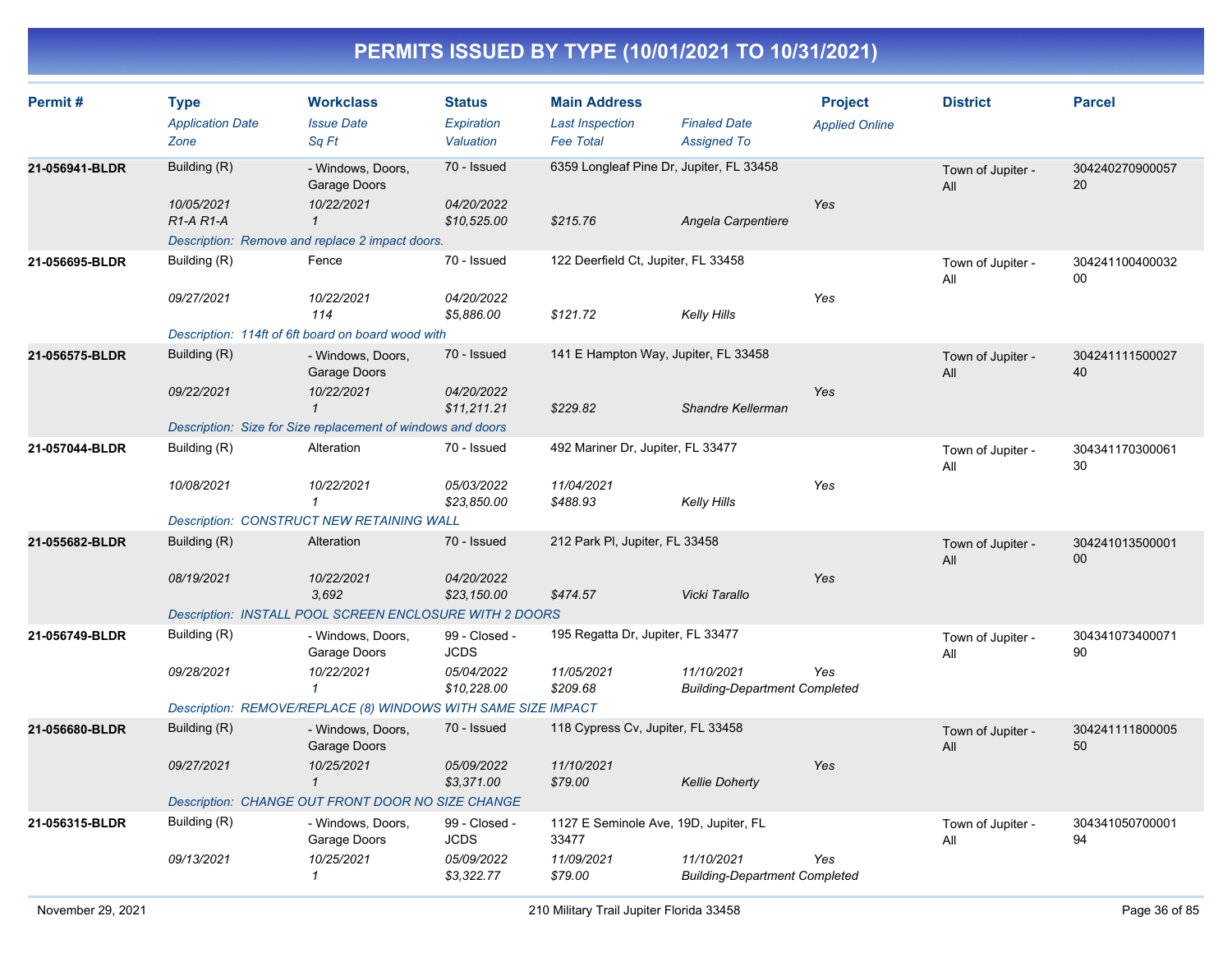# PERMITS ISSUED BY TYPE (10/01/2021 TO 10/31/2021)

| Permit # | Type<br>*Application Date*<br>*Zone* | Workclass<br>*Issue Date*<br>*Sq Ft* | Status<br>*Expiration*<br>*Valuation* | Main Address<br>*Last Inspection*<br>*Fee Total* | *Finaled Date*<br>*Assigned To* | Project<br>*Applied Online* | District | Parcel |
|---|---|---|---|---|---|---|---|---|
| **21-056941-BLDR** | Building (R)<br>*10/05/2021*<br>*R1-A R1-A* | - Windows, Doors, Garage Doors<br>*10/22/2021*<br>*1* | 70 - Issued<br>*04/20/2022*<br>*$10,525.00* | 6359 Longleaf Pine Dr, Jupiter, FL 33458<br><br>*$215.76* | <br>*Angela Carpentiere* | <br>*Yes* | Town of Jupiter - All | 30424027090005720 |
| | *Description: Remove and replace 2 impact doors.* | | | | | | | |
| **21-056695-BLDR** | Building (R)<br>*09/27/2021* | Fence<br>*10/22/2021*<br>*114* | 70 - Issued<br>*04/20/2022*<br>*$5,886.00* | 122 Deerfield Ct, Jupiter, FL 33458<br><br>*$121.72* | <br>*Kelly Hills* | <br>*Yes* | Town of Jupiter - All | 30424110040003200 |
| | *Description: 114ft of 6ft board on board wood with* | | | | | | | |
| **21-056575-BLDR** | Building (R)<br>*09/22/2021* | - Windows, Doors, Garage Doors<br>*10/22/2021*<br>*1* | 70 - Issued<br>*04/20/2022*<br>*$11,211.21* | 141 E Hampton Way, Jupiter, FL 33458<br><br>*$229.82* | <br>*Shandre Kellerman* | <br>*Yes* | Town of Jupiter - All | 30424111150002740 |
| | *Description: Size for Size replacement of windows and doors* | | | | | | | |
| **21-057044-BLDR** | Building (R)<br>*10/08/2021* | Alteration<br>*10/22/2021*<br>*1* | 70 - Issued<br>*05/03/2022*<br>*$23,850.00* | 492 Mariner Dr, Jupiter, FL 33477<br>*11/04/2021*<br>*$488.93* | <br>*Kelly Hills* | <br>*Yes* | Town of Jupiter - All | 30434117030006130 |
| | *Description: CONSTRUCT NEW RETAINING WALL* | | | | | | | |
| **21-055682-BLDR** | Building (R)<br>*08/19/2021* | Alteration<br>*10/22/2021*<br>*3,692* | 70 - Issued<br>*04/20/2022*<br>*$23,150.00* | 212 Park Pl, Jupiter, FL 33458<br><br>*$474.57* | <br>*Vicki Tarallo* | <br>*Yes* | Town of Jupiter - All | 30424101350000100 |
| | *Description: INSTALL POOL SCREEN ENCLOSURE WITH 2 DOORS* | | | | | | | |
| **21-056749-BLDR** | Building (R)<br>*09/28/2021* | - Windows, Doors, Garage Doors<br>*10/22/2021*<br>*1* | 99 - Closed - JCDS<br>*05/04/2022*<br>*$10,228.00* | 195 Regatta Dr, Jupiter, FL 33477<br>*11/05/2021*<br>*$209.68* | <br>*11/10/2021*<br>*Building-Department Completed* | <br>*Yes* | Town of Jupiter - All | 30434107340007190 |
| | *Description: REMOVE/REPLACE (8) WINDOWS WITH SAME SIZE IMPACT* | | | | | | | |
| **21-056680-BLDR** | Building (R)<br>*09/27/2021* | - Windows, Doors, Garage Doors<br>*10/25/2021*<br>*1* | 70 - Issued<br>*05/09/2022*<br>*$3,371.00* | 118 Cypress Cv, Jupiter, FL 33458<br>*11/10/2021*<br>*$79.00* | <br>*Kellie Doherty* | <br>*Yes* | Town of Jupiter - All | 30424111180000550 |
| | *Description: CHANGE OUT FRONT DOOR NO SIZE CHANGE* | | | | | | | |
| **21-056315-BLDR** | Building (R)<br>*09/13/2021* | - Windows, Doors, Garage Doors<br>*10/25/2021*<br>*1* | 99 - Closed - JCDS<br>*05/09/2022*<br>*$3,322.77* | 1127 E Seminole Ave, 19D, Jupiter, FL 33477<br>*11/09/2021*<br>*$79.00* | <br>*11/10/2021*<br>*Building-Department Completed* | <br>*Yes* | Town of Jupiter - All | 30434105070000194 |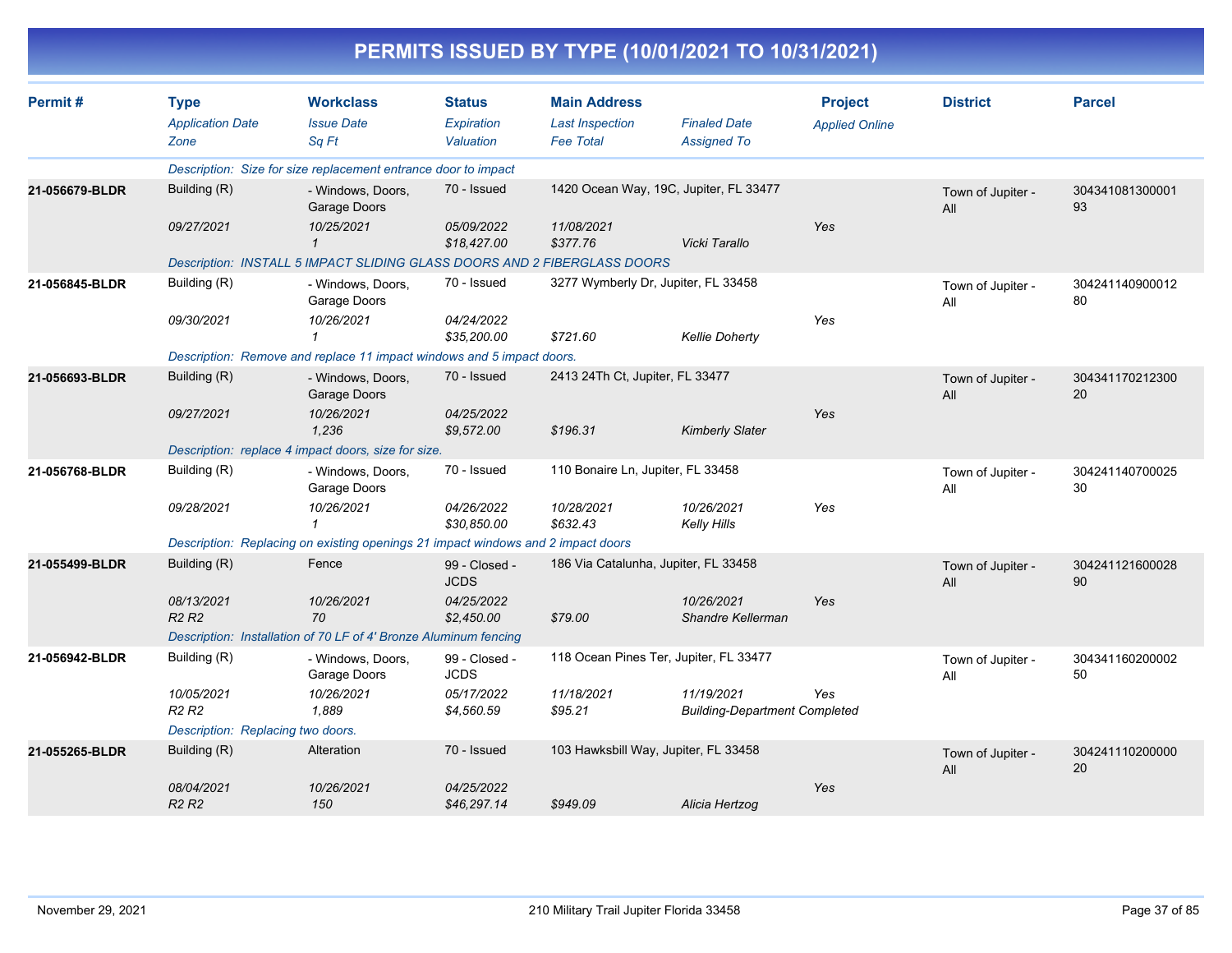# PERMITS ISSUED BY TYPE (10/01/2021 TO 10/31/2021)

| Permit # | Type<br>*Application Date*<br>*Zone* | Workclass<br>*Issue Date*<br>*Sq Ft* | Status<br>*Expiration*<br>*Valuation* | Main Address<br>*Last Inspection*<br>*Fee Total* | *Finaled Date*<br>*Assigned To* | Project<br>*Applied Online* | District | Parcel |
|---|---|---|---|---|---|---|---|---|
| | *Description: Size for size replacement entrance door to impact* | | | | | | | |
| 21-056679-BLDR | Building (R)<br>*09/27/2021* | - Windows, Doors, Garage Doors<br>*10/25/2021*<br>*1* | 70 - Issued<br>*05/09/2022*<br>*$18,427.00* | 1420 Ocean Way, 19C, Jupiter, FL 33477<br>*11/08/2021*<br>*$377.76* | *Vicki Tarallo* | *Yes* | Town of Jupiter - All | 30434108130000193 |
| | *Description: INSTALL 5 IMPACT SLIDING GLASS DOORS AND 2 FIBERGLASS DOORS* | | | | | | | |
| 21-056845-BLDR | Building (R)<br>*09/30/2021* | - Windows, Doors, Garage Doors<br>*10/26/2021*<br>*1* | 70 - Issued<br>*04/24/2022*<br>*$35,200.00* | 3277 Wymberly Dr, Jupiter, FL 33458<br>*$721.60* | *Kellie Doherty* | *Yes* | Town of Jupiter - All | 30424114090001280 |
| | *Description: Remove and replace 11 impact windows and 5 impact doors.* | | | | | | | |
| 21-056693-BLDR | Building (R)<br>*09/27/2021* | - Windows, Doors, Garage Doors<br>*10/26/2021*<br>*1,236* | 70 - Issued<br>*04/25/2022*<br>*$9,572.00* | 2413 24Th Ct, Jupiter, FL 33477<br>*$196.31* | *Kimberly Slater* | *Yes* | Town of Jupiter - All | 30434117021230020 |
| | *Description: replace 4 impact doors, size for size.* | | | | | | | |
| 21-056768-BLDR | Building (R)<br>*09/28/2021* | - Windows, Doors, Garage Doors<br>*10/26/2021*<br>*1* | 70 - Issued<br>*04/26/2022*<br>*$30,850.00* | 110 Bonaire Ln, Jupiter, FL 33458<br>*10/28/2021*<br>*$632.43* | *10/26/2021*<br>*Kelly Hills* | *Yes* | Town of Jupiter - All | 30424114070002530 |
| | *Description: Replacing on existing openings 21 impact windows and 2 impact doors* | | | | | | | |
| 21-055499-BLDR | Building (R)<br>*08/13/2021*<br>*R2 R2* | Fence<br>*10/26/2021*<br>*70* | 99 - Closed - JCDS<br>*04/25/2022*<br>*$2,450.00* | 186 Via Catalunha, Jupiter, FL 33458<br>*$79.00* | *10/26/2021*<br>*Shandre Kellerman* | *Yes* | Town of Jupiter - All | 30424112160002890 |
| | *Description: Installation of 70 LF of 4' Bronze Aluminum fencing* | | | | | | | |
| 21-056942-BLDR | Building (R)<br>*10/05/2021*<br>*R2 R2* | - Windows, Doors, Garage Doors<br>*10/26/2021*<br>*1,889* | 99 - Closed - JCDS<br>*05/17/2022*<br>*$4,560.59* | 118 Ocean Pines Ter, Jupiter, FL 33477<br>*11/18/2021*<br>*$95.21* | *11/19/2021*<br>*Building-Department Completed* | *Yes* | Town of Jupiter - All | 30434116020000250 |
| | *Description: Replacing two doors.* | | | | | | | |
| 21-055265-BLDR | Building (R)<br>*08/04/2021*<br>*R2 R2* | Alteration<br>*10/26/2021*<br>*150* | 70 - Issued<br>*04/25/2022*<br>*$46,297.14* | 103 Hawksbill Way, Jupiter, FL 33458<br>*$949.09* | *Alicia Hertzog* | *Yes* | Town of Jupiter - All | 30424111020000020 |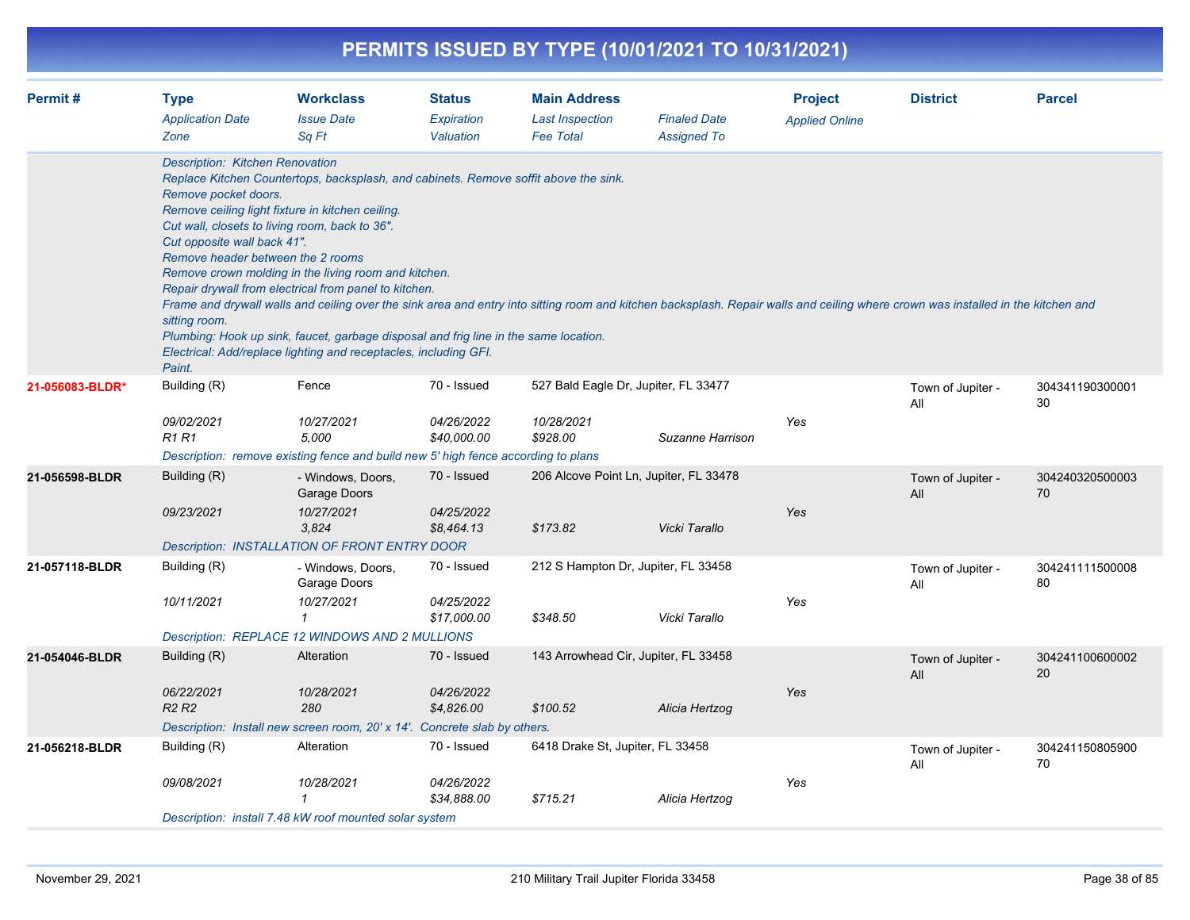# PERMITS ISSUED BY TYPE (10/01/2021 TO 10/31/2021)

| Permit # | Type<br>*Application Date*<br>*Zone* | Workclass<br>*Issue Date*<br>*Sq Ft* | Status<br>*Expiration*<br>*Valuation* | Main Address<br>*Last Inspection*<br>*Fee Total* | *Finaled Date*<br>*Assigned To* | Project<br>*Applied Online* | District | Parcel |
|---|---|---|---|---|---|---|---|---|
| | *Description: Kitchen Renovation<br>Replace Kitchen Countertops, backsplash, and cabinets. Remove soffit above the sink.<br>Remove pocket doors.<br>Remove ceiling light fixture in kitchen ceiling.<br>Cut wall, closets to living room, back to 36".<br>Cut opposite wall back 41".<br>Remove header between the 2 rooms<br>Remove crown molding in the living room and kitchen.<br>Repair drywall from electrical from panel to kitchen.<br>Frame and drywall walls and ceiling over the sink area and entry into sitting room and kitchen backsplash. Repair walls and ceiling where crown was installed in the kitchen and sitting room.<br>Plumbing: Hook up sink, faucet, garbage disposal and frig line in the same location.<br>Electrical: Add/replace lighting and receptacles, including GFI.<br>Paint.* | | | | | | | |
| **21-056083-BLDR*** | Building (R) | Fence | 70 - Issued | 527 Bald Eagle Dr, Jupiter, FL 33477 | | | Town of Jupiter - All | 30434119030000130 |
| | *09/02/2021* | *10/27/2021* | *04/26/2022* | *10/28/2021* | | *Yes* | | |
| | *R1 R1* | *5,000* | *$40,000.00* | *$928.00* | *Suzanne Harrison* | | | |
| | *Description: remove existing fence and build new 5' high fence according to plans* | | | | | | | |
| **21-056598-BLDR** | Building (R) | - Windows, Doors, Garage Doors | 70 - Issued | 206 Alcove Point Ln, Jupiter, FL 33478 | | | Town of Jupiter - All | 30424032050000370 |
| | *09/23/2021* | *10/27/2021* | *04/25/2022* | | | *Yes* | | |
| | | *3,824* | *$8,464.13* | *$173.82* | *Vicki Tarallo* | | | |
| | *Description: INSTALLATION OF FRONT ENTRY DOOR* | | | | | | | |
| **21-057118-BLDR** | Building (R) | - Windows, Doors, Garage Doors | 70 - Issued | 212 S Hampton Dr, Jupiter, FL 33458 | | | Town of Jupiter - All | 30424111150000880 |
| | *10/11/2021* | *10/27/2021* | *04/25/2022* | | | *Yes* | | |
| | | *1* | *$17,000.00* | *$348.50* | *Vicki Tarallo* | | | |
| | *Description: REPLACE 12 WINDOWS AND 2 MULLIONS* | | | | | | | |
| **21-054046-BLDR** | Building (R) | Alteration | 70 - Issued | 143 Arrowhead Cir, Jupiter, FL 33458 | | | Town of Jupiter - All | 30424110060000220 |
| | *06/22/2021* | *10/28/2021* | *04/26/2022* | | | *Yes* | | |
| | *R2 R2* | *280* | *$4,826.00* | *$100.52* | *Alicia Hertzog* | | | |
| | *Description: Install new screen room, 20' x 14'. Concrete slab by others.* | | | | | | | |
| **21-056218-BLDR** | Building (R) | Alteration | 70 - Issued | 6418 Drake St, Jupiter, FL 33458 | | | Town of Jupiter - All | 30424115080590070 |
| | *09/08/2021* | *10/28/2021* | *04/26/2022* | | | *Yes* | | |
| | | *1* | *$34,888.00* | *$715.21* | *Alicia Hertzog* | | | |
| | *Description: install 7.48 kW roof mounted solar system* | | | | | | | |

November 29, 2021 — 210 Military Trail Jupiter Florida 33458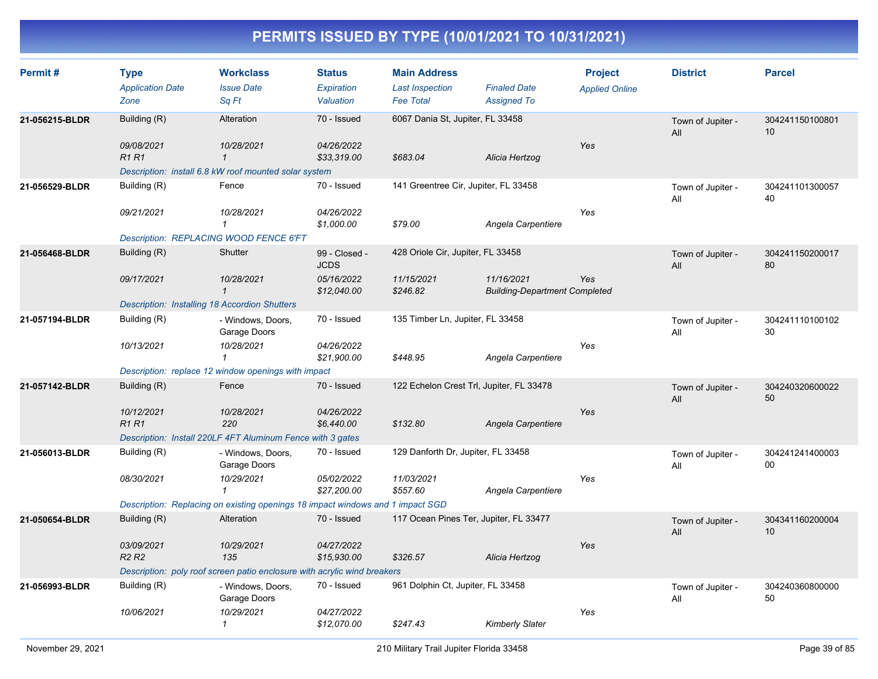# PERMITS ISSUED BY TYPE (10/01/2021 TO 10/31/2021)

| Permit # | Type<br>*Application Date*<br>*Zone* | Workclass<br>*Issue Date*<br>*Sq Ft* | Status<br>*Expiration*<br>*Valuation* | Main Address<br>*Last Inspection*<br>*Fee Total* | *Finaled Date*<br>*Assigned To* | Project<br>*Applied Online* | District | Parcel |
|---|---|---|---|---|---|---|---|---|
| **21-056215-BLDR** | Building (R)<br>*09/08/2021*<br>*R1 R1* | Alteration<br>*10/28/2021*<br>*1* | 70 - Issued<br>*04/26/2022*<br>*$33,319.00* | 6067 Dania St, Jupiter, FL 33458<br><br>*$683.04* | <br><br>*Alicia Hertzog* | <br>*Yes* | Town of Jupiter - All | 30424115010080110 |
| | *Description: install 6.8 kW roof mounted solar system* | | | | | | | |
| **21-056529-BLDR** | Building (R)<br>*09/21/2021* | Fence<br>*10/28/2021*<br>*1* | 70 - Issued<br>*04/26/2022*<br>*$1,000.00* | 141 Greentree Cir, Jupiter, FL 33458<br><br>*$79.00* | <br><br>*Angela Carpentiere* | <br>*Yes* | Town of Jupiter - All | 30424110130005740 |
| | *Description: REPLACING WOOD FENCE 6'FT* | | | | | | | |
| **21-056468-BLDR** | Building (R)<br>*09/17/2021* | Shutter<br>*10/28/2021*<br>*1* | 99 - Closed - JCDS<br>*05/16/2022*<br>*$12,040.00* | 428 Oriole Cir, Jupiter, FL 33458<br>*11/15/2021*<br>*$246.82* | <br>*11/16/2021*<br>*Building-Department Completed* | <br>*Yes* | Town of Jupiter - All | 30424115020001780 |
| | *Description: Installing 18 Accordion Shutters* | | | | | | | |
| **21-057194-BLDR** | Building (R)<br>*10/13/2021* | - Windows, Doors, Garage Doors<br>*10/28/2021*<br>*1* | 70 - Issued<br>*04/26/2022*<br>*$21,900.00* | 135 Timber Ln, Jupiter, FL 33458<br><br>*$448.95* | <br><br>*Angela Carpentiere* | <br>*Yes* | Town of Jupiter - All | 30424111010010230 |
| | *Description: replace 12 window openings with impact* | | | | | | | |
| **21-057142-BLDR** | Building (R)<br>*10/12/2021*<br>*R1 R1* | Fence<br>*10/28/2021*<br>*220* | 70 - Issued<br>*04/26/2022*<br>*$6,440.00* | 122 Echelon Crest Trl, Jupiter, FL 33478<br><br>*$132.80* | <br><br>*Angela Carpentiere* | <br>*Yes* | Town of Jupiter - All | 30424032060002250 |
| | *Description: Install 220LF 4FT Aluminum Fence with 3 gates* | | | | | | | |
| **21-056013-BLDR** | Building (R)<br>*08/30/2021* | - Windows, Doors, Garage Doors<br>*10/29/2021*<br>*1* | 70 - Issued<br>*05/02/2022*<br>*$27,200.00* | 129 Danforth Dr, Jupiter, FL 33458<br>*11/03/2021*<br>*$557.60* | <br><br>*Angela Carpentiere* | <br>*Yes* | Town of Jupiter - All | 30424124140000300 |
| | *Description: Replacing on existing openings 18 impact windows and 1 impact SGD* | | | | | | | |
| **21-050654-BLDR** | Building (R)<br>*03/09/2021*<br>*R2 R2* | Alteration<br>*10/29/2021*<br>*135* | 70 - Issued<br>*04/27/2022*<br>*$15,930.00* | 117 Ocean Pines Ter, Jupiter, FL 33477<br><br>*$326.57* | <br><br>*Alicia Hertzog* | <br>*Yes* | Town of Jupiter - All | 30434116020000410 |
| | *Description: poly roof screen patio enclosure with acrylic wind breakers* | | | | | | | |
| **21-056993-BLDR** | Building (R)<br>*10/06/2021* | - Windows, Doors, Garage Doors<br>*10/29/2021*<br>*1* | 70 - Issued<br>*04/27/2022*<br>*$12,070.00* | 961 Dolphin Ct, Jupiter, FL 33458<br><br>*$247.43* | <br><br>*Kimberly Slater* | <br>*Yes* | Town of Jupiter - All | 30424036080000050 |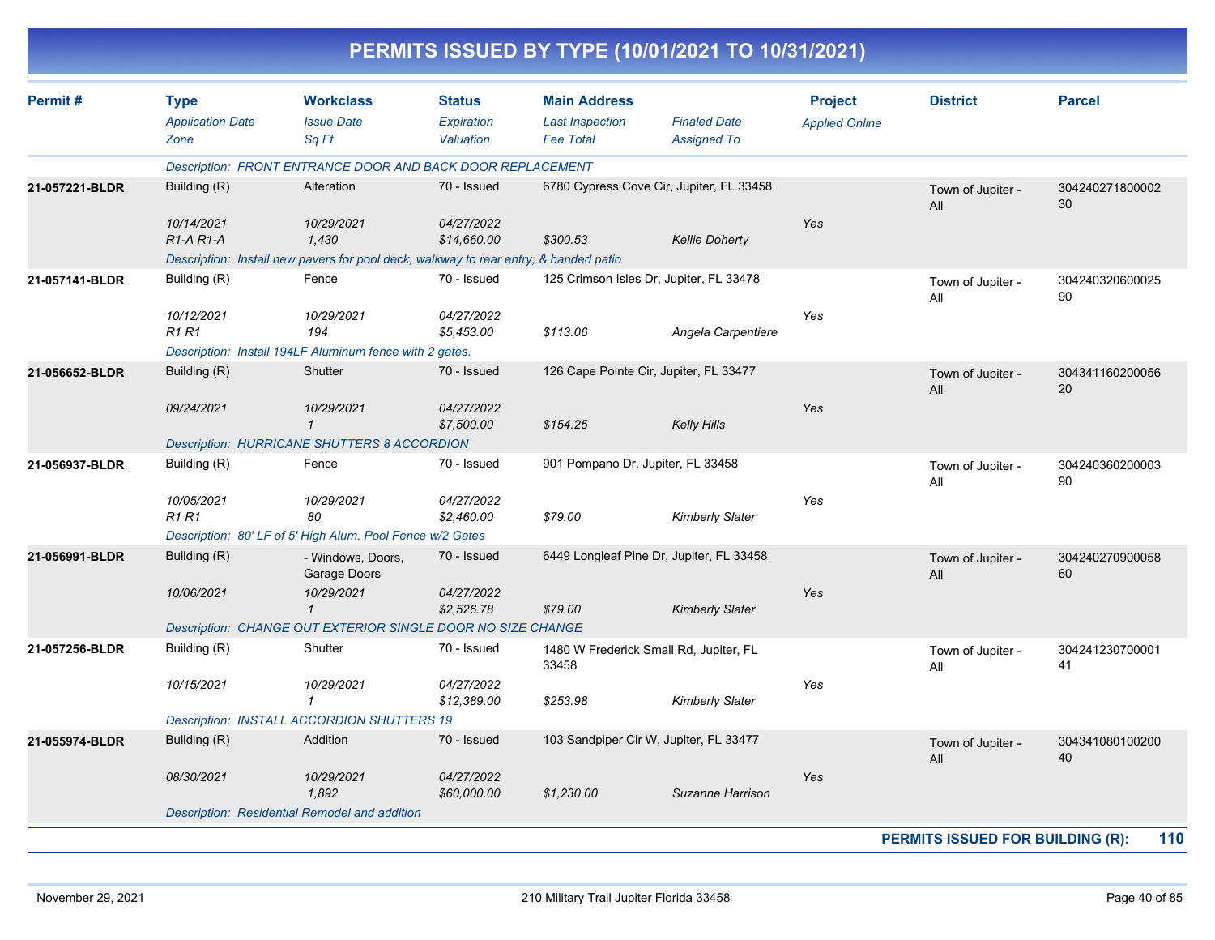# PERMITS ISSUED BY TYPE (10/01/2021 TO 10/31/2021)

| Permit # | Type / *Application Date* / *Zone* | Workclass / *Issue Date* / *Sq Ft* | Status / *Expiration* / *Valuation* | Main Address / *Last Inspection* / *Fee Total* | *Finaled Date* / *Assigned To* | Project / *Applied Online* | District | Parcel |
|---|---|---|---|---|---|---|---|---|
| | *Description: FRONT ENTRANCE DOOR AND BACK DOOR REPLACEMENT* | | | | | | | |
| 21-057221-BLDR | Building (R) / *10/14/2021* / *R1-A R1-A* | Alteration / *10/29/2021* / *1,430* | 70 - Issued / *04/27/2022* / *$14,660.00* | 6780 Cypress Cove Cir, Jupiter, FL 33458 / *$300.53* | *Kellie Doherty* | *Yes* | Town of Jupiter - All | 30424027180000230 |
| | *Description: Install new pavers for pool deck, walkway to rear entry, & banded patio* | | | | | | | |
| 21-057141-BLDR | Building (R) / *10/12/2021* / *R1 R1* | Fence / *10/29/2021* / *194* | 70 - Issued / *04/27/2022* / *$5,453.00* | 125 Crimson Isles Dr, Jupiter, FL 33478 / *$113.06* | *Angela Carpentiere* | *Yes* | Town of Jupiter - All | 30424032060002590 |
| | *Description: Install 194LF Aluminum fence with 2 gates.* | | | | | | | |
| 21-056652-BLDR | Building (R) / *09/24/2021* | Shutter / *10/29/2021* / *1* | 70 - Issued / *04/27/2022* / *$7,500.00* | 126 Cape Pointe Cir, Jupiter, FL 33477 / *$154.25* | *Kelly Hills* | *Yes* | Town of Jupiter - All | 30434116020005620 |
| | *Description: HURRICANE SHUTTERS 8 ACCORDION* | | | | | | | |
| 21-056937-BLDR | Building (R) / *10/05/2021* / *R1 R1* | Fence / *10/29/2021* / *80* | 70 - Issued / *04/27/2022* / *$2,460.00* | 901 Pompano Dr, Jupiter, FL 33458 / *$79.00* | *Kimberly Slater* | *Yes* | Town of Jupiter - All | 30424036020000390 |
| | *Description: 80' LF of 5' High Alum. Pool Fence w/2 Gates* | | | | | | | |
| 21-056991-BLDR | Building (R) / *10/06/2021* | - Windows, Doors, Garage Doors / *10/29/2021* / *1* | 70 - Issued / *04/27/2022* / *$2,526.78* | 6449 Longleaf Pine Dr, Jupiter, FL 33458 / *$79.00* | *Kimberly Slater* | *Yes* | Town of Jupiter - All | 30424027090005860 |
| | *Description: CHANGE OUT EXTERIOR SINGLE DOOR NO SIZE CHANGE* | | | | | | | |
| 21-057256-BLDR | Building (R) / *10/15/2021* | Shutter / *10/29/2021* / *1* | 70 - Issued / *04/27/2022* / *$12,389.00* | 1480 W Frederick Small Rd, Jupiter, FL 33458 / *$253.98* | *Kimberly Slater* | *Yes* | Town of Jupiter - All | 30424123070000141 |
| | *Description: INSTALL ACCORDION SHUTTERS 19* | | | | | | | |
| 21-055974-BLDR | Building (R) / *08/30/2021* | Addition / *10/29/2021* / *1,892* | 70 - Issued / *04/27/2022* / *$60,000.00* | 103 Sandpiper Cir W, Jupiter, FL 33477 / *$1,230.00* | *Suzanne Harrison* | *Yes* | Town of Jupiter - All | 30434108010020040 |
| | *Description: Residential Remodel and addition* | | | | | | | |

**PERMITS ISSUED FOR BUILDING (R): 110**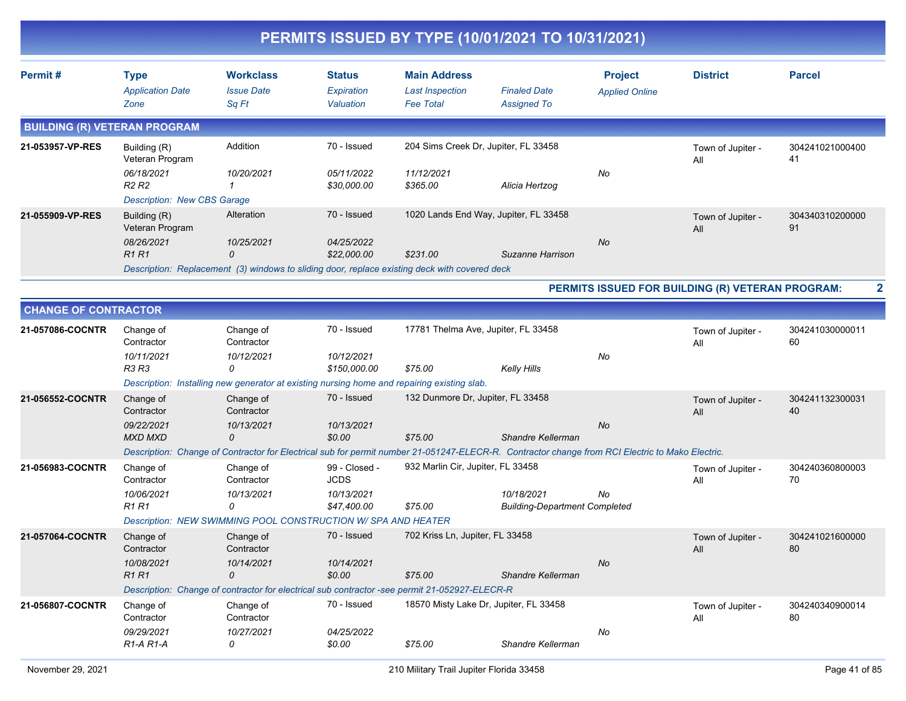# PERMITS ISSUED BY TYPE (10/01/2021 TO 10/31/2021)

| Permit # | Type / Application Date / Zone | Workclass / Issue Date / Sq Ft | Status / Expiration / Valuation | Main Address / Last Inspection / Fee Total | Finaled Date / Assigned To | Project / Applied Online | District | Parcel |
|---|---|---|---|---|---|---|---|---|

## BUILDING (R) VETERAN PROGRAM

| Permit # | Type | Workclass | Status | Main Address | | Project | District | Parcel |
|---|---|---|---|---|---|---|---|---|
| 21-053957-VP-RES | Building (R) Veteran Program | Addition | 70 - Issued | 204 Sims Creek Dr, Jupiter, FL 33458 | | | Town of Jupiter - All | 30424102100040041 |
| | 06/18/2021 | 10/20/2021 | 05/11/2022 | 11/12/2021 | | No | | |
| | R2 R2 | 1 | $30,000.00 | $365.00 | Alicia Hertzog | | | |
| | Description: New CBS Garage | | | | | | | |
| 21-055909-VP-RES | Building (R) Veteran Program | Alteration | 70 - Issued | 1020 Lands End Way, Jupiter, FL 33458 | | | Town of Jupiter - All | 30434031020000091 |
| | 08/26/2021 | 10/25/2021 | 04/25/2022 | | | No | | |
| | R1 R1 | 0 | $22,000.00 | $231.00 | Suzanne Harrison | | | |
| | Description: Replacement (3) windows to sliding door, replace existing deck with covered deck | | | | | | | |

**PERMITS ISSUED FOR BUILDING (R) VETERAN PROGRAM: 2**

## CHANGE OF CONTRACTOR

| Permit # | Type | Workclass | Status | Main Address | | Project | District | Parcel |
|---|---|---|---|---|---|---|---|---|
| 21-057086-COCNTR | Change of Contractor | Change of Contractor | 70 - Issued | 17781 Thelma Ave, Jupiter, FL 33458 | | | Town of Jupiter - All | 30424103000001160 |
| | 10/11/2021 | 10/12/2021 | 10/12/2021 | | | No | | |
| | R3 R3 | 0 | $150,000.00 | $75.00 | Kelly Hills | | | |
| | Description: Installing new generator at existing nursing home and repairing existing slab. | | | | | | | |
| 21-056552-COCNTR | Change of Contractor | Change of Contractor | 70 - Issued | 132 Dunmore Dr, Jupiter, FL 33458 | | | Town of Jupiter - All | 30424113230003140 |
| | 09/22/2021 | 10/13/2021 | 10/13/2021 | | | No | | |
| | MXD MXD | 0 | $0.00 | $75.00 | Shandre Kellerman | | | |
| | Description: Change of Contractor for Electrical sub for permit number 21-051247-ELECR-R. Contractor change from RCI Electric to Mako Electric. | | | | | | | |
| 21-056983-COCNTR | Change of Contractor | Change of Contractor | 99 - Closed - JCDS | 932 Marlin Cir, Jupiter, FL 33458 | | | Town of Jupiter - All | 30424036080000370 |
| | 10/06/2021 | 10/13/2021 | 10/13/2021 | | 10/18/2021 | No | | |
| | R1 R1 | 0 | $47,400.00 | $75.00 | Building-Department Completed | | | |
| | Description: NEW SWIMMING POOL CONSTRUCTION W/ SPA AND HEATER | | | | | | | |
| 21-057064-COCNTR | Change of Contractor | Change of Contractor | 70 - Issued | 702 Kriss Ln, Jupiter, FL 33458 | | | Town of Jupiter - All | 30424102160000080 |
| | 10/08/2021 | 10/14/2021 | 10/14/2021 | | | No | | |
| | R1 R1 | 0 | $0.00 | $75.00 | Shandre Kellerman | | | |
| | Description: Change of contractor for electrical sub contractor -see permit 21-052927-ELECR-R | | | | | | | |
| 21-056807-COCNTR | Change of Contractor | Change of Contractor | 70 - Issued | 18570 Misty Lake Dr, Jupiter, FL 33458 | | | Town of Jupiter - All | 30424034090001480 |
| | 09/29/2021 | 10/27/2021 | 04/25/2022 | | | No | | |
| | R1-A R1-A | 0 | $0.00 | $75.00 | Shandre Kellerman | | | |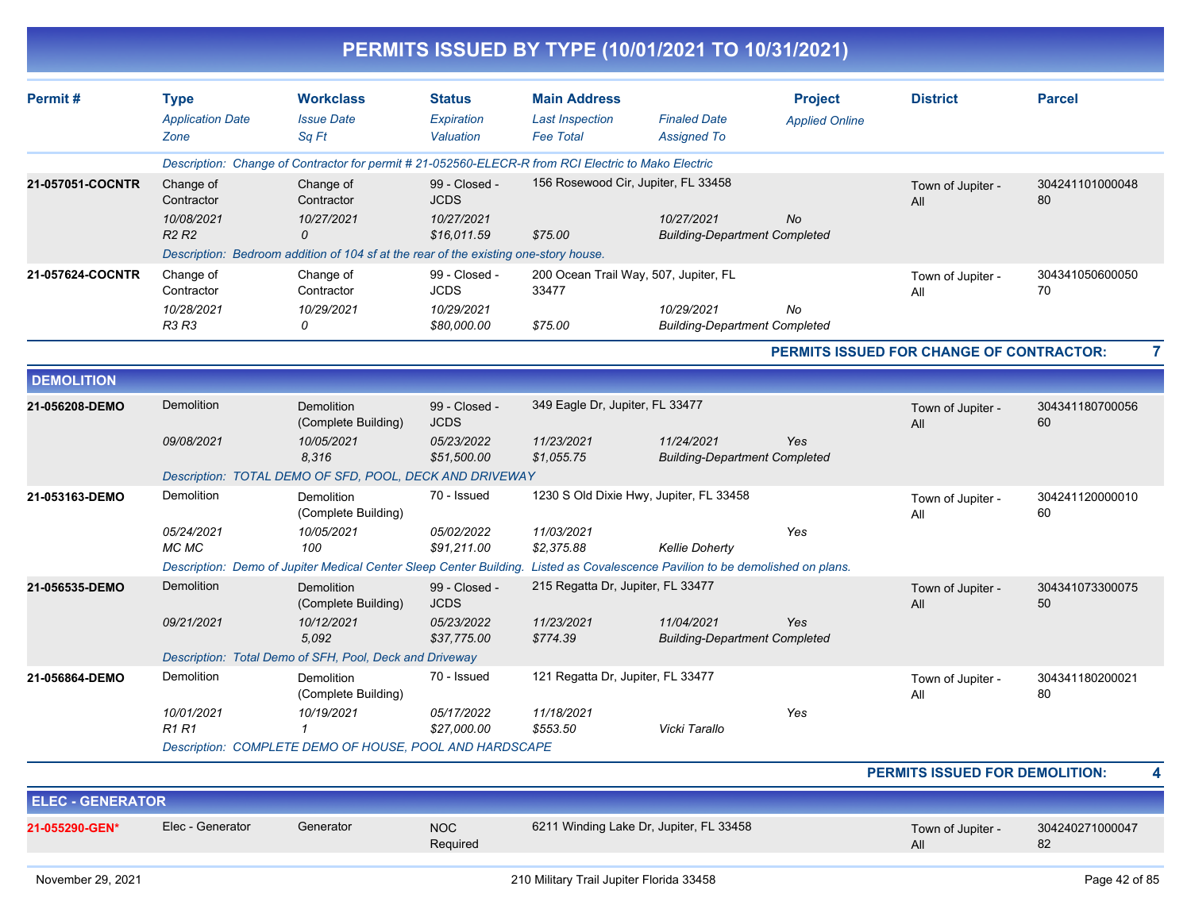# PERMITS ISSUED BY TYPE (10/01/2021 TO 10/31/2021)

| Permit # | Type / Application Date / Zone | Workclass / Issue Date / Sq Ft | Status / Expiration / Valuation | Main Address / Last Inspection / Fee Total | Finaled Date / Assigned To | Project / Applied Online | District | Parcel |
|---|---|---|---|---|---|---|---|---|
| | *Description: Change of Contractor for permit # 21-052560-ELECR-R from RCI Electric to Mako Electric* | | | | | | | |
| **21-057051-COCNTR** | Change of Contractor | Change of Contractor | 99 - Closed - JCDS | 156 Rosewood Cir, Jupiter, FL 33458 | | | Town of Jupiter - All | 30424110100004880 |
| | *10/08/2021* | *10/27/2021* | *10/27/2021* | | *10/27/2021* | *No* | | |
| | *R2 R2* | *0* | *$16,011.59* | *$75.00* | *Building-Department Completed* | | | |
| | *Description: Bedroom addition of 104 sf at the rear of the existing one-story house.* | | | | | | | |
| **21-057624-COCNTR** | Change of Contractor | Change of Contractor | 99 - Closed - JCDS | 200 Ocean Trail Way, 507, Jupiter, FL 33477 | | | Town of Jupiter - All | 30434105060005070 |
| | *10/28/2021* | *10/29/2021* | *10/29/2021* | | *10/29/2021* | *No* | | |
| | *R3 R3* | *0* | *$80,000.00* | *$75.00* | *Building-Department Completed* | | | |

**PERMITS ISSUED FOR CHANGE OF CONTRACTOR: 7**

## DEMOLITION

| Permit # | Type / Application Date / Zone | Workclass / Issue Date / Sq Ft | Status / Expiration / Valuation | Main Address / Last Inspection / Fee Total | Finaled Date / Assigned To | Project / Applied Online | District | Parcel |
|---|---|---|---|---|---|---|---|---|
| **21-056208-DEMO** | Demolition | Demolition (Complete Building) | 99 - Closed - JCDS | 349 Eagle Dr, Jupiter, FL 33477 | | | Town of Jupiter - All | 30434118070005660 |
| | *09/08/2021* | *10/05/2021* | *05/23/2022* | *11/23/2021* | *11/24/2021* | *Yes* | | |
| | | *8,316* | *$51,500.00* | *$1,055.75* | *Building-Department Completed* | | | |
| | *Description: TOTAL DEMO OF SFD, POOL, DECK AND DRIVEWAY* | | | | | | | |
| **21-053163-DEMO** | Demolition | Demolition (Complete Building) | 70 - Issued | 1230 S Old Dixie Hwy, Jupiter, FL 33458 | | | Town of Jupiter - All | 30424112000001060 |
| | *05/24/2021* | *10/05/2021* | *05/02/2022* | *11/03/2021* | | *Yes* | | |
| | *MC MC* | *100* | *$91,211.00* | *$2,375.88* | *Kellie Doherty* | | | |
| | *Description: Demo of Jupiter Medical Center Sleep Center Building. Listed as Covalescence Pavilion to be demolished on plans.* | | | | | | | |
| **21-056535-DEMO** | Demolition | Demolition (Complete Building) | 99 - Closed - JCDS | 215 Regatta Dr, Jupiter, FL 33477 | | | Town of Jupiter - All | 30434107330007550 |
| | *09/21/2021* | *10/12/2021* | *05/23/2022* | *11/23/2021* | *11/04/2021* | *Yes* | | |
| | | *5,092* | *$37,775.00* | *$774.39* | *Building-Department Completed* | | | |
| | *Description: Total Demo of SFH, Pool, Deck and Driveway* | | | | | | | |
| **21-056864-DEMO** | Demolition | Demolition (Complete Building) | 70 - Issued | 121 Regatta Dr, Jupiter, FL 33477 | | | Town of Jupiter - All | 30434118020002180 |
| | *10/01/2021* | *10/19/2021* | *05/17/2022* | *11/18/2021* | | *Yes* | | |
| | *R1 R1* | *1* | *$27,000.00* | *$553.50* | *Vicki Tarallo* | | | |
| | *Description: COMPLETE DEMO OF HOUSE, POOL AND HARDSCAPE* | | | | | | | |

**PERMITS ISSUED FOR DEMOLITION: 4**

## ELEC - GENERATOR

| Permit # | Type / Application Date / Zone | Workclass / Issue Date / Sq Ft | Status / Expiration / Valuation | Main Address / Last Inspection / Fee Total | Finaled Date / Assigned To | Project / Applied Online | District | Parcel |
|---|---|---|---|---|---|---|---|---|
| **21-055290-GEN*** | Elec - Generator | Generator | NOC Required | 6211 Winding Lake Dr, Jupiter, FL 33458 | | | Town of Jupiter - All | 30424027100004782 |

November 29, 2021 — 210 Military Trail Jupiter Florida 33458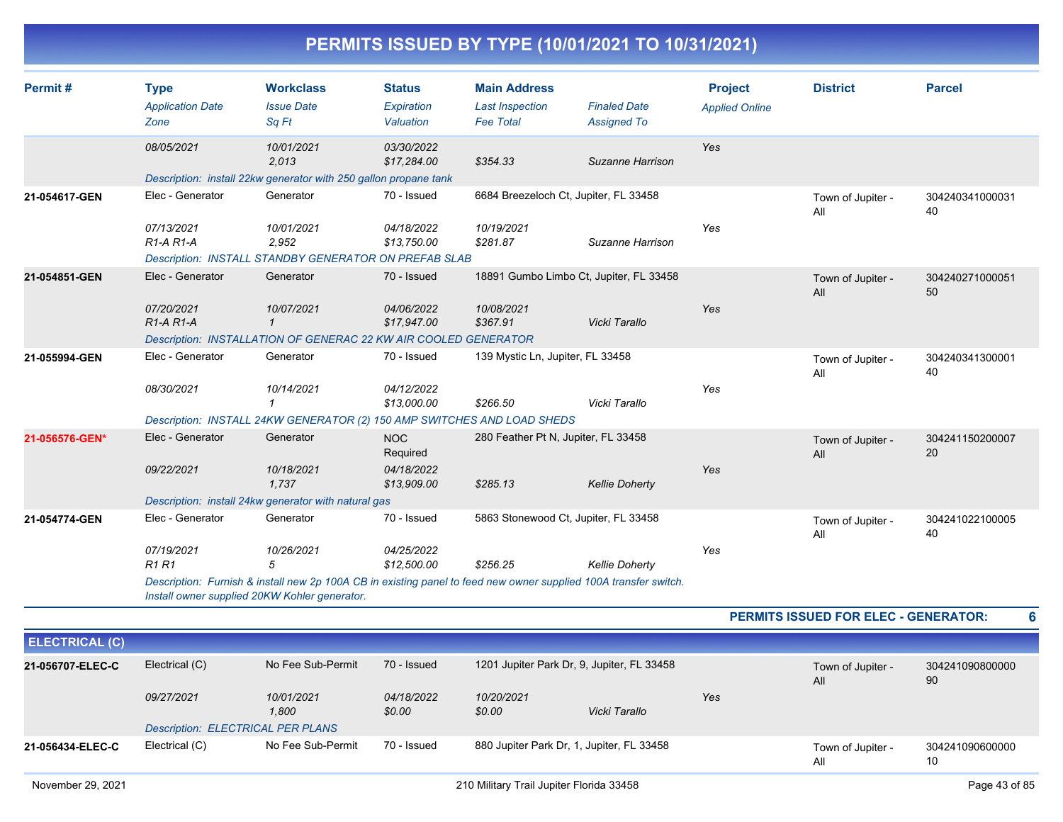# PERMITS ISSUED BY TYPE (10/01/2021 TO 10/31/2021)

| Permit # | Type / Application Date / Zone | Workclass / Issue Date / Sq Ft | Status / Expiration / Valuation | Main Address / Last Inspection / Fee Total | Finaled Date / Assigned To | Project / Applied Online | District | Parcel |
|---|---|---|---|---|---|---|---|---|
| | 08/05/2021 | 10/01/2021<br>2,013 | 03/30/2022<br>$17,284.00 | $354.33 | Suzanne Harrison | Yes | | |
| | Description: install 22kw generator with 250 gallon propane tank | | | | | | | |
| 21-054617-GEN | Elec - Generator<br>07/13/2021<br>R1-A R1-A | Generator<br>10/01/2021<br>2,952 | 70 - Issued<br>04/18/2022<br>$13,750.00 | 6684 Breezeloch Ct, Jupiter, FL 33458<br>10/19/2021<br>$281.87 | Suzanne Harrison | Yes | Town of Jupiter - All | 30424034100003140 |
| | Description: INSTALL STANDBY GENERATOR ON PREFAB SLAB | | | | | | | |
| 21-054851-GEN | Elec - Generator<br>07/20/2021<br>R1-A R1-A | Generator<br>10/07/2021<br>1 | 70 - Issued<br>04/06/2022<br>$17,947.00 | 18891 Gumbo Limbo Ct, Jupiter, FL 33458<br>10/08/2021<br>$367.91 | Vicki Tarallo | Yes | Town of Jupiter - All | 30424027100005150 |
| | Description: INSTALLATION OF GENERAC 22 KW AIR COOLED GENERATOR | | | | | | | |
| 21-055994-GEN | Elec - Generator<br>08/30/2021 | Generator<br>10/14/2021<br>1 | 70 - Issued<br>04/12/2022<br>$13,000.00 | 139 Mystic Ln, Jupiter, FL 33458<br>$266.50 | Vicki Tarallo | Yes | Town of Jupiter - All | 30424034130000140 |
| | Description: INSTALL 24KW GENERATOR (2) 150 AMP SWITCHES AND LOAD SHEDS | | | | | | | |
| 21-056576-GEN* | Elec - Generator<br>09/22/2021 | Generator<br>10/18/2021<br>1,737 | NOC Required<br>04/18/2022<br>$13,909.00 | 280 Feather Pt N, Jupiter, FL 33458<br>$285.13 | Kellie Doherty | Yes | Town of Jupiter - All | 30424115020000720 |
| | Description: install 24kw generator with natural gas | | | | | | | |
| 21-054774-GEN | Elec - Generator<br>07/19/2021<br>R1 R1 | Generator<br>10/26/2021<br>5 | 70 - Issued<br>04/25/2022<br>$12,500.00 | 5863 Stonewood Ct, Jupiter, FL 33458<br>$256.25 | Kellie Doherty | Yes | Town of Jupiter - All | 30424102210000540 |
| | Description: Furnish & install new 2p 100A CB in existing panel to feed new owner supplied 100A transfer switch. Install owner supplied 20KW Kohler generator. | | | | | | | |

**PERMITS ISSUED FOR ELEC - GENERATOR: 6**

## ELECTRICAL (C)

| Permit # | Type / Application Date / Zone | Workclass / Issue Date / Sq Ft | Status / Expiration / Valuation | Main Address / Last Inspection / Fee Total | Finaled Date / Assigned To | Project / Applied Online | District | Parcel |
|---|---|---|---|---|---|---|---|---|
| 21-056707-ELEC-C | Electrical (C)<br>09/27/2021 | No Fee Sub-Permit<br>10/01/2021<br>1,800 | 70 - Issued<br>04/18/2022<br>$0.00 | 1201 Jupiter Park Dr, 9, Jupiter, FL 33458<br>10/20/2021<br>$0.00 | Vicki Tarallo | Yes | Town of Jupiter - All | 30424109080000090 |
| | Description: ELECTRICAL PER PLANS | | | | | | | |
| 21-056434-ELEC-C | Electrical (C) | No Fee Sub-Permit | 70 - Issued | 880 Jupiter Park Dr, 1, Jupiter, FL 33458 | | | Town of Jupiter - All | 30424109060000010 |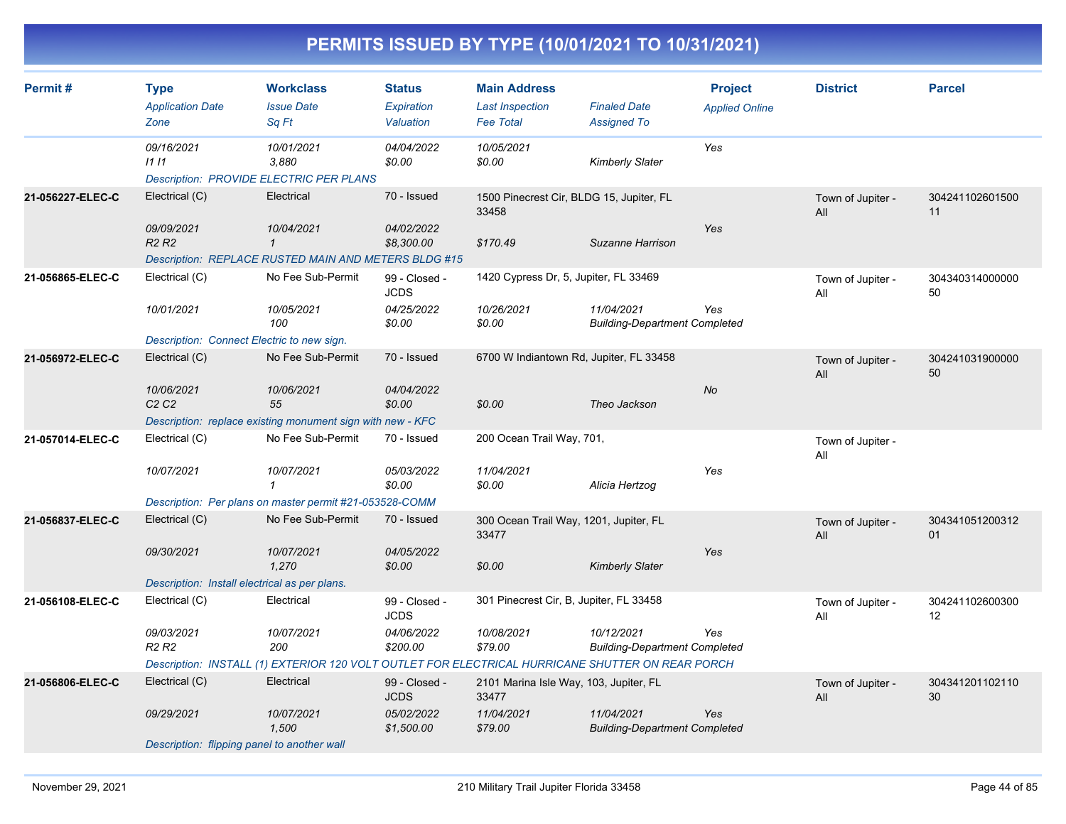# PERMITS ISSUED BY TYPE (10/01/2021 TO 10/31/2021)

| Permit # | Type<br>*Application Date*<br>*Zone* | Workclass<br>*Issue Date*<br>*Sq Ft* | Status<br>*Expiration*<br>*Valuation* | Main Address<br>*Last Inspection*<br>*Fee Total* | *Finaled Date*<br>*Assigned To* | Project<br>*Applied Online* | District | Parcel |
|---|---|---|---|---|---|---|---|---|
| | *09/16/2021*<br>*I1 I1* | *10/01/2021*<br>*3,880* | *04/04/2022*<br>*$0.00* | *10/05/2021*<br>*$0.00* | *Kimberly Slater* | *Yes* | | |
| | *Description: PROVIDE ELECTRIC PER PLANS* | | | | | | | |
| **21-056227-ELEC-C** | Electrical (C)<br>*09/09/2021*<br>*R2 R2* | Electrical<br>*10/04/2021*<br>*1* | 70 - Issued<br>*04/02/2022*<br>*$8,300.00* | 1500 Pinecrest Cir, BLDG 15, Jupiter, FL 33458<br><br>*$170.49* | <br>*Suzanne Harrison* | *Yes* | Town of Jupiter - All | 30424110260150011 |
| | *Description: REPLACE RUSTED MAIN AND METERS BLDG #15* | | | | | | | |
| **21-056865-ELEC-C** | Electrical (C)<br>*10/01/2021* | No Fee Sub-Permit<br>*10/05/2021*<br>*100* | 99 - Closed - JCDS<br>*04/25/2022*<br>*$0.00* | 1420 Cypress Dr, 5, Jupiter, FL 33469<br>*10/26/2021*<br>*$0.00* | *11/04/2021*<br>*Building-Department Completed* | *Yes* | Town of Jupiter - All | 30434031400000050 |
| | *Description: Connect Electric to new sign.* | | | | | | | |
| **21-056972-ELEC-C** | Electrical (C)<br>*10/06/2021*<br>*C2 C2* | No Fee Sub-Permit<br>*10/06/2021*<br>*55* | 70 - Issued<br>*04/04/2022*<br>*$0.00* | 6700 W Indiantown Rd, Jupiter, FL 33458<br><br>*$0.00* | <br>*Theo Jackson* | *No* | Town of Jupiter - All | 30424103190000050 |
| | *Description: replace existing monument sign with new - KFC* | | | | | | | |
| **21-057014-ELEC-C** | Electrical (C)<br>*10/07/2021* | No Fee Sub-Permit<br>*10/07/2021*<br>*1* | 70 - Issued<br>*05/03/2022*<br>*$0.00* | 200 Ocean Trail Way, 701,<br>*11/04/2021*<br>*$0.00* | <br>*Alicia Hertzog* | *Yes* | Town of Jupiter - All | |
| | *Description: Per plans on master permit #21-053528-COMM* | | | | | | | |
| **21-056837-ELEC-C** | Electrical (C)<br>*09/30/2021* | No Fee Sub-Permit<br>*10/07/2021*<br>*1,270* | 70 - Issued<br>*04/05/2022*<br>*$0.00* | 300 Ocean Trail Way, 1201, Jupiter, FL 33477<br><br>*$0.00* | <br>*Kimberly Slater* | *Yes* | Town of Jupiter - All | 30434105120031201 |
| | *Description: Install electrical as per plans.* | | | | | | | |
| **21-056108-ELEC-C** | Electrical (C)<br>*09/03/2021*<br>*R2 R2* | Electrical<br>*10/07/2021*<br>*200* | 99 - Closed - JCDS<br>*04/06/2022*<br>*$200.00* | 301 Pinecrest Cir, B, Jupiter, FL 33458<br>*10/08/2021*<br>*$79.00* | *10/12/2021*<br>*Building-Department Completed* | *Yes* | Town of Jupiter - All | 30424110260030012 |
| | *Description: INSTALL (1) EXTERIOR 120 VOLT OUTLET FOR ELECTRICAL HURRICANE SHUTTER ON REAR PORCH* | | | | | | | |
| **21-056806-ELEC-C** | Electrical (C)<br>*09/29/2021* | Electrical<br>*10/07/2021*<br>*1,500* | 99 - Closed - JCDS<br>*05/02/2022*<br>*$1,500.00* | 2101 Marina Isle Way, 103, Jupiter, FL 33477<br>*11/04/2021*<br>*$79.00* | *11/04/2021*<br>*Building-Department Completed* | *Yes* | Town of Jupiter - All | 30434120110211030 |
| | *Description: flipping panel to another wall* | | | | | | | |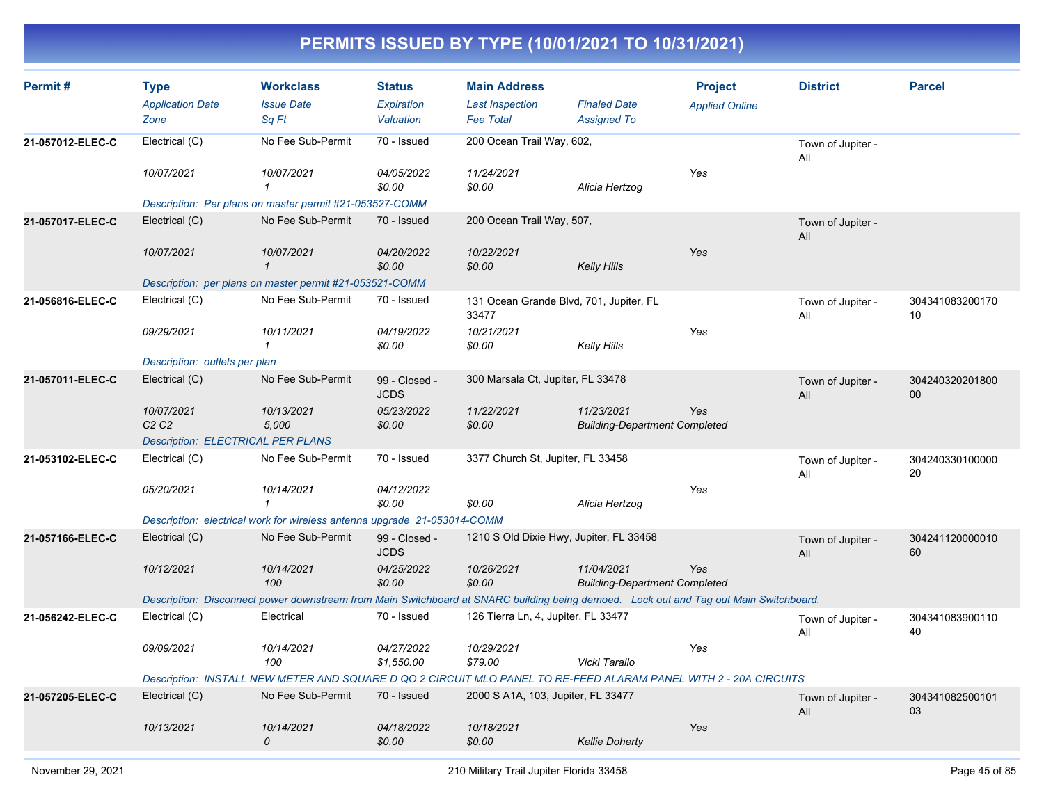# PERMITS ISSUED BY TYPE (10/01/2021 TO 10/31/2021)

| Permit # | Type<br>*Application Date*<br>*Zone* | Workclass<br>*Issue Date*<br>*Sq Ft* | Status<br>*Expiration*<br>*Valuation* | Main Address<br>*Last Inspection*<br>*Fee Total* | *Finaled Date*<br>*Assigned To* | Project<br>*Applied Online* | District | Parcel |
|---|---|---|---|---|---|---|---|---|
| **21-057012-ELEC-C** | Electrical (C)<br>*10/07/2021* | No Fee Sub-Permit<br>*10/07/2021*<br>*1* | 70 - Issued<br>*04/05/2022*<br>*$0.00* | 200 Ocean Trail Way, 602,<br>*11/24/2021*<br>*$0.00* | *Alicia Hertzog* | *Yes* | Town of Jupiter - All | |
| | *Description: Per plans on master permit #21-053527-COMM* | | | | | | | |
| **21-057017-ELEC-C** | Electrical (C)<br>*10/07/2021* | No Fee Sub-Permit<br>*10/07/2021*<br>*1* | 70 - Issued<br>*04/20/2022*<br>*$0.00* | 200 Ocean Trail Way, 507,<br>*10/22/2021*<br>*$0.00* | *Kelly Hills* | *Yes* | Town of Jupiter - All | |
| | *Description: per plans on master permit #21-053521-COMM* | | | | | | | |
| **21-056816-ELEC-C** | Electrical (C)<br>*09/29/2021* | No Fee Sub-Permit<br>*10/11/2021*<br>*1* | 70 - Issued<br>*04/19/2022*<br>*$0.00* | 131 Ocean Grande Blvd, 701, Jupiter, FL 33477<br>*10/21/2021*<br>*$0.00* | *Kelly Hills* | *Yes* | Town of Jupiter - All | 30434108320017010 |
| | *Description: outlets per plan* | | | | | | | |
| **21-057011-ELEC-C** | Electrical (C)<br>*10/07/2021*<br>*C2 C2* | No Fee Sub-Permit<br>*10/13/2021*<br>*5,000* | 99 - Closed - JCDS<br>*05/23/2022*<br>*$0.00* | 300 Marsala Ct, Jupiter, FL 33478<br>*11/22/2021*<br>*$0.00* | *11/23/2021*<br>*Building-Department Completed* | *Yes* | Town of Jupiter - All | 30424032020180000 |
| | *Description: ELECTRICAL PER PLANS* | | | | | | | |
| **21-053102-ELEC-C** | Electrical (C)<br>*05/20/2021* | No Fee Sub-Permit<br>*10/14/2021*<br>*1* | 70 - Issued<br>*04/12/2022*<br>*$0.00* | 3377 Church St, Jupiter, FL 33458<br><br>*$0.00* | *Alicia Hertzog* | *Yes* | Town of Jupiter - All | 30424033010000020 |
| | *Description: electrical work for wireless antenna upgrade 21-053014-COMM* | | | | | | | |
| **21-057166-ELEC-C** | Electrical (C)<br>*10/12/2021* | No Fee Sub-Permit<br>*10/14/2021*<br>*100* | 99 - Closed - JCDS<br>*04/25/2022*<br>*$0.00* | 1210 S Old Dixie Hwy, Jupiter, FL 33458<br>*10/26/2021*<br>*$0.00* | *11/04/2021*<br>*Building-Department Completed* | *Yes* | Town of Jupiter - All | 30424112000001060 |
| | *Description: Disconnect power downstream from Main Switchboard at SNARC building being demoed. Lock out and Tag out Main Switchboard.* | | | | | | | |
| **21-056242-ELEC-C** | Electrical (C)<br>*09/09/2021* | Electrical<br>*10/14/2021*<br>*100* | 70 - Issued<br>*04/27/2022*<br>*$1,550.00* | 126 Tierra Ln, 4, Jupiter, FL 33477<br>*10/29/2021*<br>*$79.00* | *Vicki Tarallo* | *Yes* | Town of Jupiter - All | 30434108390011040 |
| | *Description: INSTALL NEW METER AND SQUARE D QO 2 CIRCUIT MLO PANEL TO RE-FEED ALARAM PANEL WITH 2 - 20A CIRCUITS* | | | | | | | |
| **21-057205-ELEC-C** | Electrical (C)<br>*10/13/2021* | No Fee Sub-Permit<br>*10/14/2021*<br>*0* | 70 - Issued<br>*04/18/2022*<br>*$0.00* | 2000 S A1A, 103, Jupiter, FL 33477<br>*10/18/2021*<br>*$0.00* | *Kellie Doherty* | *Yes* | Town of Jupiter - All | 30434108250010103 |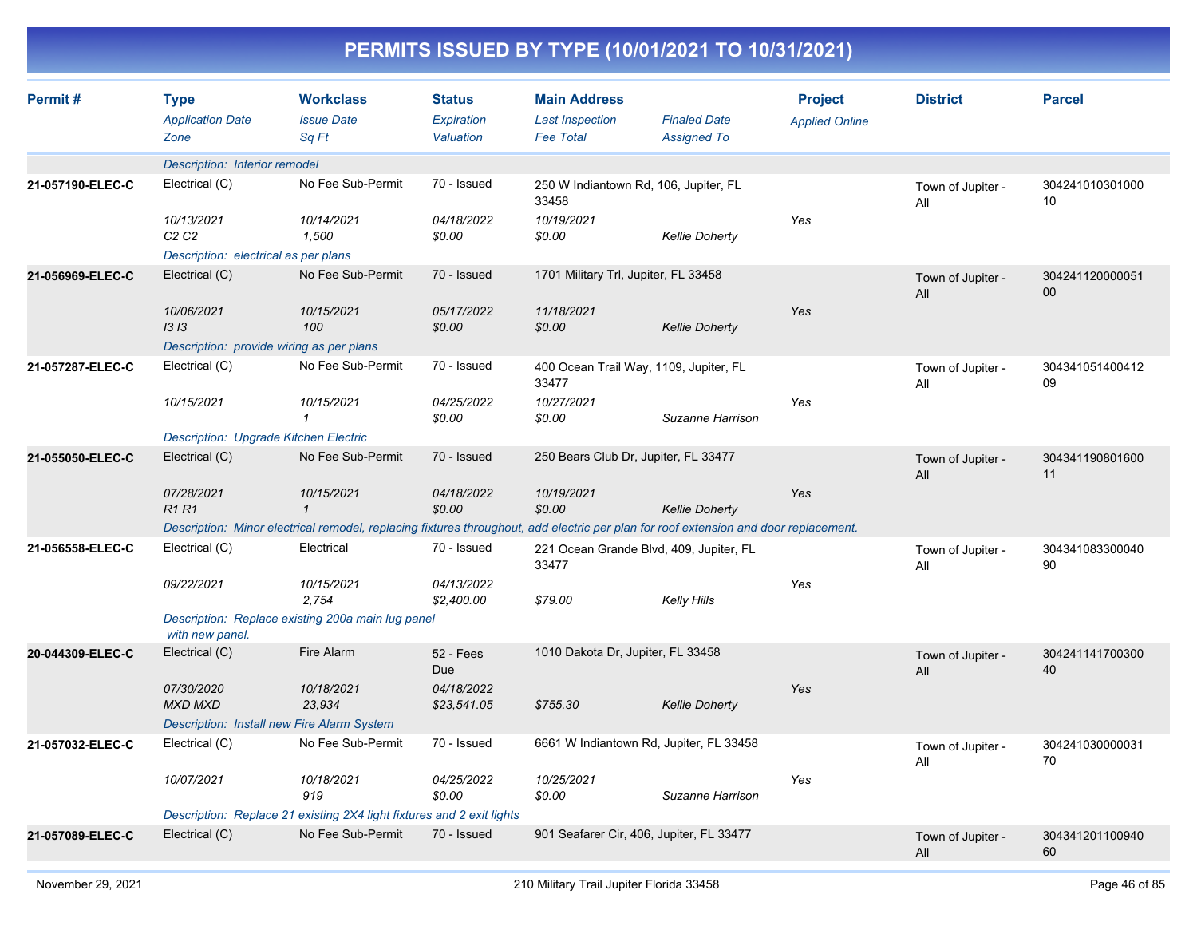# PERMITS ISSUED BY TYPE (10/01/2021 TO 10/31/2021)

| Permit # | Type / Application Date / Zone | Workclass / Issue Date / Sq Ft | Status / Expiration / Valuation | Main Address / Last Inspection / Fee Total | Finaled Date / Assigned To | Project / Applied Online | District | Parcel |
|---|---|---|---|---|---|---|---|---|
| | Description: Interior remodel | | | | | | | |
| 21-057190-ELEC-C | Electrical (C) | No Fee Sub-Permit | 70 - Issued | 250 W Indiantown Rd, 106, Jupiter, FL 33458 | | | Town of Jupiter - All | 30424101030100010 |
| | 10/13/2021 | 10/14/2021 | 04/18/2022 | 10/19/2021 | | Yes | | |
| | C2 C2 | 1,500 | $0.00 | $0.00 | Kellie Doherty | | | |
| | Description: electrical as per plans | | | | | | | |
| 21-056969-ELEC-C | Electrical (C) | No Fee Sub-Permit | 70 - Issued | 1701 Military Trl, Jupiter, FL 33458 | | | Town of Jupiter - All | 30424112000005100 |
| | 10/06/2021 | 10/15/2021 | 05/17/2022 | 11/18/2021 | | Yes | | |
| | I3 I3 | 100 | $0.00 | $0.00 | Kellie Doherty | | | |
| | Description: provide wiring as per plans | | | | | | | |
| 21-057287-ELEC-C | Electrical (C) | No Fee Sub-Permit | 70 - Issued | 400 Ocean Trail Way, 1109, Jupiter, FL 33477 | | | Town of Jupiter - All | 30434105140041209 |
| | 10/15/2021 | 10/15/2021 | 04/25/2022 | 10/27/2021 | | Yes | | |
| | | 1 | $0.00 | $0.00 | Suzanne Harrison | | | |
| | Description: Upgrade Kitchen Electric | | | | | | | |
| 21-055050-ELEC-C | Electrical (C) | No Fee Sub-Permit | 70 - Issued | 250 Bears Club Dr, Jupiter, FL 33477 | | | Town of Jupiter - All | 30434119080160011 |
| | 07/28/2021 | 10/15/2021 | 04/18/2022 | 10/19/2021 | | Yes | | |
| | R1 R1 | 1 | $0.00 | $0.00 | Kellie Doherty | | | |
| | Description: Minor electrical remodel, replacing fixtures throughout, add electric per plan for roof extension and door replacement. | | | | | | | |
| 21-056558-ELEC-C | Electrical (C) | Electrical | 70 - Issued | 221 Ocean Grande Blvd, 409, Jupiter, FL 33477 | | | Town of Jupiter - All | 30434108330004090 |
| | 09/22/2021 | 10/15/2021 | 04/13/2022 | | | Yes | | |
| | | 2,754 | $2,400.00 | $79.00 | Kelly Hills | | | |
| | Description: Replace existing 200a main lug panel with new panel. | | | | | | | |
| 20-044309-ELEC-C | Electrical (C) | Fire Alarm | 52 - Fees Due | 1010 Dakota Dr, Jupiter, FL 33458 | | | Town of Jupiter - All | 30424114170030040 |
| | 07/30/2020 | 10/18/2021 | 04/18/2022 | | | Yes | | |
| | MXD MXD | 23,934 | $23,541.05 | $755.30 | Kellie Doherty | | | |
| | Description: Install new Fire Alarm System | | | | | | | |
| 21-057032-ELEC-C | Electrical (C) | No Fee Sub-Permit | 70 - Issued | 6661 W Indiantown Rd, Jupiter, FL 33458 | | | Town of Jupiter - All | 30424103000003170 |
| | 10/07/2021 | 10/18/2021 | 04/25/2022 | 10/25/2021 | | Yes | | |
| | | 919 | $0.00 | $0.00 | Suzanne Harrison | | | |
| | Description: Replace 21 existing 2X4 light fixtures and 2 exit lights | | | | | | | |
| 21-057089-ELEC-C | Electrical (C) | No Fee Sub-Permit | 70 - Issued | 901 Seafarer Cir, 406, Jupiter, FL 33477 | | | Town of Jupiter - All | 30434120110094060 |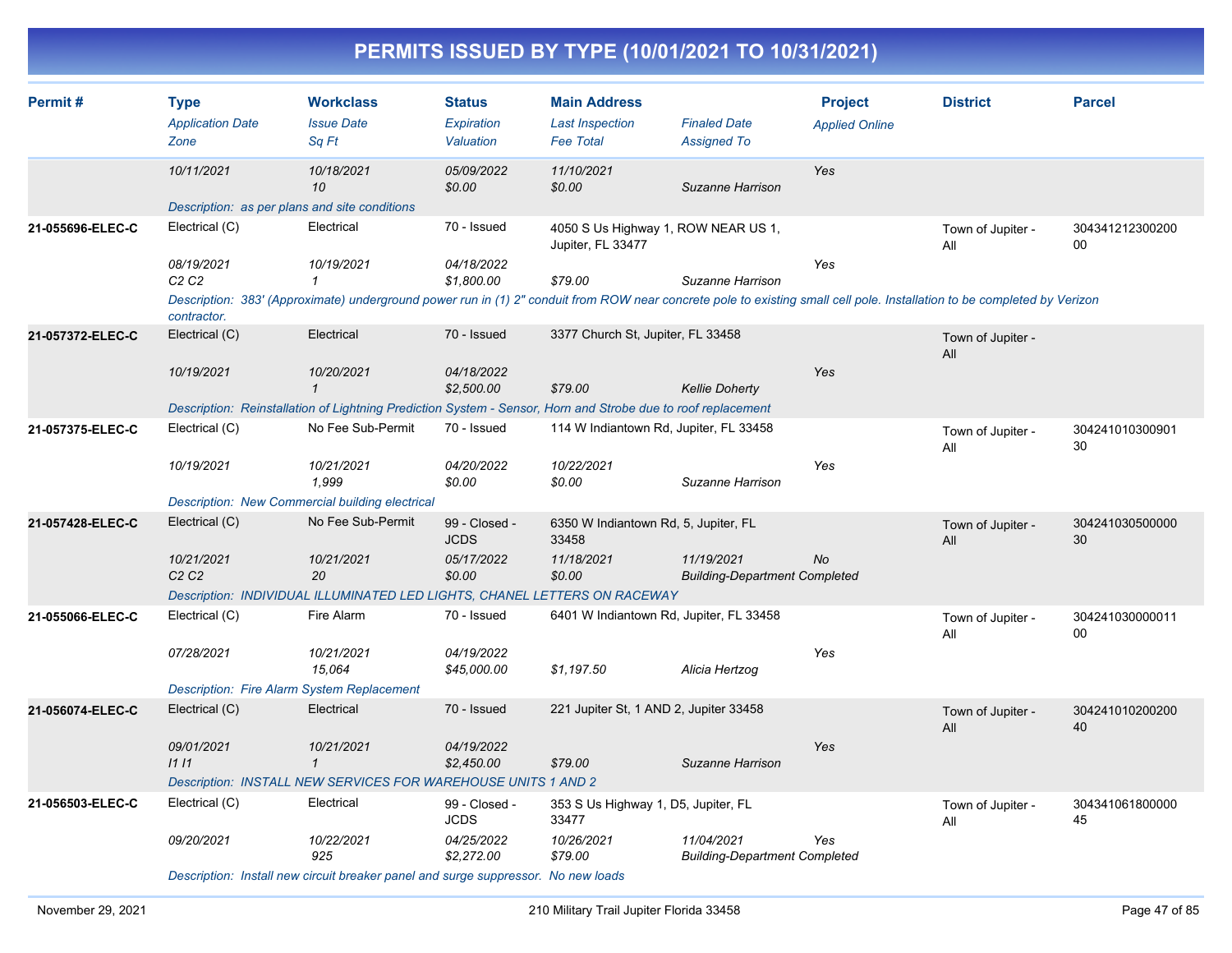# PERMITS ISSUED BY TYPE (10/01/2021 TO 10/31/2021)

| Permit # | Type / Application Date / Zone | Workclass / Issue Date / Sq Ft | Status / Expiration / Valuation | Main Address / Last Inspection / Fee Total | Finaled Date / Assigned To | Project / Applied Online | District | Parcel |
|---|---|---|---|---|---|---|---|---|
| | 10/11/2021 | 10/18/2021<br>10 | 05/09/2022<br>$0.00 | 11/10/2021<br>$0.00 | Suzanne Harrison | Yes | | |
| | Description: as per plans and site conditions | | | | | | | |
| 21-055696-ELEC-C | Electrical (C)<br>08/19/2021<br>C2 C2 | Electrical<br>10/19/2021<br>1 | 70 - Issued<br>04/18/2022<br>$1,800.00 | 4050 S Us Highway 1, ROW NEAR US 1, Jupiter, FL 33477<br><br>$79.00 | Suzanne Harrison | Yes | Town of Jupiter - All | 30434121230020000 |
| | Description: 383' (Approximate) underground power run in (1) 2" conduit from ROW near concrete pole to existing small cell pole. Installation to be completed by Verizon contractor. | | | | | | | |
| 21-057372-ELEC-C | Electrical (C)<br>10/19/2021 | Electrical<br>10/20/2021<br>1 | 70 - Issued<br>04/18/2022<br>$2,500.00 | 3377 Church St, Jupiter, FL 33458<br><br>$79.00 | Kellie Doherty | Yes | Town of Jupiter - All | |
| | Description: Reinstallation of Lightning Prediction System - Sensor, Horn and Strobe due to roof replacement | | | | | | | |
| 21-057375-ELEC-C | Electrical (C)<br>10/19/2021 | No Fee Sub-Permit<br>10/21/2021<br>1,999 | 70 - Issued<br>04/20/2022<br>$0.00 | 114 W Indiantown Rd, Jupiter, FL 33458<br>10/22/2021<br>$0.00 | Suzanne Harrison | Yes | Town of Jupiter - All | 30424101030090130 |
| | Description: New Commercial building electrical | | | | | | | |
| 21-057428-ELEC-C | Electrical (C)<br>10/21/2021<br>C2 C2 | No Fee Sub-Permit<br>10/21/2021<br>20 | 99 - Closed - JCDS<br>05/17/2022<br>$0.00 | 6350 W Indiantown Rd, 5, Jupiter, FL 33458<br>11/18/2021<br>$0.00 | 11/19/2021<br>Building-Department Completed | No | Town of Jupiter - All | 30424103050000030 |
| | Description: INDIVIDUAL ILLUMINATED LED LIGHTS, CHANEL LETTERS ON RACEWAY | | | | | | | |
| 21-055066-ELEC-C | Electrical (C)<br>07/28/2021 | Fire Alarm<br>10/21/2021<br>15,064 | 70 - Issued<br>04/19/2022<br>$45,000.00 | 6401 W Indiantown Rd, Jupiter, FL 33458<br><br>$1,197.50 | Alicia Hertzog | Yes | Town of Jupiter - All | 30424103000001100 |
| | Description: Fire Alarm System Replacement | | | | | | | |
| 21-056074-ELEC-C | Electrical (C)<br>09/01/2021<br>I1 I1 | Electrical<br>10/21/2021<br>1 | 70 - Issued<br>04/19/2022<br>$2,450.00 | 221 Jupiter St, 1 AND 2, Jupiter 33458<br><br>$79.00 | Suzanne Harrison | Yes | Town of Jupiter - All | 30424101020020040 |
| | Description: INSTALL NEW SERVICES FOR WAREHOUSE UNITS 1 AND 2 | | | | | | | |
| 21-056503-ELEC-C | Electrical (C)<br>09/20/2021 | Electrical<br>10/22/2021<br>925 | 99 - Closed - JCDS<br>04/25/2022<br>$2,272.00 | 353 S Us Highway 1, D5, Jupiter, FL 33477<br>10/26/2021<br>$79.00 | 11/04/2021<br>Building-Department Completed | Yes | Town of Jupiter - All | 30434106180000045 |
| | Description: Install new circuit breaker panel and surge suppressor. No new loads | | | | | | | |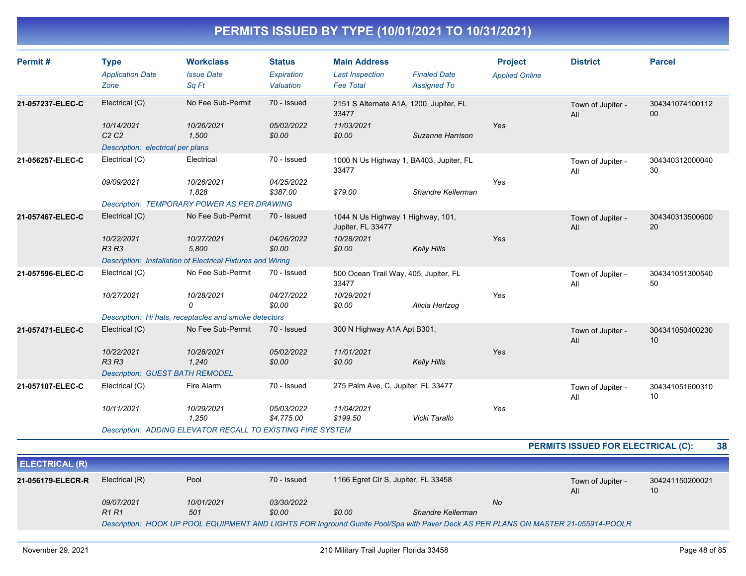# PERMITS ISSUED BY TYPE (10/01/2021 TO 10/31/2021)

| Permit # | Type | Workclass | Status | Main Address | | Project | District | Parcel |
|---|---|---|---|---|---|---|---|---|
| | *Application Date* | *Issue Date* | *Expiration* | *Last Inspection* | *Finaled Date* | *Applied Online* | | |
| | *Zone* | *Sq Ft* | *Valuation* | *Fee Total* | *Assigned To* | | | |
| **21-057237-ELEC-C** | Electrical (C) | No Fee Sub-Permit | 70 - Issued | 2151 S Alternate A1A, 1200, Jupiter, FL 33477 | | | Town of Jupiter - All | 30434107410011200 |
| | *10/14/2021* | *10/26/2021* | *05/02/2022* | *11/03/2021* | | *Yes* | | |
| | *C2 C2* | *1,500* | *$0.00* | *$0.00* | *Suzanne Harrison* | | | |
| | *Description: electrical per plans* | | | | | | | |
| **21-056257-ELEC-C** | Electrical (C) | Electrical | 70 - Issued | 1000 N Us Highway 1, BA403, Jupiter, FL 33477 | | | Town of Jupiter - All | 30434031200004030 |
| | *09/09/2021* | *10/26/2021* | *04/25/2022* | | | *Yes* | | |
| | | *1,828* | *$387.00* | *$79.00* | *Shandre Kellerman* | | | |
| | *Description: TEMPORARY POWER AS PER DRAWING* | | | | | | | |
| **21-057467-ELEC-C** | Electrical (C) | No Fee Sub-Permit | 70 - Issued | 1044 N Us Highway 1 Highway, 101, Jupiter, FL 33477 | | | Town of Jupiter - All | 30434031350060020 |
| | *10/22/2021* | *10/27/2021* | *04/26/2022* | *10/28/2021* | | *Yes* | | |
| | *R3 R3* | *5,800* | *$0.00* | *$0.00* | *Kelly Hills* | | | |
| | *Description: Installation of Electrical Fixtures and Wiring* | | | | | | | |
| **21-057596-ELEC-C** | Electrical (C) | No Fee Sub-Permit | 70 - Issued | 500 Ocean Trail Way, 405, Jupiter, FL 33477 | | | Town of Jupiter - All | 30434105130054050 |
| | *10/27/2021* | *10/28/2021* | *04/27/2022* | *10/29/2021* | | *Yes* | | |
| | | *0* | *$0.00* | *$0.00* | *Alicia Hertzog* | | | |
| | *Description: Hi hats, receptacles and smoke detectors* | | | | | | | |
| **21-057471-ELEC-C** | Electrical (C) | No Fee Sub-Permit | 70 - Issued | 300 N Highway A1A Apt B301, | | | Town of Jupiter - All | 30434105040023010 |
| | *10/22/2021* | *10/28/2021* | *05/02/2022* | *11/01/2021* | | *Yes* | | |
| | *R3 R3* | *1,240* | *$0.00* | *$0.00* | *Kelly Hills* | | | |
| | *Description: GUEST BATH REMODEL* | | | | | | | |
| **21-057107-ELEC-C** | Electrical (C) | Fire Alarm | 70 - Issued | 275 Palm Ave, C, Jupiter, FL 33477 | | | Town of Jupiter - All | 30434105160031010 |
| | *10/11/2021* | *10/29/2021* | *05/03/2022* | *11/04/2021* | | *Yes* | | |
| | | *1,250* | *$4,775.00* | *$199.50* | *Vicki Tarallo* | | | |
| | *Description: ADDING ELEVATOR RECALL TO EXISTING FIRE SYSTEM* | | | | | | | |

**PERMITS ISSUED FOR ELECTRICAL (C): 38**

## ELECTRICAL (R)

| Permit # | Type | Workclass | Status | Main Address | | Project | District | Parcel |
|---|---|---|---|---|---|---|---|---|
| **21-056179-ELECR-R** | Electrical (R) | Pool | 70 - Issued | 1166 Egret Cir S, Jupiter, FL 33458 | | | Town of Jupiter - All | 30424115020002110 |
| | *09/07/2021* | *10/01/2021* | *03/30/2022* | | | *No* | | |
| | *R1 R1* | *501* | *$0.00* | *$0.00* | *Shandre Kellerman* | | | |
| | *Description: HOOK UP POOL EQUIPMENT AND LIGHTS FOR Inground Gunite Pool/Spa with Paver Deck AS PER PLANS ON MASTER 21-055914-POOLR* | | | | | | | |

November 29, 2021 — 210 Military Trail Jupiter Florida 33458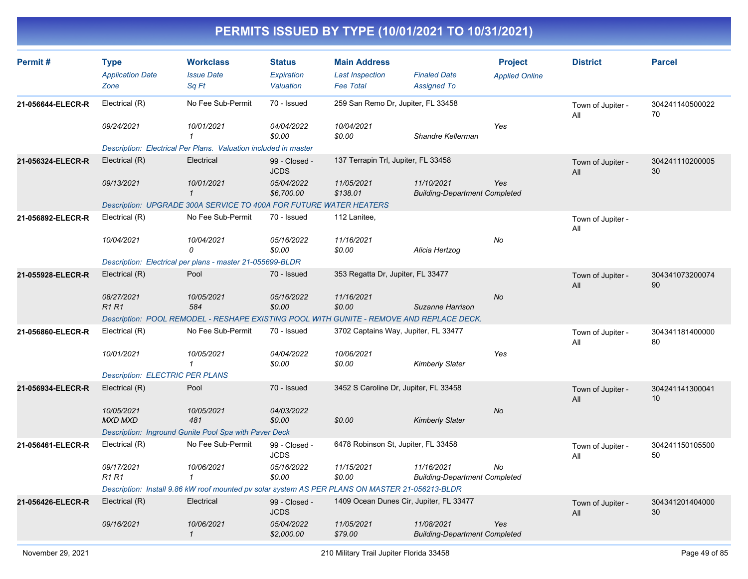# PERMITS ISSUED BY TYPE (10/01/2021 TO 10/31/2021)

| Permit # | Type / Application Date / Zone | Workclass / Issue Date / Sq Ft | Status / Expiration / Valuation | Main Address / Last Inspection / Fee Total | Finaled Date / Assigned To | Project / Applied Online | District | Parcel |
|---|---|---|---|---|---|---|---|---|
| 21-056644-ELECR-R | Electrical (R) | No Fee Sub-Permit | 70 - Issued | 259 San Remo Dr, Jupiter, FL 33458 | | | Town of Jupiter - All | 30424114050002270 |
| | 09/24/2021 | 10/01/2021 | 04/04/2022 | 10/04/2021 | | Yes | | |
| | | 1 | $0.00 | $0.00 | Shandre Kellerman | | | |
| | Description: Electrical Per Plans. Valuation included in master | | | | | | | |
| 21-056324-ELECR-R | Electrical (R) | Electrical | 99 - Closed - JCDS | 137 Terrapin Trl, Jupiter, FL 33458 | | | Town of Jupiter - All | 30424111020000530 |
| | 09/13/2021 | 10/01/2021 | 05/04/2022 | 11/05/2021 | 11/10/2021 | Yes | | |
| | | 1 | $6,700.00 | $138.01 | Building-Department Completed | | | |
| | Description: UPGRADE 300A SERVICE TO 400A FOR FUTURE WATER HEATERS | | | | | | | |
| 21-056892-ELECR-R | Electrical (R) | No Fee Sub-Permit | 70 - Issued | 112 Lanitee, | | | Town of Jupiter - All | |
| | 10/04/2021 | 10/04/2021 | 05/16/2022 | 11/16/2021 | | No | | |
| | | 0 | $0.00 | $0.00 | Alicia Hertzog | | | |
| | Description: Electrical per plans - master 21-055699-BLDR | | | | | | | |
| 21-055928-ELECR-R | Electrical (R) | Pool | 70 - Issued | 353 Regatta Dr, Jupiter, FL 33477 | | | Town of Jupiter - All | 30434107320007490 |
| | 08/27/2021 | 10/05/2021 | 05/16/2022 | 11/16/2021 | | No | | |
| | R1 R1 | 584 | $0.00 | $0.00 | Suzanne Harrison | | | |
| | Description: POOL REMODEL - RESHAPE EXISTING POOL WITH GUNITE - REMOVE AND REPLACE DECK. | | | | | | | |
| 21-056860-ELECR-R | Electrical (R) | No Fee Sub-Permit | 70 - Issued | 3702 Captains Way, Jupiter, FL 33477 | | | Town of Jupiter - All | 30434118140000080 |
| | 10/01/2021 | 10/05/2021 | 04/04/2022 | 10/06/2021 | | Yes | | |
| | | 1 | $0.00 | $0.00 | Kimberly Slater | | | |
| | Description: ELECTRIC PER PLANS | | | | | | | |
| 21-056934-ELECR-R | Electrical (R) | Pool | 70 - Issued | 3452 S Caroline Dr, Jupiter, FL 33458 | | | Town of Jupiter - All | 30424114130004110 |
| | 10/05/2021 | 10/05/2021 | 04/03/2022 | | | No | | |
| | MXD MXD | 481 | $0.00 | $0.00 | Kimberly Slater | | | |
| | Description: Inground Gunite Pool Spa with Paver Deck | | | | | | | |
| 21-056461-ELECR-R | Electrical (R) | No Fee Sub-Permit | 99 - Closed - JCDS | 6478 Robinson St, Jupiter, FL 33458 | | | Town of Jupiter - All | 30424115010550050 |
| | 09/17/2021 | 10/06/2021 | 05/16/2022 | 11/15/2021 | 11/16/2021 | No | | |
| | R1 R1 | 1 | $0.00 | $0.00 | Building-Department Completed | | | |
| | Description: Install 9.86 kW roof mounted pv solar system AS PER PLANS ON MASTER 21-056213-BLDR | | | | | | | |
| 21-056426-ELECR-R | Electrical (R) | Electrical | 99 - Closed - JCDS | 1409 Ocean Dunes Cir, Jupiter, FL 33477 | | | Town of Jupiter - All | 30434120140400030 |
| | 09/16/2021 | 10/06/2021 | 05/04/2022 | 11/05/2021 | 11/08/2021 | Yes | | |
| | | 1 | $2,000.00 | $79.00 | Building-Department Completed | | | |

November 29, 2021 — 210 Military Trail Jupiter Florida 33458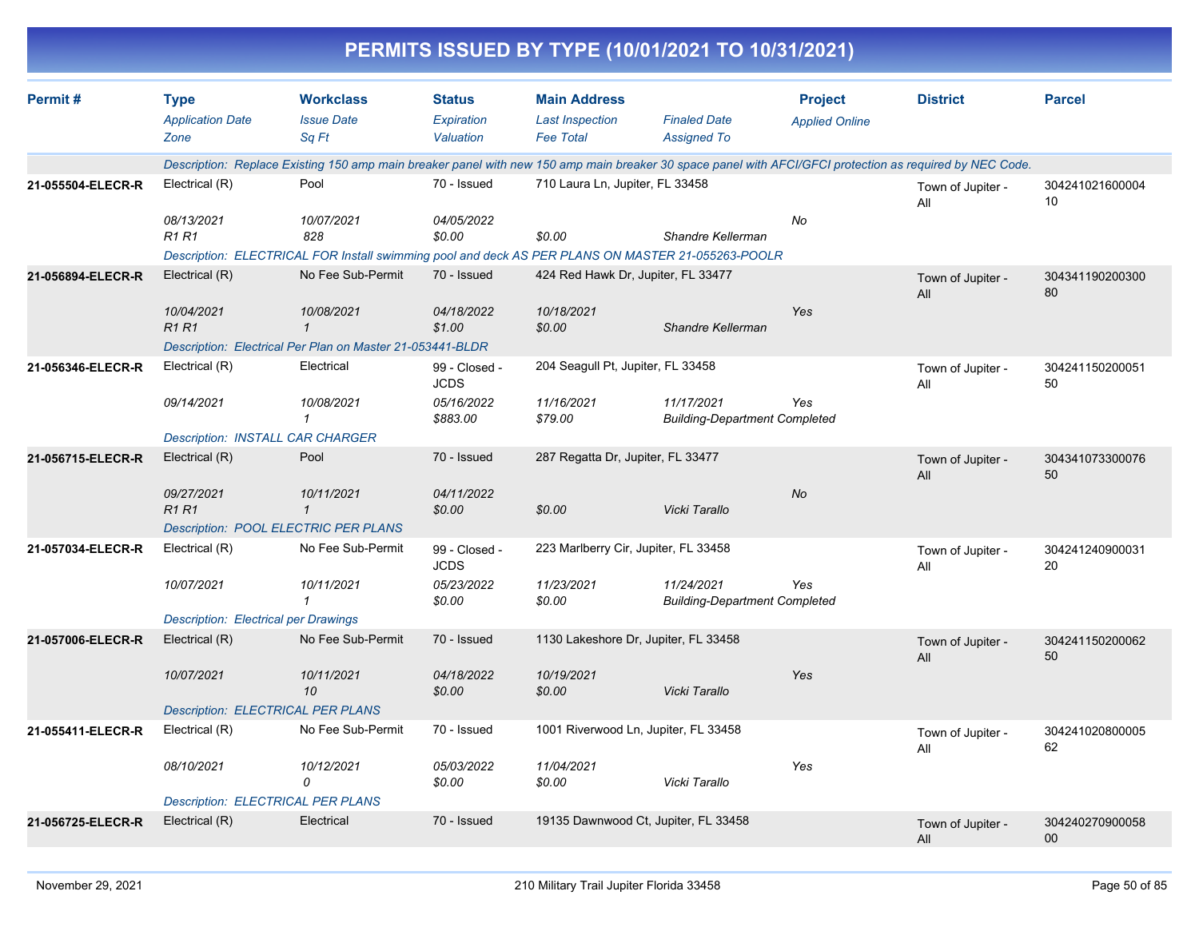# PERMITS ISSUED BY TYPE (10/01/2021 TO 10/31/2021)

| Permit # | Type | Workclass | Status | Main Address | | Project | District | Parcel |
|---|---|---|---|---|---|---|---|---|
| | *Application Date* | *Issue Date* | *Expiration* | *Last Inspection* | *Finaled Date* | *Applied Online* | | |
| | *Zone* | *Sq Ft* | *Valuation* | *Fee Total* | *Assigned To* | | | |
| | *Description: Replace Existing 150 amp main breaker panel with new 150 amp main breaker 30 space panel with AFCI/GFCI protection as required by NEC Code.* | | | | | | | |
| **21-055504-ELECR-R** | Electrical (R) | Pool | 70 - Issued | 710 Laura Ln, Jupiter, FL 33458 | | | Town of Jupiter - All | 30424102160000410 |
| | *08/13/2021* | *10/07/2021* | *04/05/2022* | | | *No* | | |
| | *R1 R1* | *828* | *$0.00* | *$0.00* | *Shandre Kellerman* | | | |
| | *Description: ELECTRICAL FOR Install swimming pool and deck AS PER PLANS ON MASTER 21-055263-POOLR* | | | | | | | |
| **21-056894-ELECR-R** | Electrical (R) | No Fee Sub-Permit | 70 - Issued | 424 Red Hawk Dr, Jupiter, FL 33477 | | | Town of Jupiter - All | 30434119020030080 |
| | *10/04/2021* | *10/08/2021* | *04/18/2022* | *10/18/2021* | | *Yes* | | |
| | *R1 R1* | *1* | *$1.00* | *$0.00* | *Shandre Kellerman* | | | |
| | *Description: Electrical Per Plan on Master 21-053441-BLDR* | | | | | | | |
| **21-056346-ELECR-R** | Electrical (R) | Electrical | 99 - Closed - JCDS | 204 Seagull Pt, Jupiter, FL 33458 | | | Town of Jupiter - All | 30424115020005150 |
| | *09/14/2021* | *10/08/2021* | *05/16/2022* | *11/16/2021* | *11/17/2021* | *Yes* | | |
| | | *1* | *$883.00* | *$79.00* | *Building-Department Completed* | | | |
| | *Description: INSTALL CAR CHARGER* | | | | | | | |
| **21-056715-ELECR-R** | Electrical (R) | Pool | 70 - Issued | 287 Regatta Dr, Jupiter, FL 33477 | | | Town of Jupiter - All | 30434107330007650 |
| | *09/27/2021* | *10/11/2021* | *04/11/2022* | | | *No* | | |
| | *R1 R1* | *1* | *$0.00* | *$0.00* | *Vicki Tarallo* | | | |
| | *Description: POOL ELECTRIC PER PLANS* | | | | | | | |
| **21-057034-ELECR-R** | Electrical (R) | No Fee Sub-Permit | 99 - Closed - JCDS | 223 Marlberry Cir, Jupiter, FL 33458 | | | Town of Jupiter - All | 30424124090003120 |
| | *10/07/2021* | *10/11/2021* | *05/23/2022* | *11/23/2021* | *11/24/2021* | *Yes* | | |
| | | *1* | *$0.00* | *$0.00* | *Building-Department Completed* | | | |
| | *Description: Electrical per Drawings* | | | | | | | |
| **21-057006-ELECR-R** | Electrical (R) | No Fee Sub-Permit | 70 - Issued | 1130 Lakeshore Dr, Jupiter, FL 33458 | | | Town of Jupiter - All | 30424115020006250 |
| | *10/07/2021* | *10/11/2021* | *04/18/2022* | *10/19/2021* | | *Yes* | | |
| | | *10* | *$0.00* | *$0.00* | *Vicki Tarallo* | | | |
| | *Description: ELECTRICAL PER PLANS* | | | | | | | |
| **21-055411-ELECR-R** | Electrical (R) | No Fee Sub-Permit | 70 - Issued | 1001 Riverwood Ln, Jupiter, FL 33458 | | | Town of Jupiter - All | 30424102080000562 |
| | *08/10/2021* | *10/12/2021* | *05/03/2022* | *11/04/2021* | | *Yes* | | |
| | | *0* | *$0.00* | *$0.00* | *Vicki Tarallo* | | | |
| | *Description: ELECTRICAL PER PLANS* | | | | | | | |
| **21-056725-ELECR-R** | Electrical (R) | Electrical | 70 - Issued | 19135 Dawnwood Ct, Jupiter, FL 33458 | | | Town of Jupiter - All | 30424027090005800 |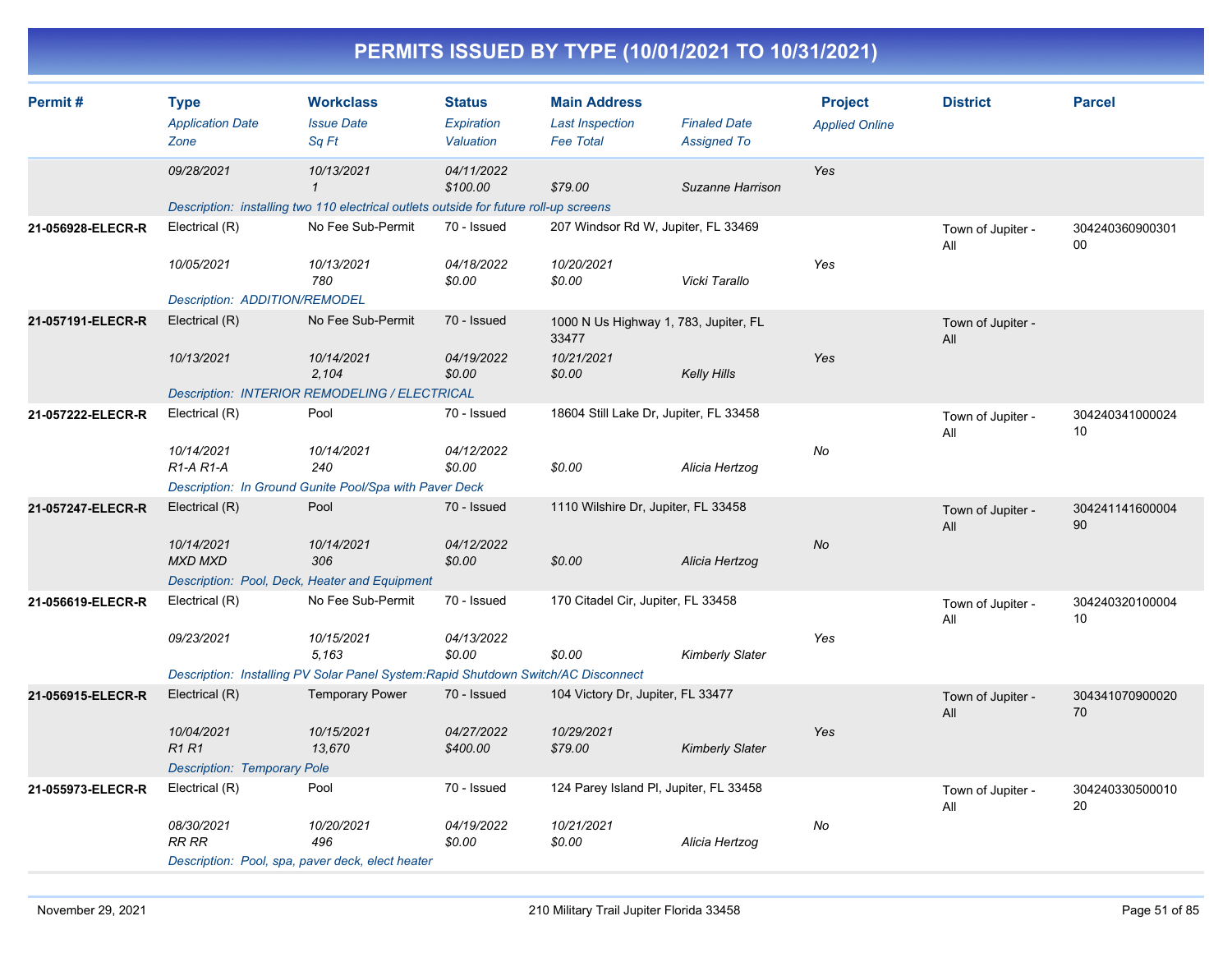# PERMITS ISSUED BY TYPE (10/01/2021 TO 10/31/2021)

| Permit # | Type<br>*Application Date*<br>*Zone* | Workclass<br>*Issue Date*<br>*Sq Ft* | Status<br>*Expiration*<br>*Valuation* | Main Address<br>*Last Inspection*<br>*Fee Total* | *Finaled Date*<br>*Assigned To* | Project<br>*Applied Online* | District | Parcel |
|---|---|---|---|---|---|---|---|---|
| | *09/28/2021* | *10/13/2021*<br>*1* | *04/11/2022*<br>*$100.00* | *$79.00* | *Suzanne Harrison* | *Yes* | | |
| | *Description: installing two 110 electrical outlets outside for future roll-up screens* | | | | | | | |
| **21-056928-ELECR-R** | Electrical (R)<br>*10/05/2021* | No Fee Sub-Permit<br>*10/13/2021*<br>*780* | 70 - Issued<br>*04/18/2022*<br>*$0.00* | 207 Windsor Rd W, Jupiter, FL 33469<br>*10/20/2021*<br>*$0.00* | *Vicki Tarallo* | *Yes* | Town of Jupiter - All | 30424036090030100 |
| | *Description: ADDITION/REMODEL* | | | | | | | |
| **21-057191-ELECR-R** | Electrical (R)<br>*10/13/2021* | No Fee Sub-Permit<br>*10/14/2021*<br>*2,104* | 70 - Issued<br>*04/19/2022*<br>*$0.00* | 1000 N Us Highway 1, 783, Jupiter, FL 33477<br>*10/21/2021*<br>*$0.00* | *Kelly Hills* | *Yes* | Town of Jupiter - All | |
| | *Description: INTERIOR REMODELING / ELECTRICAL* | | | | | | | |
| **21-057222-ELECR-R** | Electrical (R)<br>*10/14/2021*<br>*R1-A R1-A* | Pool<br>*10/14/2021*<br>*240* | 70 - Issued<br>*04/12/2022*<br>*$0.00* | 18604 Still Lake Dr, Jupiter, FL 33458<br>*$0.00* | *Alicia Hertzog* | *No* | Town of Jupiter - All | 30424034100002410 |
| | *Description: In Ground Gunite Pool/Spa with Paver Deck* | | | | | | | |
| **21-057247-ELECR-R** | Electrical (R)<br>*10/14/2021*<br>*MXD MXD* | Pool<br>*10/14/2021*<br>*306* | 70 - Issued<br>*04/12/2022*<br>*$0.00* | 1110 Wilshire Dr, Jupiter, FL 33458<br>*$0.00* | *Alicia Hertzog* | *No* | Town of Jupiter - All | 30424114160000490 |
| | *Description: Pool, Deck, Heater and Equipment* | | | | | | | |
| **21-056619-ELECR-R** | Electrical (R)<br>*09/23/2021* | No Fee Sub-Permit<br>*10/15/2021*<br>*5,163* | 70 - Issued<br>*04/13/2022*<br>*$0.00* | 170 Citadel Cir, Jupiter, FL 33458<br>*$0.00* | *Kimberly Slater* | *Yes* | Town of Jupiter - All | 30424032010000410 |
| | *Description: Installing PV Solar Panel System:Rapid Shutdown Switch/AC Disconnect* | | | | | | | |
| **21-056915-ELECR-R** | Electrical (R)<br>*10/04/2021*<br>*R1 R1* | Temporary Power<br>*10/15/2021*<br>*13,670* | 70 - Issued<br>*04/27/2022*<br>*$400.00* | 104 Victory Dr, Jupiter, FL 33477<br>*10/29/2021*<br>*$79.00* | *Kimberly Slater* | *Yes* | Town of Jupiter - All | 30434107090002070 |
| | *Description: Temporary Pole* | | | | | | | |
| **21-055973-ELECR-R** | Electrical (R)<br>*08/30/2021*<br>*RR RR* | Pool<br>*10/20/2021*<br>*496* | 70 - Issued<br>*04/19/2022*<br>*$0.00* | 124 Parey Island Pl, Jupiter, FL 33458<br>*10/21/2021*<br>*$0.00* | *Alicia Hertzog* | *No* | Town of Jupiter - All | 30424033050001020 |
| | *Description: Pool, spa, paver deck, elect heater* | | | | | | | |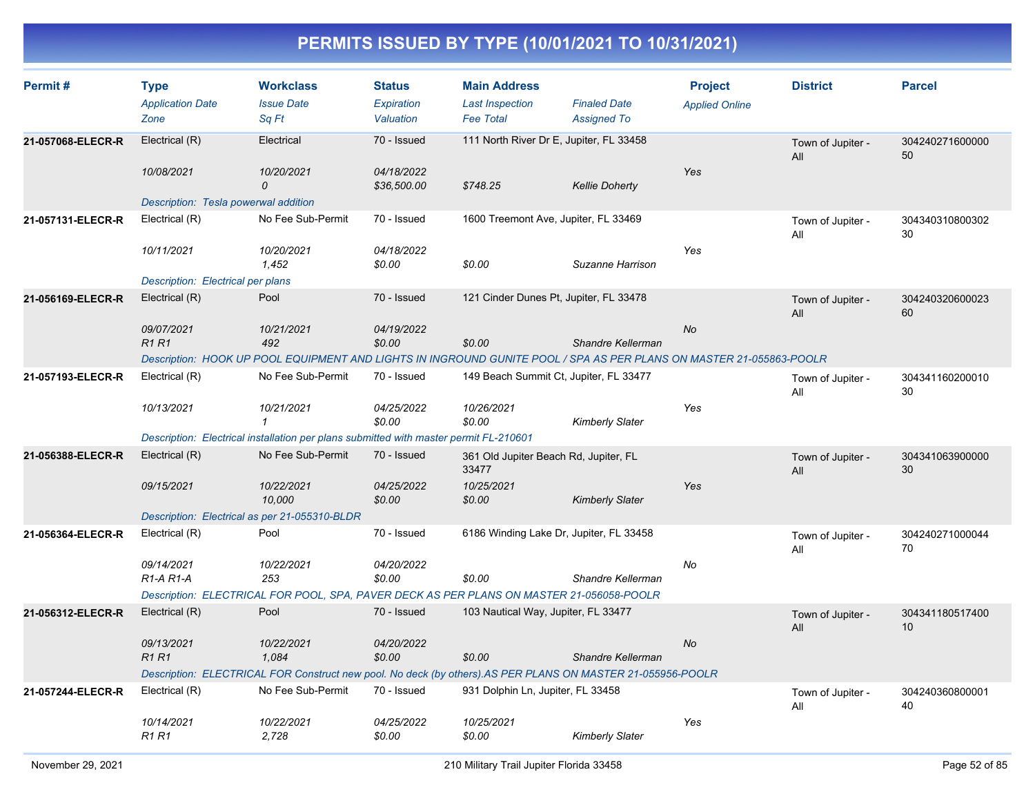# PERMITS ISSUED BY TYPE (10/01/2021 TO 10/31/2021)

| Permit # | Type / Application Date / Zone | Workclass / Issue Date / Sq Ft | Status / Expiration / Valuation | Main Address / Last Inspection / Fee Total | Finaled Date / Assigned To | Project / Applied Online | District | Parcel |
|---|---|---|---|---|---|---|---|---|
| 21-057068-ELECR-R | Electrical (R) | Electrical | 70 - Issued | 111 North River Dr E, Jupiter, FL 33458 | | | Town of Jupiter - All | 30424027160000050 |
| | 10/08/2021 | 10/20/2021 | 04/18/2022 | | | Yes | | |
| | | 0 | $36,500.00 | $748.25 | Kellie Doherty | | | |
| | Description: Tesla powerwal addition | | | | | | | |
| 21-057131-ELECR-R | Electrical (R) | No Fee Sub-Permit | 70 - Issued | 1600 Treemont Ave, Jupiter, FL 33469 | | | Town of Jupiter - All | 30434031080030230 |
| | 10/11/2021 | 10/20/2021 | 04/18/2022 | | | Yes | | |
| | | 1,452 | $0.00 | $0.00 | Suzanne Harrison | | | |
| | Description: Electrical per plans | | | | | | | |
| 21-056169-ELECR-R | Electrical (R) | Pool | 70 - Issued | 121 Cinder Dunes Pt, Jupiter, FL 33478 | | | Town of Jupiter - All | 30424032060002360 |
| | 09/07/2021 | 10/21/2021 | 04/19/2022 | | | No | | |
| | R1 R1 | 492 | $0.00 | $0.00 | Shandre Kellerman | | | |
| | Description: HOOK UP POOL EQUIPMENT AND LIGHTS IN INGROUND GUNITE POOL / SPA AS PER PLANS ON MASTER 21-055863-POOLR | | | | | | | |
| 21-057193-ELECR-R | Electrical (R) | No Fee Sub-Permit | 70 - Issued | 149 Beach Summit Ct, Jupiter, FL 33477 | | | Town of Jupiter - All | 30434116020001030 |
| | 10/13/2021 | 10/21/2021 | 04/25/2022 | 10/26/2021 | | Yes | | |
| | | 1 | $0.00 | $0.00 | Kimberly Slater | | | |
| | Description: Electrical installation per plans submitted with master permit FL-210601 | | | | | | | |
| 21-056388-ELECR-R | Electrical (R) | No Fee Sub-Permit | 70 - Issued | 361 Old Jupiter Beach Rd, Jupiter, FL 33477 | | | Town of Jupiter - All | 30434106390000030 |
| | 09/15/2021 | 10/22/2021 | 04/25/2022 | 10/25/2021 | | Yes | | |
| | | 10,000 | $0.00 | $0.00 | Kimberly Slater | | | |
| | Description: Electrical as per 21-055310-BLDR | | | | | | | |
| 21-056364-ELECR-R | Electrical (R) | Pool | 70 - Issued | 6186 Winding Lake Dr, Jupiter, FL 33458 | | | Town of Jupiter - All | 30424027100004470 |
| | 09/14/2021 | 10/22/2021 | 04/20/2022 | | | No | | |
| | R1-A R1-A | 253 | $0.00 | $0.00 | Shandre Kellerman | | | |
| | Description: ELECTRICAL FOR POOL, SPA, PAVER DECK AS PER PLANS ON MASTER 21-056058-POOLR | | | | | | | |
| 21-056312-ELECR-R | Electrical (R) | Pool | 70 - Issued | 103 Nautical Way, Jupiter, FL 33477 | | | Town of Jupiter - All | 30434118051740010 |
| | 09/13/2021 | 10/22/2021 | 04/20/2022 | | | No | | |
| | R1 R1 | 1,084 | $0.00 | $0.00 | Shandre Kellerman | | | |
| | Description: ELECTRICAL FOR Construct new pool. No deck (by others).AS PER PLANS ON MASTER 21-055956-POOLR | | | | | | | |
| 21-057244-ELECR-R | Electrical (R) | No Fee Sub-Permit | 70 - Issued | 931 Dolphin Ln, Jupiter, FL 33458 | | | Town of Jupiter - All | 30424036080000140 |
| | 10/14/2021 | 10/22/2021 | 04/25/2022 | 10/25/2021 | | Yes | | |
| | R1 R1 | 2,728 | $0.00 | $0.00 | Kimberly Slater | | | |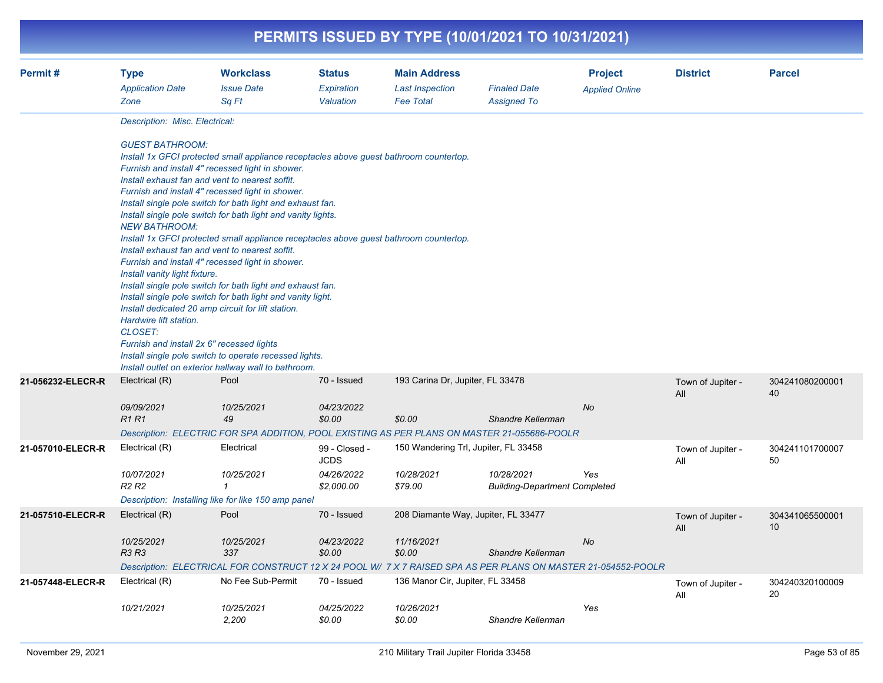# PERMITS ISSUED BY TYPE (10/01/2021 TO 10/31/2021)

| Permit # | Type<br>*Application Date*<br>*Zone* | Workclass<br>*Issue Date*<br>*Sq Ft* | Status<br>*Expiration*<br>*Valuation* | Main Address<br>*Last Inspection*<br>*Fee Total* | *Finaled Date*<br>*Assigned To* | Project<br>*Applied Online* | District | Parcel |
|---|---|---|---|---|---|---|---|---|

*Description: Misc. Electrical:*

*GUEST BATHROOM:*
*Install 1x GFCI protected small appliance receptacles above guest bathroom countertop.*
*Furnish and install 4" recessed light in shower.*
*Install exhaust fan and vent to nearest soffit.*
*Furnish and install 4" recessed light in shower.*
*Install single pole switch for bath light and exhaust fan.*
*Install single pole switch for bath light and vanity lights.*
*NEW BATHROOM:*
*Install 1x GFCI protected small appliance receptacles above guest bathroom countertop.*
*Install exhaust fan and vent to nearest soffit.*
*Furnish and install 4" recessed light in shower.*
*Install vanity light fixture.*
*Install single pole switch for bath light and exhaust fan.*
*Install single pole switch for bath light and vanity light.*
*Install dedicated 20 amp circuit for lift station.*
*Hardwire lift station.*
*CLOSET:*
*Furnish and install 2x 6" recessed lights*
*Install single pole switch to operate recessed lights.*
*Install outlet on exterior hallway wall to bathroom.*

| Permit # | Type<br>*Application Date*<br>*Zone* | Workclass<br>*Issue Date*<br>*Sq Ft* | Status<br>*Expiration*<br>*Valuation* | Main Address<br>*Last Inspection*<br>*Fee Total* | *Finaled Date*<br>*Assigned To* | Project<br>*Applied Online* | District | Parcel |
|---|---|---|---|---|---|---|---|---|
| **21-056232-ELECR-R** | Electrical (R) | Pool | 70 - Issued | 193 Carina Dr, Jupiter, FL 33478 | | | Town of Jupiter - All | 30424108020000140 |
| | *09/09/2021* | *10/25/2021* | *04/23/2022* | | | *No* | | |
| | *R1 R1* | *49* | *$0.00* | *$0.00* | *Shandre Kellerman* | | | |
| | *Description: ELECTRIC FOR SPA ADDITION, POOL EXISTING AS PER PLANS ON MASTER 21-055686-POOLR* | | | | | | | |
| **21-057010-ELECR-R** | Electrical (R) | Electrical | 99 - Closed - JCDS | 150 Wandering Trl, Jupiter, FL 33458 | | | Town of Jupiter - All | 30424110170000750 |
| | *10/07/2021* | *10/25/2021* | *04/26/2022* | *10/28/2021* | *10/28/2021* | *Yes* | | |
| | *R2 R2* | *1* | *$2,000.00* | *$79.00* | *Building-Department Completed* | | | |
| | *Description: Installing like for like 150 amp panel* | | | | | | | |
| **21-057510-ELECR-R** | Electrical (R) | Pool | 70 - Issued | 208 Diamante Way, Jupiter, FL 33477 | | | Town of Jupiter - All | 30434106550000110 |
| | *10/25/2021* | *10/25/2021* | *04/23/2022* | *11/16/2021* | | *No* | | |
| | *R3 R3* | *337* | *$0.00* | *$0.00* | *Shandre Kellerman* | | | |
| | *Description: ELECTRICAL FOR CONSTRUCT 12 X 24 POOL W/ 7 X 7 RAISED SPA AS PER PLANS ON MASTER 21-054552-POOLR* | | | | | | | |
| **21-057448-ELECR-R** | Electrical (R) | No Fee Sub-Permit | 70 - Issued | 136 Manor Cir, Jupiter, FL 33458 | | | Town of Jupiter - All | 30424032010000920 |
| | *10/21/2021* | *10/25/2021* | *04/25/2022* | *10/26/2021* | | *Yes* | | |
| | | *2,200* | *$0.00* | *$0.00* | *Shandre Kellerman* | | | |

November 29, 2021 — 210 Military Trail Jupiter Florida 33458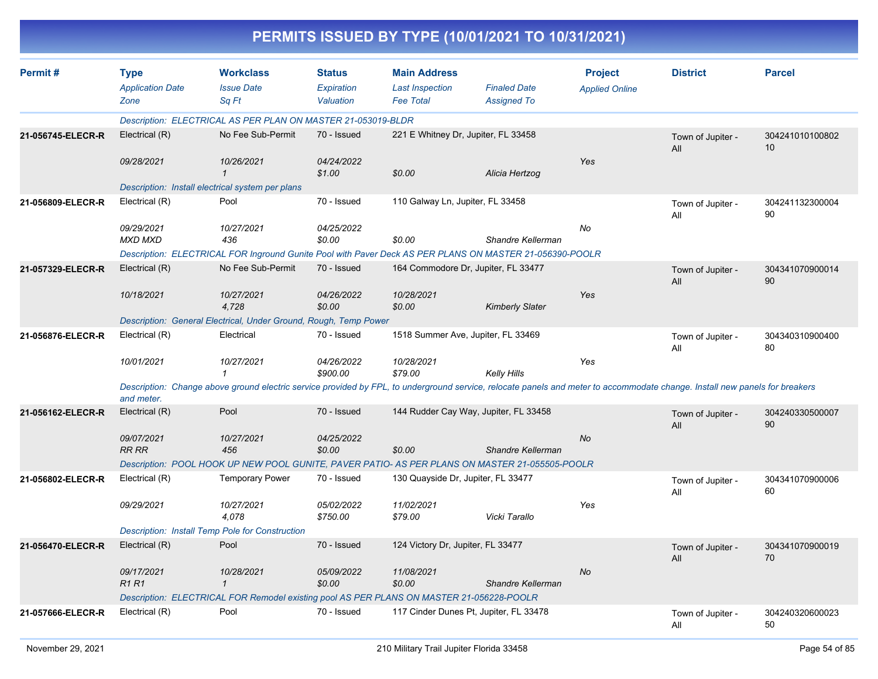# PERMITS ISSUED BY TYPE (10/01/2021 TO 10/31/2021)

| Permit # | Type / Application Date / Zone | Workclass / Issue Date / Sq Ft | Status / Expiration / Valuation | Main Address / Last Inspection / Fee Total | Finaled Date / Assigned To | Project / Applied Online | District | Parcel |
|---|---|---|---|---|---|---|---|---|
| | Description: ELECTRICAL AS PER PLAN ON MASTER 21-053019-BLDR | | | | | | | |
| 21-056745-ELECR-R | Electrical (R) | No Fee Sub-Permit | 70 - Issued | 221 E Whitney Dr, Jupiter, FL 33458 | | | Town of Jupiter - All | 30424101010080210 |
| | 09/28/2021 | 10/26/2021 | 04/24/2022 | | | Yes | | |
| | | 1 | $1.00 | $0.00 | Alicia Hertzog | | | |
| | Description: Install electrical system per plans | | | | | | | |
| 21-056809-ELECR-R | Electrical (R) | Pool | 70 - Issued | 110 Galway Ln, Jupiter, FL 33458 | | | Town of Jupiter - All | 30424113230000490 |
| | 09/29/2021 | 10/27/2021 | 04/25/2022 | | | No | | |
| | MXD MXD | 436 | $0.00 | $0.00 | Shandre Kellerman | | | |
| | Description: ELECTRICAL FOR Inground Gunite Pool with Paver Deck AS PER PLANS ON MASTER 21-056390-POOLR | | | | | | | |
| 21-057329-ELECR-R | Electrical (R) | No Fee Sub-Permit | 70 - Issued | 164 Commodore Dr, Jupiter, FL 33477 | | | Town of Jupiter - All | 30434107090001490 |
| | 10/18/2021 | 10/27/2021 | 04/26/2022 | 10/28/2021 | | Yes | | |
| | | 4,728 | $0.00 | $0.00 | Kimberly Slater | | | |
| | Description: General Electrical, Under Ground, Rough, Temp Power | | | | | | | |
| 21-056876-ELECR-R | Electrical (R) | Electrical | 70 - Issued | 1518 Summer Ave, Jupiter, FL 33469 | | | Town of Jupiter - All | 30434031090040080 |
| | 10/01/2021 | 10/27/2021 | 04/26/2022 | 10/28/2021 | | Yes | | |
| | | 1 | $900.00 | $79.00 | Kelly Hills | | | |
| | Description: Change above ground electric service provided by FPL, to underground service, relocate panels and meter to accommodate change. Install new panels for breakers and meter. | | | | | | | |
| 21-056162-ELECR-R | Electrical (R) | Pool | 70 - Issued | 144 Rudder Cay Way, Jupiter, FL 33458 | | | Town of Jupiter - All | 30424033050000790 |
| | 09/07/2021 | 10/27/2021 | 04/25/2022 | | | No | | |
| | RR RR | 456 | $0.00 | $0.00 | Shandre Kellerman | | | |
| | Description: POOL HOOK UP NEW POOL GUNITE, PAVER PATIO- AS PER PLANS ON MASTER 21-055505-POOLR | | | | | | | |
| 21-056802-ELECR-R | Electrical (R) | Temporary Power | 70 - Issued | 130 Quayside Dr, Jupiter, FL 33477 | | | Town of Jupiter - All | 30434107090000660 |
| | 09/29/2021 | 10/27/2021 | 05/02/2022 | 11/02/2021 | | Yes | | |
| | | 4,078 | $750.00 | $79.00 | Vicki Tarallo | | | |
| | Description: Install Temp Pole for Construction | | | | | | | |
| 21-056470-ELECR-R | Electrical (R) | Pool | 70 - Issued | 124 Victory Dr, Jupiter, FL 33477 | | | Town of Jupiter - All | 30434107090001970 |
| | 09/17/2021 | 10/28/2021 | 05/09/2022 | 11/08/2021 | | No | | |
| | R1 R1 | 1 | $0.00 | $0.00 | Shandre Kellerman | | | |
| | Description: ELECTRICAL FOR Remodel existing pool AS PER PLANS ON MASTER 21-056228-POOLR | | | | | | | |
| 21-057666-ELECR-R | Electrical (R) | Pool | 70 - Issued | 117 Cinder Dunes Pt, Jupiter, FL 33478 | | | Town of Jupiter - All | 30424032060002350 |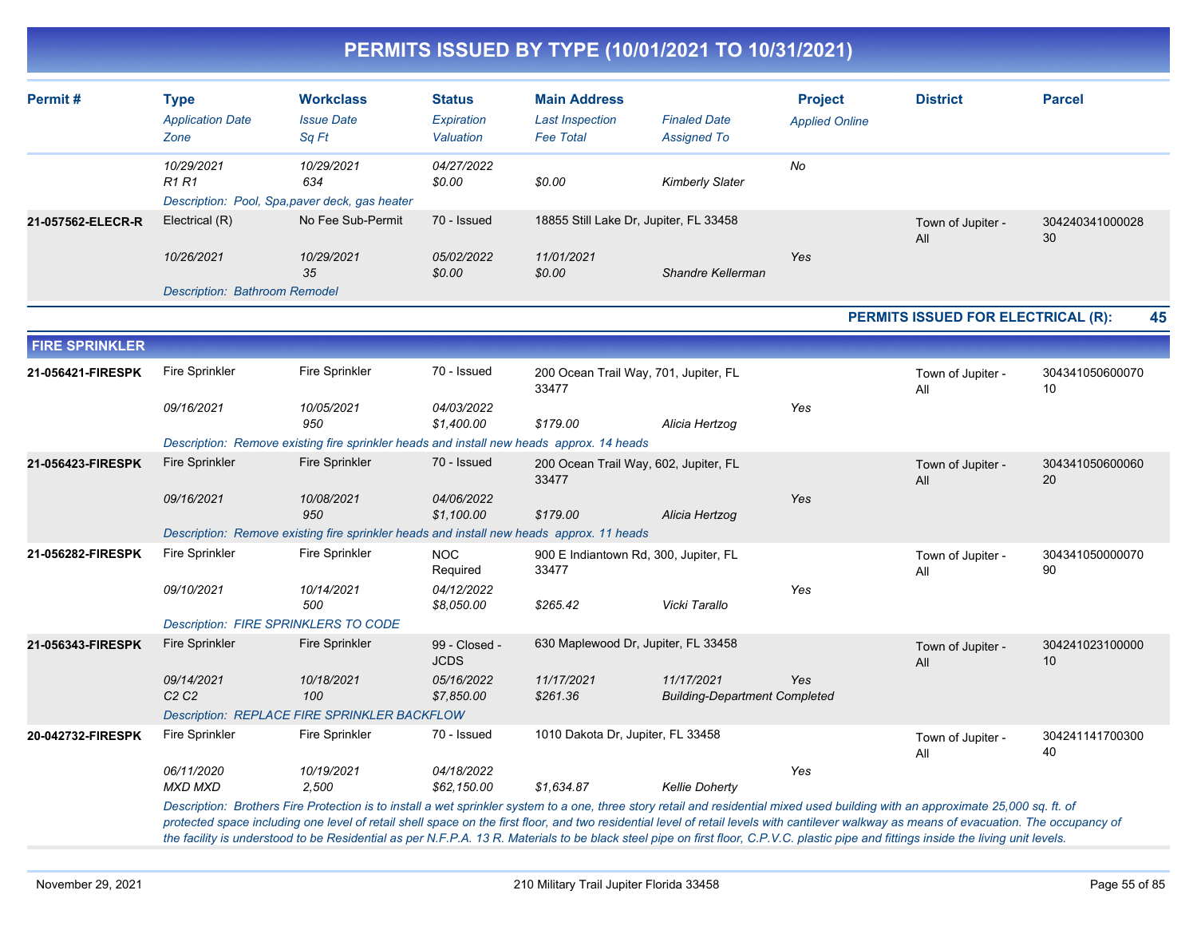# PERMITS ISSUED BY TYPE (10/01/2021 TO 10/31/2021)

| Permit # | Type / *Application Date* / *Zone* | Workclass / *Issue Date* / *Sq Ft* | Status / *Expiration* / *Valuation* | Main Address / *Last Inspection* / *Fee Total* | *Finaled Date* / *Assigned To* | Project / *Applied Online* | District | Parcel |
|---|---|---|---|---|---|---|---|---|
| | *10/29/2021* *R1 R1* | *10/29/2021* *634* | *04/27/2022* *$0.00* | *$0.00* | *Kimberly Slater* | *No* | | |
| | *Description: Pool, Spa,paver deck, gas heater* | | | | | | | |
| **21-057562-ELECR-R** | Electrical (R) *10/26/2021* | No Fee Sub-Permit *10/29/2021* *35* | 70 - Issued *05/02/2022* *$0.00* | 18855 Still Lake Dr, Jupiter, FL 33458 *11/01/2021* *$0.00* | *Shandre Kellerman* | *Yes* | Town of Jupiter - All | 30424034100002830 |
| | *Description: Bathroom Remodel* | | | | | | | |

**PERMITS ISSUED FOR ELECTRICAL (R): 45**

## FIRE SPRINKLER

| Permit # | Type / *Application Date* / *Zone* | Workclass / *Issue Date* / *Sq Ft* | Status / *Expiration* / *Valuation* | Main Address / *Last Inspection* / *Fee Total* | *Finaled Date* / *Assigned To* | Project / *Applied Online* | District | Parcel |
|---|---|---|---|---|---|---|---|---|
| **21-056421-FIRESPK** | Fire Sprinkler *09/16/2021* | Fire Sprinkler *10/05/2021* *950* | 70 - Issued *04/03/2022* *$1,400.00* | 200 Ocean Trail Way, 701, Jupiter, FL 33477 *$179.00* | *Alicia Hertzog* | *Yes* | Town of Jupiter - All | 30434105060007010 |
| | *Description: Remove existing fire sprinkler heads and install new heads approx. 14 heads* | | | | | | | |
| **21-056423-FIRESPK** | Fire Sprinkler *09/16/2021* | Fire Sprinkler *10/08/2021* *950* | 70 - Issued *04/06/2022* *$1,100.00* | 200 Ocean Trail Way, 602, Jupiter, FL 33477 *$179.00* | *Alicia Hertzog* | *Yes* | Town of Jupiter - All | 30434105060006020 |
| | *Description: Remove existing fire sprinkler heads and install new heads approx. 11 heads* | | | | | | | |
| **21-056282-FIRESPK** | Fire Sprinkler *09/10/2021* | Fire Sprinkler *10/14/2021* *500* | NOC Required *04/12/2022* *$8,050.00* | 900 E Indiantown Rd, 300, Jupiter, FL 33477 *$265.42* | *Vicki Tarallo* | *Yes* | Town of Jupiter - All | 30434105000007090 |
| | *Description: FIRE SPRINKLERS TO CODE* | | | | | | | |
| **21-056343-FIRESPK** | Fire Sprinkler *09/14/2021* *C2 C2* | Fire Sprinkler *10/18/2021* *100* | 99 - Closed - JCDS *05/16/2022* *$7,850.00* | 630 Maplewood Dr, Jupiter, FL 33458 *11/17/2021* *$261.36* | *11/17/2021* *Building-Department Completed* | *Yes* | Town of Jupiter - All | 30424102310000010 |
| | *Description: REPLACE FIRE SPRINKLER BACKFLOW* | | | | | | | |
| **20-042732-FIRESPK** | Fire Sprinkler *06/11/2020* *MXD MXD* | Fire Sprinkler *10/19/2021* *2,500* | 70 - Issued *04/18/2022* *$62,150.00* | 1010 Dakota Dr, Jupiter, FL 33458 *$1,634.87* | *Kellie Doherty* | *Yes* | Town of Jupiter - All | 30424114170030040 |
| | *Description: Brothers Fire Protection is to install a wet sprinkler system to a one, three story retail and residential mixed used building with an approximate 25,000 sq. ft. of protected space including one level of retail shell space on the first floor, and two residential level of retail levels with cantilever walkway as means of evacuation. The occupancy of the facility is understood to be Residential as per N.F.P.A. 13 R. Materials to be black steel pipe on first floor, C.P.V.C. plastic pipe and fittings inside the living unit levels.* | | | | | | | |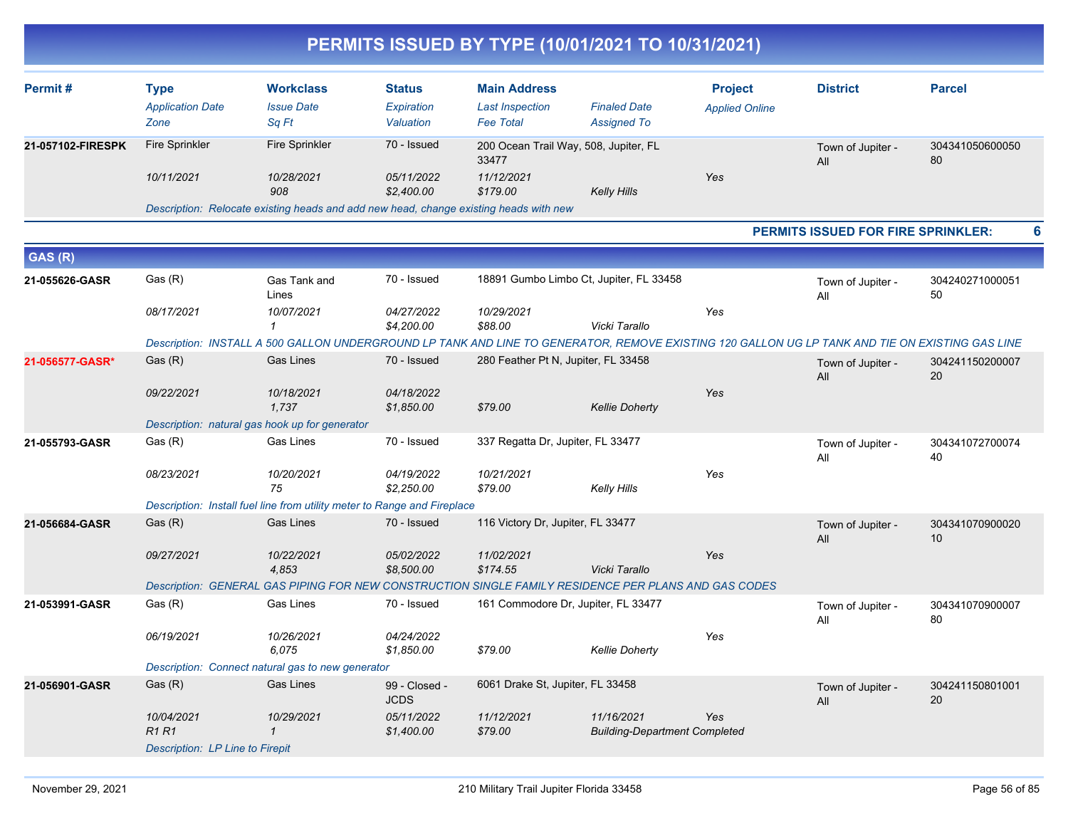# PERMITS ISSUED BY TYPE (10/01/2021 TO 10/31/2021)

| Permit # | Type | Workclass | Status | Main Address | | Project | District | Parcel |
|---|---|---|---|---|---|---|---|---|
| | *Application Date* | *Issue Date* | *Expiration* | *Last Inspection* | *Finaled Date* | *Applied Online* | | |
| | *Zone* | *Sq Ft* | *Valuation* | *Fee Total* | *Assigned To* | | | |
| **21-057102-FIRESPK** | Fire Sprinkler | Fire Sprinkler | 70 - Issued | 200 Ocean Trail Way, 508, Jupiter, FL 33477 | | | Town of Jupiter - All | 30434105060005080 |
| | *10/11/2021* | *10/28/2021* | *05/11/2022* | *11/12/2021* | | *Yes* | | |
| | | *908* | *$2,400.00* | *$179.00* | *Kelly Hills* | | | |
| | *Description: Relocate existing heads and add new head, change existing heads with new* | | | | | | | |

**PERMITS ISSUED FOR FIRE SPRINKLER: 6**

## GAS (R)

| Permit # | Type | Workclass | Status | Main Address | | Project | District | Parcel |
|---|---|---|---|---|---|---|---|---|
| **21-055626-GASR** | Gas (R) | Gas Tank and Lines | 70 - Issued | 18891 Gumbo Limbo Ct, Jupiter, FL 33458 | | | Town of Jupiter - All | 30424027100005150 |
| | *08/17/2021* | *10/07/2021* | *04/27/2022* | *10/29/2021* | | *Yes* | | |
| | | *1* | *$4,200.00* | *$88.00* | *Vicki Tarallo* | | | |
| | *Description: INSTALL A 500 GALLON UNDERGROUND LP TANK AND LINE TO GENERATOR, REMOVE EXISTING 120 GALLON UG LP TANK AND TIE ON EXISTING GAS LINE* | | | | | | | |
| **21-056577-GASR*** | Gas (R) | Gas Lines | 70 - Issued | 280 Feather Pt N, Jupiter, FL 33458 | | | Town of Jupiter - All | 30424115020000720 |
| | *09/22/2021* | *10/18/2021* | *04/18/2022* | | | *Yes* | | |
| | | *1,737* | *$1,850.00* | *$79.00* | *Kellie Doherty* | | | |
| | *Description: natural gas hook up for generator* | | | | | | | |
| **21-055793-GASR** | Gas (R) | Gas Lines | 70 - Issued | 337 Regatta Dr, Jupiter, FL 33477 | | | Town of Jupiter - All | 30434107270007440 |
| | *08/23/2021* | *10/20/2021* | *04/19/2022* | *10/21/2021* | | *Yes* | | |
| | | *75* | *$2,250.00* | *$79.00* | *Kelly Hills* | | | |
| | *Description: Install fuel line from utility meter to Range and Fireplace* | | | | | | | |
| **21-056684-GASR** | Gas (R) | Gas Lines | 70 - Issued | 116 Victory Dr, Jupiter, FL 33477 | | | Town of Jupiter - All | 30434107090002010 |
| | *09/27/2021* | *10/22/2021* | *05/02/2022* | *11/02/2021* | | *Yes* | | |
| | | *4,853* | *$8,500.00* | *$174.55* | *Vicki Tarallo* | | | |
| | *Description: GENERAL GAS PIPING FOR NEW CONSTRUCTION SINGLE FAMILY RESIDENCE PER PLANS AND GAS CODES* | | | | | | | |
| **21-053991-GASR** | Gas (R) | Gas Lines | 70 - Issued | 161 Commodore Dr, Jupiter, FL 33477 | | | Town of Jupiter - All | 30434107090000780 |
| | *06/19/2021* | *10/26/2021* | *04/24/2022* | | | *Yes* | | |
| | | *6,075* | *$1,850.00* | *$79.00* | *Kellie Doherty* | | | |
| | *Description: Connect natural gas to new generator* | | | | | | | |
| **21-056901-GASR** | Gas (R) | Gas Lines | 99 - Closed - JCDS | 6061 Drake St, Jupiter, FL 33458 | | | Town of Jupiter - All | 30424115080100120 |
| | *10/04/2021* | *10/29/2021* | *05/11/2022* | *11/12/2021* | *11/16/2021* | *Yes* | | |
| | *R1 R1* | *1* | *$1,400.00* | *$79.00* | *Building-Department Completed* | | | |
| | *Description: LP Line to Firepit* | | | | | | | |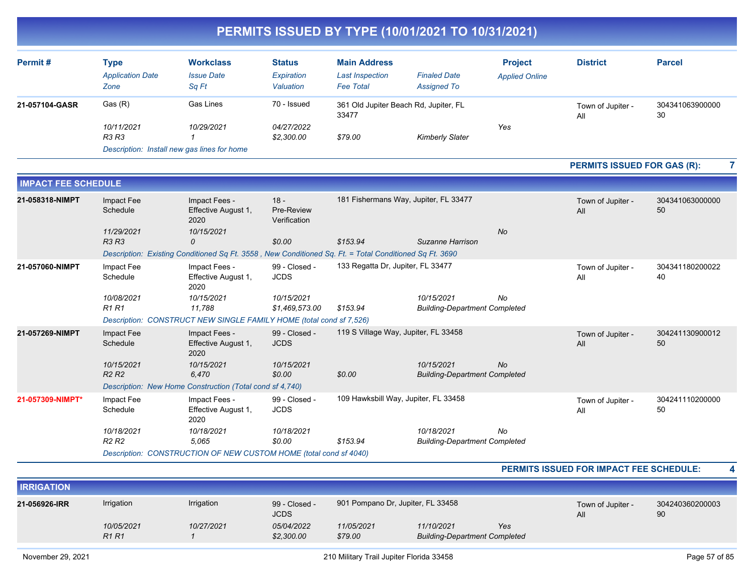# PERMITS ISSUED BY TYPE (10/01/2021 TO 10/31/2021)

| Permit # | Type / Application Date / Zone | Workclass / Issue Date / Sq Ft | Status / Expiration / Valuation | Main Address / Last Inspection / Fee Total | Finaled Date / Assigned To | Project / Applied Online | District | Parcel |
|---|---|---|---|---|---|---|---|---|
| 21-057104-GASR | Gas (R) | Gas Lines | 70 - Issued | 361 Old Jupiter Beach Rd, Jupiter, FL 33477 | | | Town of Jupiter - All | 30434106390000030 |
| | 10/11/2021 | 10/29/2021 | 04/27/2022 | | | Yes | | |
| | R3 R3 | 1 | $2,300.00 | $79.00 | Kimberly Slater | | | |
| | Description: Install new gas lines for home | | | | | | | |

**PERMITS ISSUED FOR GAS (R): 7**

## IMPACT FEE SCHEDULE

| Permit # | Type / Application Date / Zone | Workclass / Issue Date / Sq Ft | Status / Expiration / Valuation | Main Address / Last Inspection / Fee Total | Finaled Date / Assigned To | Project / Applied Online | District | Parcel |
|---|---|---|---|---|---|---|---|---|
| 21-058318-NIMPT | Impact Fee Schedule | Impact Fees - Effective August 1, 2020 | 18 - Pre-Review Verification | 181 Fishermans Way, Jupiter, FL 33477 | | | Town of Jupiter - All | 30434106300000050 |
| | 11/29/2021 | 10/15/2021 | | | | No | | |
| | R3 R3 | 0 | $0.00 | $153.94 | Suzanne Harrison | | | |
| | Description: Existing Conditioned Sq Ft. 3558 , New Conditioned Sq. Ft. = Total Conditioned Sq Ft. 3690 | | | | | | | |
| 21-057060-NIMPT | Impact Fee Schedule | Impact Fees - Effective August 1, 2020 | 99 - Closed - JCDS | 133 Regatta Dr, Jupiter, FL 33477 | | | Town of Jupiter - All | 30434118020002240 |
| | 10/08/2021 | 10/15/2021 | 10/15/2021 | | 10/15/2021 | No | | |
| | R1 R1 | 11,788 | $1,469,573.00 | $153.94 | Building-Department Completed | | | |
| | Description: CONSTRUCT NEW SINGLE FAMILY HOME (total cond sf 7,526) | | | | | | | |
| 21-057269-NIMPT | Impact Fee Schedule | Impact Fees - Effective August 1, 2020 | 99 - Closed - JCDS | 119 S Village Way, Jupiter, FL 33458 | | | Town of Jupiter - All | 30424113090001250 |
| | 10/15/2021 | 10/15/2021 | 10/15/2021 | | 10/15/2021 | No | | |
| | R2 R2 | 6,470 | $0.00 | $0.00 | Building-Department Completed | | | |
| | Description: New Home Construction (Total cond sf 4,740) | | | | | | | |
| 21-057309-NIMPT* | Impact Fee Schedule | Impact Fees - Effective August 1, 2020 | 99 - Closed - JCDS | 109 Hawksbill Way, Jupiter, FL 33458 | | | Town of Jupiter - All | 30424111020000050 |
| | 10/18/2021 | 10/18/2021 | 10/18/2021 | | 10/18/2021 | No | | |
| | R2 R2 | 5,065 | $0.00 | $153.94 | Building-Department Completed | | | |
| | Description: CONSTRUCTION OF NEW CUSTOM HOME (total cond sf 4040) | | | | | | | |

**PERMITS ISSUED FOR IMPACT FEE SCHEDULE: 4**

## IRRIGATION

| Permit # | Type / Application Date / Zone | Workclass / Issue Date / Sq Ft | Status / Expiration / Valuation | Main Address / Last Inspection / Fee Total | Finaled Date / Assigned To | Project / Applied Online | District | Parcel |
|---|---|---|---|---|---|---|---|---|
| 21-056926-IRR | Irrigation | Irrigation | 99 - Closed - JCDS | 901 Pompano Dr, Jupiter, FL 33458 | | | Town of Jupiter - All | 30424036020000390 |
| | 10/05/2021 | 10/27/2021 | 05/04/2022 | 11/05/2021 | 11/10/2021 | Yes | | |
| | R1 R1 | 1 | $2,300.00 | $79.00 | Building-Department Completed | | | |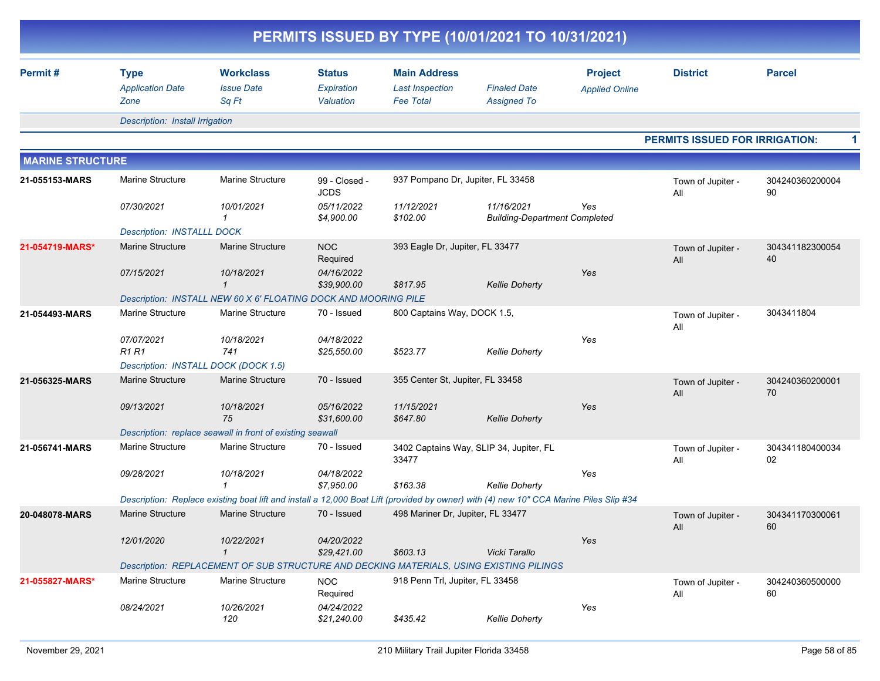# PERMITS ISSUED BY TYPE (10/01/2021 TO 10/31/2021)

| Permit # | Type / Application Date / Zone | Workclass / Issue Date / Sq Ft | Status / Expiration / Valuation | Main Address / Last Inspection / Fee Total | Finaled Date / Assigned To | Project / Applied Online | District | Parcel |
|---|---|---|---|---|---|---|---|---|
| | Description: Install Irrigation | | | | | | | |

**PERMITS ISSUED FOR IRRIGATION: 1**

## MARINE STRUCTURE

| Permit # | Type / Application Date / Zone | Workclass / Issue Date / Sq Ft | Status / Expiration / Valuation | Main Address / Last Inspection / Fee Total | Finaled Date / Assigned To | Project / Applied Online | District | Parcel |
|---|---|---|---|---|---|---|---|---|
| 21-055153-MARS | Marine Structure<br>07/30/2021 | Marine Structure<br>10/01/2021<br>1 | 99 - Closed - JCDS<br>05/11/2022<br>$4,900.00 | 937 Pompano Dr, Jupiter, FL 33458<br>11/12/2021<br>$102.00 | 11/16/2021<br>Building-Department Completed | Yes | Town of Jupiter - All | 30424036020000490 |
| | Description: INSTALLL DOCK | | | | | | | |
| 21-054719-MARS* | Marine Structure<br>07/15/2021 | Marine Structure<br>10/18/2021<br>1 | NOC Required<br>04/16/2022<br>$39,900.00 | 393 Eagle Dr, Jupiter, FL 33477<br><br>$817.95 | Kellie Doherty | Yes | Town of Jupiter - All | 30434118230005440 |
| | Description: INSTALL NEW 60 X 6' FLOATING DOCK AND MOORING PILE | | | | | | | |
| 21-054493-MARS | Marine Structure<br>07/07/2021<br>R1 R1 | Marine Structure<br>10/18/2021<br>741 | 70 - Issued<br>04/18/2022<br>$25,550.00 | 800 Captains Way, DOCK 1.5,<br><br>$523.77 | Kellie Doherty | Yes | Town of Jupiter - All | 3043411804 |
| | Description: INSTALL DOCK (DOCK 1.5) | | | | | | | |
| 21-056325-MARS | Marine Structure<br>09/13/2021 | Marine Structure<br>10/18/2021<br>75 | 70 - Issued<br>05/16/2022<br>$31,600.00 | 355 Center St, Jupiter, FL 33458<br>11/15/2021<br>$647.80 | Kellie Doherty | Yes | Town of Jupiter - All | 30424036020000170 |
| | Description: replace seawall in front of existing seawall | | | | | | | |
| 21-056741-MARS | Marine Structure<br>09/28/2021 | Marine Structure<br>10/18/2021<br>1 | 70 - Issued<br>04/18/2022<br>$7,950.00 | 3402 Captains Way, SLIP 34, Jupiter, FL 33477<br><br>$163.38 | Kellie Doherty | Yes | Town of Jupiter - All | 30434118040003402 |
| | Description: Replace existing boat lift and install a 12,000 Boat Lift (provided by owner) with (4) new 10" CCA Marine Piles Slip #34 | | | | | | | |
| 20-048078-MARS | Marine Structure<br>12/01/2020 | Marine Structure<br>10/22/2021<br>1 | 70 - Issued<br>04/20/2022<br>$29,421.00 | 498 Mariner Dr, Jupiter, FL 33477<br><br>$603.13 | Vicki Tarallo | Yes | Town of Jupiter - All | 30434117030006160 |
| | Description: REPLACEMENT OF SUB STRUCTURE AND DECKING MATERIALS, USING EXISTING PILINGS | | | | | | | |
| 21-055827-MARS* | Marine Structure<br>08/24/2021 | Marine Structure<br>10/26/2021<br>120 | NOC Required<br>04/24/2022<br>$21,240.00 | 918 Penn Trl, Jupiter, FL 33458<br><br>$435.42 | Kellie Doherty | Yes | Town of Jupiter - All | 30424036050000060 |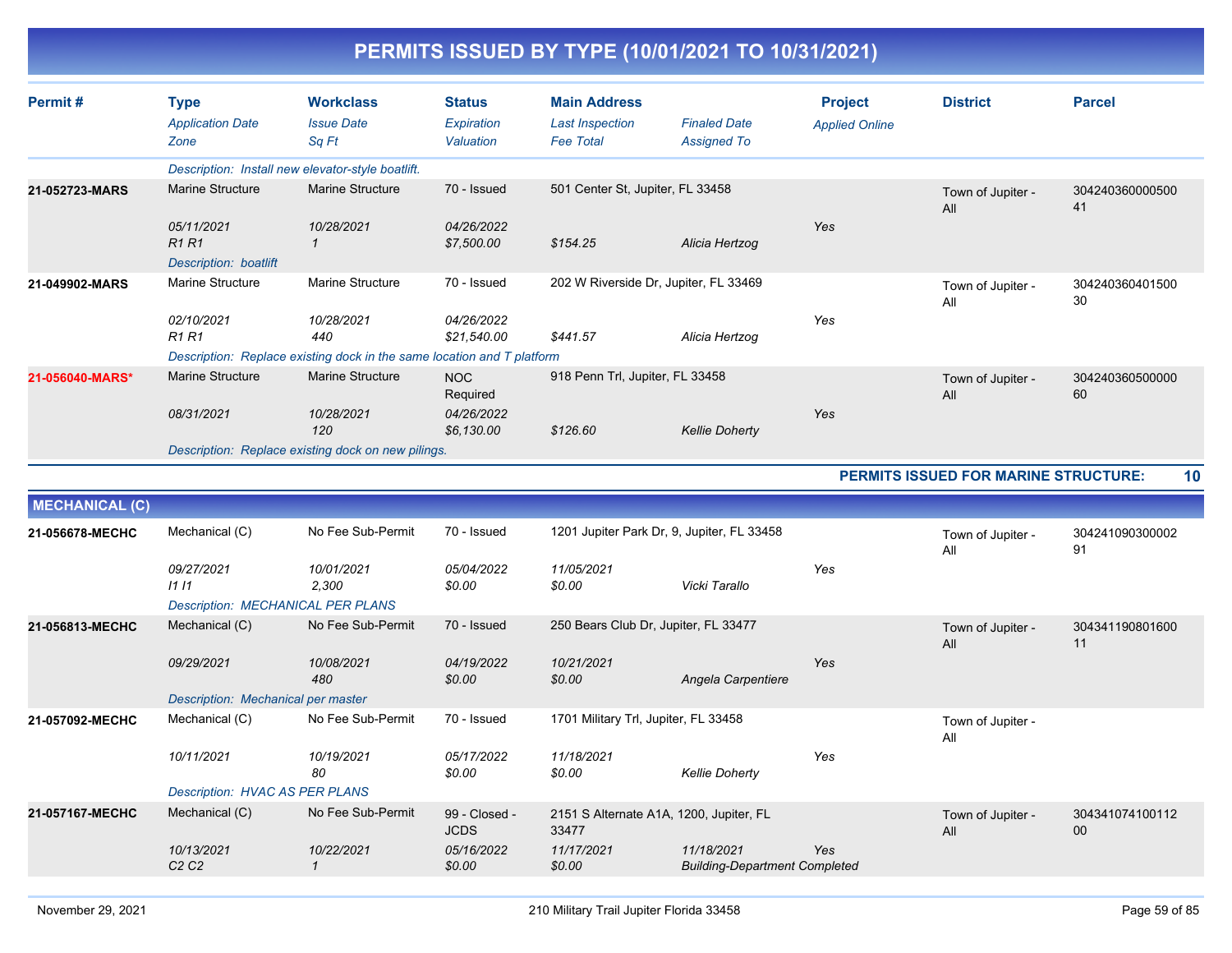## PERMITS ISSUED BY TYPE (10/01/2021 TO 10/31/2021)

| Permit # | Type / Application Date / Zone | Workclass / Issue Date / Sq Ft | Status / Expiration / Valuation | Main Address / Last Inspection / Fee Total | Finaled Date / Assigned To | Project / Applied Online | District | Parcel |
|---|---|---|---|---|---|---|---|---|
| | Description: Install new elevator-style boatlift. | | | | | | | |
| 21-052723-MARS | Marine Structure | Marine Structure | 70 - Issued | 501 Center St, Jupiter, FL 33458 | | | Town of Jupiter - All | 30424036000050041 |
| | 05/11/2021 | 10/28/2021 | 04/26/2022 | | | Yes | | |
| | R1 R1 | 1 | $7,500.00 | $154.25 | Alicia Hertzog | | | |
| | Description: boatlift | | | | | | | |
| 21-049902-MARS | Marine Structure | Marine Structure | 70 - Issued | 202 W Riverside Dr, Jupiter, FL 33469 | | | Town of Jupiter - All | 30424036040150030 |
| | 02/10/2021 | 10/28/2021 | 04/26/2022 | | | Yes | | |
| | R1 R1 | 440 | $21,540.00 | $441.57 | Alicia Hertzog | | | |
| | Description: Replace existing dock in the same location and T platform | | | | | | | |
| 21-056040-MARS* | Marine Structure | Marine Structure | NOC Required | 918 Penn Trl, Jupiter, FL 33458 | | | Town of Jupiter - All | 30424036050000060 |
| | 08/31/2021 | 10/28/2021 | 04/26/2022 | | | Yes | | |
| | | 120 | $6,130.00 | $126.60 | Kellie Doherty | | | |
| | Description: Replace existing dock on new pilings. | | | | | | | |

**PERMITS ISSUED FOR MARINE STRUCTURE: 10**

### MECHANICAL (C)

| Permit # | Type / Application Date / Zone | Workclass / Issue Date / Sq Ft | Status / Expiration / Valuation | Main Address / Last Inspection / Fee Total | Finaled Date / Assigned To | Project / Applied Online | District | Parcel |
|---|---|---|---|---|---|---|---|---|
| 21-056678-MECHC | Mechanical (C) | No Fee Sub-Permit | 70 - Issued | 1201 Jupiter Park Dr, 9, Jupiter, FL 33458 | | | Town of Jupiter - All | 30424109030000291 |
| | 09/27/2021 | 10/01/2021 | 05/04/2022 | 11/05/2021 | | Yes | | |
| | I1 I1 | 2,300 | $0.00 | $0.00 | Vicki Tarallo | | | |
| | Description: MECHANICAL PER PLANS | | | | | | | |
| 21-056813-MECHC | Mechanical (C) | No Fee Sub-Permit | 70 - Issued | 250 Bears Club Dr, Jupiter, FL 33477 | | | Town of Jupiter - All | 30434119080160011 |
| | 09/29/2021 | 10/08/2021 | 04/19/2022 | 10/21/2021 | | Yes | | |
| | | 480 | $0.00 | $0.00 | Angela Carpentiere | | | |
| | Description: Mechanical per master | | | | | | | |
| 21-057092-MECHC | Mechanical (C) | No Fee Sub-Permit | 70 - Issued | 1701 Military Trl, Jupiter, FL 33458 | | | Town of Jupiter - All | |
| | 10/11/2021 | 10/19/2021 | 05/17/2022 | 11/18/2021 | | Yes | | |
| | | 80 | $0.00 | $0.00 | Kellie Doherty | | | |
| | Description: HVAC AS PER PLANS | | | | | | | |
| 21-057167-MECHC | Mechanical (C) | No Fee Sub-Permit | 99 - Closed - JCDS | 2151 S Alternate A1A, 1200, Jupiter, FL 33477 | | | Town of Jupiter - All | 30434107410011200 |
| | 10/13/2021 | 10/22/2021 | 05/16/2022 | 11/17/2021 | 11/18/2021 | Yes | | |
| | C2 C2 | 1 | $0.00 | $0.00 | Building-Department Completed | | | |

November 29, 2021 — 210 Military Trail Jupiter Florida 33458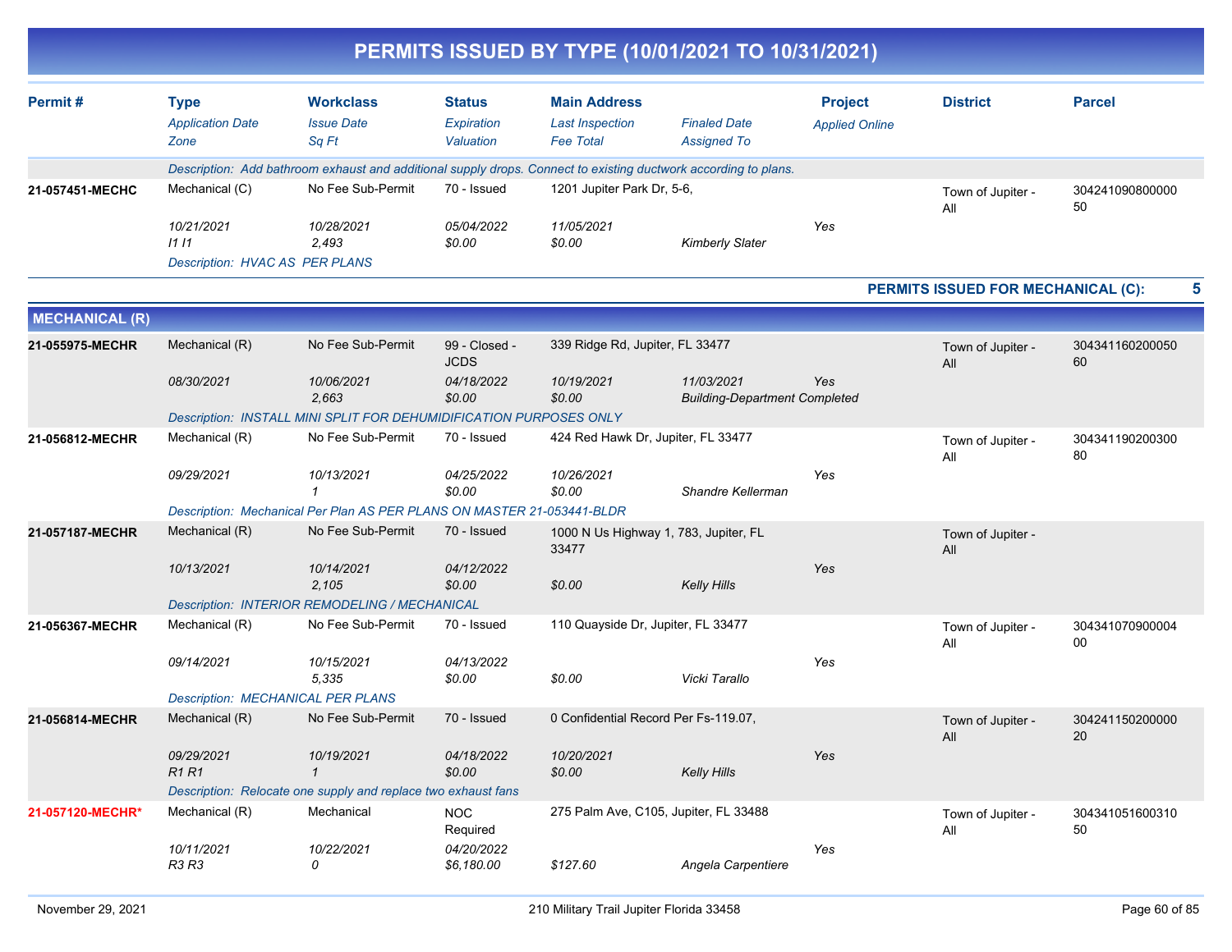# PERMITS ISSUED BY TYPE (10/01/2021 TO 10/31/2021)

| Permit # | Type<br>*Application Date*<br>*Zone* | Workclass<br>*Issue Date*<br>*Sq Ft* | Status<br>*Expiration*<br>*Valuation* | Main Address<br>*Last Inspection*<br>*Fee Total* | *Finaled Date*<br>*Assigned To* | Project<br>*Applied Online* | District | Parcel |
|---|---|---|---|---|---|---|---|---|
| | *Description: Add bathroom exhaust and additional supply drops. Connect to existing ductwork according to plans.* | | | | | | | |
| **21-057451-MECHC** | Mechanical (C)<br>*10/21/2021*<br>*I1 I1* | No Fee Sub-Permit<br>*10/28/2021*<br>*2,493* | 70 - Issued<br>*05/04/2022*<br>*$0.00* | 1201 Jupiter Park Dr, 5-6,<br>*11/05/2021*<br>*$0.00* | *Kimberly Slater* | *Yes* | Town of Jupiter - All | 30424109080000050 |
| | *Description: HVAC AS PER PLANS* | | | | | | | |

**PERMITS ISSUED FOR MECHANICAL (C): 5**

## MECHANICAL (R)

| Permit # | Type<br>*Application Date*<br>*Zone* | Workclass<br>*Issue Date*<br>*Sq Ft* | Status<br>*Expiration*<br>*Valuation* | Main Address<br>*Last Inspection*<br>*Fee Total* | *Finaled Date*<br>*Assigned To* | Project<br>*Applied Online* | District | Parcel |
|---|---|---|---|---|---|---|---|---|
| **21-055975-MECHR** | Mechanical (R)<br>*08/30/2021* | No Fee Sub-Permit<br>*10/06/2021*<br>*2,663* | 99 - Closed - JCDS<br>*04/18/2022*<br>*$0.00* | 339 Ridge Rd, Jupiter, FL 33477<br>*10/19/2021*<br>*$0.00* | *11/03/2021*<br>*Building-Department Completed* | *Yes* | Town of Jupiter - All | 30434116020005060 |
| | *Description: INSTALL MINI SPLIT FOR DEHUMIDIFICATION PURPOSES ONLY* | | | | | | | |
| **21-056812-MECHR** | Mechanical (R)<br>*09/29/2021* | No Fee Sub-Permit<br>*10/13/2021*<br>*1* | 70 - Issued<br>*04/25/2022*<br>*$0.00* | 424 Red Hawk Dr, Jupiter, FL 33477<br>*10/26/2021*<br>*$0.00* | *Shandre Kellerman* | *Yes* | Town of Jupiter - All | 30434119020030080 |
| | *Description: Mechanical Per Plan AS PER PLANS ON MASTER 21-053441-BLDR* | | | | | | | |
| **21-057187-MECHR** | Mechanical (R)<br>*10/13/2021* | No Fee Sub-Permit<br>*10/14/2021*<br>*2,105* | 70 - Issued<br>*04/12/2022*<br>*$0.00* | 1000 N Us Highway 1, 783, Jupiter, FL 33477<br>*$0.00* | *Kelly Hills* | *Yes* | Town of Jupiter - All | |
| | *Description: INTERIOR REMODELING / MECHANICAL* | | | | | | | |
| **21-056367-MECHR** | Mechanical (R)<br>*09/14/2021* | No Fee Sub-Permit<br>*10/15/2021*<br>*5,335* | 70 - Issued<br>*04/13/2022*<br>*$0.00* | 110 Quayside Dr, Jupiter, FL 33477<br>*$0.00* | *Vicki Tarallo* | *Yes* | Town of Jupiter - All | 30434107090000400 |
| | *Description: MECHANICAL PER PLANS* | | | | | | | |
| **21-056814-MECHR** | Mechanical (R)<br>*09/29/2021*<br>*R1 R1* | No Fee Sub-Permit<br>*10/19/2021*<br>*1* | 70 - Issued<br>*04/18/2022*<br>*$0.00* | 0 Confidential Record Per Fs-119.07,<br>*10/20/2021*<br>*$0.00* | *Kelly Hills* | *Yes* | Town of Jupiter - All | 30424115020000020 |
| | *Description: Relocate one supply and replace two exhaust fans* | | | | | | | |
| **21-057120-MECHR*** | Mechanical (R)<br>*10/11/2021*<br>*R3 R3* | Mechanical<br>*10/22/2021*<br>*0* | NOC Required<br>*04/20/2022*<br>*$6,180.00* | 275 Palm Ave, C105, Jupiter, FL 33488<br>*$127.60* | *Angela Carpentiere* | *Yes* | Town of Jupiter - All | 30434105160031050 |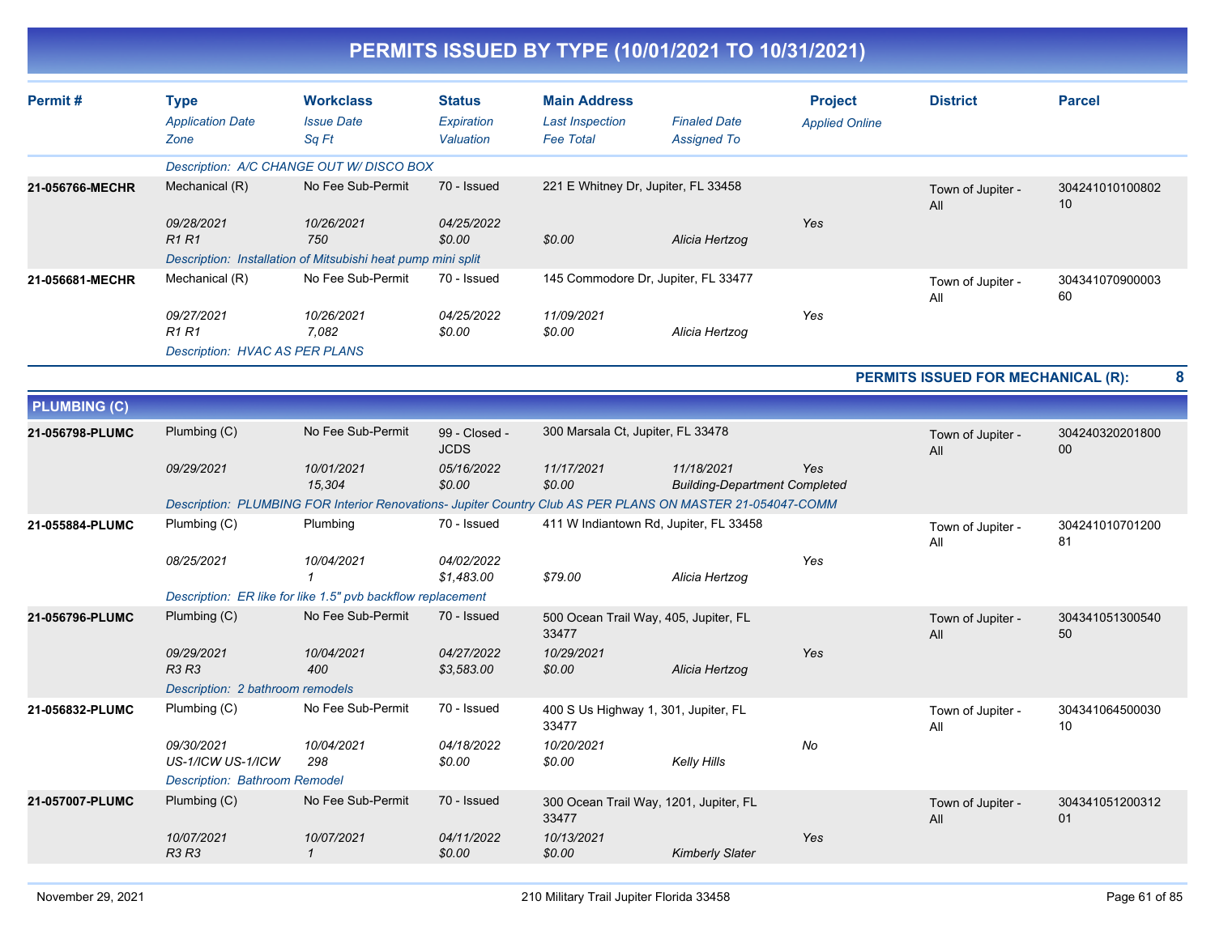# PERMITS ISSUED BY TYPE (10/01/2021 TO 10/31/2021)

| Permit # | Type | Workclass | Status | Main Address | | Project | District | Parcel |
|---|---|---|---|---|---|---|---|---|
| | *Application Date* | *Issue Date* | *Expiration* | *Last Inspection* | *Finaled Date* | *Applied Online* | | |
| | *Zone* | *Sq Ft* | *Valuation* | *Fee Total* | *Assigned To* | | | |
| | *Description: A/C CHANGE OUT W/ DISCO BOX* | | | | | | | |
| **21-056766-MECHR** | Mechanical (R) | No Fee Sub-Permit | 70 - Issued | 221 E Whitney Dr, Jupiter, FL 33458 | | | Town of Jupiter - All | 30424101010080210 |
| | *09/28/2021* | *10/26/2021* | *04/25/2022* | | | *Yes* | | |
| | *R1 R1* | *750* | *$0.00* | *$0.00* | *Alicia Hertzog* | | | |
| | *Description: Installation of Mitsubishi heat pump mini split* | | | | | | | |
| **21-056681-MECHR** | Mechanical (R) | No Fee Sub-Permit | 70 - Issued | 145 Commodore Dr, Jupiter, FL 33477 | | | Town of Jupiter - All | 30434107090000360 |
| | *09/27/2021* | *10/26/2021* | *04/25/2022* | *11/09/2021* | | *Yes* | | |
| | *R1 R1* | *7,082* | *$0.00* | *$0.00* | *Alicia Hertzog* | | | |
| | *Description: HVAC AS PER PLANS* | | | | | | | |

**PERMITS ISSUED FOR MECHANICAL (R): 8**

## PLUMBING (C)

| Permit # | Type | Workclass | Status | Main Address | | Project | District | Parcel |
|---|---|---|---|---|---|---|---|---|
| **21-056798-PLUMC** | Plumbing (C) | No Fee Sub-Permit | 99 - Closed - JCDS | 300 Marsala Ct, Jupiter, FL 33478 | | | Town of Jupiter - All | 30424032020180000 |
| | *09/29/2021* | *10/01/2021* | *05/16/2022* | *11/17/2021* | *11/18/2021* | *Yes* | | |
| | | *15,304* | *$0.00* | *$0.00* | *Building-Department Completed* | | | |
| | *Description: PLUMBING FOR Interior Renovations- Jupiter Country Club AS PER PLANS ON MASTER 21-054047-COMM* | | | | | | | |
| **21-055884-PLUMC** | Plumbing (C) | Plumbing | 70 - Issued | 411 W Indiantown Rd, Jupiter, FL 33458 | | | Town of Jupiter - All | 30424101070120081 |
| | *08/25/2021* | *10/04/2021* | *04/02/2022* | | | *Yes* | | |
| | | *1* | *$1,483.00* | *$79.00* | *Alicia Hertzog* | | | |
| | *Description: ER like for like 1.5" pvb backflow replacement* | | | | | | | |
| **21-056796-PLUMC** | Plumbing (C) | No Fee Sub-Permit | 70 - Issued | 500 Ocean Trail Way, 405, Jupiter, FL 33477 | | | Town of Jupiter - All | 30434105130054050 |
| | *09/29/2021* | *10/04/2021* | *04/27/2022* | *10/29/2021* | | *Yes* | | |
| | *R3 R3* | *400* | *$3,583.00* | *$0.00* | *Alicia Hertzog* | | | |
| | *Description: 2 bathroom remodels* | | | | | | | |
| **21-056832-PLUMC** | Plumbing (C) | No Fee Sub-Permit | 70 - Issued | 400 S Us Highway 1, 301, Jupiter, FL 33477 | | | Town of Jupiter - All | 30434106450003010 |
| | *09/30/2021* | *10/04/2021* | *04/18/2022* | *10/20/2021* | | *No* | | |
| | *US-1/ICW US-1/ICW* | *298* | *$0.00* | *$0.00* | *Kelly Hills* | | | |
| | *Description: Bathroom Remodel* | | | | | | | |
| **21-057007-PLUMC** | Plumbing (C) | No Fee Sub-Permit | 70 - Issued | 300 Ocean Trail Way, 1201, Jupiter, FL 33477 | | | Town of Jupiter - All | 30434105120031201 |
| | *10/07/2021* | *10/07/2021* | *04/11/2022* | *10/13/2021* | | *Yes* | | |
| | *R3 R3* | *1* | *$0.00* | *$0.00* | *Kimberly Slater* | | | |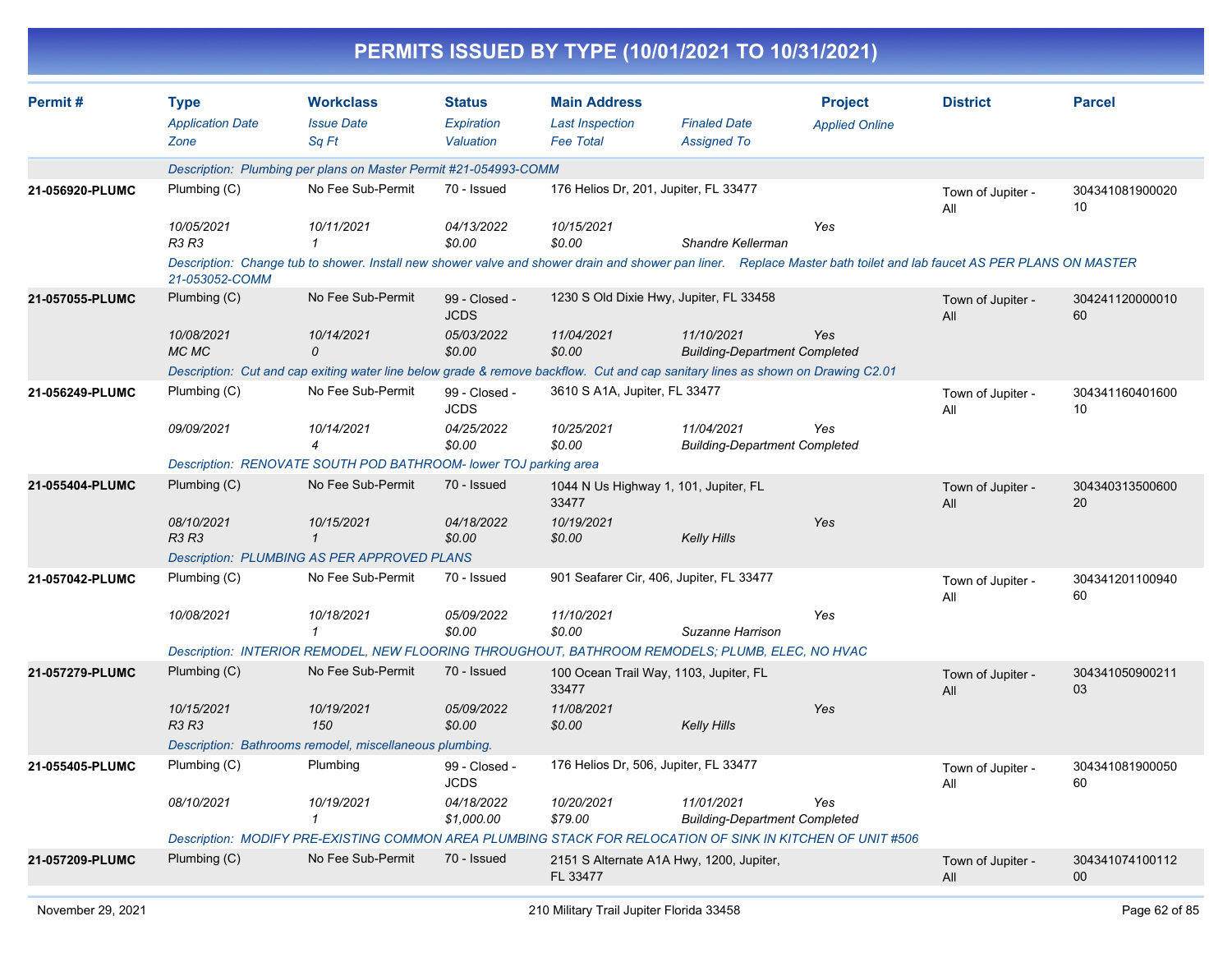# PERMITS ISSUED BY TYPE (10/01/2021 TO 10/31/2021)

| Permit # | Type<br>*Application Date*<br>*Zone* | Workclass<br>*Issue Date*<br>*Sq Ft* | Status<br>*Expiration*<br>*Valuation* | Main Address<br>*Last Inspection*<br>*Fee Total* | *Finaled Date*<br>*Assigned To* | Project<br>*Applied Online* | District | Parcel |
|---|---|---|---|---|---|---|---|---|
| | *Description: Plumbing per plans on Master Permit #21-054993-COMM* | | | | | | | |
| **21-056920-PLUMC** | Plumbing (C)<br>*10/05/2021*<br>*R3 R3* | No Fee Sub-Permit<br>*10/11/2021*<br>*1* | 70 - Issued<br>*04/13/2022*<br>*$0.00* | 176 Helios Dr, 201, Jupiter, FL 33477<br>*10/15/2021*<br>*$0.00* | <br><br>*Shandre Kellerman* | <br>*Yes* | Town of Jupiter - All | 30434108190002010 |
| | *Description: Change tub to shower. Install new shower valve and shower drain and shower pan liner. Replace Master bath toilet and lab faucet AS PER PLANS ON MASTER 21-053052-COMM* | | | | | | | |
| **21-057055-PLUMC** | Plumbing (C)<br>*10/08/2021*<br>*MC MC* | No Fee Sub-Permit<br>*10/14/2021*<br>*0* | 99 - Closed - JCDS<br>*05/03/2022*<br>*$0.00* | 1230 S Old Dixie Hwy, Jupiter, FL 33458<br>*11/04/2021*<br>*$0.00* | <br>*11/10/2021*<br>*Building-Department Completed* | <br>*Yes* | Town of Jupiter - All | 30424112000001060 |
| | *Description: Cut and cap exiting water line below grade & remove backflow. Cut and cap sanitary lines as shown on Drawing C2.01* | | | | | | | |
| **21-056249-PLUMC** | Plumbing (C)<br>*09/09/2021* | No Fee Sub-Permit<br>*10/14/2021*<br>*4* | 99 - Closed - JCDS<br>*04/25/2022*<br>*$0.00* | 3610 S A1A, Jupiter, FL 33477<br>*10/25/2021*<br>*$0.00* | <br>*11/04/2021*<br>*Building-Department Completed* | <br>*Yes* | Town of Jupiter - All | 30434116040160010 |
| | *Description: RENOVATE SOUTH POD BATHROOM- lower TOJ parking area* | | | | | | | |
| **21-055404-PLUMC** | Plumbing (C)<br>*08/10/2021*<br>*R3 R3* | No Fee Sub-Permit<br>*10/15/2021*<br>*1* | 70 - Issued<br>*04/18/2022*<br>*$0.00* | 1044 N Us Highway 1, 101, Jupiter, FL 33477<br>*10/19/2021*<br>*$0.00* | <br><br>*Kelly Hills* | <br>*Yes* | Town of Jupiter - All | 30434031350060020 |
| | *Description: PLUMBING AS PER APPROVED PLANS* | | | | | | | |
| **21-057042-PLUMC** | Plumbing (C)<br>*10/08/2021* | No Fee Sub-Permit<br>*10/18/2021*<br>*1* | 70 - Issued<br>*05/09/2022*<br>*$0.00* | 901 Seafarer Cir, 406, Jupiter, FL 33477<br>*11/10/2021*<br>*$0.00* | <br><br>*Suzanne Harrison* | <br>*Yes* | Town of Jupiter - All | 30434120110094060 |
| | *Description: INTERIOR REMODEL, NEW FLOORING THROUGHOUT, BATHROOM REMODELS; PLUMB, ELEC, NO HVAC* | | | | | | | |
| **21-057279-PLUMC** | Plumbing (C)<br>*10/15/2021*<br>*R3 R3* | No Fee Sub-Permit<br>*10/19/2021*<br>*150* | 70 - Issued<br>*05/09/2022*<br>*$0.00* | 100 Ocean Trail Way, 1103, Jupiter, FL 33477<br>*11/08/2021*<br>*$0.00* | <br><br>*Kelly Hills* | <br>*Yes* | Town of Jupiter - All | 30434105090021103 |
| | *Description: Bathrooms remodel, miscellaneous plumbing.* | | | | | | | |
| **21-055405-PLUMC** | Plumbing (C)<br>*08/10/2021* | Plumbing<br>*10/19/2021*<br>*1* | 99 - Closed - JCDS<br>*04/18/2022*<br>*$1,000.00* | 176 Helios Dr, 506, Jupiter, FL 33477<br>*10/20/2021*<br>*$79.00* | <br>*11/01/2021*<br>*Building-Department Completed* | <br>*Yes* | Town of Jupiter - All | 30434108190005060 |
| | *Description: MODIFY PRE-EXISTING COMMON AREA PLUMBING STACK FOR RELOCATION OF SINK IN KITCHEN OF UNIT #506* | | | | | | | |
| **21-057209-PLUMC** | Plumbing (C) | No Fee Sub-Permit | 70 - Issued | 2151 S Alternate A1A Hwy, 1200, Jupiter, FL 33477 | | | Town of Jupiter - All | 30434107410011200 |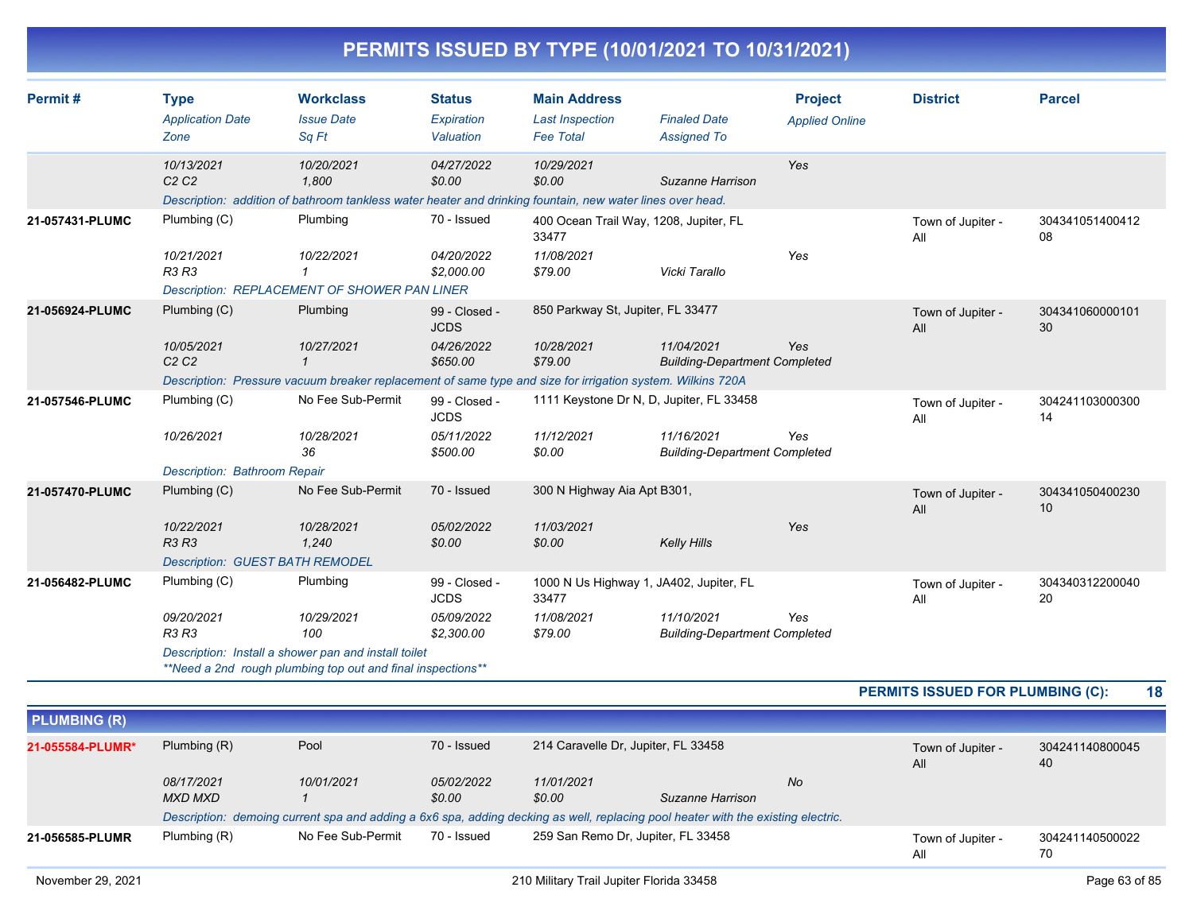# PERMITS ISSUED BY TYPE (10/01/2021 TO 10/31/2021)

| Permit # | Type<br>*Application Date*<br>*Zone* | Workclass<br>*Issue Date*<br>*Sq Ft* | Status<br>*Expiration*<br>*Valuation* | Main Address<br>*Last Inspection*<br>*Fee Total* | *Finaled Date*<br>*Assigned To* | Project<br>*Applied Online* | District | Parcel |
|---|---|---|---|---|---|---|---|---|
| | *10/13/2021*<br>*C2 C2* | *10/20/2021*<br>*1,800* | *04/27/2022*<br>*$0.00* | *10/29/2021*<br>*$0.00* | *Suzanne Harrison* | *Yes* | | |
| | *Description: addition of bathroom tankless water heater and drinking fountain, new water lines over head.* | | | | | | | |
| **21-057431-PLUMC** | Plumbing (C)<br>*10/21/2021*<br>*R3 R3* | Plumbing<br>*10/22/2021*<br>*1* | 70 - Issued<br>*04/20/2022*<br>*$2,000.00* | 400 Ocean Trail Way, 1208, Jupiter, FL 33477<br>*11/08/2021*<br>*$79.00* | *Vicki Tarallo* | *Yes* | Town of Jupiter - All | 30434105140041208 |
| | *Description: REPLACEMENT OF SHOWER PAN LINER* | | | | | | | |
| **21-056924-PLUMC** | Plumbing (C)<br>*10/05/2021*<br>*C2 C2* | Plumbing<br>*10/27/2021*<br>*1* | 99 - Closed - JCDS<br>*04/26/2022*<br>*$650.00* | 850 Parkway St, Jupiter, FL 33477<br>*10/28/2021*<br>*$79.00* | *11/04/2021*<br>*Building-Department Completed* | *Yes* | Town of Jupiter - All | 30434106000010130 |
| | *Description: Pressure vacuum breaker replacement of same type and size for irrigation system. Wilkins 720A* | | | | | | | |
| **21-057546-PLUMC** | Plumbing (C)<br>*10/26/2021* | No Fee Sub-Permit<br>*10/28/2021*<br>*36* | 99 - Closed - JCDS<br>*05/11/2022*<br>*$500.00* | 1111 Keystone Dr N, D, Jupiter, FL 33458<br>*11/12/2021*<br>*$0.00* | *11/16/2021*<br>*Building-Department Completed* | *Yes* | Town of Jupiter - All | 30424110300030014 |
| | *Description: Bathroom Repair* | | | | | | | |
| **21-057470-PLUMC** | Plumbing (C)<br>*10/22/2021*<br>*R3 R3* | No Fee Sub-Permit<br>*10/28/2021*<br>*1,240* | 70 - Issued<br>*05/02/2022*<br>*$0.00* | 300 N Highway Aia Apt B301,<br>*11/03/2021*<br>*$0.00* | *Kelly Hills* | *Yes* | Town of Jupiter - All | 30434105040023010 |
| | *Description: GUEST BATH REMODEL* | | | | | | | |
| **21-056482-PLUMC** | Plumbing (C)<br>*09/20/2021*<br>*R3 R3* | Plumbing<br>*10/29/2021*<br>*100* | 99 - Closed - JCDS<br>*05/09/2022*<br>*$2,300.00* | 1000 N Us Highway 1, JA402, Jupiter, FL 33477<br>*11/08/2021*<br>*$79.00* | *11/10/2021*<br>*Building-Department Completed* | *Yes* | Town of Jupiter - All | 30434031220004020 |
| | *Description: Install a shower pan and install toilet*<br>*\*\*Need a 2nd rough plumbing top out and final inspections\*\** | | | | | | | |

**PERMITS ISSUED FOR PLUMBING (C): 18**

## PLUMBING (R)

| Permit # | Type<br>*Application Date*<br>*Zone* | Workclass<br>*Issue Date*<br>*Sq Ft* | Status<br>*Expiration*<br>*Valuation* | Main Address<br>*Last Inspection*<br>*Fee Total* | *Finaled Date*<br>*Assigned To* | Project<br>*Applied Online* | District | Parcel |
|---|---|---|---|---|---|---|---|---|
| **21-055584-PLUMR*** | Plumbing (R)<br>*08/17/2021*<br>*MXD MXD* | Pool<br>*10/01/2021*<br>*1* | 70 - Issued<br>*05/02/2022*<br>*$0.00* | 214 Caravelle Dr, Jupiter, FL 33458<br>*11/01/2021*<br>*$0.00* | *Suzanne Harrison* | *No* | Town of Jupiter - All | 30424114080004540 |
| | *Description: demoing current spa and adding a 6x6 spa, adding decking as well, replacing pool heater with the existing electric.* | | | | | | | |
| **21-056585-PLUMR** | Plumbing (R) | No Fee Sub-Permit | 70 - Issued | 259 San Remo Dr, Jupiter, FL 33458 | | | Town of Jupiter - All | 30424114050002270 |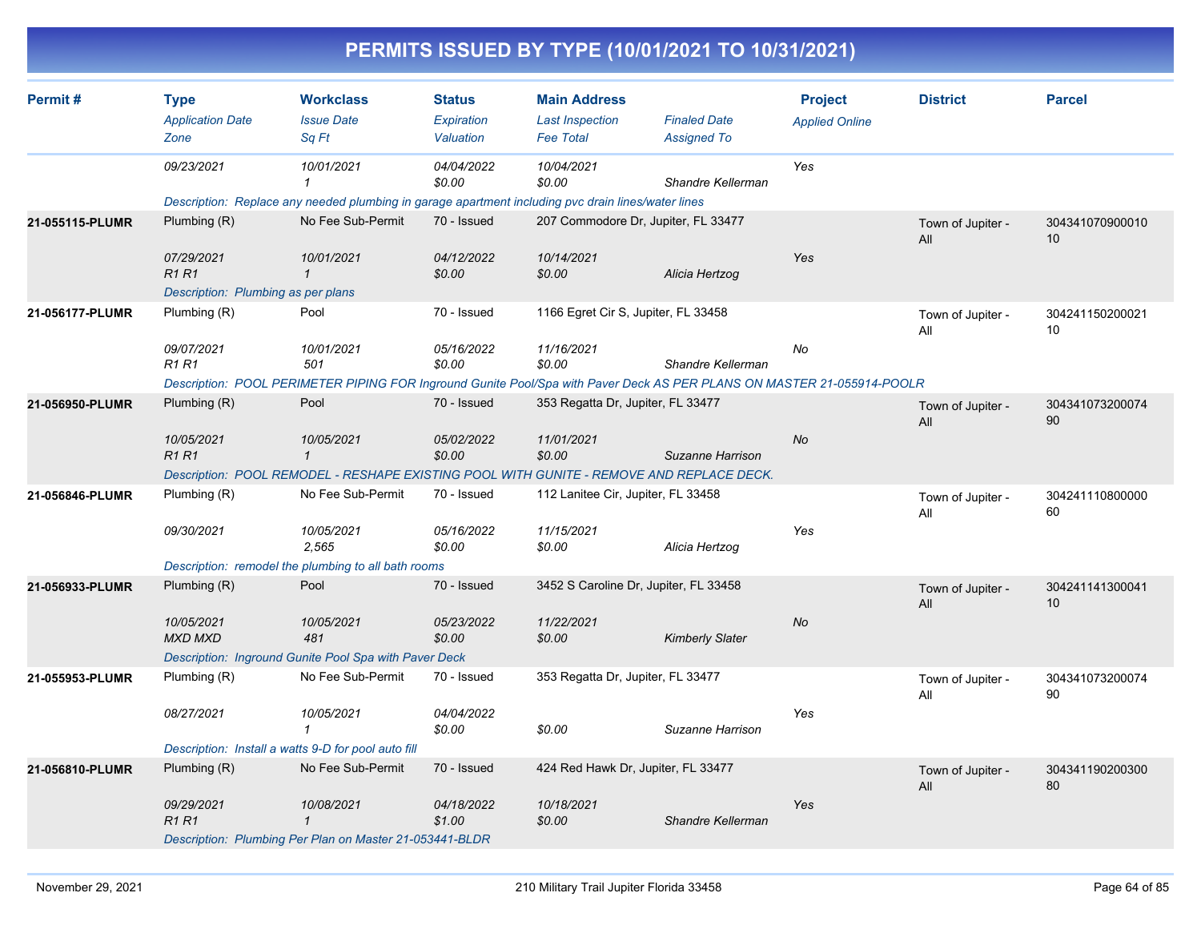# PERMITS ISSUED BY TYPE (10/01/2021 TO 10/31/2021)

| Permit # | Type / Application Date / Zone | Workclass / Issue Date / Sq Ft | Status / Expiration / Valuation | Main Address / Last Inspection / Fee Total | Finaled Date / Assigned To | Project / Applied Online | District | Parcel |
|---|---|---|---|---|---|---|---|---|
| | 09/23/2021 | 10/01/2021<br>1 | 04/04/2022<br>$0.00 | 10/04/2021<br>$0.00 | Shandre Kellerman | Yes | | |
| | Description: Replace any needed plumbing in garage apartment including pvc drain lines/water lines | | | | | | | |
| 21-055115-PLUMR | Plumbing (R)<br>07/29/2021<br>R1 R1 | No Fee Sub-Permit<br>10/01/2021<br>1 | 70 - Issued<br>04/12/2022<br>$0.00 | 207 Commodore Dr, Jupiter, FL 33477<br>10/14/2021<br>$0.00 | Alicia Hertzog | Yes | Town of Jupiter - All | 30434107090001010 |
| | Description: Plumbing as per plans | | | | | | | |
| 21-056177-PLUMR | Plumbing (R)<br>09/07/2021<br>R1 R1 | Pool<br>10/01/2021<br>501 | 70 - Issued<br>05/16/2022<br>$0.00 | 1166 Egret Cir S, Jupiter, FL 33458<br>11/16/2021<br>$0.00 | Shandre Kellerman | No | Town of Jupiter - All | 30424115020002110 |
| | Description: POOL PERIMETER PIPING FOR Inground Gunite Pool/Spa with Paver Deck AS PER PLANS ON MASTER 21-055914-POOLR | | | | | | | |
| 21-056950-PLUMR | Plumbing (R)<br>10/05/2021<br>R1 R1 | Pool<br>10/05/2021<br>1 | 70 - Issued<br>05/02/2022<br>$0.00 | 353 Regatta Dr, Jupiter, FL 33477<br>11/01/2021<br>$0.00 | Suzanne Harrison | No | Town of Jupiter - All | 30434107320007490 |
| | Description: POOL REMODEL - RESHAPE EXISTING POOL WITH GUNITE - REMOVE AND REPLACE DECK. | | | | | | | |
| 21-056846-PLUMR | Plumbing (R)<br>09/30/2021 | No Fee Sub-Permit<br>10/05/2021<br>2,565 | 70 - Issued<br>05/16/2022<br>$0.00 | 112 Lanitee Cir, Jupiter, FL 33458<br>11/15/2021<br>$0.00 | Alicia Hertzog | Yes | Town of Jupiter - All | 30424111080000060 |
| | Description: remodel the plumbing to all bath rooms | | | | | | | |
| 21-056933-PLUMR | Plumbing (R)<br>10/05/2021<br>MXD MXD | Pool<br>10/05/2021<br>481 | 70 - Issued<br>05/23/2022<br>$0.00 | 3452 S Caroline Dr, Jupiter, FL 33458<br>11/22/2021<br>$0.00 | Kimberly Slater | No | Town of Jupiter - All | 30424114130004110 |
| | Description: Inground Gunite Pool Spa with Paver Deck | | | | | | | |
| 21-055953-PLUMR | Plumbing (R)<br>08/27/2021 | No Fee Sub-Permit<br>10/05/2021<br>1 | 70 - Issued<br>04/04/2022<br>$0.00 | 353 Regatta Dr, Jupiter, FL 33477<br><br>$0.00 | Suzanne Harrison | Yes | Town of Jupiter - All | 30434107320007490 |
| | Description: Install a watts 9-D for pool auto fill | | | | | | | |
| 21-056810-PLUMR | Plumbing (R)<br>09/29/2021<br>R1 R1 | No Fee Sub-Permit<br>10/08/2021<br>1 | 70 - Issued<br>04/18/2022<br>$1.00 | 424 Red Hawk Dr, Jupiter, FL 33477<br>10/18/2021<br>$0.00 | Shandre Kellerman | Yes | Town of Jupiter - All | 30434119020030080 |
| | Description: Plumbing Per Plan on Master 21-053441-BLDR | | | | | | | |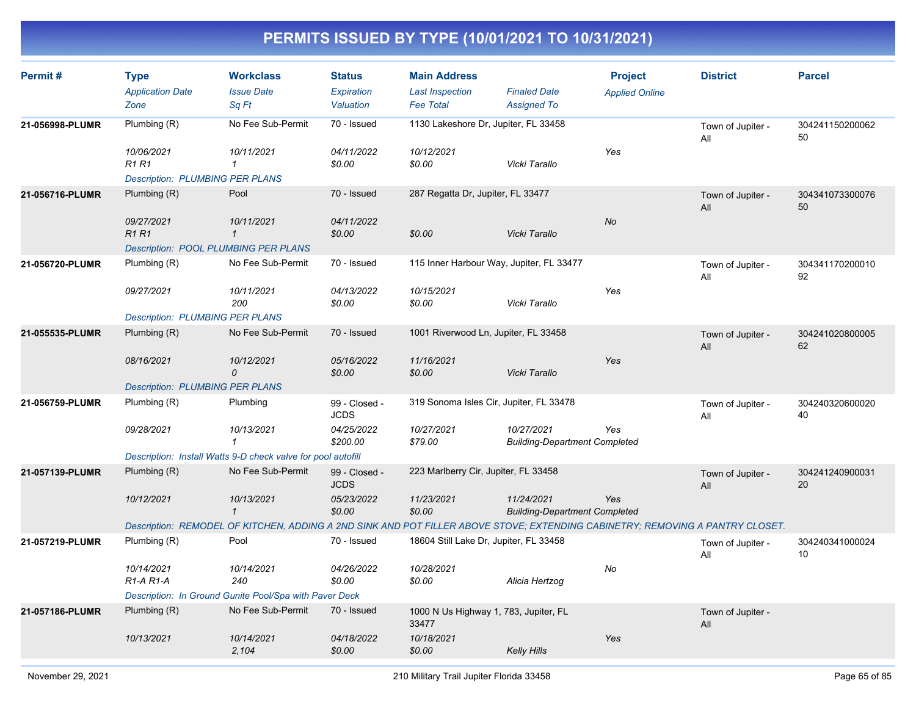# PERMITS ISSUED BY TYPE (10/01/2021 TO 10/31/2021)

| Permit # | Type<br>*Application Date*<br>*Zone* | Workclass<br>*Issue Date*<br>*Sq Ft* | Status<br>*Expiration*<br>*Valuation* | Main Address<br>*Last Inspection*<br>*Fee Total* | *Finaled Date*<br>*Assigned To* | Project<br>*Applied Online* | District | Parcel |
|---|---|---|---|---|---|---|---|---|
| **21-056998-PLUMR** | Plumbing (R)<br>*10/06/2021*<br>*R1 R1* | No Fee Sub-Permit<br>*10/11/2021*<br>*1* | 70 - Issued<br>*04/11/2022*<br>*$0.00* | 1130 Lakeshore Dr, Jupiter, FL 33458<br>*10/12/2021*<br>*$0.00* | <br><br>*Vicki Tarallo* | <br>*Yes* | Town of Jupiter - All | 30424115020006250 |
| | *Description: PLUMBING PER PLANS* | | | | | | | |
| **21-056716-PLUMR** | Plumbing (R)<br>*09/27/2021*<br>*R1 R1* | Pool<br>*10/11/2021*<br>*1* | 70 - Issued<br>*04/11/2022*<br>*$0.00* | 287 Regatta Dr, Jupiter, FL 33477<br><br>*$0.00* | <br><br>*Vicki Tarallo* | <br>*No* | Town of Jupiter - All | 30434107330007650 |
| | *Description: POOL PLUMBING PER PLANS* | | | | | | | |
| **21-056720-PLUMR** | Plumbing (R)<br>*09/27/2021* | No Fee Sub-Permit<br>*10/11/2021*<br>*200* | 70 - Issued<br>*04/13/2022*<br>*$0.00* | 115 Inner Harbour Way, Jupiter, FL 33477<br>*10/15/2021*<br>*$0.00* | <br><br>*Vicki Tarallo* | <br>*Yes* | Town of Jupiter - All | 30434117020001092 |
| | *Description: PLUMBING PER PLANS* | | | | | | | |
| **21-055535-PLUMR** | Plumbing (R)<br>*08/16/2021* | No Fee Sub-Permit<br>*10/12/2021*<br>*0* | 70 - Issued<br>*05/16/2022*<br>*$0.00* | 1001 Riverwood Ln, Jupiter, FL 33458<br>*11/16/2021*<br>*$0.00* | <br><br>*Vicki Tarallo* | <br>*Yes* | Town of Jupiter - All | 30424102080000562 |
| | *Description: PLUMBING PER PLANS* | | | | | | | |
| **21-056759-PLUMR** | Plumbing (R)<br>*09/28/2021* | Plumbing<br>*10/13/2021*<br>*1* | 99 - Closed - JCDS<br>*04/25/2022*<br>*$200.00* | 319 Sonoma Isles Cir, Jupiter, FL 33478<br>*10/27/2021*<br>*$79.00* | <br>*10/27/2021*<br>*Building-Department Completed* | <br>*Yes* | Town of Jupiter - All | 30424032060002040 |
| | *Description: Install Watts 9-D check valve for pool autofill* | | | | | | | |
| **21-057139-PLUMR** | Plumbing (R)<br>*10/12/2021* | No Fee Sub-Permit<br>*10/13/2021*<br>*1* | 99 - Closed - JCDS<br>*05/23/2022*<br>*$0.00* | 223 Marlberry Cir, Jupiter, FL 33458<br>*11/23/2021*<br>*$0.00* | <br>*11/24/2021*<br>*Building-Department Completed* | <br>*Yes* | Town of Jupiter - All | 30424124090003120 |
| | *Description: REMODEL OF KITCHEN, ADDING A 2ND SINK AND POT FILLER ABOVE STOVE; EXTENDING CABINETRY; REMOVING A PANTRY CLOSET.* | | | | | | | |
| **21-057219-PLUMR** | Plumbing (R)<br>*10/14/2021*<br>*R1-A R1-A* | Pool<br>*10/14/2021*<br>*240* | 70 - Issued<br>*04/26/2022*<br>*$0.00* | 18604 Still Lake Dr, Jupiter, FL 33458<br>*10/28/2021*<br>*$0.00* | <br><br>*Alicia Hertzog* | <br>*No* | Town of Jupiter - All | 30424034100002410 |
| | *Description: In Ground Gunite Pool/Spa with Paver Deck* | | | | | | | |
| **21-057186-PLUMR** | Plumbing (R)<br>*10/13/2021* | No Fee Sub-Permit<br>*10/14/2021*<br>*2,104* | 70 - Issued<br>*04/18/2022*<br>*$0.00* | 1000 N Us Highway 1, 783, Jupiter, FL 33477<br>*10/18/2021*<br>*$0.00* | <br><br>*Kelly Hills* | <br>*Yes* | Town of Jupiter - All | |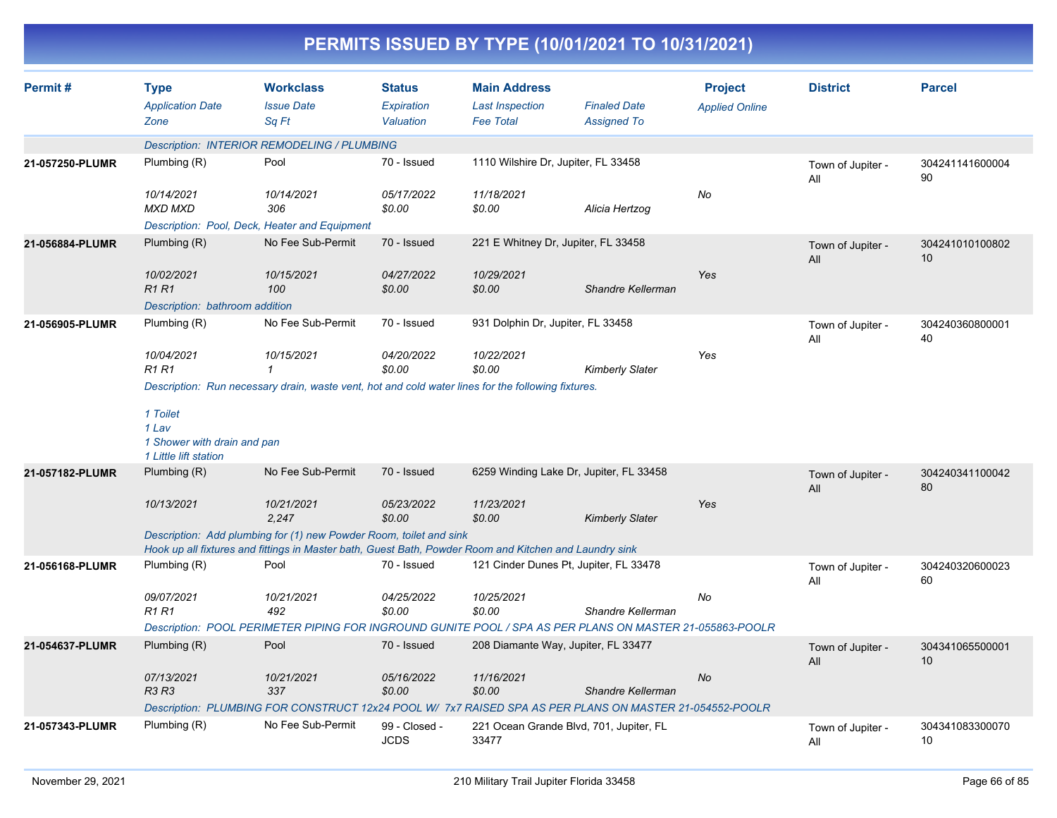# PERMITS ISSUED BY TYPE (10/01/2021 TO 10/31/2021)

| Permit # | Type<br>*Application Date*<br>*Zone* | Workclass<br>*Issue Date*<br>*Sq Ft* | Status<br>*Expiration*<br>*Valuation* | Main Address<br>*Last Inspection*<br>*Fee Total* | *Finaled Date*<br>*Assigned To* | Project<br>*Applied Online* | District | Parcel |
|---|---|---|---|---|---|---|---|---|
| | *Description: INTERIOR REMODELING / PLUMBING* | | | | | | | |
| **21-057250-PLUMR** | Plumbing (R)<br>*10/14/2021*<br>*MXD MXD* | Pool<br>*10/14/2021*<br>*306* | 70 - Issued<br>*05/17/2022*<br>*$0.00* | 1110 Wilshire Dr, Jupiter, FL 33458<br>*11/18/2021*<br>*$0.00* | <br><br>*Alicia Hertzog* | <br>*No* | Town of Jupiter - All | 30424114160000490 |
| | *Description: Pool, Deck, Heater and Equipment* | | | | | | | |
| **21-056884-PLUMR** | Plumbing (R)<br>*10/02/2021*<br>*R1 R1* | No Fee Sub-Permit<br>*10/15/2021*<br>*100* | 70 - Issued<br>*04/27/2022*<br>*$0.00* | 221 E Whitney Dr, Jupiter, FL 33458<br>*10/29/2021*<br>*$0.00* | <br><br>*Shandre Kellerman* | <br>*Yes* | Town of Jupiter - All | 30424101010080210 |
| | *Description: bathroom addition* | | | | | | | |
| **21-056905-PLUMR** | Plumbing (R)<br>*10/04/2021*<br>*R1 R1* | No Fee Sub-Permit<br>*10/15/2021*<br>*1* | 70 - Issued<br>*04/20/2022*<br>*$0.00* | 931 Dolphin Dr, Jupiter, FL 33458<br>*10/22/2021*<br>*$0.00* | <br><br>*Kimberly Slater* | <br>*Yes* | Town of Jupiter - All | 30424036080000140 |
| | *Description: Run necessary drain, waste vent, hot and cold water lines for the following fixtures.*<br><br>*1 Toilet*<br>*1 Lav*<br>*1 Shower with drain and pan*<br>*1 Little lift station* | | | | | | | |
| **21-057182-PLUMR** | Plumbing (R)<br>*10/13/2021* | No Fee Sub-Permit<br>*10/21/2021*<br>*2,247* | 70 - Issued<br>*05/23/2022*<br>*$0.00* | 6259 Winding Lake Dr, Jupiter, FL 33458<br>*11/23/2021*<br>*$0.00* | <br><br>*Kimberly Slater* | <br>*Yes* | Town of Jupiter - All | 30424034110004280 |
| | *Description: Add plumbing for (1) new Powder Room, toilet and sink*<br>*Hook up all fixtures and fittings in Master bath, Guest Bath, Powder Room and Kitchen and Laundry sink* | | | | | | | |
| **21-056168-PLUMR** | Plumbing (R)<br>*09/07/2021*<br>*R1 R1* | Pool<br>*10/21/2021*<br>*492* | 70 - Issued<br>*04/25/2022*<br>*$0.00* | 121 Cinder Dunes Pt, Jupiter, FL 33478<br>*10/25/2021*<br>*$0.00* | <br><br>*Shandre Kellerman* | <br>*No* | Town of Jupiter - All | 30424032060002360 |
| | *Description: POOL PERIMETER PIPING FOR INGROUND GUNITE POOL / SPA AS PER PLANS ON MASTER 21-055863-POOLR* | | | | | | | |
| **21-054637-PLUMR** | Plumbing (R)<br>*07/13/2021*<br>*R3 R3* | Pool<br>*10/21/2021*<br>*337* | 70 - Issued<br>*05/16/2022*<br>*$0.00* | 208 Diamante Way, Jupiter, FL 33477<br>*11/16/2021*<br>*$0.00* | <br><br>*Shandre Kellerman* | <br>*No* | Town of Jupiter - All | 30434106550000110 |
| | *Description: PLUMBING FOR CONSTRUCT 12x24 POOL W/ 7x7 RAISED SPA AS PER PLANS ON MASTER 21-054552-POOLR* | | | | | | | |
| **21-057343-PLUMR** | Plumbing (R) | No Fee Sub-Permit | 99 - Closed - JCDS | 221 Ocean Grande Blvd, 701, Jupiter, FL 33477 | | | Town of Jupiter - All | 30434108330007010 |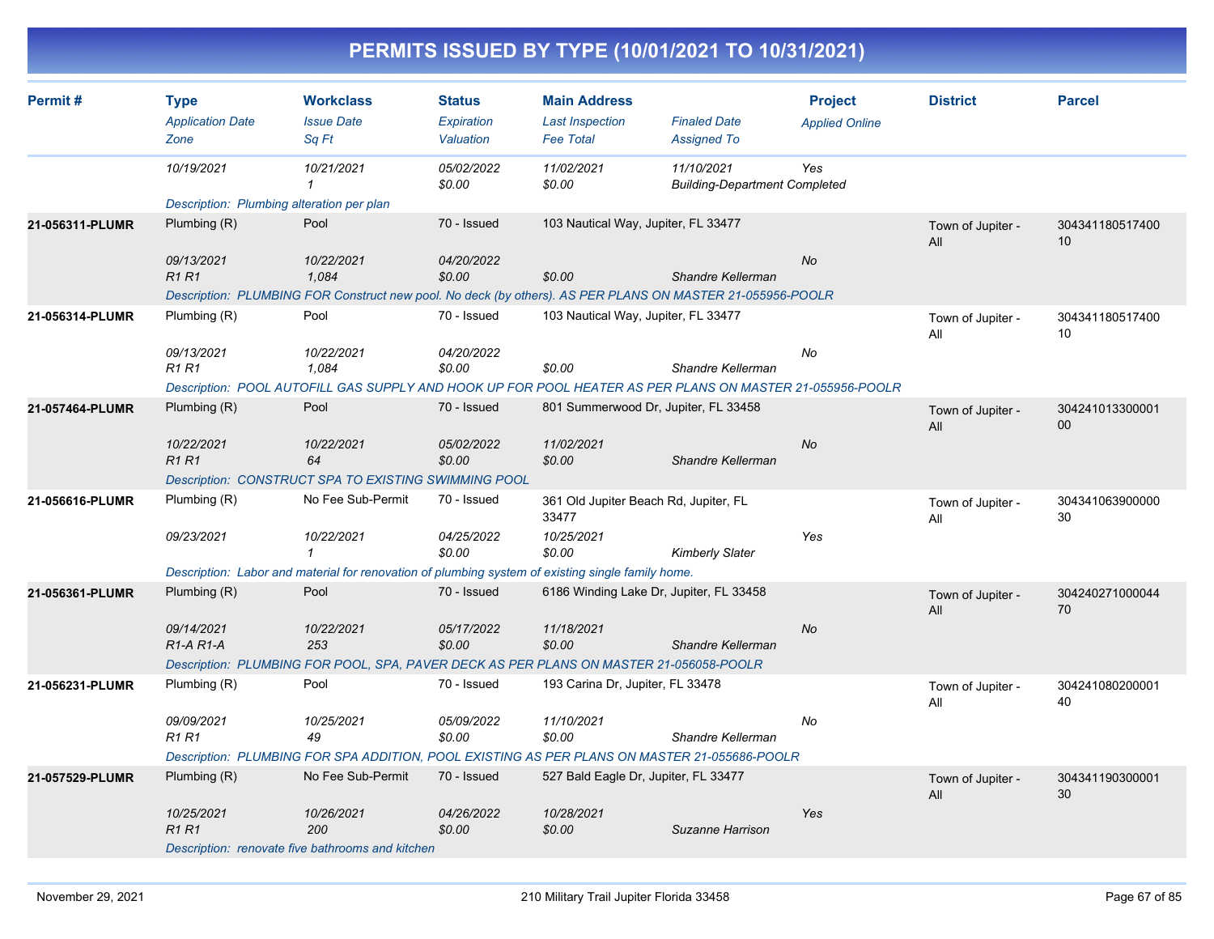# PERMITS ISSUED BY TYPE (10/01/2021 TO 10/31/2021)

| Permit # | Type<br>*Application Date*<br>*Zone* | Workclass<br>*Issue Date*<br>*Sq Ft* | Status<br>*Expiration*<br>*Valuation* | Main Address<br>*Last Inspection*<br>*Fee Total* | *Finaled Date*<br>*Assigned To* | Project<br>*Applied Online* | District | Parcel |
|---|---|---|---|---|---|---|---|---|
| | *10/19/2021* | *10/21/2021*<br>*1* | *05/02/2022*<br>*$0.00* | *11/02/2021*<br>*$0.00* | *11/10/2021*<br>*Building-Department Completed* | *Yes* | | |
| | *Description: Plumbing alteration per plan* | | | | | | | |
| **21-056311-PLUMR** | Plumbing (R)<br>*09/13/2021*<br>*R1 R1* | Pool<br>*10/22/2021*<br>*1,084* | 70 - Issued<br>*04/20/2022*<br>*$0.00* | 103 Nautical Way, Jupiter, FL 33477<br><br>*$0.00* | *Shandre Kellerman* | *No* | Town of Jupiter - All | 30434118051740010 |
| | *Description: PLUMBING FOR Construct new pool. No deck (by others). AS PER PLANS ON MASTER 21-055956-POOLR* | | | | | | | |
| **21-056314-PLUMR** | Plumbing (R)<br>*09/13/2021*<br>*R1 R1* | Pool<br>*10/22/2021*<br>*1,084* | 70 - Issued<br>*04/20/2022*<br>*$0.00* | 103 Nautical Way, Jupiter, FL 33477<br><br>*$0.00* | *Shandre Kellerman* | *No* | Town of Jupiter - All | 30434118051740010 |
| | *Description: POOL AUTOFILL GAS SUPPLY AND HOOK UP FOR POOL HEATER AS PER PLANS ON MASTER 21-055956-POOLR* | | | | | | | |
| **21-057464-PLUMR** | Plumbing (R)<br>*10/22/2021*<br>*R1 R1* | Pool<br>*10/22/2021*<br>*64* | 70 - Issued<br>*05/02/2022*<br>*$0.00* | 801 Summerwood Dr, Jupiter, FL 33458<br>*11/02/2021*<br>*$0.00* | *Shandre Kellerman* | *No* | Town of Jupiter - All | 30424101330000100 |
| | *Description: CONSTRUCT SPA TO EXISTING SWIMMING POOL* | | | | | | | |
| **21-056616-PLUMR** | Plumbing (R)<br>*09/23/2021* | No Fee Sub-Permit<br>*10/22/2021*<br>*1* | 70 - Issued<br>*04/25/2022*<br>*$0.00* | 361 Old Jupiter Beach Rd, Jupiter, FL 33477<br>*10/25/2021*<br>*$0.00* | *Kimberly Slater* | *Yes* | Town of Jupiter - All | 30434106390000030 |
| | *Description: Labor and material for renovation of plumbing system of existing single family home.* | | | | | | | |
| **21-056361-PLUMR** | Plumbing (R)<br>*09/14/2021*<br>*R1-A R1-A* | Pool<br>*10/22/2021*<br>*253* | 70 - Issued<br>*05/17/2022*<br>*$0.00* | 6186 Winding Lake Dr, Jupiter, FL 33458<br>*11/18/2021*<br>*$0.00* | *Shandre Kellerman* | *No* | Town of Jupiter - All | 30424027100004470 |
| | *Description: PLUMBING FOR POOL, SPA, PAVER DECK AS PER PLANS ON MASTER 21-056058-POOLR* | | | | | | | |
| **21-056231-PLUMR** | Plumbing (R)<br>*09/09/2021*<br>*R1 R1* | Pool<br>*10/25/2021*<br>*49* | 70 - Issued<br>*05/09/2022*<br>*$0.00* | 193 Carina Dr, Jupiter, FL 33478<br>*11/10/2021*<br>*$0.00* | *Shandre Kellerman* | *No* | Town of Jupiter - All | 30424108020000140 |
| | *Description: PLUMBING FOR SPA ADDITION, POOL EXISTING AS PER PLANS ON MASTER 21-055686-POOLR* | | | | | | | |
| **21-057529-PLUMR** | Plumbing (R)<br>*10/25/2021*<br>*R1 R1* | No Fee Sub-Permit<br>*10/26/2021*<br>*200* | 70 - Issued<br>*04/26/2022*<br>*$0.00* | 527 Bald Eagle Dr, Jupiter, FL 33477<br>*10/28/2021*<br>*$0.00* | *Suzanne Harrison* | *Yes* | Town of Jupiter - All | 30434119030000130 |
| | *Description: renovate five bathrooms and kitchen* | | | | | | | |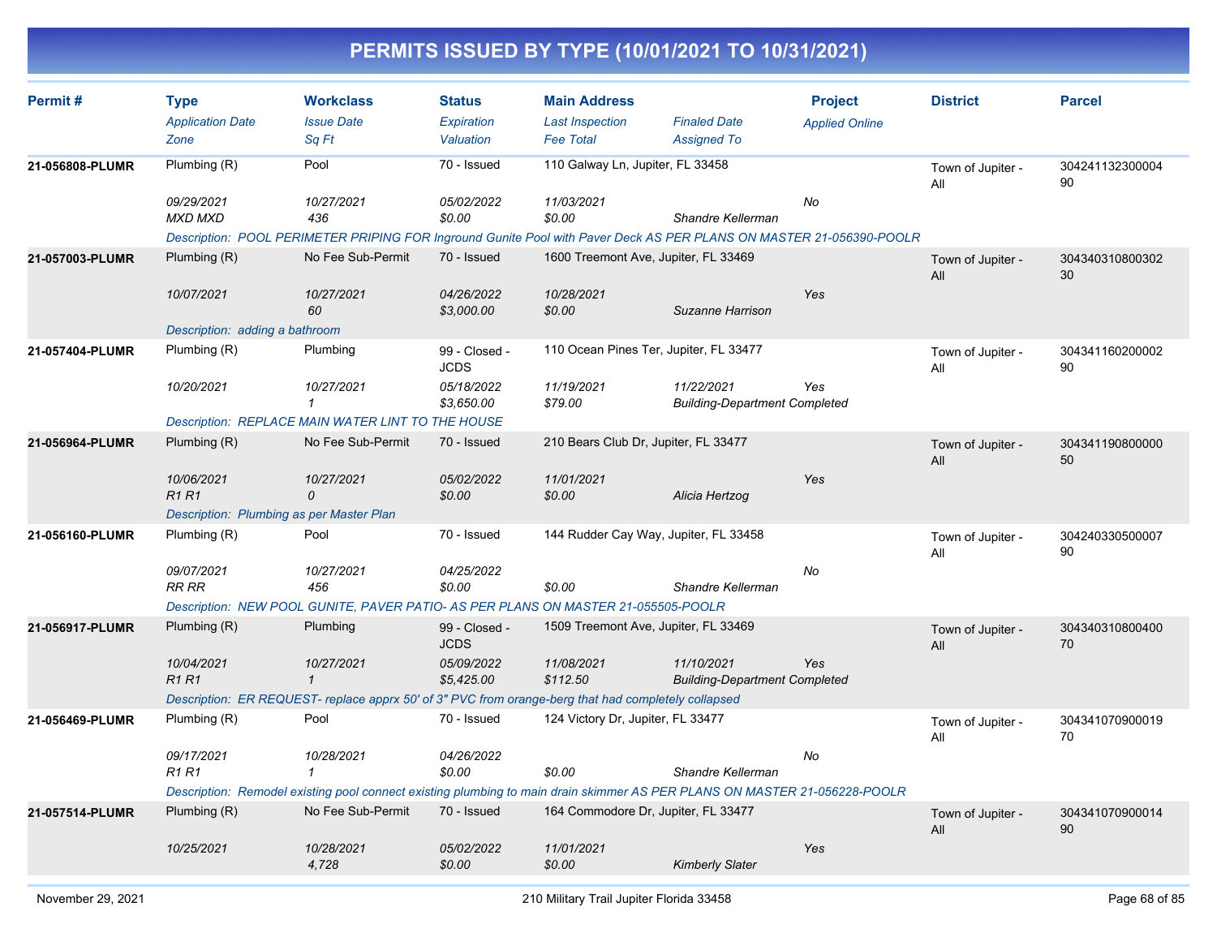# PERMITS ISSUED BY TYPE (10/01/2021 TO 10/31/2021)

| Permit # | Type | Workclass | Status | Main Address | | Project | District | Parcel |
|---|---|---|---|---|---|---|---|---|
| | *Application Date* | *Issue Date* | *Expiration* | *Last Inspection* | *Finaled Date* | *Applied Online* | | |
| | *Zone* | *Sq Ft* | *Valuation* | *Fee Total* | *Assigned To* | | | |
| **21-056808-PLUMR** | Plumbing (R) | Pool | 70 - Issued | 110 Galway Ln, Jupiter, FL 33458 | | | Town of Jupiter - All | 30424113230000490 |
| | *09/29/2021* | *10/27/2021* | *05/02/2022* | *11/03/2021* | | *No* | | |
| | *MXD MXD* | *436* | *$0.00* | *$0.00* | *Shandre Kellerman* | | | |
| | *Description: POOL PERIMETER PRIPING FOR Inground Gunite Pool with Paver Deck AS PER PLANS ON MASTER 21-056390-POOLR* | | | | | | | |
| **21-057003-PLUMR** | Plumbing (R) | No Fee Sub-Permit | 70 - Issued | 1600 Treemont Ave, Jupiter, FL 33469 | | | Town of Jupiter - All | 30434031080030230 |
| | *10/07/2021* | *10/27/2021* | *04/26/2022* | *10/28/2021* | | *Yes* | | |
| | | *60* | *$3,000.00* | *$0.00* | *Suzanne Harrison* | | | |
| | *Description: adding a bathroom* | | | | | | | |
| **21-057404-PLUMR** | Plumbing (R) | Plumbing | 99 - Closed - JCDS | 110 Ocean Pines Ter, Jupiter, FL 33477 | | | Town of Jupiter - All | 30434116020000290 |
| | *10/20/2021* | *10/27/2021* | *05/18/2022* | *11/19/2021* | *11/22/2021* | *Yes* | | |
| | | *1* | *$3,650.00* | *$79.00* | *Building-Department Completed* | | | |
| | *Description: REPLACE MAIN WATER LINT TO THE HOUSE* | | | | | | | |
| **21-056964-PLUMR** | Plumbing (R) | No Fee Sub-Permit | 70 - Issued | 210 Bears Club Dr, Jupiter, FL 33477 | | | Town of Jupiter - All | 30434119080000050 |
| | *10/06/2021* | *10/27/2021* | *05/02/2022* | *11/01/2021* | | *Yes* | | |
| | *R1 R1* | *0* | *$0.00* | *$0.00* | *Alicia Hertzog* | | | |
| | *Description: Plumbing as per Master Plan* | | | | | | | |
| **21-056160-PLUMR** | Plumbing (R) | Pool | 70 - Issued | 144 Rudder Cay Way, Jupiter, FL 33458 | | | Town of Jupiter - All | 30424033050000790 |
| | *09/07/2021* | *10/27/2021* | *04/25/2022* | | | *No* | | |
| | *RR RR* | *456* | *$0.00* | *$0.00* | *Shandre Kellerman* | | | |
| | *Description: NEW POOL GUNITE, PAVER PATIO- AS PER PLANS ON MASTER 21-055505-POOLR* | | | | | | | |
| **21-056917-PLUMR** | Plumbing (R) | Plumbing | 99 - Closed - JCDS | 1509 Treemont Ave, Jupiter, FL 33469 | | | Town of Jupiter - All | 30434031080040070 |
| | *10/04/2021* | *10/27/2021* | *05/09/2022* | *11/08/2021* | *11/10/2021* | *Yes* | | |
| | *R1 R1* | *1* | *$5,425.00* | *$112.50* | *Building-Department Completed* | | | |
| | *Description: ER REQUEST- replace apprx 50' of 3" PVC from orange-berg that had completely collapsed* | | | | | | | |
| **21-056469-PLUMR** | Plumbing (R) | Pool | 70 - Issued | 124 Victory Dr, Jupiter, FL 33477 | | | Town of Jupiter - All | 30434107090001970 |
| | *09/17/2021* | *10/28/2021* | *04/26/2022* | | | *No* | | |
| | *R1 R1* | *1* | *$0.00* | *$0.00* | *Shandre Kellerman* | | | |
| | *Description: Remodel existing pool connect existing plumbing to main drain skimmer AS PER PLANS ON MASTER 21-056228-POOLR* | | | | | | | |
| **21-057514-PLUMR** | Plumbing (R) | No Fee Sub-Permit | 70 - Issued | 164 Commodore Dr, Jupiter, FL 33477 | | | Town of Jupiter - All | 30434107090001490 |
| | *10/25/2021* | *10/28/2021* | *05/02/2022* | *11/01/2021* | | *Yes* | | |
| | | *4,728* | *$0.00* | *$0.00* | *Kimberly Slater* | | | |

November 29, 2021 — 210 Military Trail Jupiter Florida 33458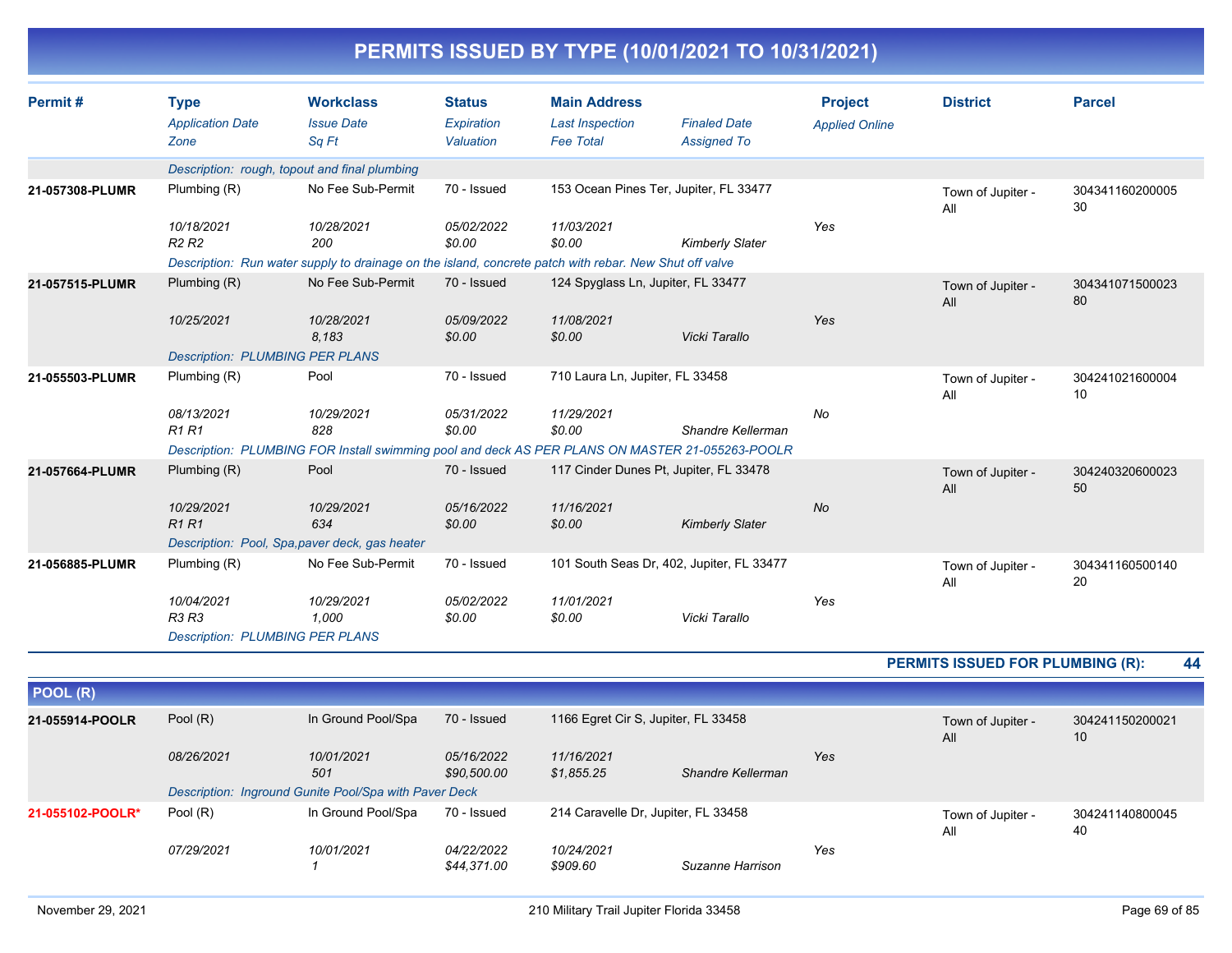# PERMITS ISSUED BY TYPE (10/01/2021 TO 10/31/2021)

| Permit # | Type<br>*Application Date*<br>*Zone* | Workclass<br>*Issue Date*<br>*Sq Ft* | Status<br>*Expiration*<br>*Valuation* | Main Address<br>*Last Inspection*<br>*Fee Total* | *Finaled Date*<br>*Assigned To* | Project<br>*Applied Online* | District | Parcel |
|---|---|---|---|---|---|---|---|---|
| | *Description: rough, topout and final plumbing* | | | | | | | |
| **21-057308-PLUMR** | Plumbing (R)<br>*10/18/2021*<br>*R2 R2* | No Fee Sub-Permit<br>*10/28/2021*<br>*200* | 70 - Issued<br>*05/02/2022*<br>*$0.00* | 153 Ocean Pines Ter, Jupiter, FL 33477<br>*11/03/2021*<br>*$0.00* | <br><br>*Kimberly Slater* | <br>*Yes* | Town of Jupiter - All | 30434116020000530 |
| | *Description: Run water supply to drainage on the island, concrete patch with rebar. New Shut off valve* | | | | | | | |
| **21-057515-PLUMR** | Plumbing (R)<br>*10/25/2021* | No Fee Sub-Permit<br>*10/28/2021*<br>*8,183* | 70 - Issued<br>*05/09/2022*<br>*$0.00* | 124 Spyglass Ln, Jupiter, FL 33477<br>*11/08/2021*<br>*$0.00* | <br><br>*Vicki Tarallo* | <br>*Yes* | Town of Jupiter - All | 30434107150002380 |
| | *Description: PLUMBING PER PLANS* | | | | | | | |
| **21-055503-PLUMR** | Plumbing (R)<br>*08/13/2021*<br>*R1 R1* | Pool<br>*10/29/2021*<br>*828* | 70 - Issued<br>*05/31/2022*<br>*$0.00* | 710 Laura Ln, Jupiter, FL 33458<br>*11/29/2021*<br>*$0.00* | <br><br>*Shandre Kellerman* | <br>*No* | Town of Jupiter - All | 30424102160000410 |
| | *Description: PLUMBING FOR Install swimming pool and deck AS PER PLANS ON MASTER 21-055263-POOLR* | | | | | | | |
| **21-057664-PLUMR** | Plumbing (R)<br>*10/29/2021*<br>*R1 R1* | Pool<br>*10/29/2021*<br>*634* | 70 - Issued<br>*05/16/2022*<br>*$0.00* | 117 Cinder Dunes Pt, Jupiter, FL 33478<br>*11/16/2021*<br>*$0.00* | <br><br>*Kimberly Slater* | <br>*No* | Town of Jupiter - All | 30424032060002350 |
| | *Description: Pool, Spa,paver deck, gas heater* | | | | | | | |
| **21-056885-PLUMR** | Plumbing (R)<br>*10/04/2021*<br>*R3 R3* | No Fee Sub-Permit<br>*10/29/2021*<br>*1,000* | 70 - Issued<br>*05/02/2022*<br>*$0.00* | 101 South Seas Dr, 402, Jupiter, FL 33477<br>*11/01/2021*<br>*$0.00* | <br><br>*Vicki Tarallo* | <br>*Yes* | Town of Jupiter - All | 30434116050014020 |
| | *Description: PLUMBING PER PLANS* | | | | | | | |

**PERMITS ISSUED FOR PLUMBING (R): 44**

## POOL (R)

| Permit # | Type<br>*Application Date*<br>*Zone* | Workclass<br>*Issue Date*<br>*Sq Ft* | Status<br>*Expiration*<br>*Valuation* | Main Address<br>*Last Inspection*<br>*Fee Total* | *Finaled Date*<br>*Assigned To* | Project<br>*Applied Online* | District | Parcel |
|---|---|---|---|---|---|---|---|---|
| **21-055914-POOLR** | Pool (R)<br>*08/26/2021* | In Ground Pool/Spa<br>*10/01/2021*<br>*501* | 70 - Issued<br>*05/16/2022*<br>*$90,500.00* | 1166 Egret Cir S, Jupiter, FL 33458<br>*11/16/2021*<br>*$1,855.25* | <br><br>*Shandre Kellerman* | <br>*Yes* | Town of Jupiter - All | 30424115020002110 |
| | *Description: Inground Gunite Pool/Spa with Paver Deck* | | | | | | | |
| **21-055102-POOLR*** | Pool (R)<br>*07/29/2021* | In Ground Pool/Spa<br>*10/01/2021*<br>*1* | 70 - Issued<br>*04/22/2022*<br>*$44,371.00* | 214 Caravelle Dr, Jupiter, FL 33458<br>*10/24/2021*<br>*$909.60* | <br><br>*Suzanne Harrison* | <br>*Yes* | Town of Jupiter - All | 30424114080004540 |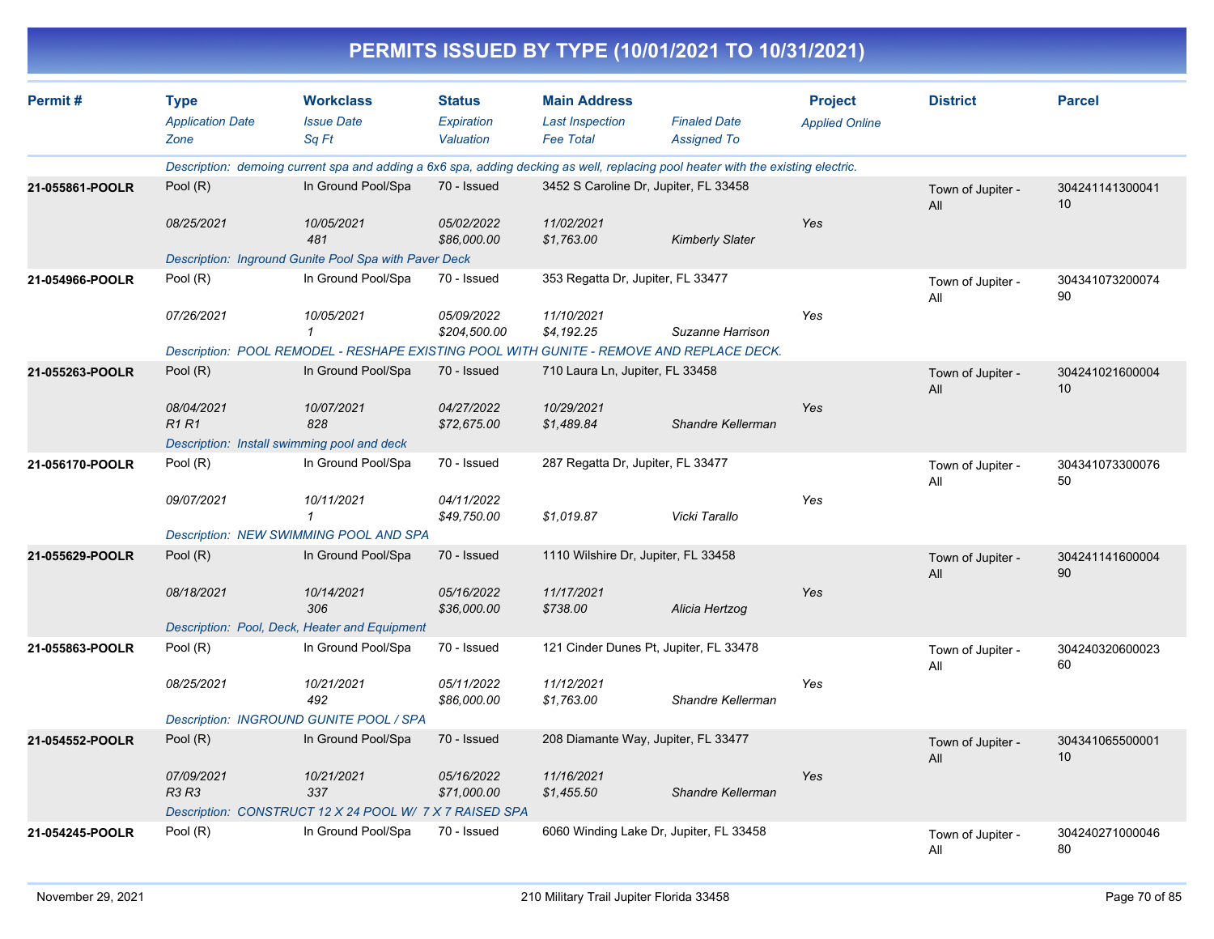# PERMITS ISSUED BY TYPE (10/01/2021 TO 10/31/2021)

| Permit # | Type / Application Date / Zone | Workclass / Issue Date / Sq Ft | Status / Expiration / Valuation | Main Address / Last Inspection / Fee Total | Finaled Date / Assigned To | Project / Applied Online | District | Parcel |
|---|---|---|---|---|---|---|---|---|
| | Description: demoing current spa and adding a 6x6 spa, adding decking as well, replacing pool heater with the existing electric. | | | | | | | |
| 21-055861-POOLR | Pool (R) | In Ground Pool/Spa | 70 - Issued | 3452 S Caroline Dr, Jupiter, FL 33458 | | | Town of Jupiter - All | 30424114130004110 |
| | 08/25/2021 | 10/05/2021 | 05/02/2022 | 11/02/2021 | | Yes | | |
| | | 481 | $86,000.00 | $1,763.00 | Kimberly Slater | | | |
| | Description: Inground Gunite Pool Spa with Paver Deck | | | | | | | |
| 21-054966-POOLR | Pool (R) | In Ground Pool/Spa | 70 - Issued | 353 Regatta Dr, Jupiter, FL 33477 | | | Town of Jupiter - All | 30434107320007490 |
| | 07/26/2021 | 10/05/2021 | 05/09/2022 | 11/10/2021 | | Yes | | |
| | | 1 | $204,500.00 | $4,192.25 | Suzanne Harrison | | | |
| | Description: POOL REMODEL - RESHAPE EXISTING POOL WITH GUNITE - REMOVE AND REPLACE DECK. | | | | | | | |
| 21-055263-POOLR | Pool (R) | In Ground Pool/Spa | 70 - Issued | 710 Laura Ln, Jupiter, FL 33458 | | | Town of Jupiter - All | 30424102160000410 |
| | 08/04/2021 | 10/07/2021 | 04/27/2022 | 10/29/2021 | | Yes | | |
| | R1 R1 | 828 | $72,675.00 | $1,489.84 | Shandre Kellerman | | | |
| | Description: Install swimming pool and deck | | | | | | | |
| 21-056170-POOLR | Pool (R) | In Ground Pool/Spa | 70 - Issued | 287 Regatta Dr, Jupiter, FL 33477 | | | Town of Jupiter - All | 30434107330007650 |
| | 09/07/2021 | 10/11/2021 | 04/11/2022 | | | Yes | | |
| | | 1 | $49,750.00 | $1,019.87 | Vicki Tarallo | | | |
| | Description: NEW SWIMMING POOL AND SPA | | | | | | | |
| 21-055629-POOLR | Pool (R) | In Ground Pool/Spa | 70 - Issued | 1110 Wilshire Dr, Jupiter, FL 33458 | | | Town of Jupiter - All | 30424114160000490 |
| | 08/18/2021 | 10/14/2021 | 05/16/2022 | 11/17/2021 | | Yes | | |
| | | 306 | $36,000.00 | $738.00 | Alicia Hertzog | | | |
| | Description: Pool, Deck, Heater and Equipment | | | | | | | |
| 21-055863-POOLR | Pool (R) | In Ground Pool/Spa | 70 - Issued | 121 Cinder Dunes Pt, Jupiter, FL 33478 | | | Town of Jupiter - All | 30424032060002360 |
| | 08/25/2021 | 10/21/2021 | 05/11/2022 | 11/12/2021 | | Yes | | |
| | | 492 | $86,000.00 | $1,763.00 | Shandre Kellerman | | | |
| | Description: INGROUND GUNITE POOL / SPA | | | | | | | |
| 21-054552-POOLR | Pool (R) | In Ground Pool/Spa | 70 - Issued | 208 Diamante Way, Jupiter, FL 33477 | | | Town of Jupiter - All | 30434106550000110 |
| | 07/09/2021 | 10/21/2021 | 05/16/2022 | 11/16/2021 | | Yes | | |
| | R3 R3 | 337 | $71,000.00 | $1,455.50 | Shandre Kellerman | | | |
| | Description: CONSTRUCT 12 X 24 POOL W/ 7 X 7 RAISED SPA | | | | | | | |
| 21-054245-POOLR | Pool (R) | In Ground Pool/Spa | 70 - Issued | 6060 Winding Lake Dr, Jupiter, FL 33458 | | | Town of Jupiter - All | 30424027100004680 |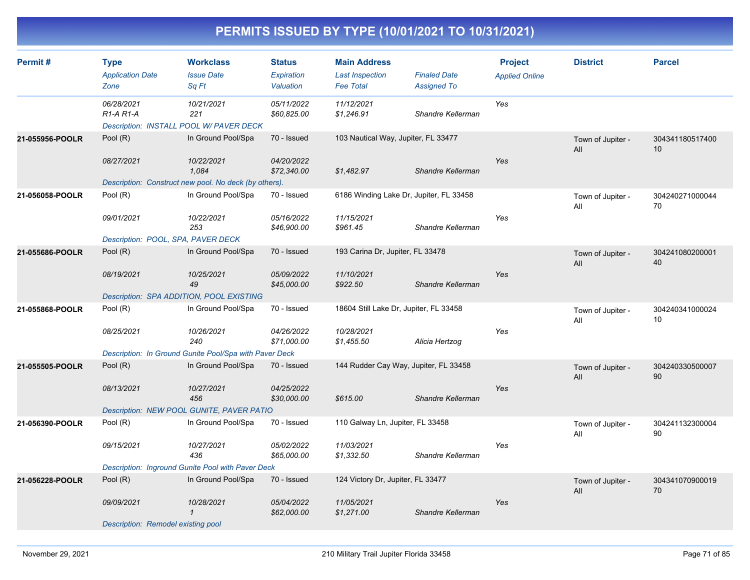# PERMITS ISSUED BY TYPE (10/01/2021 TO 10/31/2021)

| Permit # | Type / *Application Date* / *Zone* | Workclass / *Issue Date* / *Sq Ft* | Status / *Expiration* / *Valuation* | Main Address / *Last Inspection* / *Fee Total* | *Finaled Date* / *Assigned To* | Project / *Applied Online* | District | Parcel |
|---|---|---|---|---|---|---|---|---|
| | *06/28/2021* *R1-A R1-A* | *10/21/2021* *221* | *05/11/2022* *$60,825.00* | *11/12/2021* *$1,246.91* | *Shandre Kellerman* | *Yes* | | |
| | *Description: INSTALL POOL W/ PAVER DECK* | | | | | | | |
| **21-055956-POOLR** | Pool (R) *08/27/2021* | In Ground Pool/Spa *10/22/2021* *1,084* | 70 - Issued *04/20/2022* *$72,340.00* | 103 Nautical Way, Jupiter, FL 33477 *$1,482.97* | *Shandre Kellerman* | *Yes* | Town of Jupiter - All | 30434118051740010 |
| | *Description: Construct new pool. No deck (by others).* | | | | | | | |
| **21-056058-POOLR** | Pool (R) *09/01/2021* | In Ground Pool/Spa *10/22/2021* *253* | 70 - Issued *05/16/2022* *$46,900.00* | 6186 Winding Lake Dr, Jupiter, FL 33458 *11/15/2021* *$961.45* | *Shandre Kellerman* | *Yes* | Town of Jupiter - All | 30424027100004470 |
| | *Description: POOL, SPA, PAVER DECK* | | | | | | | |
| **21-055686-POOLR** | Pool (R) *08/19/2021* | In Ground Pool/Spa *10/25/2021* *49* | 70 - Issued *05/09/2022* *$45,000.00* | 193 Carina Dr, Jupiter, FL 33478 *11/10/2021* *$922.50* | *Shandre Kellerman* | *Yes* | Town of Jupiter - All | 30424108020000140 |
| | *Description: SPA ADDITION, POOL EXISTING* | | | | | | | |
| **21-055868-POOLR** | Pool (R) *08/25/2021* | In Ground Pool/Spa *10/26/2021* *240* | 70 - Issued *04/26/2022* *$71,000.00* | 18604 Still Lake Dr, Jupiter, FL 33458 *10/28/2021* *$1,455.50* | *Alicia Hertzog* | *Yes* | Town of Jupiter - All | 30424034100002410 |
| | *Description: In Ground Gunite Pool/Spa with Paver Deck* | | | | | | | |
| **21-055505-POOLR** | Pool (R) *08/13/2021* | In Ground Pool/Spa *10/27/2021* *456* | 70 - Issued *04/25/2022* *$30,000.00* | 144 Rudder Cay Way, Jupiter, FL 33458 *$615.00* | *Shandre Kellerman* | *Yes* | Town of Jupiter - All | 30424033050000790 |
| | *Description: NEW POOL GUNITE, PAVER PATIO* | | | | | | | |
| **21-056390-POOLR** | Pool (R) *09/15/2021* | In Ground Pool/Spa *10/27/2021* *436* | 70 - Issued *05/02/2022* *$65,000.00* | 110 Galway Ln, Jupiter, FL 33458 *11/03/2021* *$1,332.50* | *Shandre Kellerman* | *Yes* | Town of Jupiter - All | 30424113230000490 |
| | *Description: Inground Gunite Pool with Paver Deck* | | | | | | | |
| **21-056228-POOLR** | Pool (R) *09/09/2021* | In Ground Pool/Spa *10/28/2021* *1* | 70 - Issued *05/04/2022* *$62,000.00* | 124 Victory Dr, Jupiter, FL 33477 *11/05/2021* *$1,271.00* | *Shandre Kellerman* | *Yes* | Town of Jupiter - All | 30434107090001970 |
| | *Description: Remodel existing pool* | | | | | | | |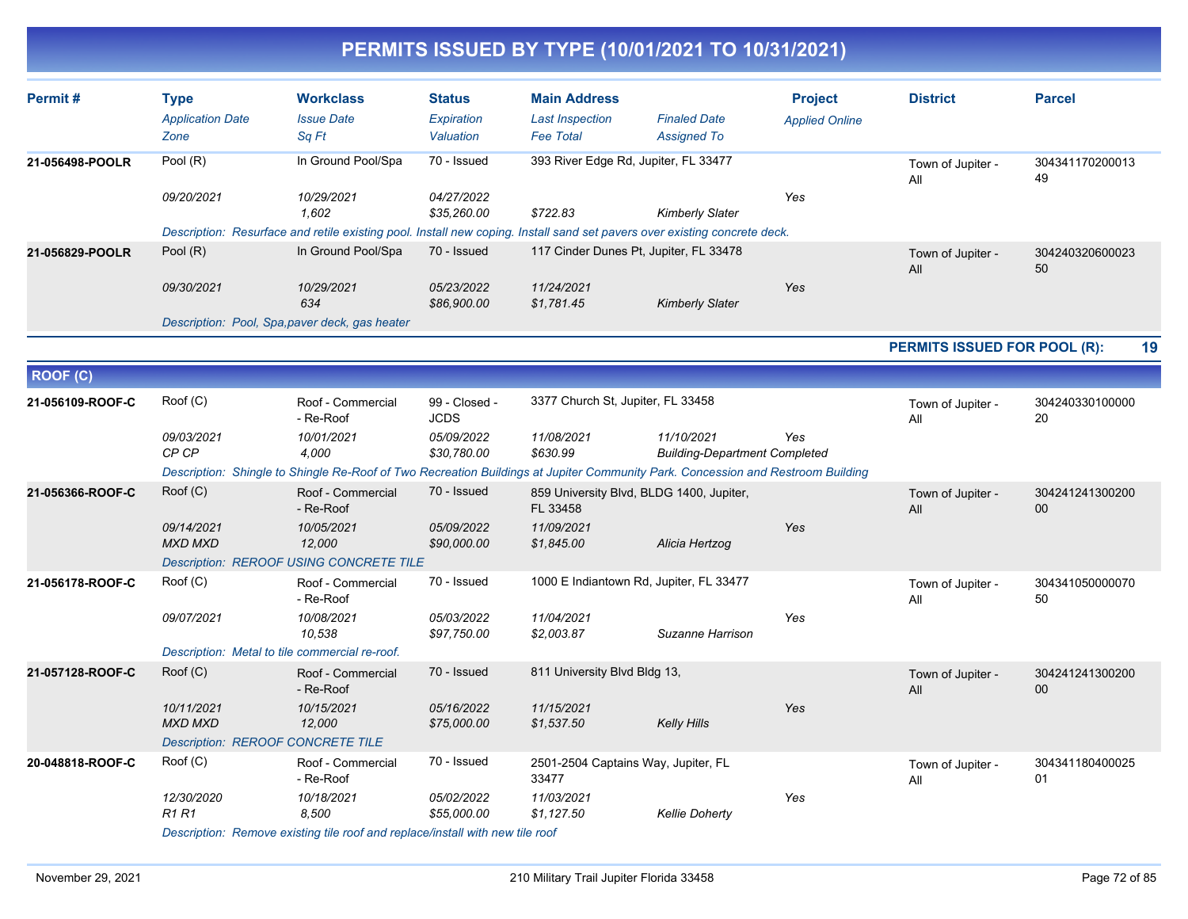# PERMITS ISSUED BY TYPE (10/01/2021 TO 10/31/2021)

| Permit # | Type / Application Date / Zone | Workclass / Issue Date / Sq Ft | Status / Expiration / Valuation | Main Address / Last Inspection / Fee Total | Finaled Date / Assigned To | Project / Applied Online | District | Parcel |
|---|---|---|---|---|---|---|---|---|
| 21-056498-POOLR | Pool (R) | In Ground Pool/Spa | 70 - Issued | 393 River Edge Rd, Jupiter, FL 33477 | | | Town of Jupiter - All | 30434117020001349 |
| | 09/20/2021 | 10/29/2021 | 04/27/2022 | | | Yes | | |
| | | 1,602 | $35,260.00 | $722.83 | Kimberly Slater | | | |
| | Description: Resurface and retile existing pool. Install new coping. Install sand set pavers over existing concrete deck. | | | | | | | |
| 21-056829-POOLR | Pool (R) | In Ground Pool/Spa | 70 - Issued | 117 Cinder Dunes Pt, Jupiter, FL 33478 | | | Town of Jupiter - All | 30424032060002350 |
| | 09/30/2021 | 10/29/2021 | 05/23/2022 | 11/24/2021 | | Yes | | |
| | | 634 | $86,900.00 | $1,781.45 | Kimberly Slater | | | |
| | Description: Pool, Spa,paver deck, gas heater | | | | | | | |

**PERMITS ISSUED FOR POOL (R): 19**

## ROOF (C)

| Permit # | Type / Application Date / Zone | Workclass / Issue Date / Sq Ft | Status / Expiration / Valuation | Main Address / Last Inspection / Fee Total | Finaled Date / Assigned To | Project / Applied Online | District | Parcel |
|---|---|---|---|---|---|---|---|---|
| 21-056109-ROOF-C | Roof (C) | Roof - Commercial - Re-Roof | 99 - Closed - JCDS | 3377 Church St, Jupiter, FL 33458 | | | Town of Jupiter - All | 30424033010000020 |
| | 09/03/2021 | 10/01/2021 | 05/09/2022 | 11/08/2021 | 11/10/2021 | Yes | | |
| | CP CP | 4,000 | $30,780.00 | $630.99 | Building-Department Completed | | | |
| | Description: Shingle to Shingle Re-Roof of Two Recreation Buildings at Jupiter Community Park. Concession and Restroom Building | | | | | | | |
| 21-056366-ROOF-C | Roof (C) | Roof - Commercial - Re-Roof | 70 - Issued | 859 University Blvd, BLDG 1400, Jupiter, FL 33458 | | | Town of Jupiter - All | 30424124130020000 |
| | 09/14/2021 | 10/05/2021 | 05/09/2022 | 11/09/2021 | | Yes | | |
| | MXD MXD | 12,000 | $90,000.00 | $1,845.00 | Alicia Hertzog | | | |
| | Description: REROOF USING CONCRETE TILE | | | | | | | |
| 21-056178-ROOF-C | Roof (C) | Roof - Commercial - Re-Roof | 70 - Issued | 1000 E Indiantown Rd, Jupiter, FL 33477 | | | Town of Jupiter - All | 30434105000007050 |
| | 09/07/2021 | 10/08/2021 | 05/03/2022 | 11/04/2021 | | Yes | | |
| | | 10,538 | $97,750.00 | $2,003.87 | Suzanne Harrison | | | |
| | Description: Metal to tile commercial re-roof. | | | | | | | |
| 21-057128-ROOF-C | Roof (C) | Roof - Commercial - Re-Roof | 70 - Issued | 811 University Blvd Bldg 13, | | | Town of Jupiter - All | 30424124130020000 |
| | 10/11/2021 | 10/15/2021 | 05/16/2022 | 11/15/2021 | | Yes | | |
| | MXD MXD | 12,000 | $75,000.00 | $1,537.50 | Kelly Hills | | | |
| | Description: REROOF CONCRETE TILE | | | | | | | |
| 20-048818-ROOF-C | Roof (C) | Roof - Commercial - Re-Roof | 70 - Issued | 2501-2504 Captains Way, Jupiter, FL 33477 | | | Town of Jupiter - All | 30434118040002501 |
| | 12/30/2020 | 10/18/2021 | 05/02/2022 | 11/03/2021 | | Yes | | |
| | R1 R1 | 8,500 | $55,000.00 | $1,127.50 | Kellie Doherty | | | |
| | Description: Remove existing tile roof and replace/install with new tile roof | | | | | | | |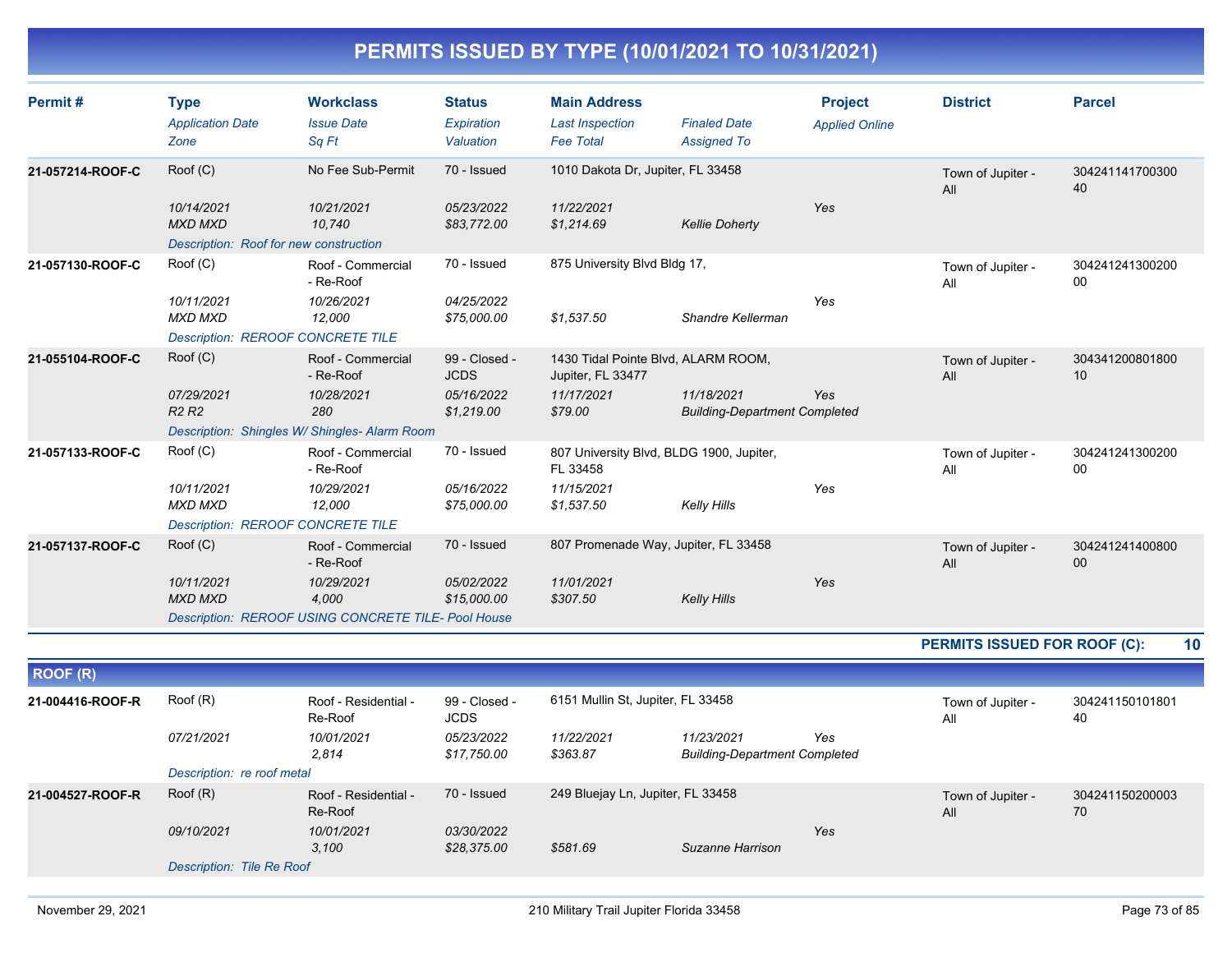# PERMITS ISSUED BY TYPE (10/01/2021 TO 10/31/2021)

| Permit # | Type / Application Date / Zone | Workclass / Issue Date / Sq Ft | Status / Expiration / Valuation | Main Address / Last Inspection / Fee Total | Finaled Date / Assigned To | Project / Applied Online | District | Parcel |
|---|---|---|---|---|---|---|---|---|
| 21-057214-ROOF-C | Roof (C) | No Fee Sub-Permit | 70 - Issued | 1010 Dakota Dr, Jupiter, FL 33458 | | | Town of Jupiter - All | 30424114170030040 |
| | 10/14/2021 | 10/21/2021 | 05/23/2022 | 11/22/2021 | | Yes | | |
| | MXD MXD | 10,740 | $83,772.00 | $1,214.69 | Kellie Doherty | | | |
| | Description: Roof for new construction | | | | | | | |
| 21-057130-ROOF-C | Roof (C) | Roof - Commercial - Re-Roof | 70 - Issued | 875 University Blvd Bldg 17, | | | Town of Jupiter - All | 30424124130020000 |
| | 10/11/2021 | 10/26/2021 | 04/25/2022 | | | Yes | | |
| | MXD MXD | 12,000 | $75,000.00 | $1,537.50 | Shandre Kellerman | | | |
| | Description: REROOF CONCRETE TILE | | | | | | | |
| 21-055104-ROOF-C | Roof (C) | Roof - Commercial - Re-Roof | 99 - Closed - JCDS | 1430 Tidal Pointe Blvd, ALARM ROOM, Jupiter, FL 33477 | | | Town of Jupiter - All | 30434120080180010 |
| | 07/29/2021 | 10/28/2021 | 05/16/2022 | 11/17/2021 | 11/18/2021 | Yes | | |
| | R2 R2 | 280 | $1,219.00 | $79.00 | Building-Department Completed | | | |
| | Description: Shingles W/ Shingles- Alarm Room | | | | | | | |
| 21-057133-ROOF-C | Roof (C) | Roof - Commercial - Re-Roof | 70 - Issued | 807 University Blvd, BLDG 1900, Jupiter, FL 33458 | | | Town of Jupiter - All | 30424124130020000 |
| | 10/11/2021 | 10/29/2021 | 05/16/2022 | 11/15/2021 | | Yes | | |
| | MXD MXD | 12,000 | $75,000.00 | $1,537.50 | Kelly Hills | | | |
| | Description: REROOF CONCRETE TILE | | | | | | | |
| 21-057137-ROOF-C | Roof (C) | Roof - Commercial - Re-Roof | 70 - Issued | 807 Promenade Way, Jupiter, FL 33458 | | | Town of Jupiter - All | 30424124140080000 |
| | 10/11/2021 | 10/29/2021 | 05/02/2022 | 11/01/2021 | | Yes | | |
| | MXD MXD | 4,000 | $15,000.00 | $307.50 | Kelly Hills | | | |
| | Description: REROOF USING CONCRETE TILE- Pool House | | | | | | | |

**PERMITS ISSUED FOR ROOF (C): 10**

## ROOF (R)

| Permit # | Type / Application Date / Zone | Workclass / Issue Date / Sq Ft | Status / Expiration / Valuation | Main Address / Last Inspection / Fee Total | Finaled Date / Assigned To | Project / Applied Online | District | Parcel |
|---|---|---|---|---|---|---|---|---|
| 21-004416-ROOF-R | Roof (R) | Roof - Residential - Re-Roof | 99 - Closed - JCDS | 6151 Mullin St, Jupiter, FL 33458 | | | Town of Jupiter - All | 30424115010180140 |
| | 07/21/2021 | 10/01/2021 | 05/23/2022 | 11/22/2021 | 11/23/2021 | Yes | | |
| | | 2,814 | $17,750.00 | $363.87 | Building-Department Completed | | | |
| | Description: re roof metal | | | | | | | |
| 21-004527-ROOF-R | Roof (R) | Roof - Residential - Re-Roof | 70 - Issued | 249 Bluejay Ln, Jupiter, FL 33458 | | | Town of Jupiter - All | 30424115020000370 |
| | 09/10/2021 | 10/01/2021 | 03/30/2022 | | | Yes | | |
| | | 3,100 | $28,375.00 | $581.69 | Suzanne Harrison | | | |
| | Description: Tile Re Roof | | | | | | | |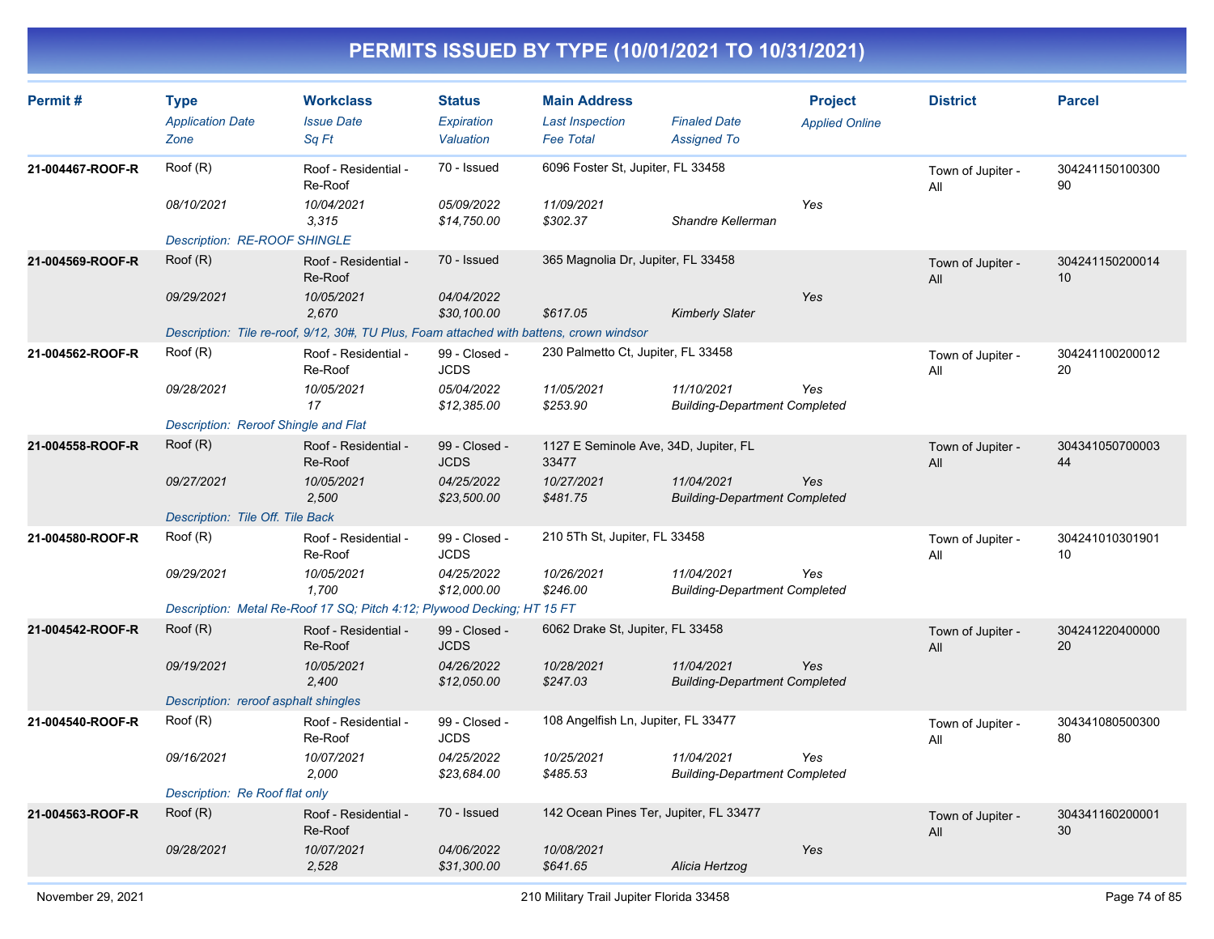# PERMITS ISSUED BY TYPE (10/01/2021 TO 10/31/2021)

| Permit # | Type / Application Date / Zone | Workclass / Issue Date / Sq Ft | Status / Expiration / Valuation | Main Address / Last Inspection / Fee Total | Finaled Date / Assigned To | Project / Applied Online | District | Parcel |
|---|---|---|---|---|---|---|---|---|
| 21-004467-ROOF-R | Roof (R) | Roof - Residential - Re-Roof | 70 - Issued | 6096 Foster St, Jupiter, FL 33458 | | | Town of Jupiter - All | 30424115010030090 |
| | 08/10/2021 | 10/04/2021 | 05/09/2022 | 11/09/2021 | | Yes | | |
| | | 3,315 | $14,750.00 | $302.37 | Shandre Kellerman | | | |
| | Description: RE-ROOF SHINGLE | | | | | | | |
| 21-004569-ROOF-R | Roof (R) | Roof - Residential - Re-Roof | 70 - Issued | 365 Magnolia Dr, Jupiter, FL 33458 | | | Town of Jupiter - All | 30424115020001410 |
| | 09/29/2021 | 10/05/2021 | 04/04/2022 | | | Yes | | |
| | | 2,670 | $30,100.00 | $617.05 | Kimberly Slater | | | |
| | Description: Tile re-roof, 9/12, 30#, TU Plus, Foam attached with battens, crown windsor | | | | | | | |
| 21-004562-ROOF-R | Roof (R) | Roof - Residential - Re-Roof | 99 - Closed - JCDS | 230 Palmetto Ct, Jupiter, FL 33458 | | | Town of Jupiter - All | 30424110020001220 |
| | 09/28/2021 | 10/05/2021 | 05/04/2022 | 11/05/2021 | 11/10/2021 | Yes | | |
| | | 17 | $12,385.00 | $253.90 | Building-Department Completed | | | |
| | Description: Reroof Shingle and Flat | | | | | | | |
| 21-004558-ROOF-R | Roof (R) | Roof - Residential - Re-Roof | 99 - Closed - JCDS | 1127 E Seminole Ave, 34D, Jupiter, FL 33477 | | | Town of Jupiter - All | 30434105070000344 |
| | 09/27/2021 | 10/05/2021 | 04/25/2022 | 10/27/2021 | 11/04/2021 | Yes | | |
| | | 2,500 | $23,500.00 | $481.75 | Building-Department Completed | | | |
| | Description: Tile Off. Tile Back | | | | | | | |
| 21-004580-ROOF-R | Roof (R) | Roof - Residential - Re-Roof | 99 - Closed - JCDS | 210 5Th St, Jupiter, FL 33458 | | | Town of Jupiter - All | 30424101030190110 |
| | 09/29/2021 | 10/05/2021 | 04/25/2022 | 10/26/2021 | 11/04/2021 | Yes | | |
| | | 1,700 | $12,000.00 | $246.00 | Building-Department Completed | | | |
| | Description: Metal Re-Roof 17 SQ; Pitch 4:12; Plywood Decking; HT 15 FT | | | | | | | |
| 21-004542-ROOF-R | Roof (R) | Roof - Residential - Re-Roof | 99 - Closed - JCDS | 6062 Drake St, Jupiter, FL 33458 | | | Town of Jupiter - All | 30424122040000020 |
| | 09/19/2021 | 10/05/2021 | 04/26/2022 | 10/28/2021 | 11/04/2021 | Yes | | |
| | | 2,400 | $12,050.00 | $247.03 | Building-Department Completed | | | |
| | Description: reroof asphalt shingles | | | | | | | |
| 21-004540-ROOF-R | Roof (R) | Roof - Residential - Re-Roof | 99 - Closed - JCDS | 108 Angelfish Ln, Jupiter, FL 33477 | | | Town of Jupiter - All | 30434108050030080 |
| | 09/16/2021 | 10/07/2021 | 04/25/2022 | 10/25/2021 | 11/04/2021 | Yes | | |
| | | 2,000 | $23,684.00 | $485.53 | Building-Department Completed | | | |
| | Description: Re Roof flat only | | | | | | | |
| 21-004563-ROOF-R | Roof (R) | Roof - Residential - Re-Roof | 70 - Issued | 142 Ocean Pines Ter, Jupiter, FL 33477 | | | Town of Jupiter - All | 30434116020000130 |
| | 09/28/2021 | 10/07/2021 | 04/06/2022 | 10/08/2021 | | Yes | | |
| | | 2,528 | $31,300.00 | $641.65 | Alicia Hertzog | | | |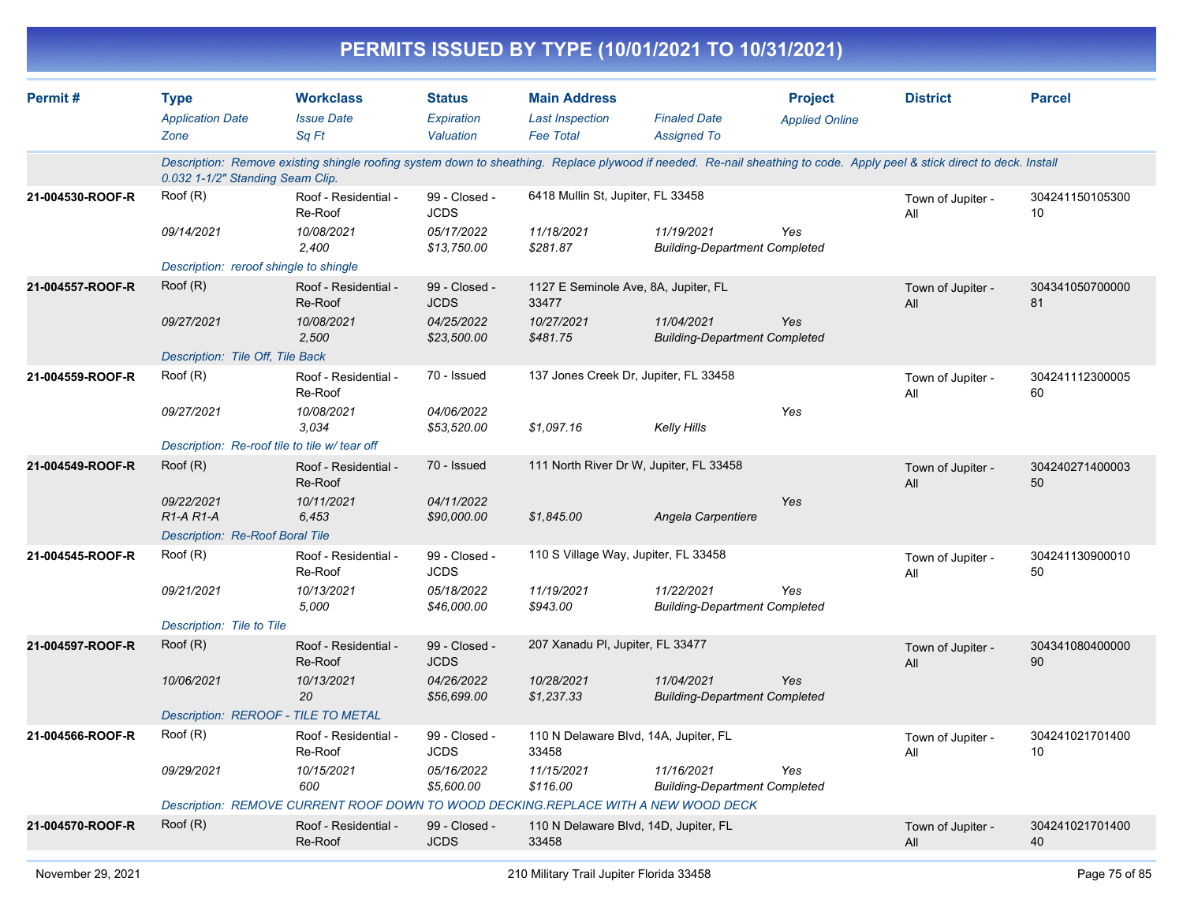# PERMITS ISSUED BY TYPE (10/01/2021 TO 10/31/2021)

| Permit # | Type<br>*Application Date*<br>*Zone* | Workclass<br>*Issue Date*<br>*Sq Ft* | Status<br>*Expiration*<br>*Valuation* | Main Address<br>*Last Inspection*<br>*Fee Total* | *Finaled Date*<br>*Assigned To* | Project<br>*Applied Online* | District | Parcel |
|---|---|---|---|---|---|---|---|---|
| | *Description: Remove existing shingle roofing system down to sheathing. Replace plywood if needed. Re-nail sheathing to code. Apply peel & stick direct to deck. Install 0.032 1-1/2" Standing Seam Clip.* | | | | | | | |
| **21-004530-ROOF-R** | Roof (R)<br>*09/14/2021* | Roof - Residential - Re-Roof<br>*10/08/2021*<br>*2,400* | 99 - Closed - JCDS<br>*05/17/2022*<br>*$13,750.00* | 6418 Mullin St, Jupiter, FL 33458<br>*11/18/2021*<br>*$281.87* | *11/19/2021*<br>*Building-Department Completed* | *Yes* | Town of Jupiter - All | 30424115010530010 |
| | *Description: reroof shingle to shingle* | | | | | | | |
| **21-004557-ROOF-R** | Roof (R)<br>*09/27/2021* | Roof - Residential - Re-Roof<br>*10/08/2021*<br>*2,500* | 99 - Closed - JCDS<br>*04/25/2022*<br>*$23,500.00* | 1127 E Seminole Ave, 8A, Jupiter, FL 33477<br>*10/27/2021*<br>*$481.75* | *11/04/2021*<br>*Building-Department Completed* | *Yes* | Town of Jupiter - All | 30434105070000081 |
| | *Description: Tile Off, Tile Back* | | | | | | | |
| **21-004559-ROOF-R** | Roof (R)<br>*09/27/2021* | Roof - Residential - Re-Roof<br>*10/08/2021*<br>*3,034* | 70 - Issued<br>*04/06/2022*<br>*$53,520.00* | 137 Jones Creek Dr, Jupiter, FL 33458<br><br>*$1,097.16* | <br>*Kelly Hills* | *Yes* | Town of Jupiter - All | 30424111230000560 |
| | *Description: Re-roof tile to tile w/ tear off* | | | | | | | |
| **21-004549-ROOF-R** | Roof (R)<br>*09/22/2021*<br>*R1-A R1-A* | Roof - Residential - Re-Roof<br>*10/11/2021*<br>*6,453* | 70 - Issued<br>*04/11/2022*<br>*$90,000.00* | 111 North River Dr W, Jupiter, FL 33458<br><br>*$1,845.00* | <br>*Angela Carpentiere* | *Yes* | Town of Jupiter - All | 30424027140000350 |
| | *Description: Re-Roof Boral Tile* | | | | | | | |
| **21-004545-ROOF-R** | Roof (R)<br>*09/21/2021* | Roof - Residential - Re-Roof<br>*10/13/2021*<br>*5,000* | 99 - Closed - JCDS<br>*05/18/2022*<br>*$46,000.00* | 110 S Village Way, Jupiter, FL 33458<br>*11/19/2021*<br>*$943.00* | *11/22/2021*<br>*Building-Department Completed* | *Yes* | Town of Jupiter - All | 30424113090001050 |
| | *Description: Tile to Tile* | | | | | | | |
| **21-004597-ROOF-R** | Roof (R)<br>*10/06/2021* | Roof - Residential - Re-Roof<br>*10/13/2021*<br>*20* | 99 - Closed - JCDS<br>*04/26/2022*<br>*$56,699.00* | 207 Xanadu Pl, Jupiter, FL 33477<br>*10/28/2021*<br>*$1,237.33* | *11/04/2021*<br>*Building-Department Completed* | *Yes* | Town of Jupiter - All | 30434108040000090 |
| | *Description: REROOF - TILE TO METAL* | | | | | | | |
| **21-004566-ROOF-R** | Roof (R)<br>*09/29/2021* | Roof - Residential - Re-Roof<br>*10/15/2021*<br>*600* | 99 - Closed - JCDS<br>*05/16/2022*<br>*$5,600.00* | 110 N Delaware Blvd, 14A, Jupiter, FL 33458<br>*11/15/2021*<br>*$116.00* | *11/16/2021*<br>*Building-Department Completed* | *Yes* | Town of Jupiter - All | 30424102170140010 |
| | *Description: REMOVE CURRENT ROOF DOWN TO WOOD DECKING.REPLACE WITH A NEW WOOD DECK* | | | | | | | |
| **21-004570-ROOF-R** | Roof (R) | Roof - Residential - Re-Roof | 99 - Closed - JCDS | 110 N Delaware Blvd, 14D, Jupiter, FL 33458 | | | Town of Jupiter - All | 30424102170140040 |

November 29, 2021 — 210 Military Trail Jupiter Florida 33458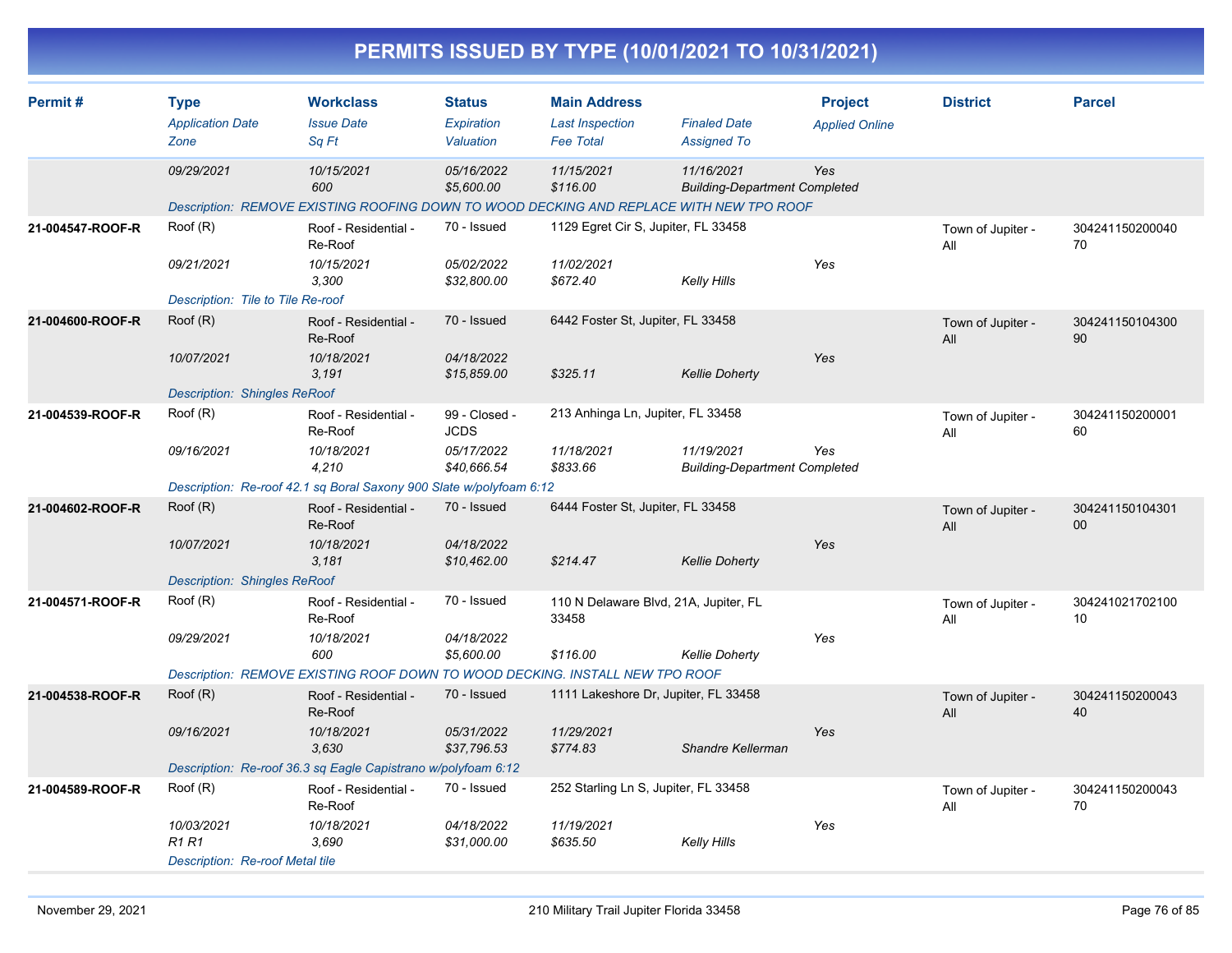# PERMITS ISSUED BY TYPE (10/01/2021 TO 10/31/2021)

| Permit # | Type / Application Date / Zone | Workclass / Issue Date / Sq Ft | Status / Expiration / Valuation | Main Address / Last Inspection / Fee Total | Finaled Date / Assigned To | Project / Applied Online | District | Parcel |
|---|---|---|---|---|---|---|---|---|
| | 09/29/2021 | 10/15/2021<br>600 | 05/16/2022<br>$5,600.00 | 11/15/2021<br>$116.00 | 11/16/2021<br>Building-Department Completed | Yes | | |
| | Description: REMOVE EXISTING ROOFING DOWN TO WOOD DECKING AND REPLACE WITH NEW TPO ROOF | | | | | | | |
| 21-004547-ROOF-R | Roof (R)<br>09/21/2021 | Roof - Residential - Re-Roof<br>10/15/2021<br>3,300 | 70 - Issued<br>05/02/2022<br>$32,800.00 | 1129 Egret Cir S, Jupiter, FL 33458<br>11/02/2021<br>$672.40 | Kelly Hills | Yes | Town of Jupiter - All | 30424115020004070 |
| | Description: Tile to Tile Re-roof | | | | | | | |
| 21-004600-ROOF-R | Roof (R)<br>10/07/2021 | Roof - Residential - Re-Roof<br>10/18/2021<br>3,191 | 70 - Issued<br>04/18/2022<br>$15,859.00 | 6442 Foster St, Jupiter, FL 33458<br><br>$325.11 | Kellie Doherty | Yes | Town of Jupiter - All | 30424115010430090 |
| | Description: Shingles ReRoof | | | | | | | |
| 21-004539-ROOF-R | Roof (R)<br>09/16/2021 | Roof - Residential - Re-Roof<br>10/18/2021<br>4,210 | 99 - Closed - JCDS<br>05/17/2022<br>$40,666.54 | 213 Anhinga Ln, Jupiter, FL 33458<br>11/18/2021<br>$833.66 | 11/19/2021<br>Building-Department Completed | Yes | Town of Jupiter - All | 30424115020000160 |
| | Description: Re-roof 42.1 sq Boral Saxony 900 Slate w/polyfoam 6:12 | | | | | | | |
| 21-004602-ROOF-R | Roof (R)<br>10/07/2021 | Roof - Residential - Re-Roof<br>10/18/2021<br>3,181 | 70 - Issued<br>04/18/2022<br>$10,462.00 | 6444 Foster St, Jupiter, FL 33458<br><br>$214.47 | Kellie Doherty | Yes | Town of Jupiter - All | 30424115010430100 |
| | Description: Shingles ReRoof | | | | | | | |
| 21-004571-ROOF-R | Roof (R)<br>09/29/2021 | Roof - Residential - Re-Roof<br>10/18/2021<br>600 | 70 - Issued<br>04/18/2022<br>$5,600.00 | 110 N Delaware Blvd, 21A, Jupiter, FL 33458<br><br>$116.00 | Kellie Doherty | Yes | Town of Jupiter - All | 30424102170210010 |
| | Description: REMOVE EXISTING ROOF DOWN TO WOOD DECKING. INSTALL NEW TPO ROOF | | | | | | | |
| 21-004538-ROOF-R | Roof (R)<br>09/16/2021 | Roof - Residential - Re-Roof<br>10/18/2021<br>3,630 | 70 - Issued<br>05/31/2022<br>$37,796.53 | 1111 Lakeshore Dr, Jupiter, FL 33458<br>11/29/2021<br>$774.83 | Shandre Kellerman | Yes | Town of Jupiter - All | 30424115020004340 |
| | Description: Re-roof 36.3 sq Eagle Capistrano w/polyfoam 6:12 | | | | | | | |
| 21-004589-ROOF-R | Roof (R)<br>10/03/2021<br>R1 R1 | Roof - Residential - Re-Roof<br>10/18/2021<br>3,690 | 70 - Issued<br>04/18/2022<br>$31,000.00 | 252 Starling Ln S, Jupiter, FL 33458<br>11/19/2021<br>$635.50 | Kelly Hills | Yes | Town of Jupiter - All | 30424115020004370 |
| | Description: Re-roof Metal tile | | | | | | | |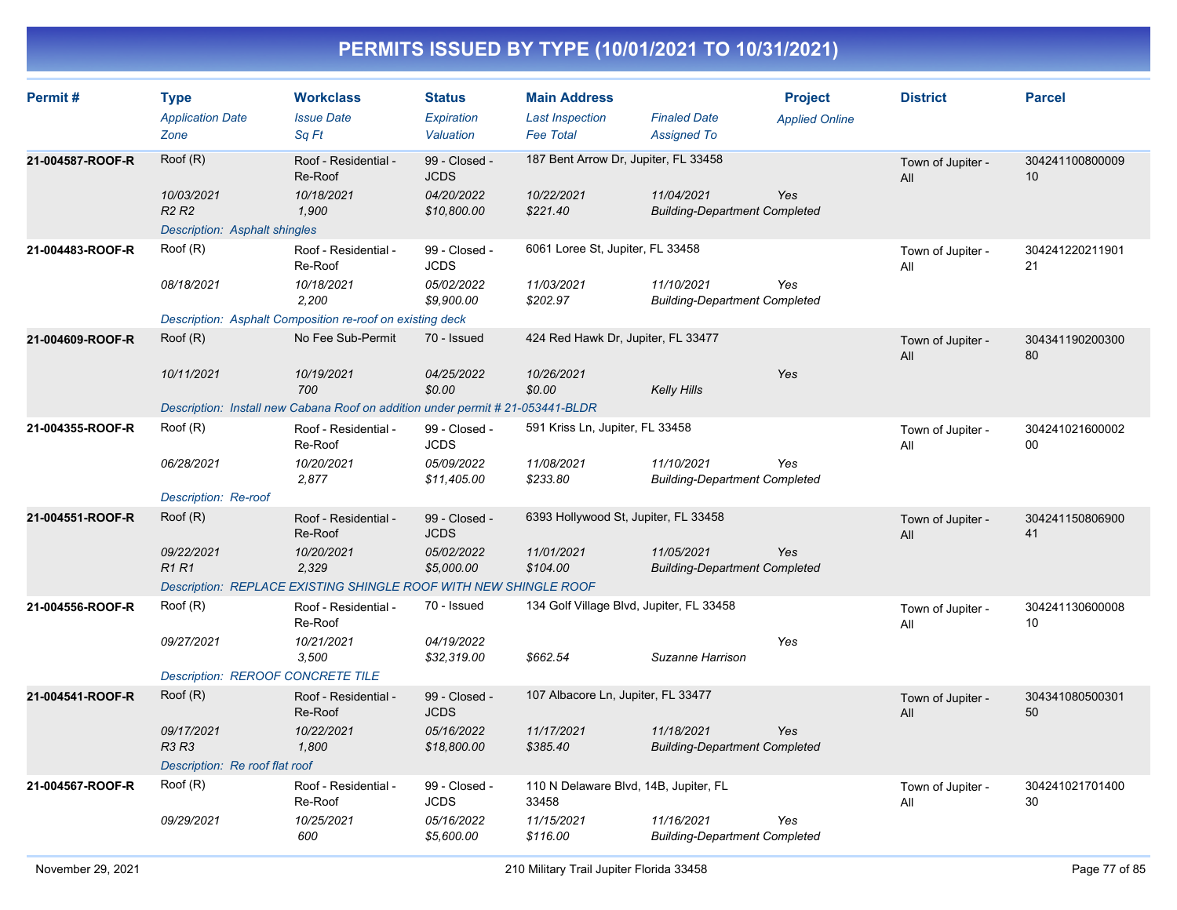# PERMITS ISSUED BY TYPE (10/01/2021 TO 10/31/2021)

| Permit # | Type / Application Date / Zone | Workclass / Issue Date / Sq Ft | Status / Expiration / Valuation | Main Address / Last Inspection / Fee Total | Finaled Date / Assigned To | Project / Applied Online | District | Parcel |
|---|---|---|---|---|---|---|---|---|
| 21-004587-ROOF-R | Roof (R) / 10/03/2021 / R2 R2 | Roof - Residential - Re-Roof / 10/18/2021 / 1,900 | 99 - Closed - JCDS / 04/20/2022 / $10,800.00 | 187 Bent Arrow Dr, Jupiter, FL 33458 / 10/22/2021 / $221.40 | 11/04/2021 / Building-Department Completed | Yes | Town of Jupiter - All | 30424110080000910 |
| | Description: Asphalt shingles | | | | | | | |
| 21-004483-ROOF-R | Roof (R) / 08/18/2021 | Roof - Residential - Re-Roof / 10/18/2021 / 2,200 | 99 - Closed - JCDS / 05/02/2022 / $9,900.00 | 6061 Loree St, Jupiter, FL 33458 / 11/03/2021 / $202.97 | 11/10/2021 / Building-Department Completed | Yes | Town of Jupiter - All | 30424122021190121 |
| | Description: Asphalt Composition re-roof on existing deck | | | | | | | |
| 21-004609-ROOF-R | Roof (R) / 10/11/2021 | No Fee Sub-Permit / 10/19/2021 / 700 | 70 - Issued / 04/25/2022 / $0.00 | 424 Red Hawk Dr, Jupiter, FL 33477 / 10/26/2021 / $0.00 | Kelly Hills | Yes | Town of Jupiter - All | 30434119020030080 |
| | Description: Install new Cabana Roof on addition under permit # 21-053441-BLDR | | | | | | | |
| 21-004355-ROOF-R | Roof (R) / 06/28/2021 | Roof - Residential - Re-Roof / 10/20/2021 / 2,877 | 99 - Closed - JCDS / 05/09/2022 / $11,405.00 | 591 Kriss Ln, Jupiter, FL 33458 / 11/08/2021 / $233.80 | 11/10/2021 / Building-Department Completed | Yes | Town of Jupiter - All | 30424102160000200 |
| | Description: Re-roof | | | | | | | |
| 21-004551-ROOF-R | Roof (R) / 09/22/2021 / R1 R1 | Roof - Residential - Re-Roof / 10/20/2021 / 2,329 | 99 - Closed - JCDS / 05/02/2022 / $5,000.00 | 6393 Hollywood St, Jupiter, FL 33458 / 11/01/2021 / $104.00 | 11/05/2021 / Building-Department Completed | Yes | Town of Jupiter - All | 30424115080690041 |
| | Description: REPLACE EXISTING SHINGLE ROOF WITH NEW SHINGLE ROOF | | | | | | | |
| 21-004556-ROOF-R | Roof (R) / 09/27/2021 | Roof - Residential - Re-Roof / 10/21/2021 / 3,500 | 70 - Issued / 04/19/2022 / $32,319.00 | 134 Golf Village Blvd, Jupiter, FL 33458 / / $662.54 | Suzanne Harrison | Yes | Town of Jupiter - All | 30424113060000810 |
| | Description: REROOF CONCRETE TILE | | | | | | | |
| 21-004541-ROOF-R | Roof (R) / 09/17/2021 / R3 R3 | Roof - Residential - Re-Roof / 10/22/2021 / 1,800 | 99 - Closed - JCDS / 05/16/2022 / $18,800.00 | 107 Albacore Ln, Jupiter, FL 33477 / 11/17/2021 / $385.40 | 11/18/2021 / Building-Department Completed | Yes | Town of Jupiter - All | 30434108050030150 |
| | Description: Re roof flat roof | | | | | | | |
| 21-004567-ROOF-R | Roof (R) / 09/29/2021 | Roof - Residential - Re-Roof / 10/25/2021 / 600 | 99 - Closed - JCDS / 05/16/2022 / $5,600.00 | 110 N Delaware Blvd, 14B, Jupiter, FL 33458 / 11/15/2021 / $116.00 | 11/16/2021 / Building-Department Completed | Yes | Town of Jupiter - All | 30424102170140030 |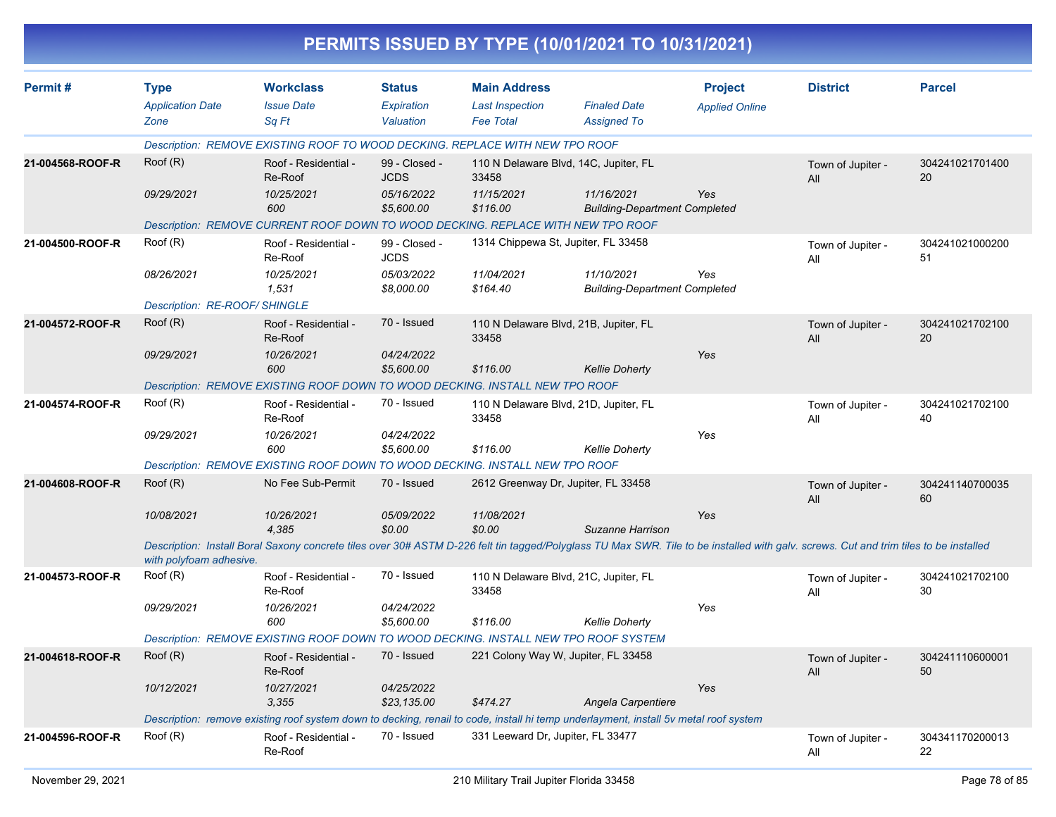## PERMITS ISSUED BY TYPE (10/01/2021 TO 10/31/2021)

| Permit # | Type / Application Date / Zone | Workclass / Issue Date / Sq Ft | Status / Expiration / Valuation | Main Address / Last Inspection / Fee Total | Finaled Date / Assigned To | Project / Applied Online | District | Parcel |
|---|---|---|---|---|---|---|---|---|
| | Description: REMOVE EXISTING ROOF TO WOOD DECKING. REPLACE WITH NEW TPO ROOF | | | | | | | |
| 21-004568-ROOF-R | Roof (R) | Roof - Residential - Re-Roof | 99 - Closed - JCDS | 110 N Delaware Blvd, 14C, Jupiter, FL 33458 | | | Town of Jupiter - All | 30424102170140020 |
| | 09/29/2021 | 10/25/2021 | 05/16/2022 | 11/15/2021 | 11/16/2021 | Yes | | |
| | | 600 | $5,600.00 | $116.00 | Building-Department Completed | | | |
| | Description: REMOVE CURRENT ROOF DOWN TO WOOD DECKING. REPLACE WITH NEW TPO ROOF | | | | | | | |
| 21-004500-ROOF-R | Roof (R) | Roof - Residential - Re-Roof | 99 - Closed - JCDS | 1314 Chippewa St, Jupiter, FL 33458 | | | Town of Jupiter - All | 30424102100020051 |
| | 08/26/2021 | 10/25/2021 | 05/03/2022 | 11/04/2021 | 11/10/2021 | Yes | | |
| | | 1,531 | $8,000.00 | $164.40 | Building-Department Completed | | | |
| | Description: RE-ROOF/ SHINGLE | | | | | | | |
| 21-004572-ROOF-R | Roof (R) | Roof - Residential - Re-Roof | 70 - Issued | 110 N Delaware Blvd, 21B, Jupiter, FL 33458 | | | Town of Jupiter - All | 30424102170210020 |
| | 09/29/2021 | 10/26/2021 | 04/24/2022 | | | Yes | | |
| | | 600 | $5,600.00 | $116.00 | Kellie Doherty | | | |
| | Description: REMOVE EXISTING ROOF DOWN TO WOOD DECKING. INSTALL NEW TPO ROOF | | | | | | | |
| 21-004574-ROOF-R | Roof (R) | Roof - Residential - Re-Roof | 70 - Issued | 110 N Delaware Blvd, 21D, Jupiter, FL 33458 | | | Town of Jupiter - All | 30424102170210040 |
| | 09/29/2021 | 10/26/2021 | 04/24/2022 | | | Yes | | |
| | | 600 | $5,600.00 | $116.00 | Kellie Doherty | | | |
| | Description: REMOVE EXISTING ROOF DOWN TO WOOD DECKING. INSTALL NEW TPO ROOF | | | | | | | |
| 21-004608-ROOF-R | Roof (R) | No Fee Sub-Permit | 70 - Issued | 2612 Greenway Dr, Jupiter, FL 33458 | | | Town of Jupiter - All | 30424114070003560 |
| | 10/08/2021 | 10/26/2021 | 05/09/2022 | 11/08/2021 | | Yes | | |
| | | 4,385 | $0.00 | $0.00 | Suzanne Harrison | | | |
| | Description: Install Boral Saxony concrete tiles over 30# ASTM D-226 felt tin tagged/Polyglass TU Max SWR. Tile to be installed with galv. screws. Cut and trim tiles to be installed with polyfoam adhesive. | | | | | | | |
| 21-004573-ROOF-R | Roof (R) | Roof - Residential - Re-Roof | 70 - Issued | 110 N Delaware Blvd, 21C, Jupiter, FL 33458 | | | Town of Jupiter - All | 30424102170210030 |
| | 09/29/2021 | 10/26/2021 | 04/24/2022 | | | Yes | | |
| | | 600 | $5,600.00 | $116.00 | Kellie Doherty | | | |
| | Description: REMOVE EXISTING ROOF DOWN TO WOOD DECKING. INSTALL NEW TPO ROOF SYSTEM | | | | | | | |
| 21-004618-ROOF-R | Roof (R) | Roof - Residential - Re-Roof | 70 - Issued | 221 Colony Way W, Jupiter, FL 33458 | | | Town of Jupiter - All | 30424111060000150 |
| | 10/12/2021 | 10/27/2021 | 04/25/2022 | | | Yes | | |
| | | 3,355 | $23,135.00 | $474.27 | Angela Carpentiere | | | |
| | Description: remove existing roof system down to decking, renail to code, install hi temp underlayment, install 5v metal roof system | | | | | | | |
| 21-004596-ROOF-R | Roof (R) | Roof - Residential - Re-Roof | 70 - Issued | 331 Leeward Dr, Jupiter, FL 33477 | | | Town of Jupiter - All | 30434117020001322 |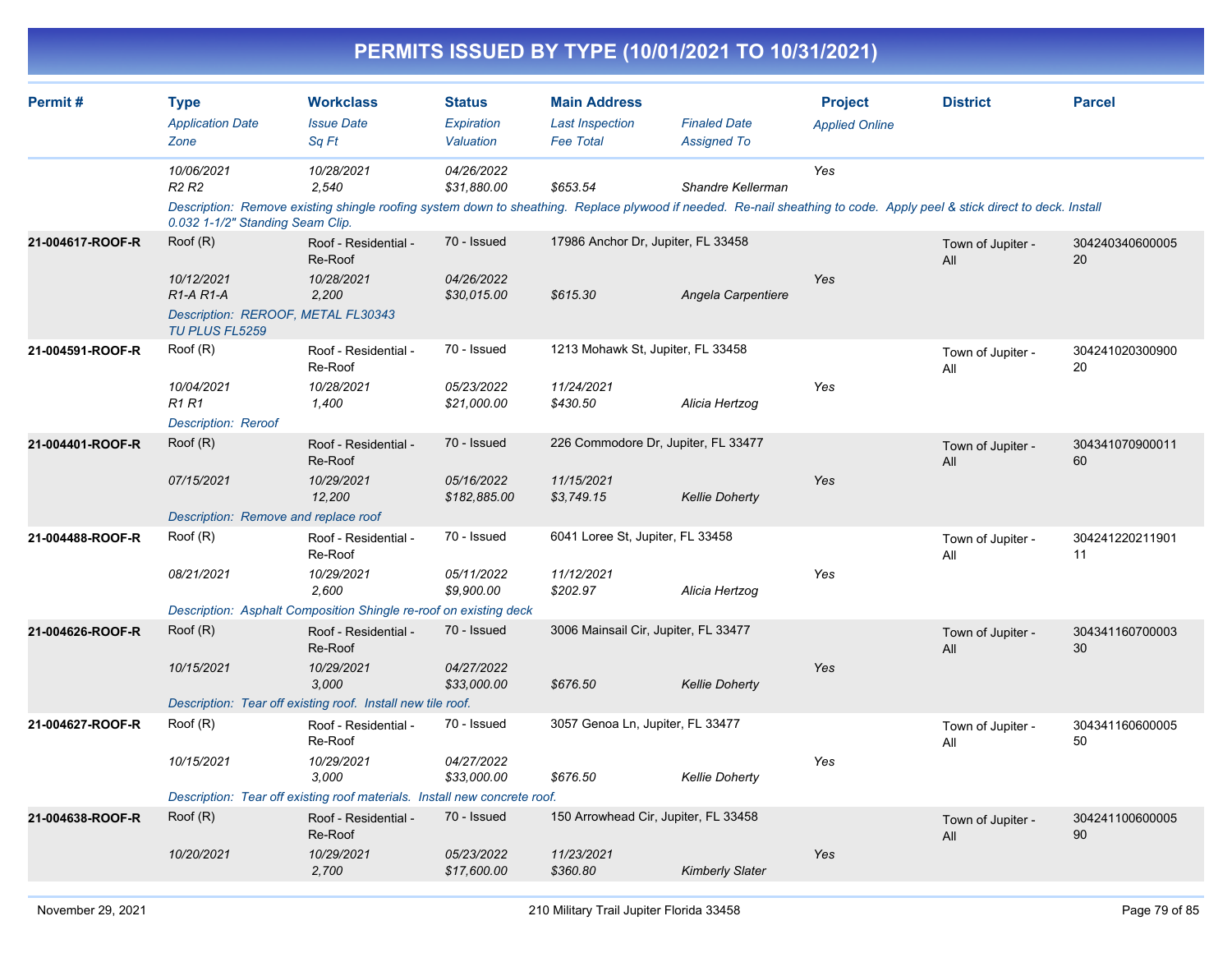# PERMITS ISSUED BY TYPE (10/01/2021 TO 10/31/2021)

| Permit # | Type<br>*Application Date*<br>*Zone* | Workclass<br>*Issue Date*<br>*Sq Ft* | Status<br>*Expiration*<br>*Valuation* | Main Address<br>*Last Inspection*<br>*Fee Total* | *Finaled Date*<br>*Assigned To* | Project<br>*Applied Online* | District | Parcel |
|---|---|---|---|---|---|---|---|---|
| | *10/06/2021*<br>*R2 R2* | *10/28/2021*<br>*2,540* | *04/26/2022*<br>*$31,880.00* | <br>*$653.54* | <br>*Shandre Kellerman* | *Yes* | | |
| | *Description: Remove existing shingle roofing system down to sheathing. Replace plywood if needed. Re-nail sheathing to code. Apply peel & stick direct to deck. Install 0.032 1-1/2" Standing Seam Clip.* | | | | | | | |
| 21-004617-ROOF-R | Roof (R)<br>*10/12/2021*<br>*R1-A R1-A* | Roof - Residential - Re-Roof<br>*10/28/2021*<br>*2,200* | 70 - Issued<br>*04/26/2022*<br>*$30,015.00* | 17986 Anchor Dr, Jupiter, FL 33458<br><br>*$615.30* | <br>*Angela Carpentiere* | *Yes* | Town of Jupiter - All | 30424034060000520 |
| | *Description: REROOF, METAL FL30343 TU PLUS FL5259* | | | | | | | |
| 21-004591-ROOF-R | Roof (R)<br>*10/04/2021*<br>*R1 R1* | Roof - Residential - Re-Roof<br>*10/28/2021*<br>*1,400* | 70 - Issued<br>*05/23/2022*<br>*$21,000.00* | 1213 Mohawk St, Jupiter, FL 33458<br>*11/24/2021*<br>*$430.50* | <br>*Alicia Hertzog* | *Yes* | Town of Jupiter - All | 30424102030090020 |
| | *Description: Reroof* | | | | | | | |
| 21-004401-ROOF-R | Roof (R)<br>*07/15/2021* | Roof - Residential - Re-Roof<br>*10/29/2021*<br>*12,200* | 70 - Issued<br>*05/16/2022*<br>*$182,885.00* | 226 Commodore Dr, Jupiter, FL 33477<br>*11/15/2021*<br>*$3,749.15* | <br>*Kellie Doherty* | *Yes* | Town of Jupiter - All | 30434107090001160 |
| | *Description: Remove and replace roof* | | | | | | | |
| 21-004488-ROOF-R | Roof (R)<br>*08/21/2021* | Roof - Residential - Re-Roof<br>*10/29/2021*<br>*2,600* | 70 - Issued<br>*05/11/2022*<br>*$9,900.00* | 6041 Loree St, Jupiter, FL 33458<br>*11/12/2021*<br>*$202.97* | <br>*Alicia Hertzog* | *Yes* | Town of Jupiter - All | 30424122021190111 |
| | *Description: Asphalt Composition Shingle re-roof on existing deck* | | | | | | | |
| 21-004626-ROOF-R | Roof (R)<br>*10/15/2021* | Roof - Residential - Re-Roof<br>*10/29/2021*<br>*3,000* | 70 - Issued<br>*04/27/2022*<br>*$33,000.00* | 3006 Mainsail Cir, Jupiter, FL 33477<br><br>*$676.50* | <br>*Kellie Doherty* | *Yes* | Town of Jupiter - All | 30434116070000330 |
| | *Description: Tear off existing roof. Install new tile roof.* | | | | | | | |
| 21-004627-ROOF-R | Roof (R)<br>*10/15/2021* | Roof - Residential - Re-Roof<br>*10/29/2021*<br>*3,000* | 70 - Issued<br>*04/27/2022*<br>*$33,000.00* | 3057 Genoa Ln, Jupiter, FL 33477<br><br>*$676.50* | <br>*Kellie Doherty* | *Yes* | Town of Jupiter - All | 30434116060000550 |
| | *Description: Tear off existing roof materials. Install new concrete roof.* | | | | | | | |
| 21-004638-ROOF-R | Roof (R)<br>*10/20/2021* | Roof - Residential - Re-Roof<br>*10/29/2021*<br>*2,700* | 70 - Issued<br>*05/23/2022*<br>*$17,600.00* | 150 Arrowhead Cir, Jupiter, FL 33458<br>*11/23/2021*<br>*$360.80* | <br>*Kimberly Slater* | *Yes* | Town of Jupiter - All | 30424110060000590 |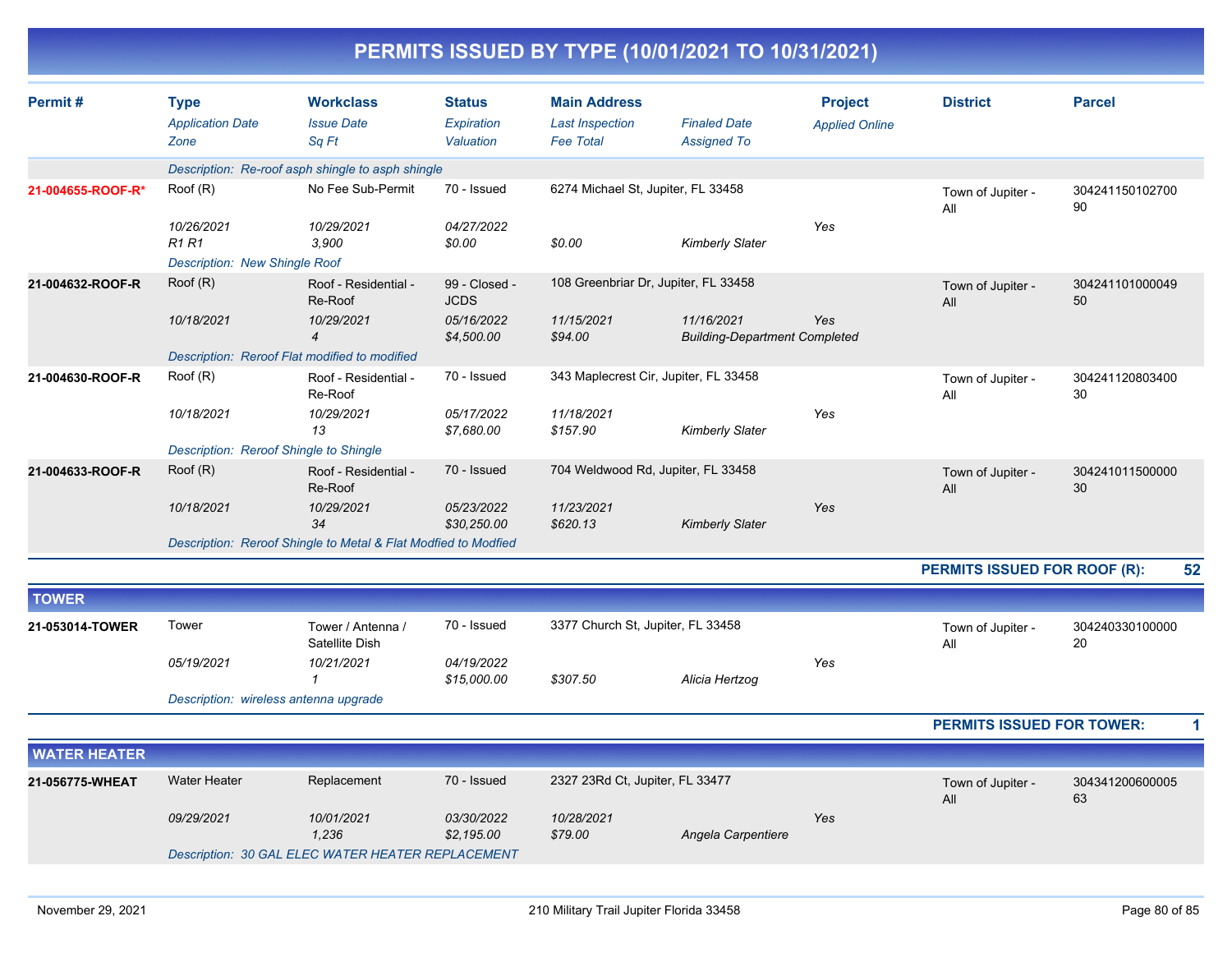# PERMITS ISSUED BY TYPE (10/01/2021 TO 10/31/2021)

| Permit # | Type / *Application Date* / *Zone* | Workclass / *Issue Date* / *Sq Ft* | Status / *Expiration* / *Valuation* | Main Address / *Last Inspection* / *Fee Total* | *Finaled Date* / *Assigned To* | Project / *Applied Online* | District | Parcel |
|---|---|---|---|---|---|---|---|---|
| | *Description: Re-roof asph shingle to asph shingle* | | | | | | | |
| 21-004655-ROOF-R* | Roof (R) / *10/26/2021* / *R1 R1* | No Fee Sub-Permit / *10/29/2021* / *3,900* | 70 - Issued / *04/27/2022* / *$0.00* | 6274 Michael St, Jupiter, FL 33458 / / *$0.00* | / *Kimberly Slater* | / *Yes* | Town of Jupiter - All | 30424115010270090 |
| | *Description: New Shingle Roof* | | | | | | | |
| 21-004632-ROOF-R | Roof (R) / *10/18/2021* | Roof - Residential - Re-Roof / *10/29/2021* / *4* | 99 - Closed - JCDS / *05/16/2022* / *$4,500.00* | 108 Greenbriar Dr, Jupiter, FL 33458 / *11/15/2021* / *$94.00* | *11/16/2021* / *Building-Department Completed* | / *Yes* | Town of Jupiter - All | 30424110100004950 |
| | *Description: Reroof Flat modified to modified* | | | | | | | |
| 21-004630-ROOF-R | Roof (R) / *10/18/2021* | Roof - Residential - Re-Roof / *10/29/2021* / *13* | 70 - Issued / *05/17/2022* / *$7,680.00* | 343 Maplecrest Cir, Jupiter, FL 33458 / *11/18/2021* / *$157.90* | / *Kimberly Slater* | / *Yes* | Town of Jupiter - All | 30424112080340030 |
| | *Description: Reroof Shingle to Shingle* | | | | | | | |
| 21-004633-ROOF-R | Roof (R) / *10/18/2021* | Roof - Residential - Re-Roof / *10/29/2021* / *34* | 70 - Issued / *05/23/2022* / *$30,250.00* | 704 Weldwood Rd, Jupiter, FL 33458 / *11/23/2021* / *$620.13* | / *Kimberly Slater* | / *Yes* | Town of Jupiter - All | 30424101150000030 |
| | *Description: Reroof Shingle to Metal & Flat Modfied to Modfied* | | | | | | | |

**PERMITS ISSUED FOR ROOF (R): 52**

## TOWER

| Permit # | Type / *Application Date* / *Zone* | Workclass / *Issue Date* / *Sq Ft* | Status / *Expiration* / *Valuation* | Main Address / *Last Inspection* / *Fee Total* | *Finaled Date* / *Assigned To* | Project / *Applied Online* | District | Parcel |
|---|---|---|---|---|---|---|---|---|
| 21-053014-TOWER | Tower / *05/19/2021* | Tower / Antenna / Satellite Dish / *10/21/2021* / *1* | 70 - Issued / *04/19/2022* / *$15,000.00* | 3377 Church St, Jupiter, FL 33458 / / *$307.50* | / *Alicia Hertzog* | / *Yes* | Town of Jupiter - All | 30424033010000020 |
| | *Description: wireless antenna upgrade* | | | | | | | |

**PERMITS ISSUED FOR TOWER: 1**

## WATER HEATER

| Permit # | Type / *Application Date* / *Zone* | Workclass / *Issue Date* / *Sq Ft* | Status / *Expiration* / *Valuation* | Main Address / *Last Inspection* / *Fee Total* | *Finaled Date* / *Assigned To* | Project / *Applied Online* | District | Parcel |
|---|---|---|---|---|---|---|---|---|
| 21-056775-WHEAT | Water Heater / *09/29/2021* | Replacement / *10/01/2021* / *1,236* | 70 - Issued / *03/30/2022* / *$2,195.00* | 2327 23Rd Ct, Jupiter, FL 33477 / *10/28/2021* / *$79.00* | / *Angela Carpentiere* | / *Yes* | Town of Jupiter - All | 30434120060000563 |
| | *Description: 30 GAL ELEC WATER HEATER REPLACEMENT* | | | | | | | |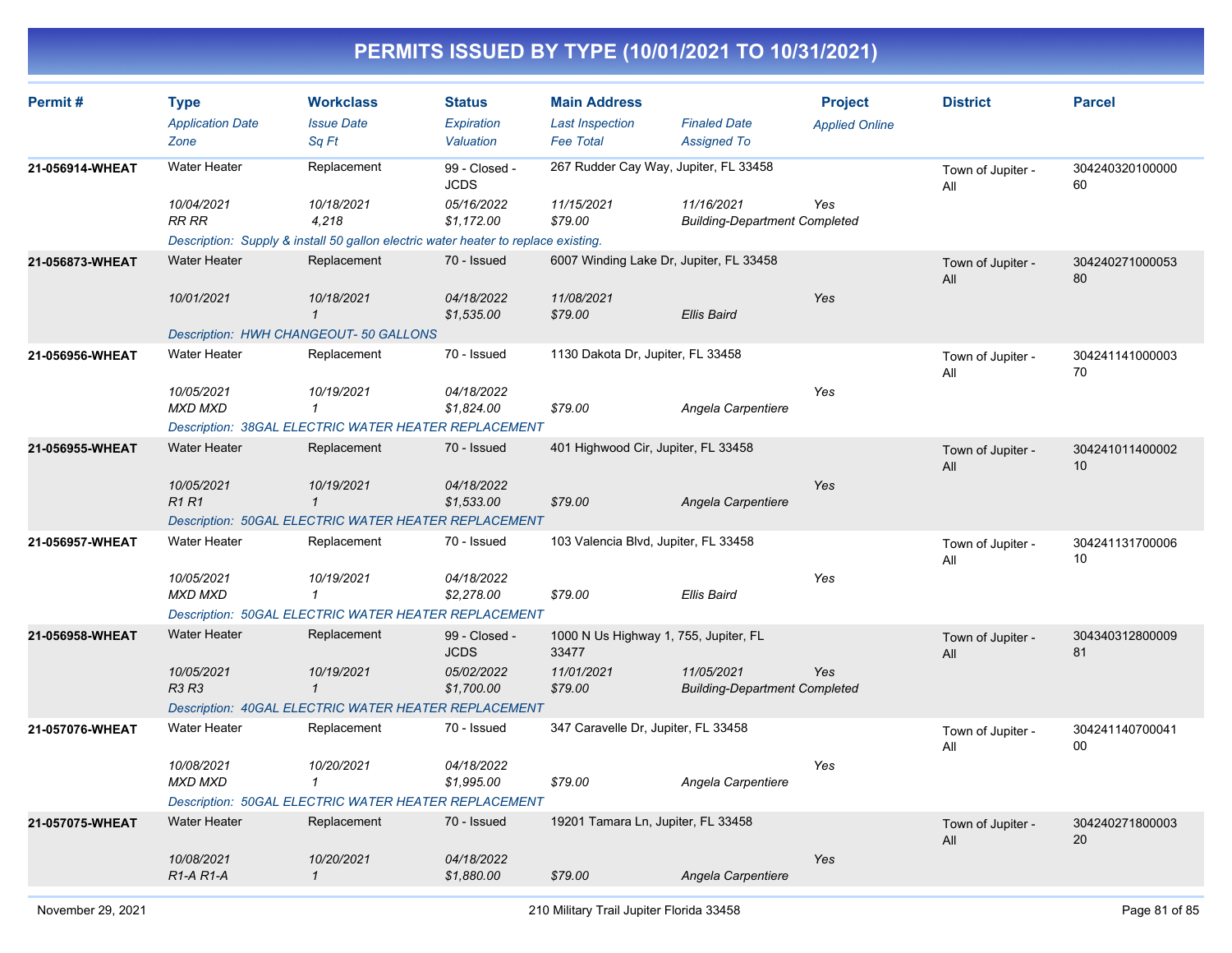# PERMITS ISSUED BY TYPE (10/01/2021 TO 10/31/2021)

| Permit # | Type<br>*Application Date*<br>*Zone* | Workclass<br>*Issue Date*<br>*Sq Ft* | Status<br>*Expiration*<br>*Valuation* | Main Address<br>*Last Inspection*<br>*Fee Total* | *Finaled Date*<br>*Assigned To* | Project<br>*Applied Online* | District | Parcel |
|---|---|---|---|---|---|---|---|---|
| **21-056914-WHEAT** | Water Heater<br>*10/04/2021*<br>*RR RR* | Replacement<br>*10/18/2021*<br>*4,218* | 99 - Closed - JCDS<br>*05/16/2022*<br>*$1,172.00* | 267 Rudder Cay Way, Jupiter, FL 33458<br>*11/15/2021*<br>*$79.00* | *11/16/2021*<br>*Building-Department Completed* | *Yes* | Town of Jupiter - All | 30424032010000060 |
| | *Description: Supply & install 50 gallon electric water heater to replace existing.* | | | | | | | |
| **21-056873-WHEAT** | Water Heater<br>*10/01/2021* | Replacement<br>*10/18/2021*<br>*1* | 70 - Issued<br>*04/18/2022*<br>*$1,535.00* | 6007 Winding Lake Dr, Jupiter, FL 33458<br>*11/08/2021*<br>*$79.00* | *Ellis Baird* | *Yes* | Town of Jupiter - All | 30424027100005380 |
| | *Description: HWH CHANGEOUT- 50 GALLONS* | | | | | | | |
| **21-056956-WHEAT** | Water Heater<br>*10/05/2021*<br>*MXD MXD* | Replacement<br>*10/19/2021*<br>*1* | 70 - Issued<br>*04/18/2022*<br>*$1,824.00* | 1130 Dakota Dr, Jupiter, FL 33458<br>*$79.00* | *Angela Carpentiere* | *Yes* | Town of Jupiter - All | 30424114100000370 |
| | *Description: 38GAL ELECTRIC WATER HEATER REPLACEMENT* | | | | | | | |
| **21-056955-WHEAT** | Water Heater<br>*10/05/2021*<br>*R1 R1* | Replacement<br>*10/19/2021*<br>*1* | 70 - Issued<br>*04/18/2022*<br>*$1,533.00* | 401 Highwood Cir, Jupiter, FL 33458<br>*$79.00* | *Angela Carpentiere* | *Yes* | Town of Jupiter - All | 30424101140000210 |
| | *Description: 50GAL ELECTRIC WATER HEATER REPLACEMENT* | | | | | | | |
| **21-056957-WHEAT** | Water Heater<br>*10/05/2021*<br>*MXD MXD* | Replacement<br>*10/19/2021*<br>*1* | 70 - Issued<br>*04/18/2022*<br>*$2,278.00* | 103 Valencia Blvd, Jupiter, FL 33458<br>*$79.00* | *Ellis Baird* | *Yes* | Town of Jupiter - All | 30424113170000610 |
| | *Description: 50GAL ELECTRIC WATER HEATER REPLACEMENT* | | | | | | | |
| **21-056958-WHEAT** | Water Heater<br>*10/05/2021*<br>*R3 R3* | Replacement<br>*10/19/2021*<br>*1* | 99 - Closed - JCDS<br>*05/02/2022*<br>*$1,700.00* | 1000 N Us Highway 1, 755, Jupiter, FL 33477<br>*11/01/2021*<br>*$79.00* | *11/05/2021*<br>*Building-Department Completed* | *Yes* | Town of Jupiter - All | 30434031280000981 |
| | *Description: 40GAL ELECTRIC WATER HEATER REPLACEMENT* | | | | | | | |
| **21-057076-WHEAT** | Water Heater<br>*10/08/2021*<br>*MXD MXD* | Replacement<br>*10/20/2021*<br>*1* | 70 - Issued<br>*04/18/2022*<br>*$1,995.00* | 347 Caravelle Dr, Jupiter, FL 33458<br>*$79.00* | *Angela Carpentiere* | *Yes* | Town of Jupiter - All | 30424114070004100 |
| | *Description: 50GAL ELECTRIC WATER HEATER REPLACEMENT* | | | | | | | |
| **21-057075-WHEAT** | Water Heater<br>*10/08/2021*<br>*R1-A R1-A* | Replacement<br>*10/20/2021*<br>*1* | 70 - Issued<br>*04/18/2022*<br>*$1,880.00* | 19201 Tamara Ln, Jupiter, FL 33458<br>*$79.00* | *Angela Carpentiere* | *Yes* | Town of Jupiter - All | 30424027180000320 |

November 29, 2021 — 210 Military Trail Jupiter Florida 33458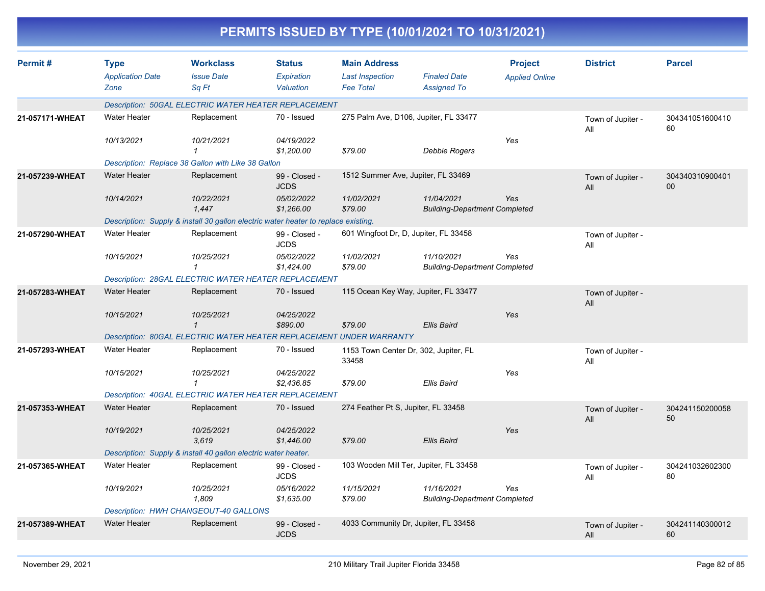# PERMITS ISSUED BY TYPE (10/01/2021 TO 10/31/2021)

| Permit # | Type / Application Date / Zone | Workclass / Issue Date / Sq Ft | Status / Expiration / Valuation | Main Address / Last Inspection / Fee Total | Finaled Date / Assigned To | Project / Applied Online | District | Parcel |
|---|---|---|---|---|---|---|---|---|
| | *Description: 50GAL ELECTRIC WATER HEATER REPLACEMENT* | | | | | | | |
| 21-057171-WHEAT | Water Heater | Replacement | 70 - Issued | 275 Palm Ave, D106, Jupiter, FL 33477 | | | Town of Jupiter - All | 30434105160041060 |
| | 10/13/2021 | 10/21/2021 | 04/19/2022 | | | Yes | | |
| | | 1 | $1,200.00 | $79.00 | Debbie Rogers | | | |
| | *Description: Replace 38 Gallon with Like 38 Gallon* | | | | | | | |
| 21-057239-WHEAT | Water Heater | Replacement | 99 - Closed - JCDS | 1512 Summer Ave, Jupiter, FL 33469 | | | Town of Jupiter - All | 30434031090040100 |
| | 10/14/2021 | 10/22/2021 | 05/02/2022 | 11/02/2021 | 11/04/2021 | Yes | | |
| | | 1,447 | $1,266.00 | $79.00 | Building-Department Completed | | | |
| | *Description: Supply & install 30 gallon electric water heater to replace existing.* | | | | | | | |
| 21-057290-WHEAT | Water Heater | Replacement | 99 - Closed - JCDS | 601 Wingfoot Dr, D, Jupiter, FL 33458 | | | Town of Jupiter - All | |
| | 10/15/2021 | 10/25/2021 | 05/02/2022 | 11/02/2021 | 11/10/2021 | Yes | | |
| | | 1 | $1,424.00 | $79.00 | Building-Department Completed | | | |
| | *Description: 28GAL ELECTRIC WATER HEATER REPLACEMENT* | | | | | | | |
| 21-057283-WHEAT | Water Heater | Replacement | 70 - Issued | 115 Ocean Key Way, Jupiter, FL 33477 | | | Town of Jupiter - All | |
| | 10/15/2021 | 10/25/2021 | 04/25/2022 | | | Yes | | |
| | | 1 | $890.00 | $79.00 | Ellis Baird | | | |
| | *Description: 80GAL ELECTRIC WATER HEATER REPLACEMENT UNDER WARRANTY* | | | | | | | |
| 21-057293-WHEAT | Water Heater | Replacement | 70 - Issued | 1153 Town Center Dr, 302, Jupiter, FL 33458 | | | Town of Jupiter - All | |
| | 10/15/2021 | 10/25/2021 | 04/25/2022 | | | Yes | | |
| | | 1 | $2,436.85 | $79.00 | Ellis Baird | | | |
| | *Description: 40GAL ELECTRIC WATER HEATER REPLACEMENT* | | | | | | | |
| 21-057353-WHEAT | Water Heater | Replacement | 70 - Issued | 274 Feather Pt S, Jupiter, FL 33458 | | | Town of Jupiter - All | 30424115020005850 |
| | 10/19/2021 | 10/25/2021 | 04/25/2022 | | | Yes | | |
| | | 3,619 | $1,446.00 | $79.00 | Ellis Baird | | | |
| | *Description: Supply & install 40 gallon electric water heater.* | | | | | | | |
| 21-057365-WHEAT | Water Heater | Replacement | 99 - Closed - JCDS | 103 Wooden Mill Ter, Jupiter, FL 33458 | | | Town of Jupiter - All | 30424103260230080 |
| | 10/19/2021 | 10/25/2021 | 05/16/2022 | 11/15/2021 | 11/16/2021 | Yes | | |
| | | 1,809 | $1,635.00 | $79.00 | Building-Department Completed | | | |
| | *Description: HWH CHANGEOUT-40 GALLONS* | | | | | | | |
| 21-057389-WHEAT | Water Heater | Replacement | 99 - Closed - JCDS | 4033 Community Dr, Jupiter, FL 33458 | | | Town of Jupiter - All | 30424114030001260 |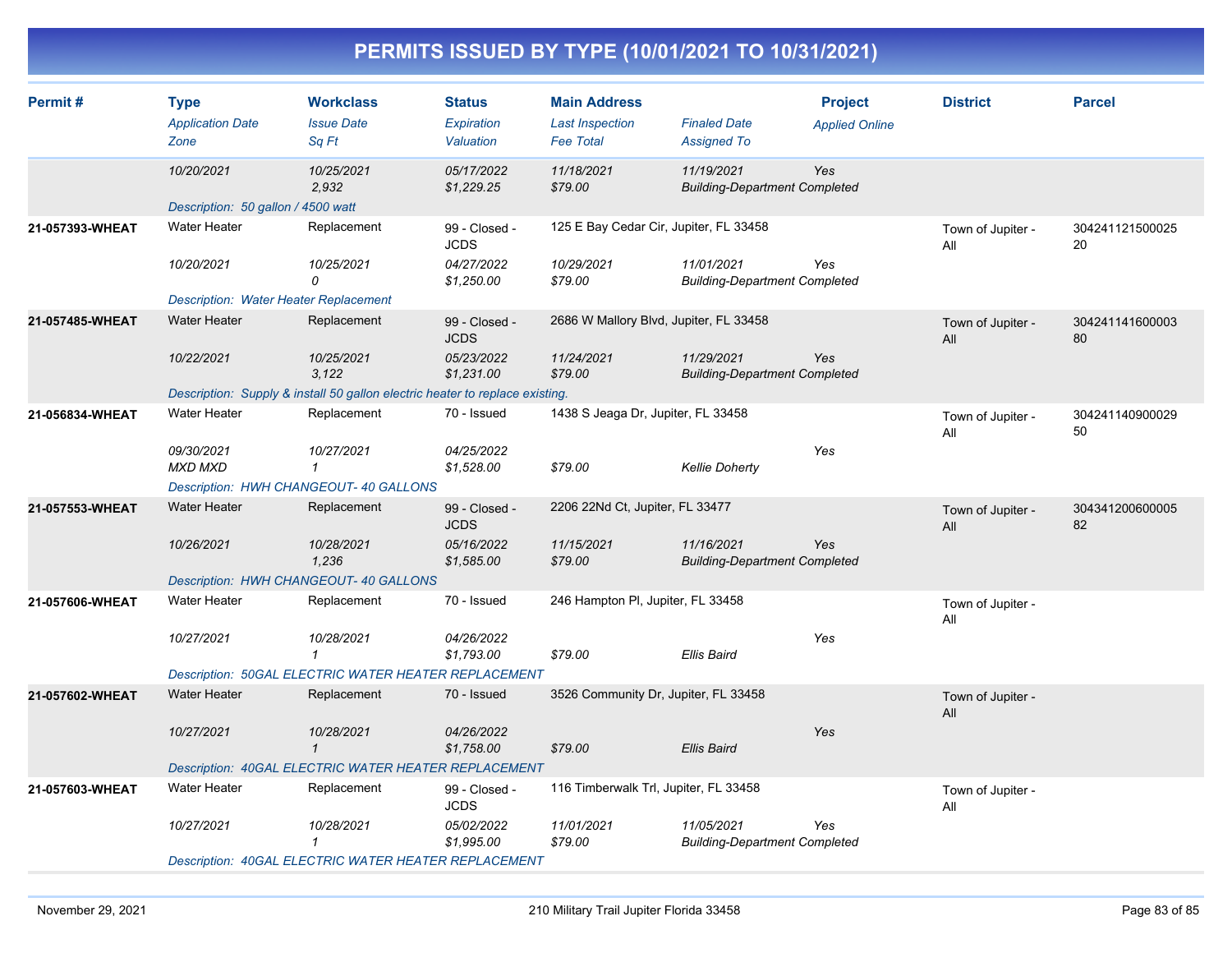# PERMITS ISSUED BY TYPE (10/01/2021 TO 10/31/2021)

| Permit # | Type<br>*Application Date*<br>*Zone* | Workclass<br>*Issue Date*<br>*Sq Ft* | Status<br>*Expiration*<br>*Valuation* | Main Address<br>*Last Inspection*<br>*Fee Total* | *Finaled Date*<br>*Assigned To* | Project<br>*Applied Online* | District | Parcel |
|---|---|---|---|---|---|---|---|---|
| | *10/20/2021* | *10/25/2021*<br>*2,932* | *05/17/2022*<br>*$1,229.25* | *11/18/2021*<br>*$79.00* | *11/19/2021*<br>*Building-Department Completed* | *Yes* | | |
| | *Description: 50 gallon / 4500 watt* | | | | | | | |
| **21-057393-WHEAT** | Water Heater<br>*10/20/2021* | Replacement<br>*10/25/2021*<br>*0* | 99 - Closed - JCDS<br>*04/27/2022*<br>*$1,250.00* | 125 E Bay Cedar Cir, Jupiter, FL 33458<br>*10/29/2021*<br>*$79.00* | *11/01/2021*<br>*Building-Department Completed* | *Yes* | Town of Jupiter - All | 30424112150002520 |
| | *Description: Water Heater Replacement* | | | | | | | |
| **21-057485-WHEAT** | Water Heater<br>*10/22/2021* | Replacement<br>*10/25/2021*<br>*3,122* | 99 - Closed - JCDS<br>*05/23/2022*<br>*$1,231.00* | 2686 W Mallory Blvd, Jupiter, FL 33458<br>*11/24/2021*<br>*$79.00* | *11/29/2021*<br>*Building-Department Completed* | *Yes* | Town of Jupiter - All | 30424114160000380 |
| | *Description: Supply & install 50 gallon electric heater to replace existing.* | | | | | | | |
| **21-056834-WHEAT** | Water Heater<br>*09/30/2021*<br>*MXD MXD* | Replacement<br>*10/27/2021*<br>*1* | 70 - Issued<br>*04/25/2022*<br>*$1,528.00* | 1438 S Jeaga Dr, Jupiter, FL 33458<br><br>*$79.00* | <br>*Kellie Doherty* | *Yes* | Town of Jupiter - All | 30424114090002950 |
| | *Description: HWH CHANGEOUT- 40 GALLONS* | | | | | | | |
| **21-057553-WHEAT** | Water Heater<br>*10/26/2021* | Replacement<br>*10/28/2021*<br>*1,236* | 99 - Closed - JCDS<br>*05/16/2022*<br>*$1,585.00* | 2206 22Nd Ct, Jupiter, FL 33477<br>*11/15/2021*<br>*$79.00* | *11/16/2021*<br>*Building-Department Completed* | *Yes* | Town of Jupiter - All | 30434120060000582 |
| | *Description: HWH CHANGEOUT- 40 GALLONS* | | | | | | | |
| **21-057606-WHEAT** | Water Heater<br>*10/27/2021* | Replacement<br>*10/28/2021*<br>*1* | 70 - Issued<br>*04/26/2022*<br>*$1,793.00* | 246 Hampton Pl, Jupiter, FL 33458<br><br>*$79.00* | <br>*Ellis Baird* | *Yes* | Town of Jupiter - All | |
| | *Description: 50GAL ELECTRIC WATER HEATER REPLACEMENT* | | | | | | | |
| **21-057602-WHEAT** | Water Heater<br>*10/27/2021* | Replacement<br>*10/28/2021*<br>*1* | 70 - Issued<br>*04/26/2022*<br>*$1,758.00* | 3526 Community Dr, Jupiter, FL 33458<br><br>*$79.00* | <br>*Ellis Baird* | *Yes* | Town of Jupiter - All | |
| | *Description: 40GAL ELECTRIC WATER HEATER REPLACEMENT* | | | | | | | |
| **21-057603-WHEAT** | Water Heater<br>*10/27/2021* | Replacement<br>*10/28/2021*<br>*1* | 99 - Closed - JCDS<br>*05/02/2022*<br>*$1,995.00* | 116 Timberwalk Trl, Jupiter, FL 33458<br>*11/01/2021*<br>*$79.00* | *11/05/2021*<br>*Building-Department Completed* | *Yes* | Town of Jupiter - All | |
| | *Description: 40GAL ELECTRIC WATER HEATER REPLACEMENT* | | | | | | | |

November 29, 2021 — 210 Military Trail Jupiter Florida 33458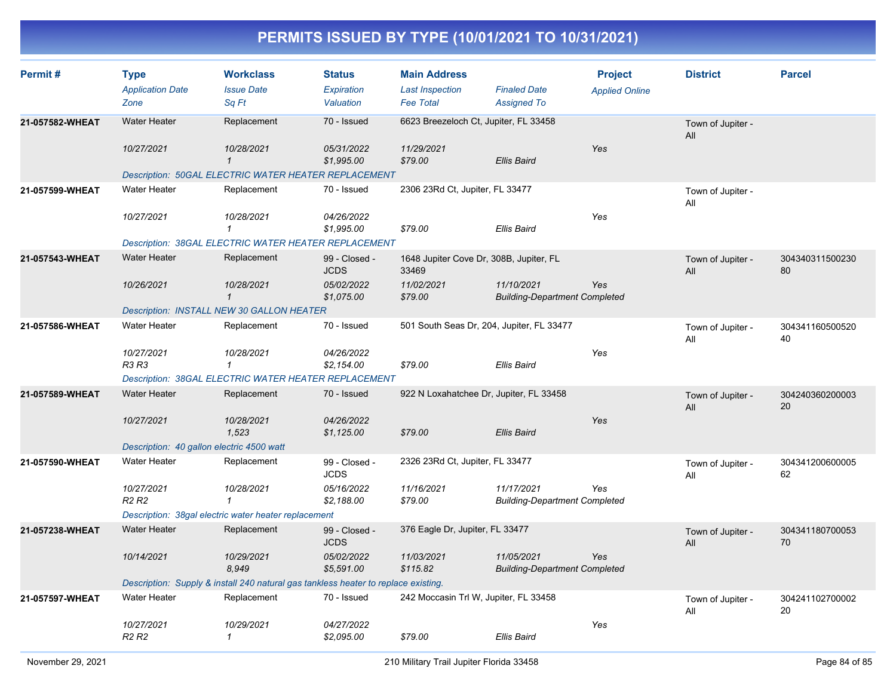# PERMITS ISSUED BY TYPE (10/01/2021 TO 10/31/2021)

| Permit # | Type | Workclass | Status | Main Address | | Project | District | Parcel |
|---|---|---|---|---|---|---|---|---|
| | *Application Date* | *Issue Date* | *Expiration* | *Last Inspection* | *Finaled Date* | *Applied Online* | | |
| | *Zone* | *Sq Ft* | *Valuation* | *Fee Total* | *Assigned To* | | | |
| **21-057582-WHEAT** | Water Heater | Replacement | 70 - Issued | 6623 Breezeloch Ct, Jupiter, FL 33458 | | | Town of Jupiter - All | |
| | *10/27/2021* | *10/28/2021* | *05/31/2022* | *11/29/2021* | | *Yes* | | |
| | | *1* | *$1,995.00* | *$79.00* | *Ellis Baird* | | | |
| | *Description: 50GAL ELECTRIC WATER HEATER REPLACEMENT* | | | | | | | |
| **21-057599-WHEAT** | Water Heater | Replacement | 70 - Issued | 2306 23Rd Ct, Jupiter, FL 33477 | | | Town of Jupiter - All | |
| | *10/27/2021* | *10/28/2021* | *04/26/2022* | | | *Yes* | | |
| | | *1* | *$1,995.00* | *$79.00* | *Ellis Baird* | | | |
| | *Description: 38GAL ELECTRIC WATER HEATER REPLACEMENT* | | | | | | | |
| **21-057543-WHEAT** | Water Heater | Replacement | 99 - Closed - JCDS | 1648 Jupiter Cove Dr, 308B, Jupiter, FL 33469 | | | Town of Jupiter - All | 30434031150023080 |
| | *10/26/2021* | *10/28/2021* | *05/02/2022* | *11/02/2021* | *11/10/2021* | *Yes* | | |
| | | *1* | *$1,075.00* | *$79.00* | *Building-Department Completed* | | | |
| | *Description: INSTALL NEW 30 GALLON HEATER* | | | | | | | |
| **21-057586-WHEAT** | Water Heater | Replacement | 70 - Issued | 501 South Seas Dr, 204, Jupiter, FL 33477 | | | Town of Jupiter - All | 30434116050052040 |
| | *10/27/2021* | *10/28/2021* | *04/26/2022* | | | *Yes* | | |
| | *R3 R3* | *1* | *$2,154.00* | *$79.00* | *Ellis Baird* | | | |
| | *Description: 38GAL ELECTRIC WATER HEATER REPLACEMENT* | | | | | | | |
| **21-057589-WHEAT** | Water Heater | Replacement | 70 - Issued | 922 N Loxahatchee Dr, Jupiter, FL 33458 | | | Town of Jupiter - All | 30424036020000320 |
| | *10/27/2021* | *10/28/2021* | *04/26/2022* | | | *Yes* | | |
| | | *1,523* | *$1,125.00* | *$79.00* | *Ellis Baird* | | | |
| | *Description: 40 gallon electric 4500 watt* | | | | | | | |
| **21-057590-WHEAT** | Water Heater | Replacement | 99 - Closed - JCDS | 2326 23Rd Ct, Jupiter, FL 33477 | | | Town of Jupiter - All | 30434120060000562 |
| | *10/27/2021* | *10/28/2021* | *05/16/2022* | *11/16/2021* | *11/17/2021* | *Yes* | | |
| | *R2 R2* | *1* | *$2,188.00* | *$79.00* | *Building-Department Completed* | | | |
| | *Description: 38gal electric water heater replacement* | | | | | | | |
| **21-057238-WHEAT** | Water Heater | Replacement | 99 - Closed - JCDS | 376 Eagle Dr, Jupiter, FL 33477 | | | Town of Jupiter - All | 30434118070005370 |
| | *10/14/2021* | *10/29/2021* | *05/02/2022* | *11/03/2021* | *11/05/2021* | *Yes* | | |
| | | *8,949* | *$5,591.00* | *$115.82* | *Building-Department Completed* | | | |
| | *Description: Supply & install 240 natural gas tankless heater to replace existing.* | | | | | | | |
| **21-057597-WHEAT** | Water Heater | Replacement | 70 - Issued | 242 Moccasin Trl W, Jupiter, FL 33458 | | | Town of Jupiter - All | 30424110270000220 |
| | *10/27/2021* | *10/29/2021* | *04/27/2022* | | | *Yes* | | |
| | *R2 R2* | *1* | *$2,095.00* | *$79.00* | *Ellis Baird* | | | |

November 29, 2021 — 210 Military Trail Jupiter Florida 33458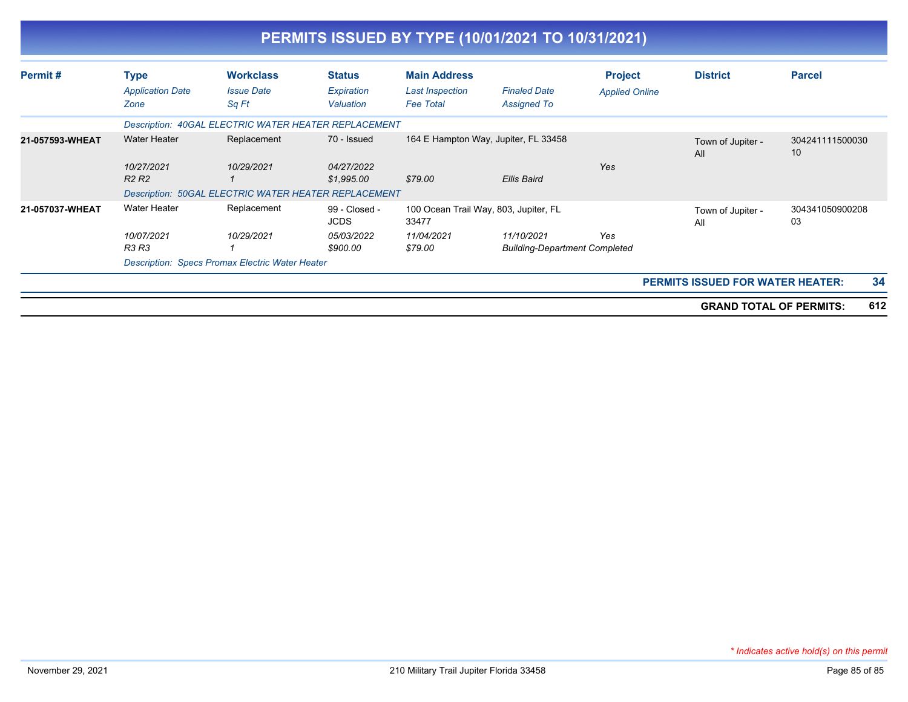# PERMITS ISSUED BY TYPE (10/01/2021 TO 10/31/2021)

| Permit # | Type / *Application Date* / *Zone* | Workclass / *Issue Date* / *Sq Ft* | Status / *Expiration* / *Valuation* | Main Address / *Last Inspection* / *Fee Total* | *Finaled Date* / *Assigned To* | Project / *Applied Online* | District | Parcel |
|---|---|---|---|---|---|---|---|---|
| | *Description: 40GAL ELECTRIC WATER HEATER REPLACEMENT* | | | | | | | |
| **21-057593-WHEAT** | Water Heater | Replacement | 70 - Issued | 164 E Hampton Way, Jupiter, FL 33458 | | | Town of Jupiter - All | 30424111150003010 |
| | *10/27/2021* | *10/29/2021* | *04/27/2022* | | | *Yes* | | |
| | *R2 R2* | *1* | *$1,995.00* | *$79.00* | *Ellis Baird* | | | |
| | *Description: 50GAL ELECTRIC WATER HEATER REPLACEMENT* | | | | | | | |
| **21-057037-WHEAT** | Water Heater | Replacement | 99 - Closed - JCDS | 100 Ocean Trail Way, 803, Jupiter, FL 33477 | | | Town of Jupiter - All | 30434105090020803 |
| | *10/07/2021* | *10/29/2021* | *05/03/2022* | *11/04/2021* | *11/10/2021* | *Yes* | | |
| | *R3 R3* | *1* | *$900.00* | *$79.00* | *Building-Department Completed* | | | |
| | *Description: Specs Promax Electric Water Heater* | | | | | | | |

**PERMITS ISSUED FOR WATER HEATER: 34**

**GRAND TOTAL OF PERMITS: 612**

*\* Indicates active hold(s) on this permit*

November 29, 2021 — 210 Military Trail Jupiter Florida 33458